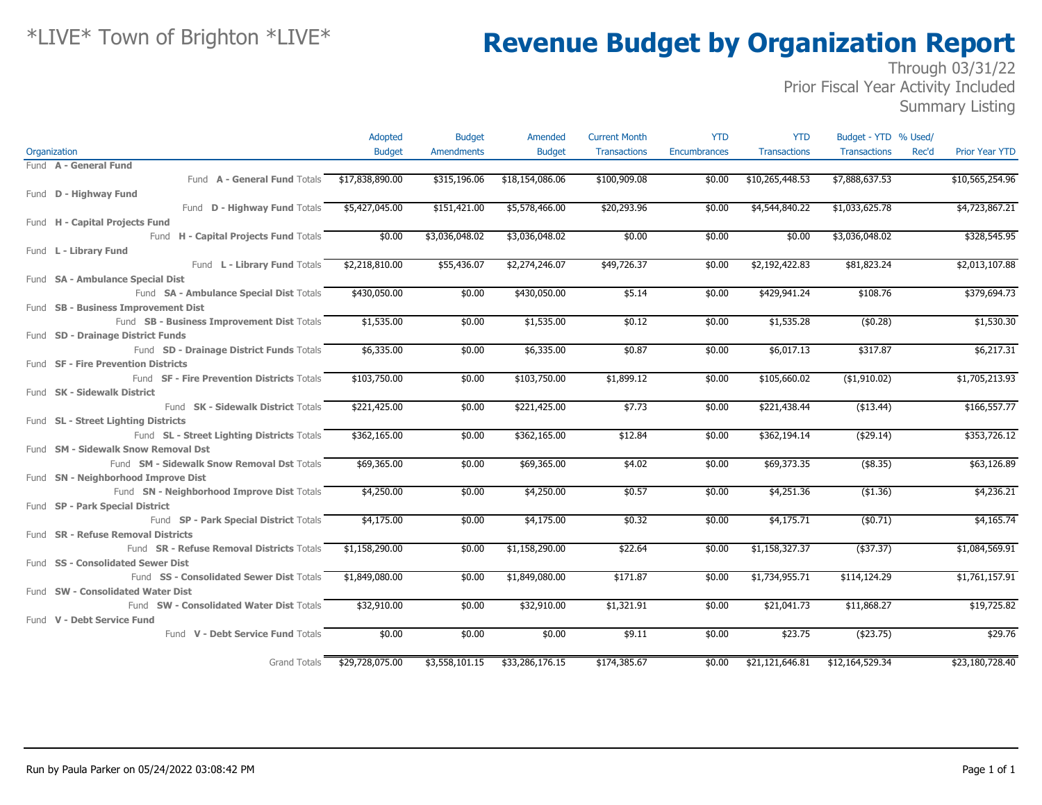*LIVE* Town of Brighton *LIVE*

# Revenue Budget by Organization Report

Through 03/31/22
Prior Fiscal Year Activity Included
Summary Listing

| Organization | Adopted Budget | Budget Amendments | Amended Budget | Current Month Transactions | YTD Encumbrances | YTD Transactions | Budget - YTD Transactions | % Used/ Rec'd | Prior Year YTD |
|---|---|---|---|---|---|---|---|---|---|
| Fund **A - General Fund** | | | | | | | | | |
| Fund **A - General Fund** Totals | $17,838,890.00 | $315,196.06 | $18,154,086.06 | $100,909.08 | $0.00 | $10,265,448.53 | $7,888,637.53 | | $10,565,254.96 |
| Fund **D - Highway Fund** | | | | | | | | | |
| Fund **D - Highway Fund** Totals | $5,427,045.00 | $151,421.00 | $5,578,466.00 | $20,293.96 | $0.00 | $4,544,840.22 | $1,033,625.78 | | $4,723,867.21 |
| Fund **H - Capital Projects Fund** | | | | | | | | | |
| Fund **H - Capital Projects Fund** Totals | $0.00 | $3,036,048.02 | $3,036,048.02 | $0.00 | $0.00 | $0.00 | $3,036,048.02 | | $328,545.95 |
| Fund **L - Library Fund** | | | | | | | | | |
| Fund **L - Library Fund** Totals | $2,218,810.00 | $55,436.07 | $2,274,246.07 | $49,726.37 | $0.00 | $2,192,422.83 | $81,823.24 | | $2,013,107.88 |
| Fund **SA - Ambulance Special Dist** | | | | | | | | | |
| Fund **SA - Ambulance Special Dist** Totals | $430,050.00 | $0.00 | $430,050.00 | $5.14 | $0.00 | $429,941.24 | $108.76 | | $379,694.73 |
| Fund **SB - Business Improvement Dist** | | | | | | | | | |
| Fund **SB - Business Improvement Dist** Totals | $1,535.00 | $0.00 | $1,535.00 | $0.12 | $0.00 | $1,535.28 | ($0.28) | | $1,530.30 |
| Fund **SD - Drainage District Funds** | | | | | | | | | |
| Fund **SD - Drainage District Funds** Totals | $6,335.00 | $0.00 | $6,335.00 | $0.87 | $0.00 | $6,017.13 | $317.87 | | $6,217.31 |
| Fund **SF - Fire Prevention Districts** | | | | | | | | | |
| Fund **SF - Fire Prevention Districts** Totals | $103,750.00 | $0.00 | $103,750.00 | $1,899.12 | $0.00 | $105,660.02 | ($1,910.02) | | $1,705,213.93 |
| Fund **SK - Sidewalk District** | | | | | | | | | |
| Fund **SK - Sidewalk District** Totals | $221,425.00 | $0.00 | $221,425.00 | $7.73 | $0.00 | $221,438.44 | ($13.44) | | $166,557.77 |
| Fund **SL - Street Lighting Districts** | | | | | | | | | |
| Fund **SL - Street Lighting Districts** Totals | $362,165.00 | $0.00 | $362,165.00 | $12.84 | $0.00 | $362,194.14 | ($29.14) | | $353,726.12 |
| Fund **SM - Sidewalk Snow Removal Dst** | | | | | | | | | |
| Fund **SM - Sidewalk Snow Removal Dst** Totals | $69,365.00 | $0.00 | $69,365.00 | $4.02 | $0.00 | $69,373.35 | ($8.35) | | $63,126.89 |
| Fund **SN - Neighborhood Improve Dist** | | | | | | | | | |
| Fund **SN - Neighborhood Improve Dist** Totals | $4,250.00 | $0.00 | $4,250.00 | $0.57 | $0.00 | $4,251.36 | ($1.36) | | $4,236.21 |
| Fund **SP - Park Special District** | | | | | | | | | |
| Fund **SP - Park Special District** Totals | $4,175.00 | $0.00 | $4,175.00 | $0.32 | $0.00 | $4,175.71 | ($0.71) | | $4,165.74 |
| Fund **SR - Refuse Removal Districts** | | | | | | | | | |
| Fund **SR - Refuse Removal Districts** Totals | $1,158,290.00 | $0.00 | $1,158,290.00 | $22.64 | $0.00 | $1,158,327.37 | ($37.37) | | $1,084,569.91 |
| Fund **SS - Consolidated Sewer Dist** | | | | | | | | | |
| Fund **SS - Consolidated Sewer Dist** Totals | $1,849,080.00 | $0.00 | $1,849,080.00 | $171.87 | $0.00 | $1,734,955.71 | $114,124.29 | | $1,761,157.91 |
| Fund **SW - Consolidated Water Dist** | | | | | | | | | |
| Fund **SW - Consolidated Water Dist** Totals | $32,910.00 | $0.00 | $32,910.00 | $1,321.91 | $0.00 | $21,041.73 | $11,868.27 | | $19,725.82 |
| Fund **V - Debt Service Fund** | | | | | | | | | |
| Fund **V - Debt Service Fund** Totals | $0.00 | $0.00 | $0.00 | $9.11 | $0.00 | $23.75 | ($23.75) | | $29.76 |
| Grand Totals | $29,728,075.00 | $3,558,101.15 | $33,286,176.15 | $174,385.67 | $0.00 | $21,121,646.81 | $12,164,529.34 | | $23,180,728.40 |

Run by Paula Parker on 05/24/2022 03:08:42 PM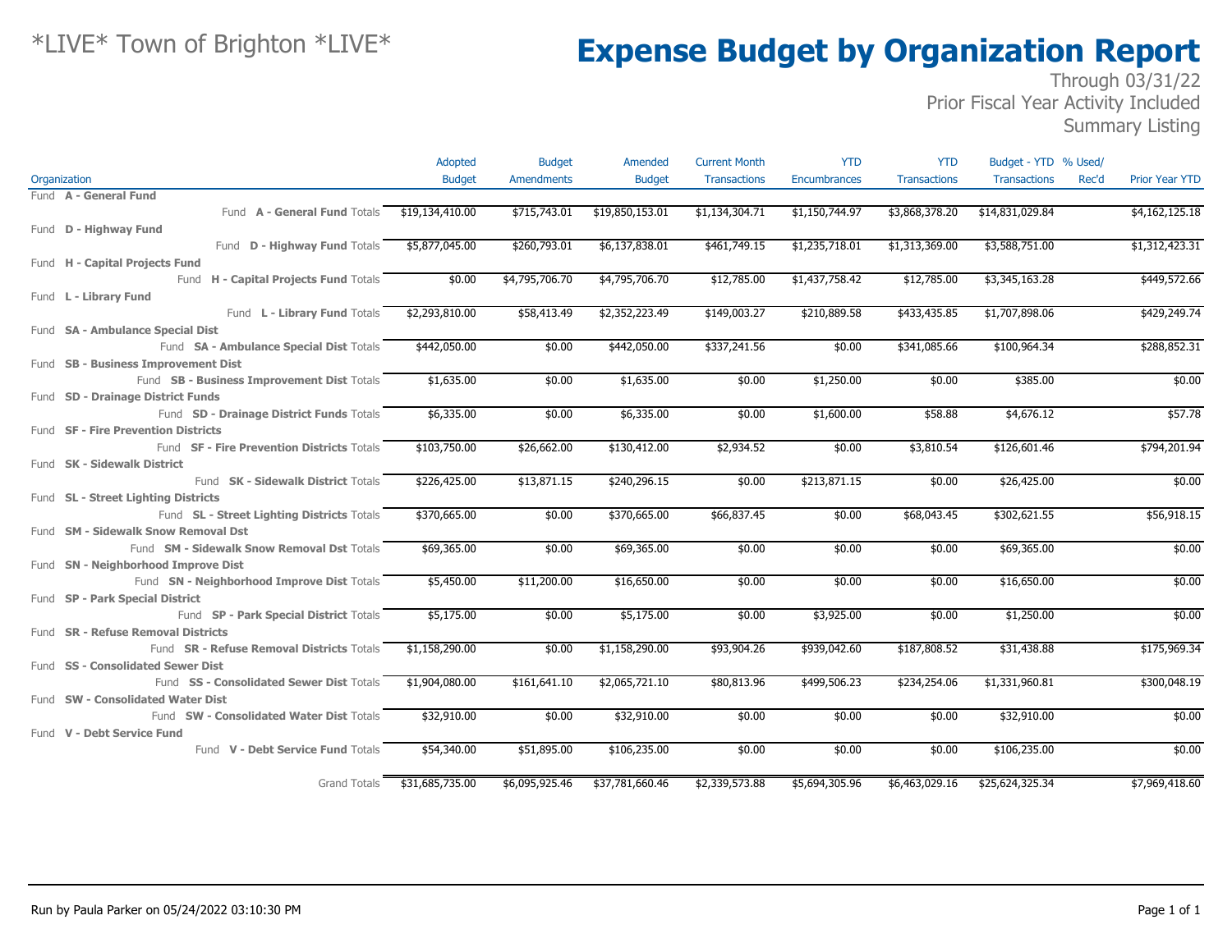*LIVE* Town of Brighton *LIVE*

# Expense Budget by Organization Report

Through 03/31/22
Prior Fiscal Year Activity Included
Summary Listing

| Organization | Adopted Budget | Budget Amendments | Amended Budget | Current Month Transactions | YTD Encumbrances | YTD Transactions | Budget - YTD Transactions | % Used/ Rec'd | Prior Year YTD |
|---|---|---|---|---|---|---|---|---|---|
| Fund **A - General Fund** | | | | | | | | | |
| Fund **A - General Fund** Totals | $19,134,410.00 | $715,743.01 | $19,850,153.01 | $1,134,304.71 | $1,150,744.97 | $3,868,378.20 | $14,831,029.84 | | $4,162,125.18 |
| Fund **D - Highway Fund** | | | | | | | | | |
| Fund **D - Highway Fund** Totals | $5,877,045.00 | $260,793.01 | $6,137,838.01 | $461,749.15 | $1,235,718.01 | $1,313,369.00 | $3,588,751.00 | | $1,312,423.31 |
| Fund **H - Capital Projects Fund** | | | | | | | | | |
| Fund **H - Capital Projects Fund** Totals | $0.00 | $4,795,706.70 | $4,795,706.70 | $12,785.00 | $1,437,758.42 | $12,785.00 | $3,345,163.28 | | $449,572.66 |
| Fund **L - Library Fund** | | | | | | | | | |
| Fund **L - Library Fund** Totals | $2,293,810.00 | $58,413.49 | $2,352,223.49 | $149,003.27 | $210,889.58 | $433,435.85 | $1,707,898.06 | | $429,249.74 |
| Fund **SA - Ambulance Special Dist** | | | | | | | | | |
| Fund **SA - Ambulance Special Dist** Totals | $442,050.00 | $0.00 | $442,050.00 | $337,241.56 | $0.00 | $341,085.66 | $100,964.34 | | $288,852.31 |
| Fund **SB - Business Improvement Dist** | | | | | | | | | |
| Fund **SB - Business Improvement Dist** Totals | $1,635.00 | $0.00 | $1,635.00 | $0.00 | $1,250.00 | $0.00 | $385.00 | | $0.00 |
| Fund **SD - Drainage District Funds** | | | | | | | | | |
| Fund **SD - Drainage District Funds** Totals | $6,335.00 | $0.00 | $6,335.00 | $0.00 | $1,600.00 | $58.88 | $4,676.12 | | $57.78 |
| Fund **SF - Fire Prevention Districts** | | | | | | | | | |
| Fund **SF - Fire Prevention Districts** Totals | $103,750.00 | $26,662.00 | $130,412.00 | $2,934.52 | $0.00 | $3,810.54 | $126,601.46 | | $794,201.94 |
| Fund **SK - Sidewalk District** | | | | | | | | | |
| Fund **SK - Sidewalk District** Totals | $226,425.00 | $13,871.15 | $240,296.15 | $0.00 | $213,871.15 | $0.00 | $26,425.00 | | $0.00 |
| Fund **SL - Street Lighting Districts** | | | | | | | | | |
| Fund **SL - Street Lighting Districts** Totals | $370,665.00 | $0.00 | $370,665.00 | $66,837.45 | $0.00 | $68,043.45 | $302,621.55 | | $56,918.15 |
| Fund **SM - Sidewalk Snow Removal Dst** | | | | | | | | | |
| Fund **SM - Sidewalk Snow Removal Dst** Totals | $69,365.00 | $0.00 | $69,365.00 | $0.00 | $0.00 | $0.00 | $69,365.00 | | $0.00 |
| Fund **SN - Neighborhood Improve Dist** | | | | | | | | | |
| Fund **SN - Neighborhood Improve Dist** Totals | $5,450.00 | $11,200.00 | $16,650.00 | $0.00 | $0.00 | $0.00 | $16,650.00 | | $0.00 |
| Fund **SP - Park Special District** | | | | | | | | | |
| Fund **SP - Park Special District** Totals | $5,175.00 | $0.00 | $5,175.00 | $0.00 | $3,925.00 | $0.00 | $1,250.00 | | $0.00 |
| Fund **SR - Refuse Removal Districts** | | | | | | | | | |
| Fund **SR - Refuse Removal Districts** Totals | $1,158,290.00 | $0.00 | $1,158,290.00 | $93,904.26 | $939,042.60 | $187,808.52 | $31,438.88 | | $175,969.34 |
| Fund **SS - Consolidated Sewer Dist** | | | | | | | | | |
| Fund **SS - Consolidated Sewer Dist** Totals | $1,904,080.00 | $161,641.10 | $2,065,721.10 | $80,813.96 | $499,506.23 | $234,254.06 | $1,331,960.81 | | $300,048.19 |
| Fund **SW - Consolidated Water Dist** | | | | | | | | | |
| Fund **SW - Consolidated Water Dist** Totals | $32,910.00 | $0.00 | $32,910.00 | $0.00 | $0.00 | $0.00 | $32,910.00 | | $0.00 |
| Fund **V - Debt Service Fund** | | | | | | | | | |
| Fund **V - Debt Service Fund** Totals | $54,340.00 | $51,895.00 | $106,235.00 | $0.00 | $0.00 | $0.00 | $106,235.00 | | $0.00 |
| Grand Totals | $31,685,735.00 | $6,095,925.46 | $37,781,660.46 | $2,339,573.88 | $5,694,305.96 | $6,463,029.16 | $25,624,325.34 | | $7,969,418.60 |

Run by Paula Parker on 05/24/2022 03:10:30 PM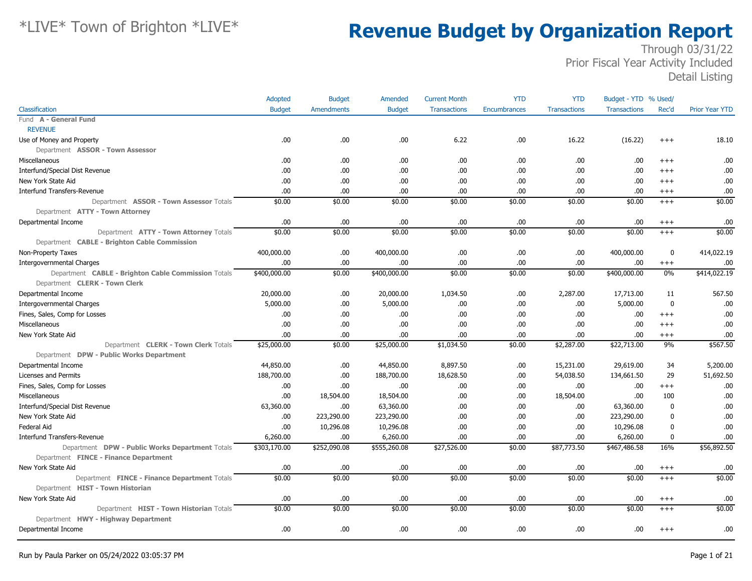# *LIVE* Town of Brighton *LIVE*

# Revenue Budget by Organization Report

Through 03/31/22
Prior Fiscal Year Activity Included
Detail Listing

| Classification | Adopted Budget | Budget Amendments | Amended Budget | Current Month Transactions | YTD Encumbrances | YTD Transactions | Budget - YTD Transactions | % Used/ Rec'd | Prior Year YTD |
|---|---|---|---|---|---|---|---|---|---|
| Fund **A - General Fund** | | | | | | | | | |
| REVENUE | | | | | | | | | |
| Use of Money and Property | .00 | .00 | .00 | 6.22 | .00 | 16.22 | (16.22) | +++ | 18.10 |
| Department **ASSOR - Town Assessor** | | | | | | | | | |
| Miscellaneous | .00 | .00 | .00 | .00 | .00 | .00 | .00 | +++ | .00 |
| Interfund/Special Dist Revenue | .00 | .00 | .00 | .00 | .00 | .00 | .00 | +++ | .00 |
| New York State Aid | .00 | .00 | .00 | .00 | .00 | .00 | .00 | +++ | .00 |
| Interfund Transfers-Revenue | .00 | .00 | .00 | .00 | .00 | .00 | .00 | +++ | .00 |
| Department **ASSOR - Town Assessor** Totals | $0.00 | $0.00 | $0.00 | $0.00 | $0.00 | $0.00 | $0.00 | +++ | $0.00 |
| Department **ATTY - Town Attorney** | | | | | | | | | |
| Departmental Income | .00 | .00 | .00 | .00 | .00 | .00 | .00 | +++ | .00 |
| Department **ATTY - Town Attorney** Totals | $0.00 | $0.00 | $0.00 | $0.00 | $0.00 | $0.00 | $0.00 | +++ | $0.00 |
| Department **CABLE - Brighton Cable Commission** | | | | | | | | | |
| Non-Property Taxes | 400,000.00 | .00 | 400,000.00 | .00 | .00 | .00 | 400,000.00 | 0 | 414,022.19 |
| Intergovernmental Charges | .00 | .00 | .00 | .00 | .00 | .00 | .00 | +++ | .00 |
| Department **CABLE - Brighton Cable Commission** Totals | $400,000.00 | $0.00 | $400,000.00 | $0.00 | $0.00 | $0.00 | $400,000.00 | 0% | $414,022.19 |
| Department **CLERK - Town Clerk** | | | | | | | | | |
| Departmental Income | 20,000.00 | .00 | 20,000.00 | 1,034.50 | .00 | 2,287.00 | 17,713.00 | 11 | 567.50 |
| Intergovernmental Charges | 5,000.00 | .00 | 5,000.00 | .00 | .00 | .00 | 5,000.00 | 0 | .00 |
| Fines, Sales, Comp for Losses | .00 | .00 | .00 | .00 | .00 | .00 | .00 | +++ | .00 |
| Miscellaneous | .00 | .00 | .00 | .00 | .00 | .00 | .00 | +++ | .00 |
| New York State Aid | .00 | .00 | .00 | .00 | .00 | .00 | .00 | +++ | .00 |
| Department **CLERK - Town Clerk** Totals | $25,000.00 | $0.00 | $25,000.00 | $1,034.50 | $0.00 | $2,287.00 | $22,713.00 | 9% | $567.50 |
| Department **DPW - Public Works Department** | | | | | | | | | |
| Departmental Income | 44,850.00 | .00 | 44,850.00 | 8,897.50 | .00 | 15,231.00 | 29,619.00 | 34 | 5,200.00 |
| Licenses and Permits | 188,700.00 | .00 | 188,700.00 | 18,628.50 | .00 | 54,038.50 | 134,661.50 | 29 | 51,692.50 |
| Fines, Sales, Comp for Losses | .00 | .00 | .00 | .00 | .00 | .00 | .00 | +++ | .00 |
| Miscellaneous | .00 | 18,504.00 | 18,504.00 | .00 | .00 | 18,504.00 | .00 | 100 | .00 |
| Interfund/Special Dist Revenue | 63,360.00 | .00 | 63,360.00 | .00 | .00 | .00 | 63,360.00 | 0 | .00 |
| New York State Aid | .00 | 223,290.00 | 223,290.00 | .00 | .00 | .00 | 223,290.00 | 0 | .00 |
| Federal Aid | .00 | 10,296.08 | 10,296.08 | .00 | .00 | .00 | 10,296.08 | 0 | .00 |
| Interfund Transfers-Revenue | 6,260.00 | .00 | 6,260.00 | .00 | .00 | .00 | 6,260.00 | 0 | .00 |
| Department **DPW - Public Works Department** Totals | $303,170.00 | $252,090.08 | $555,260.08 | $27,526.00 | $0.00 | $87,773.50 | $467,486.58 | 16% | $56,892.50 |
| Department **FINCE - Finance Department** | | | | | | | | | |
| New York State Aid | .00 | .00 | .00 | .00 | .00 | .00 | .00 | +++ | .00 |
| Department **FINCE - Finance Department** Totals | $0.00 | $0.00 | $0.00 | $0.00 | $0.00 | $0.00 | $0.00 | +++ | $0.00 |
| Department **HIST - Town Historian** | | | | | | | | | |
| New York State Aid | .00 | .00 | .00 | .00 | .00 | .00 | .00 | +++ | .00 |
| Department **HIST - Town Historian** Totals | $0.00 | $0.00 | $0.00 | $0.00 | $0.00 | $0.00 | $0.00 | +++ | $0.00 |
| Department **HWY - Highway Department** | | | | | | | | | |
| Departmental Income | .00 | .00 | .00 | .00 | .00 | .00 | .00 | +++ | .00 |

Run by Paula Parker on 05/24/2022 03:05:37 PM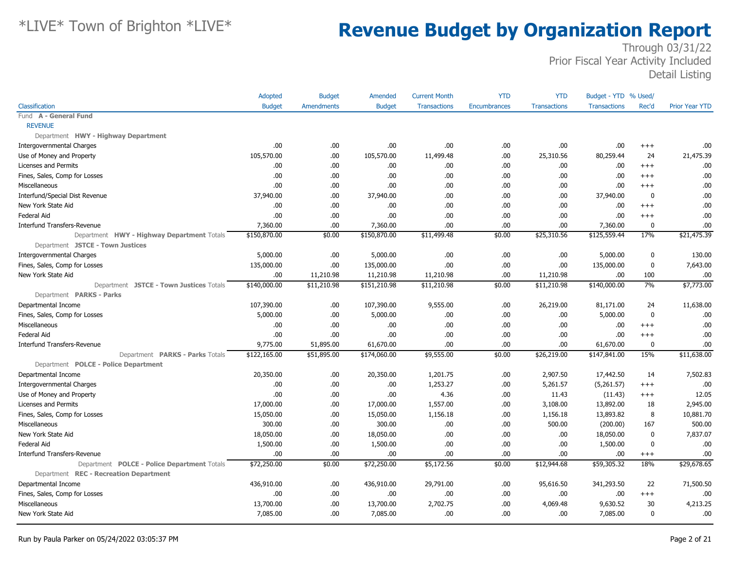# *LIVE* Town of Brighton *LIVE*

# Revenue Budget by Organization Report

Through 03/31/22
Prior Fiscal Year Activity Included
Detail Listing

| Classification | Adopted Budget | Budget Amendments | Amended Budget | Current Month Transactions | YTD Encumbrances | YTD Transactions | Budget - YTD Transactions | % Used/ Rec'd | Prior Year YTD |
|---|---|---|---|---|---|---|---|---|---|
| Fund **A - General Fund** | | | | | | | | | |
| REVENUE | | | | | | | | | |
| Department **HWY - Highway Department** | | | | | | | | | |
| Intergovernmental Charges | .00 | .00 | .00 | .00 | .00 | .00 | .00 | +++ | .00 |
| Use of Money and Property | 105,570.00 | .00 | 105,570.00 | 11,499.48 | .00 | 25,310.56 | 80,259.44 | 24 | 21,475.39 |
| Licenses and Permits | .00 | .00 | .00 | .00 | .00 | .00 | .00 | +++ | .00 |
| Fines, Sales, Comp for Losses | .00 | .00 | .00 | .00 | .00 | .00 | .00 | +++ | .00 |
| Miscellaneous | .00 | .00 | .00 | .00 | .00 | .00 | .00 | +++ | .00 |
| Interfund/Special Dist Revenue | 37,940.00 | .00 | 37,940.00 | .00 | .00 | .00 | 37,940.00 | 0 | .00 |
| New York State Aid | .00 | .00 | .00 | .00 | .00 | .00 | .00 | +++ | .00 |
| Federal Aid | .00 | .00 | .00 | .00 | .00 | .00 | .00 | +++ | .00 |
| Interfund Transfers-Revenue | 7,360.00 | .00 | 7,360.00 | .00 | .00 | .00 | 7,360.00 | 0 | .00 |
| Department **HWY - Highway Department** Totals | $150,870.00 | $0.00 | $150,870.00 | $11,499.48 | $0.00 | $25,310.56 | $125,559.44 | 17% | $21,475.39 |
| Department **JSTCE - Town Justices** | | | | | | | | | |
| Intergovernmental Charges | 5,000.00 | .00 | 5,000.00 | .00 | .00 | .00 | 5,000.00 | 0 | 130.00 |
| Fines, Sales, Comp for Losses | 135,000.00 | .00 | 135,000.00 | .00 | .00 | .00 | 135,000.00 | 0 | 7,643.00 |
| New York State Aid | .00 | 11,210.98 | 11,210.98 | 11,210.98 | .00 | 11,210.98 | .00 | 100 | .00 |
| Department **JSTCE - Town Justices** Totals | $140,000.00 | $11,210.98 | $151,210.98 | $11,210.98 | $0.00 | $11,210.98 | $140,000.00 | 7% | $7,773.00 |
| Department **PARKS - Parks** | | | | | | | | | |
| Departmental Income | 107,390.00 | .00 | 107,390.00 | 9,555.00 | .00 | 26,219.00 | 81,171.00 | 24 | 11,638.00 |
| Fines, Sales, Comp for Losses | 5,000.00 | .00 | 5,000.00 | .00 | .00 | .00 | 5,000.00 | 0 | .00 |
| Miscellaneous | .00 | .00 | .00 | .00 | .00 | .00 | .00 | +++ | .00 |
| Federal Aid | .00 | .00 | .00 | .00 | .00 | .00 | .00 | +++ | .00 |
| Interfund Transfers-Revenue | 9,775.00 | 51,895.00 | 61,670.00 | .00 | .00 | .00 | 61,670.00 | 0 | .00 |
| Department **PARKS - Parks** Totals | $122,165.00 | $51,895.00 | $174,060.00 | $9,555.00 | $0.00 | $26,219.00 | $147,841.00 | 15% | $11,638.00 |
| Department **POLCE - Police Department** | | | | | | | | | |
| Departmental Income | 20,350.00 | .00 | 20,350.00 | 1,201.75 | .00 | 2,907.50 | 17,442.50 | 14 | 7,502.83 |
| Intergovernmental Charges | .00 | .00 | .00 | 1,253.27 | .00 | 5,261.57 | (5,261.57) | +++ | .00 |
| Use of Money and Property | .00 | .00 | .00 | 4.36 | .00 | 11.43 | (11.43) | +++ | 12.05 |
| Licenses and Permits | 17,000.00 | .00 | 17,000.00 | 1,557.00 | .00 | 3,108.00 | 13,892.00 | 18 | 2,945.00 |
| Fines, Sales, Comp for Losses | 15,050.00 | .00 | 15,050.00 | 1,156.18 | .00 | 1,156.18 | 13,893.82 | 8 | 10,881.70 |
| Miscellaneous | 300.00 | .00 | 300.00 | .00 | .00 | 500.00 | (200.00) | 167 | 500.00 |
| New York State Aid | 18,050.00 | .00 | 18,050.00 | .00 | .00 | .00 | 18,050.00 | 0 | 7,837.07 |
| Federal Aid | 1,500.00 | .00 | 1,500.00 | .00 | .00 | .00 | 1,500.00 | 0 | .00 |
| Interfund Transfers-Revenue | .00 | .00 | .00 | .00 | .00 | .00 | .00 | +++ | .00 |
| Department **POLCE - Police Department** Totals | $72,250.00 | $0.00 | $72,250.00 | $5,172.56 | $0.00 | $12,944.68 | $59,305.32 | 18% | $29,678.65 |
| Department **REC - Recreation Department** | | | | | | | | | |
| Departmental Income | 436,910.00 | .00 | 436,910.00 | 29,791.00 | .00 | 95,616.50 | 341,293.50 | 22 | 71,500.50 |
| Fines, Sales, Comp for Losses | .00 | .00 | .00 | .00 | .00 | .00 | .00 | +++ | .00 |
| Miscellaneous | 13,700.00 | .00 | 13,700.00 | 2,702.75 | .00 | 4,069.48 | 9,630.52 | 30 | 4,213.25 |
| New York State Aid | 7,085.00 | .00 | 7,085.00 | .00 | .00 | .00 | 7,085.00 | 0 | .00 |

Run by Paula Parker on 05/24/2022 03:05:37 PM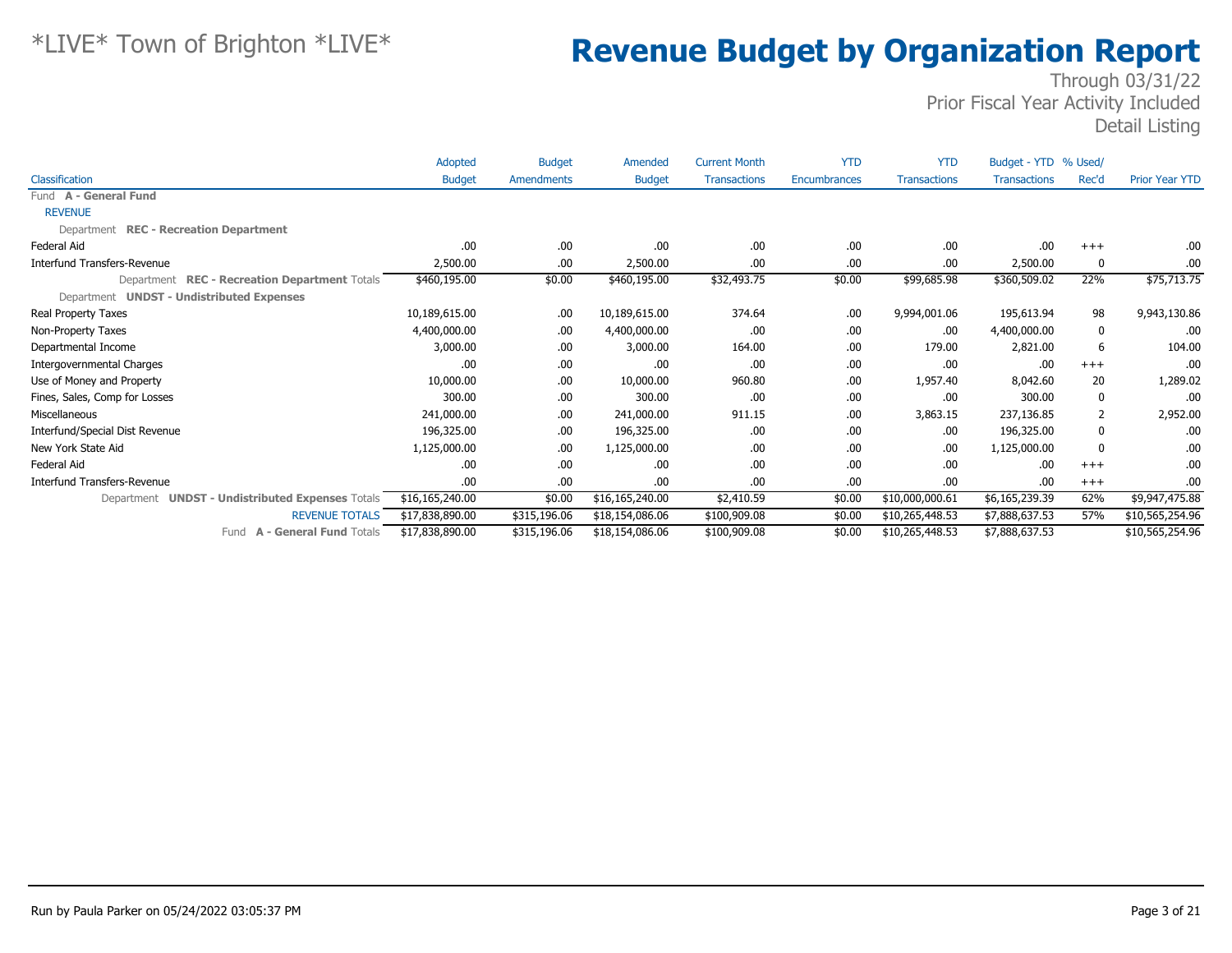# *LIVE* Town of Brighton *LIVE*

# Revenue Budget by Organization Report

Through 03/31/22
Prior Fiscal Year Activity Included
Detail Listing

| Classification | Adopted Budget | Budget Amendments | Amended Budget | Current Month Transactions | YTD Encumbrances | YTD Transactions | Budget - YTD Transactions | % Used/ Rec'd | Prior Year YTD |
|---|---|---|---|---|---|---|---|---|---|
| Fund **A - General Fund** | | | | | | | | | |
| REVENUE | | | | | | | | | |
| Department **REC - Recreation Department** | | | | | | | | | |
| Federal Aid | .00 | .00 | .00 | .00 | .00 | .00 | .00 | +++ | .00 |
| Interfund Transfers-Revenue | 2,500.00 | .00 | 2,500.00 | .00 | .00 | .00 | 2,500.00 | 0 | .00 |
| Department **REC - Recreation Department** Totals | $460,195.00 | $0.00 | $460,195.00 | $32,493.75 | $0.00 | $99,685.98 | $360,509.02 | 22% | $75,713.75 |
| Department **UNDST - Undistributed Expenses** | | | | | | | | | |
| Real Property Taxes | 10,189,615.00 | .00 | 10,189,615.00 | 374.64 | .00 | 9,994,001.06 | 195,613.94 | 98 | 9,943,130.86 |
| Non-Property Taxes | 4,400,000.00 | .00 | 4,400,000.00 | .00 | .00 | .00 | 4,400,000.00 | 0 | .00 |
| Departmental Income | 3,000.00 | .00 | 3,000.00 | 164.00 | .00 | 179.00 | 2,821.00 | 6 | 104.00 |
| Intergovernmental Charges | .00 | .00 | .00 | .00 | .00 | .00 | .00 | +++ | .00 |
| Use of Money and Property | 10,000.00 | .00 | 10,000.00 | 960.80 | .00 | 1,957.40 | 8,042.60 | 20 | 1,289.02 |
| Fines, Sales, Comp for Losses | 300.00 | .00 | 300.00 | .00 | .00 | .00 | 300.00 | 0 | .00 |
| Miscellaneous | 241,000.00 | .00 | 241,000.00 | 911.15 | .00 | 3,863.15 | 237,136.85 | 2 | 2,952.00 |
| Interfund/Special Dist Revenue | 196,325.00 | .00 | 196,325.00 | .00 | .00 | .00 | 196,325.00 | 0 | .00 |
| New York State Aid | 1,125,000.00 | .00 | 1,125,000.00 | .00 | .00 | .00 | 1,125,000.00 | 0 | .00 |
| Federal Aid | .00 | .00 | .00 | .00 | .00 | .00 | .00 | +++ | .00 |
| Interfund Transfers-Revenue | .00 | .00 | .00 | .00 | .00 | .00 | .00 | +++ | .00 |
| Department **UNDST - Undistributed Expenses** Totals | $16,165,240.00 | $0.00 | $16,165,240.00 | $2,410.59 | $0.00 | $10,000,000.61 | $6,165,239.39 | 62% | $9,947,475.88 |
| REVENUE TOTALS | $17,838,890.00 | $315,196.06 | $18,154,086.06 | $100,909.08 | $0.00 | $10,265,448.53 | $7,888,637.53 | 57% | $10,565,254.96 |
| Fund **A - General Fund** Totals | $17,838,890.00 | $315,196.06 | $18,154,086.06 | $100,909.08 | $0.00 | $10,265,448.53 | $7,888,637.53 | | $10,565,254.96 |

Run by Paula Parker on 05/24/2022 03:05:37 PM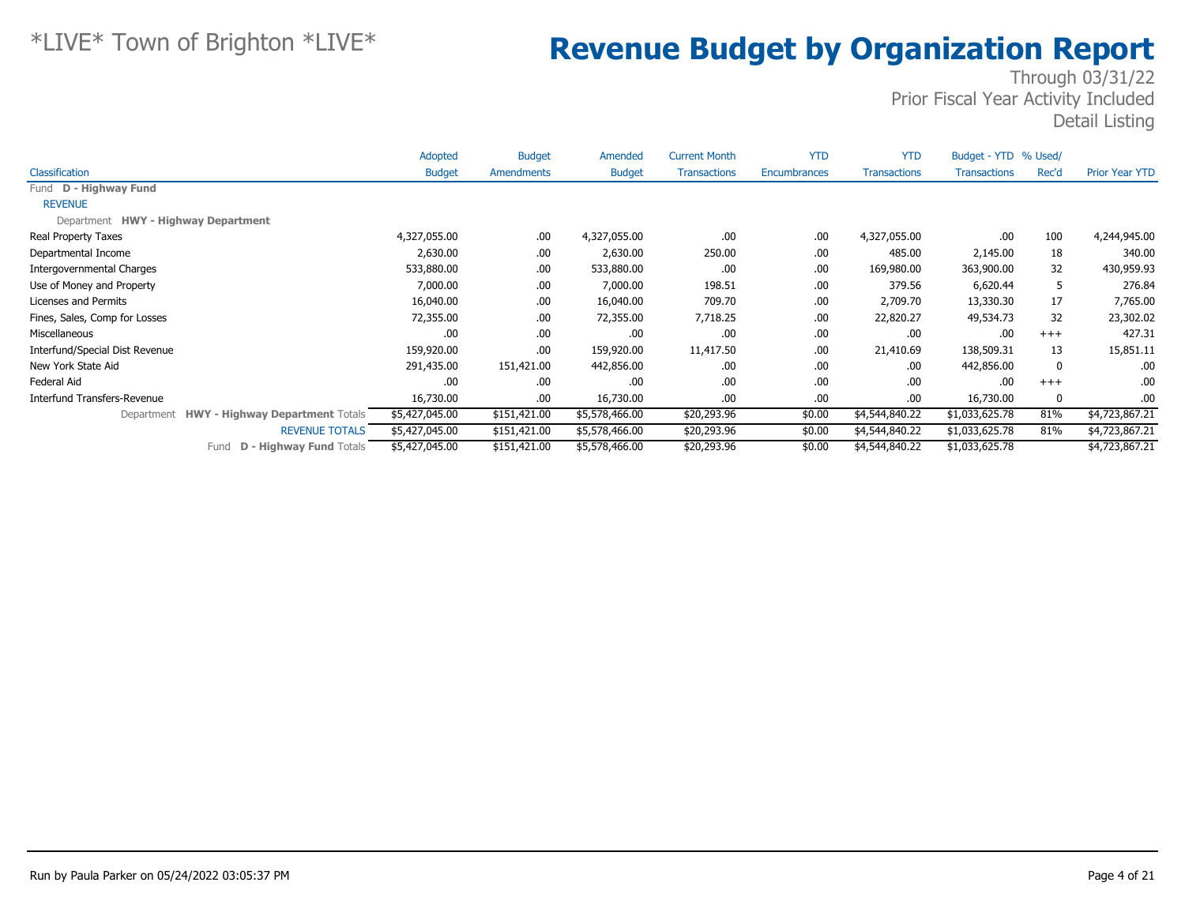*LIVE* Town of Brighton *LIVE*

# Revenue Budget by Organization Report

Through 03/31/22
Prior Fiscal Year Activity Included
Detail Listing

| Classification | Adopted Budget | Budget Amendments | Amended Budget | Current Month Transactions | YTD Encumbrances | YTD Transactions | Budget - YTD Transactions | % Used/ Rec'd | Prior Year YTD |
|---|---|---|---|---|---|---|---|---|---|
| Fund **D - Highway Fund** | | | | | | | | | |
| REVENUE | | | | | | | | | |
| Department **HWY - Highway Department** | | | | | | | | | |
| Real Property Taxes | 4,327,055.00 | .00 | 4,327,055.00 | .00 | .00 | 4,327,055.00 | .00 | 100 | 4,244,945.00 |
| Departmental Income | 2,630.00 | .00 | 2,630.00 | 250.00 | .00 | 485.00 | 2,145.00 | 18 | 340.00 |
| Intergovernmental Charges | 533,880.00 | .00 | 533,880.00 | .00 | .00 | 169,980.00 | 363,900.00 | 32 | 430,959.93 |
| Use of Money and Property | 7,000.00 | .00 | 7,000.00 | 198.51 | .00 | 379.56 | 6,620.44 | 5 | 276.84 |
| Licenses and Permits | 16,040.00 | .00 | 16,040.00 | 709.70 | .00 | 2,709.70 | 13,330.30 | 17 | 7,765.00 |
| Fines, Sales, Comp for Losses | 72,355.00 | .00 | 72,355.00 | 7,718.25 | .00 | 22,820.27 | 49,534.73 | 32 | 23,302.02 |
| Miscellaneous | .00 | .00 | .00 | .00 | .00 | .00 | .00 | +++ | 427.31 |
| Interfund/Special Dist Revenue | 159,920.00 | .00 | 159,920.00 | 11,417.50 | .00 | 21,410.69 | 138,509.31 | 13 | 15,851.11 |
| New York State Aid | 291,435.00 | 151,421.00 | 442,856.00 | .00 | .00 | .00 | 442,856.00 | 0 | .00 |
| Federal Aid | .00 | .00 | .00 | .00 | .00 | .00 | .00 | +++ | .00 |
| Interfund Transfers-Revenue | 16,730.00 | .00 | 16,730.00 | .00 | .00 | .00 | 16,730.00 | 0 | .00 |
| Department **HWY - Highway Department** Totals | $5,427,045.00 | $151,421.00 | $5,578,466.00 | $20,293.96 | $0.00 | $4,544,840.22 | $1,033,625.78 | 81% | $4,723,867.21 |
| REVENUE TOTALS | $5,427,045.00 | $151,421.00 | $5,578,466.00 | $20,293.96 | $0.00 | $4,544,840.22 | $1,033,625.78 | 81% | $4,723,867.21 |
| Fund **D - Highway Fund** Totals | $5,427,045.00 | $151,421.00 | $5,578,466.00 | $20,293.96 | $0.00 | $4,544,840.22 | $1,033,625.78 | | $4,723,867.21 |

Run by Paula Parker on 05/24/2022 03:05:37 PM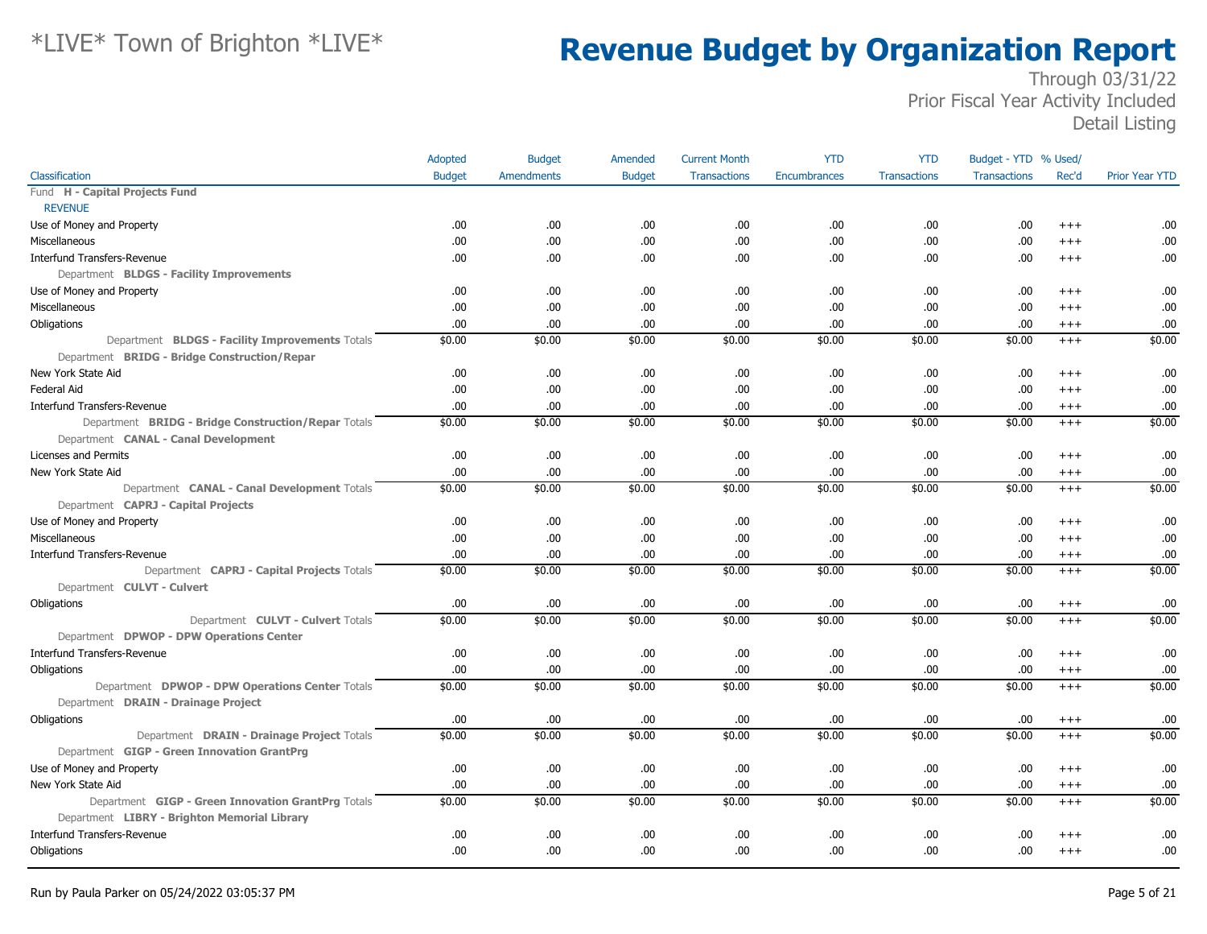# \*LIVE\* Town of Brighton \*LIVE\*

# Revenue Budget by Organization Report

Through 03/31/22
Prior Fiscal Year Activity Included
Detail Listing

| Classification | Adopted Budget | Budget Amendments | Amended Budget | Current Month Transactions | YTD Encumbrances | YTD Transactions | Budget - YTD Transactions | % Used/ Rec'd | Prior Year YTD |
|---|---|---|---|---|---|---|---|---|---|
| Fund **H - Capital Projects Fund** | | | | | | | | | |
| REVENUE | | | | | | | | | |
| Use of Money and Property | .00 | .00 | .00 | .00 | .00 | .00 | .00 | +++ | .00 |
| Miscellaneous | .00 | .00 | .00 | .00 | .00 | .00 | .00 | +++ | .00 |
| Interfund Transfers-Revenue | .00 | .00 | .00 | .00 | .00 | .00 | .00 | +++ | .00 |
| Department **BLDGS - Facility Improvements** | | | | | | | | | |
| Use of Money and Property | .00 | .00 | .00 | .00 | .00 | .00 | .00 | +++ | .00 |
| Miscellaneous | .00 | .00 | .00 | .00 | .00 | .00 | .00 | +++ | .00 |
| Obligations | .00 | .00 | .00 | .00 | .00 | .00 | .00 | +++ | .00 |
| Department **BLDGS - Facility Improvements** Totals | $0.00 | $0.00 | $0.00 | $0.00 | $0.00 | $0.00 | $0.00 | +++ | $0.00 |
| Department **BRIDG - Bridge Construction/Repar** | | | | | | | | | |
| New York State Aid | .00 | .00 | .00 | .00 | .00 | .00 | .00 | +++ | .00 |
| Federal Aid | .00 | .00 | .00 | .00 | .00 | .00 | .00 | +++ | .00 |
| Interfund Transfers-Revenue | .00 | .00 | .00 | .00 | .00 | .00 | .00 | +++ | .00 |
| Department **BRIDG - Bridge Construction/Repar** Totals | $0.00 | $0.00 | $0.00 | $0.00 | $0.00 | $0.00 | $0.00 | +++ | $0.00 |
| Department **CANAL - Canal Development** | | | | | | | | | |
| Licenses and Permits | .00 | .00 | .00 | .00 | .00 | .00 | .00 | +++ | .00 |
| New York State Aid | .00 | .00 | .00 | .00 | .00 | .00 | .00 | +++ | .00 |
| Department **CANAL - Canal Development** Totals | $0.00 | $0.00 | $0.00 | $0.00 | $0.00 | $0.00 | $0.00 | +++ | $0.00 |
| Department **CAPRJ - Capital Projects** | | | | | | | | | |
| Use of Money and Property | .00 | .00 | .00 | .00 | .00 | .00 | .00 | +++ | .00 |
| Miscellaneous | .00 | .00 | .00 | .00 | .00 | .00 | .00 | +++ | .00 |
| Interfund Transfers-Revenue | .00 | .00 | .00 | .00 | .00 | .00 | .00 | +++ | .00 |
| Department **CAPRJ - Capital Projects** Totals | $0.00 | $0.00 | $0.00 | $0.00 | $0.00 | $0.00 | $0.00 | +++ | $0.00 |
| Department **CULVT - Culvert** | | | | | | | | | |
| Obligations | .00 | .00 | .00 | .00 | .00 | .00 | .00 | +++ | .00 |
| Department **CULVT - Culvert** Totals | $0.00 | $0.00 | $0.00 | $0.00 | $0.00 | $0.00 | $0.00 | +++ | $0.00 |
| Department **DPWOP - DPW Operations Center** | | | | | | | | | |
| Interfund Transfers-Revenue | .00 | .00 | .00 | .00 | .00 | .00 | .00 | +++ | .00 |
| Obligations | .00 | .00 | .00 | .00 | .00 | .00 | .00 | +++ | .00 |
| Department **DPWOP - DPW Operations Center** Totals | $0.00 | $0.00 | $0.00 | $0.00 | $0.00 | $0.00 | $0.00 | +++ | $0.00 |
| Department **DRAIN - Drainage Project** | | | | | | | | | |
| Obligations | .00 | .00 | .00 | .00 | .00 | .00 | .00 | +++ | .00 |
| Department **DRAIN - Drainage Project** Totals | $0.00 | $0.00 | $0.00 | $0.00 | $0.00 | $0.00 | $0.00 | +++ | $0.00 |
| Department **GIGP - Green Innovation GrantPrg** | | | | | | | | | |
| Use of Money and Property | .00 | .00 | .00 | .00 | .00 | .00 | .00 | +++ | .00 |
| New York State Aid | .00 | .00 | .00 | .00 | .00 | .00 | .00 | +++ | .00 |
| Department **GIGP - Green Innovation GrantPrg** Totals | $0.00 | $0.00 | $0.00 | $0.00 | $0.00 | $0.00 | $0.00 | +++ | $0.00 |
| Department **LIBRY - Brighton Memorial Library** | | | | | | | | | |
| Interfund Transfers-Revenue | .00 | .00 | .00 | .00 | .00 | .00 | .00 | +++ | .00 |
| Obligations | .00 | .00 | .00 | .00 | .00 | .00 | .00 | +++ | .00 |

Run by Paula Parker on 05/24/2022 03:05:37 PM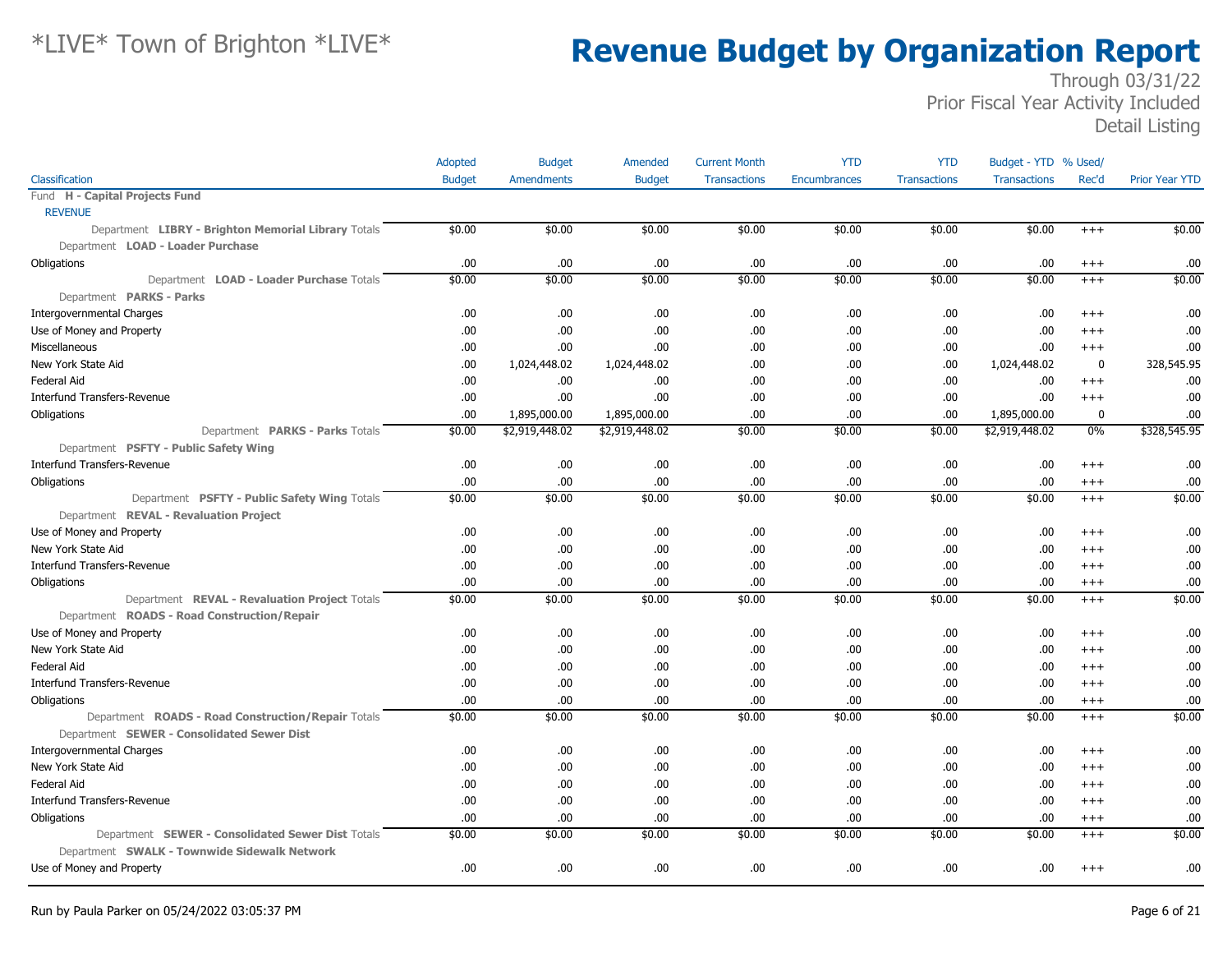# *LIVE* Town of Brighton *LIVE*

# Revenue Budget by Organization Report

Through 03/31/22
Prior Fiscal Year Activity Included
Detail Listing

| Classification | Adopted Budget | Budget Amendments | Amended Budget | Current Month Transactions | YTD Encumbrances | YTD Transactions | Budget - YTD Transactions | % Used/ Rec'd | Prior Year YTD |
|---|---|---|---|---|---|---|---|---|---|
| Fund **H - Capital Projects Fund** | | | | | | | | | |
| REVENUE | | | | | | | | | |
| Department **LIBRY - Brighton Memorial Library** Totals | $0.00 | $0.00 | $0.00 | $0.00 | $0.00 | $0.00 | $0.00 | +++ | $0.00 |
| Department **LOAD - Loader Purchase** | | | | | | | | | |
| Obligations | .00 | .00 | .00 | .00 | .00 | .00 | .00 | +++ | .00 |
| Department **LOAD - Loader Purchase** Totals | $0.00 | $0.00 | $0.00 | $0.00 | $0.00 | $0.00 | $0.00 | +++ | $0.00 |
| Department **PARKS - Parks** | | | | | | | | | |
| Intergovernmental Charges | .00 | .00 | .00 | .00 | .00 | .00 | .00 | +++ | .00 |
| Use of Money and Property | .00 | .00 | .00 | .00 | .00 | .00 | .00 | +++ | .00 |
| Miscellaneous | .00 | .00 | .00 | .00 | .00 | .00 | .00 | +++ | .00 |
| New York State Aid | .00 | 1,024,448.02 | 1,024,448.02 | .00 | .00 | .00 | 1,024,448.02 | 0 | 328,545.95 |
| Federal Aid | .00 | .00 | .00 | .00 | .00 | .00 | .00 | +++ | .00 |
| Interfund Transfers-Revenue | .00 | .00 | .00 | .00 | .00 | .00 | .00 | +++ | .00 |
| Obligations | .00 | 1,895,000.00 | 1,895,000.00 | .00 | .00 | .00 | 1,895,000.00 | 0 | .00 |
| Department **PARKS - Parks** Totals | $0.00 | $2,919,448.02 | $2,919,448.02 | $0.00 | $0.00 | $0.00 | $2,919,448.02 | 0% | $328,545.95 |
| Department **PSFTY - Public Safety Wing** | | | | | | | | | |
| Interfund Transfers-Revenue | .00 | .00 | .00 | .00 | .00 | .00 | .00 | +++ | .00 |
| Obligations | .00 | .00 | .00 | .00 | .00 | .00 | .00 | +++ | .00 |
| Department **PSFTY - Public Safety Wing** Totals | $0.00 | $0.00 | $0.00 | $0.00 | $0.00 | $0.00 | $0.00 | +++ | $0.00 |
| Department **REVAL - Revaluation Project** | | | | | | | | | |
| Use of Money and Property | .00 | .00 | .00 | .00 | .00 | .00 | .00 | +++ | .00 |
| New York State Aid | .00 | .00 | .00 | .00 | .00 | .00 | .00 | +++ | .00 |
| Interfund Transfers-Revenue | .00 | .00 | .00 | .00 | .00 | .00 | .00 | +++ | .00 |
| Obligations | .00 | .00 | .00 | .00 | .00 | .00 | .00 | +++ | .00 |
| Department **REVAL - Revaluation Project** Totals | $0.00 | $0.00 | $0.00 | $0.00 | $0.00 | $0.00 | $0.00 | +++ | $0.00 |
| Department **ROADS - Road Construction/Repair** | | | | | | | | | |
| Use of Money and Property | .00 | .00 | .00 | .00 | .00 | .00 | .00 | +++ | .00 |
| New York State Aid | .00 | .00 | .00 | .00 | .00 | .00 | .00 | +++ | .00 |
| Federal Aid | .00 | .00 | .00 | .00 | .00 | .00 | .00 | +++ | .00 |
| Interfund Transfers-Revenue | .00 | .00 | .00 | .00 | .00 | .00 | .00 | +++ | .00 |
| Obligations | .00 | .00 | .00 | .00 | .00 | .00 | .00 | +++ | .00 |
| Department **ROADS - Road Construction/Repair** Totals | $0.00 | $0.00 | $0.00 | $0.00 | $0.00 | $0.00 | $0.00 | +++ | $0.00 |
| Department **SEWER - Consolidated Sewer Dist** | | | | | | | | | |
| Intergovernmental Charges | .00 | .00 | .00 | .00 | .00 | .00 | .00 | +++ | .00 |
| New York State Aid | .00 | .00 | .00 | .00 | .00 | .00 | .00 | +++ | .00 |
| Federal Aid | .00 | .00 | .00 | .00 | .00 | .00 | .00 | +++ | .00 |
| Interfund Transfers-Revenue | .00 | .00 | .00 | .00 | .00 | .00 | .00 | +++ | .00 |
| Obligations | .00 | .00 | .00 | .00 | .00 | .00 | .00 | +++ | .00 |
| Department **SEWER - Consolidated Sewer Dist** Totals | $0.00 | $0.00 | $0.00 | $0.00 | $0.00 | $0.00 | $0.00 | +++ | $0.00 |
| Department **SWALK - Townwide Sidewalk Network** | | | | | | | | | |
| Use of Money and Property | .00 | .00 | .00 | .00 | .00 | .00 | .00 | +++ | .00 |

Run by Paula Parker on 05/24/2022 03:05:37 PM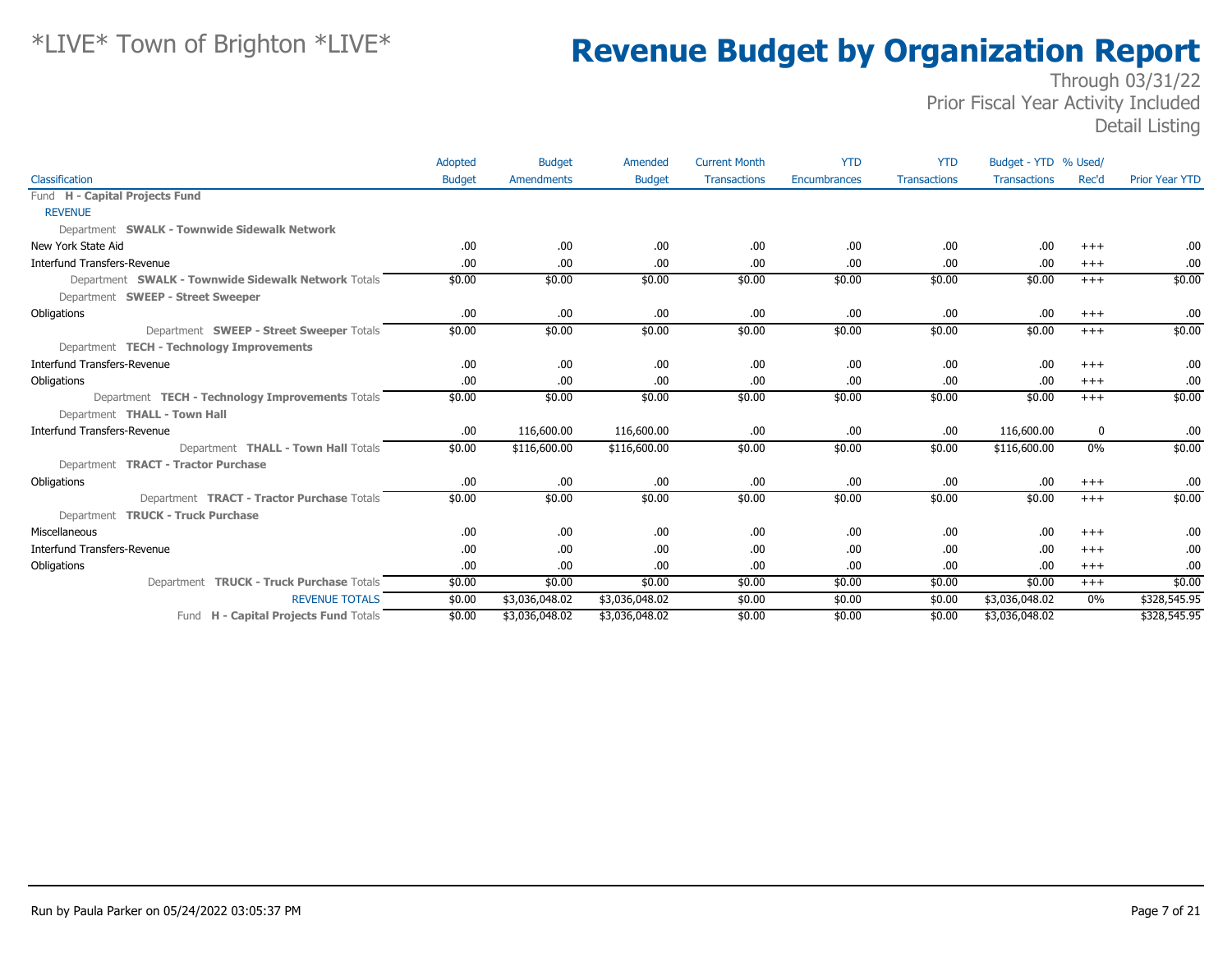# Revenue Budget by Organization Report

Through 03/31/22
Prior Fiscal Year Activity Included
Detail Listing

| Classification | Adopted Budget | Budget Amendments | Amended Budget | Current Month Transactions | YTD Encumbrances | YTD Transactions | Budget - YTD Transactions | % Used/ Rec'd | Prior Year YTD |
|---|---|---|---|---|---|---|---|---|---|
| Fund **H - Capital Projects Fund** | | | | | | | | | |
| REVENUE | | | | | | | | | |
| Department **SWALK - Townwide Sidewalk Network** | | | | | | | | | |
| New York State Aid | .00 | .00 | .00 | .00 | .00 | .00 | .00 | +++ | .00 |
| Interfund Transfers-Revenue | .00 | .00 | .00 | .00 | .00 | .00 | .00 | +++ | .00 |
| Department **SWALK - Townwide Sidewalk Network** Totals | $0.00 | $0.00 | $0.00 | $0.00 | $0.00 | $0.00 | $0.00 | +++ | $0.00 |
| Department **SWEEP - Street Sweeper** | | | | | | | | | |
| Obligations | .00 | .00 | .00 | .00 | .00 | .00 | .00 | +++ | .00 |
| Department **SWEEP - Street Sweeper** Totals | $0.00 | $0.00 | $0.00 | $0.00 | $0.00 | $0.00 | $0.00 | +++ | $0.00 |
| Department **TECH - Technology Improvements** | | | | | | | | | |
| Interfund Transfers-Revenue | .00 | .00 | .00 | .00 | .00 | .00 | .00 | +++ | .00 |
| Obligations | .00 | .00 | .00 | .00 | .00 | .00 | .00 | +++ | .00 |
| Department **TECH - Technology Improvements** Totals | $0.00 | $0.00 | $0.00 | $0.00 | $0.00 | $0.00 | $0.00 | +++ | $0.00 |
| Department **THALL - Town Hall** | | | | | | | | | |
| Interfund Transfers-Revenue | .00 | 116,600.00 | 116,600.00 | .00 | .00 | .00 | 116,600.00 | 0 | .00 |
| Department **THALL - Town Hall** Totals | $0.00 | $116,600.00 | $116,600.00 | $0.00 | $0.00 | $0.00 | $116,600.00 | 0% | $0.00 |
| Department **TRACT - Tractor Purchase** | | | | | | | | | |
| Obligations | .00 | .00 | .00 | .00 | .00 | .00 | .00 | +++ | .00 |
| Department **TRACT - Tractor Purchase** Totals | $0.00 | $0.00 | $0.00 | $0.00 | $0.00 | $0.00 | $0.00 | +++ | $0.00 |
| Department **TRUCK - Truck Purchase** | | | | | | | | | |
| Miscellaneous | .00 | .00 | .00 | .00 | .00 | .00 | .00 | +++ | .00 |
| Interfund Transfers-Revenue | .00 | .00 | .00 | .00 | .00 | .00 | .00 | +++ | .00 |
| Obligations | .00 | .00 | .00 | .00 | .00 | .00 | .00 | +++ | .00 |
| Department **TRUCK - Truck Purchase** Totals | $0.00 | $0.00 | $0.00 | $0.00 | $0.00 | $0.00 | $0.00 | +++ | $0.00 |
| REVENUE TOTALS | $0.00 | $3,036,048.02 | $3,036,048.02 | $0.00 | $0.00 | $0.00 | $3,036,048.02 | 0% | $328,545.95 |
| Fund **H - Capital Projects Fund** Totals | $0.00 | $3,036,048.02 | $3,036,048.02 | $0.00 | $0.00 | $0.00 | $3,036,048.02 | | $328,545.95 |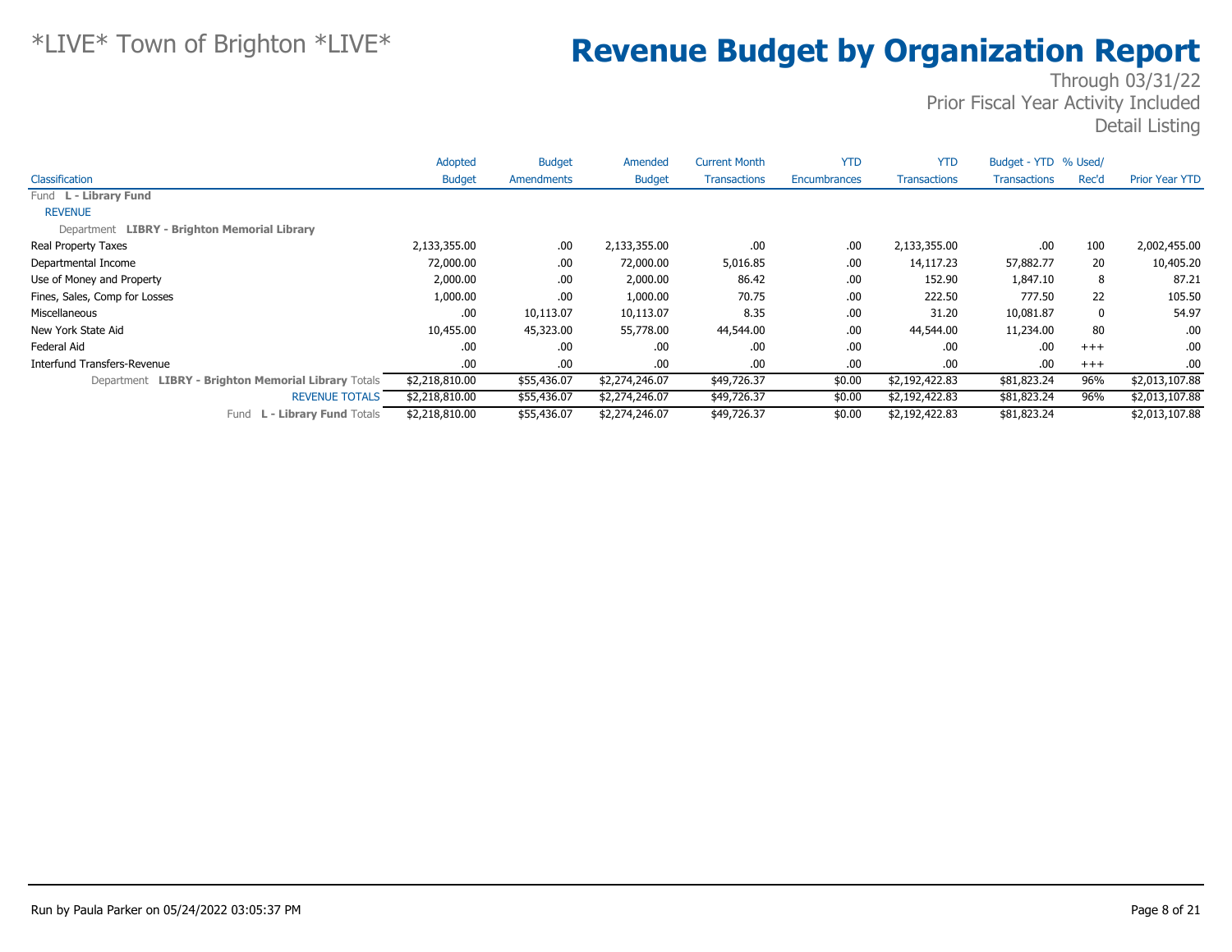*LIVE* Town of Brighton *LIVE*

# Revenue Budget by Organization Report

Through 03/31/22
Prior Fiscal Year Activity Included
Detail Listing

| Classification | Adopted Budget | Budget Amendments | Amended Budget | Current Month Transactions | YTD Encumbrances | YTD Transactions | Budget - YTD Transactions | % Used/ Rec'd | Prior Year YTD |
|---|---|---|---|---|---|---|---|---|---|
| Fund **L - Library Fund** | | | | | | | | | |
| REVENUE | | | | | | | | | |
| Department **LIBRY - Brighton Memorial Library** | | | | | | | | | |
| Real Property Taxes | 2,133,355.00 | .00 | 2,133,355.00 | .00 | .00 | 2,133,355.00 | .00 | 100 | 2,002,455.00 |
| Departmental Income | 72,000.00 | .00 | 72,000.00 | 5,016.85 | .00 | 14,117.23 | 57,882.77 | 20 | 10,405.20 |
| Use of Money and Property | 2,000.00 | .00 | 2,000.00 | 86.42 | .00 | 152.90 | 1,847.10 | 8 | 87.21 |
| Fines, Sales, Comp for Losses | 1,000.00 | .00 | 1,000.00 | 70.75 | .00 | 222.50 | 777.50 | 22 | 105.50 |
| Miscellaneous | .00 | 10,113.07 | 10,113.07 | 8.35 | .00 | 31.20 | 10,081.87 | 0 | 54.97 |
| New York State Aid | 10,455.00 | 45,323.00 | 55,778.00 | 44,544.00 | .00 | 44,544.00 | 11,234.00 | 80 | .00 |
| Federal Aid | .00 | .00 | .00 | .00 | .00 | .00 | .00 | +++ | .00 |
| Interfund Transfers-Revenue | .00 | .00 | .00 | .00 | .00 | .00 | .00 | +++ | .00 |
| Department **LIBRY - Brighton Memorial Library** Totals | $2,218,810.00 | $55,436.07 | $2,274,246.07 | $49,726.37 | $0.00 | $2,192,422.83 | $81,823.24 | 96% | $2,013,107.88 |
| REVENUE TOTALS | $2,218,810.00 | $55,436.07 | $2,274,246.07 | $49,726.37 | $0.00 | $2,192,422.83 | $81,823.24 | 96% | $2,013,107.88 |
| Fund **L - Library Fund** Totals | $2,218,810.00 | $55,436.07 | $2,274,246.07 | $49,726.37 | $0.00 | $2,192,422.83 | $81,823.24 | | $2,013,107.88 |

Run by Paula Parker on 05/24/2022 03:05:37 PM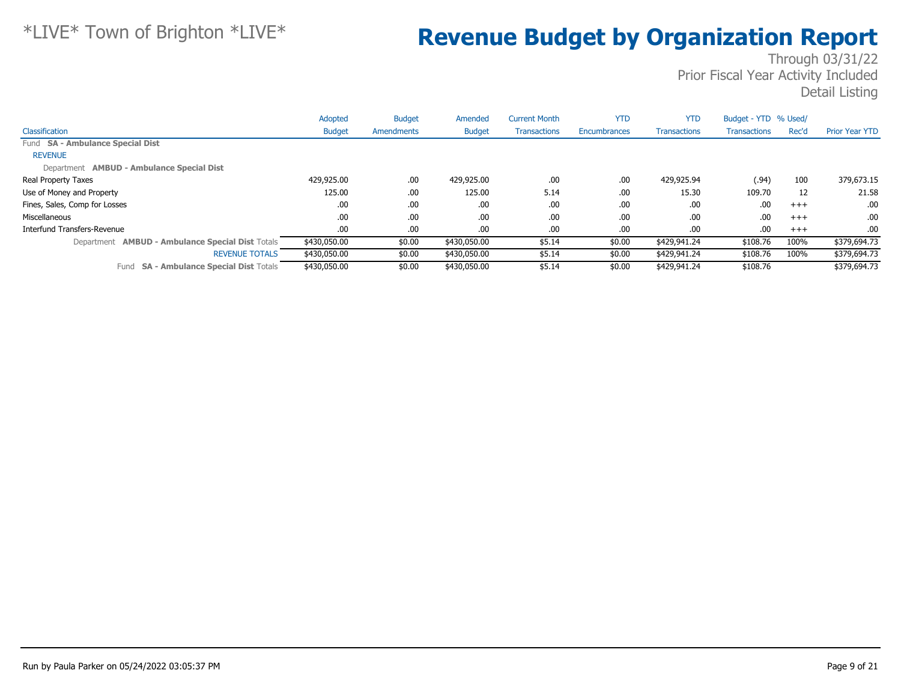*LIVE* Town of Brighton *LIVE*

# Revenue Budget by Organization Report

Through 03/31/22
Prior Fiscal Year Activity Included
Detail Listing

| Classification | Adopted Budget | Budget Amendments | Amended Budget | Current Month Transactions | YTD Encumbrances | YTD Transactions | Budget - YTD Transactions | % Used/ Rec'd | Prior Year YTD |
|---|---|---|---|---|---|---|---|---|---|
| Fund **SA - Ambulance Special Dist** | | | | | | | | | |
| REVENUE | | | | | | | | | |
| Department **AMBUD - Ambulance Special Dist** | | | | | | | | | |
| Real Property Taxes | 429,925.00 | .00 | 429,925.00 | .00 | .00 | 429,925.94 | (.94) | 100 | 379,673.15 |
| Use of Money and Property | 125.00 | .00 | 125.00 | 5.14 | .00 | 15.30 | 109.70 | 12 | 21.58 |
| Fines, Sales, Comp for Losses | .00 | .00 | .00 | .00 | .00 | .00 | .00 | +++ | .00 |
| Miscellaneous | .00 | .00 | .00 | .00 | .00 | .00 | .00 | +++ | .00 |
| Interfund Transfers-Revenue | .00 | .00 | .00 | .00 | .00 | .00 | .00 | +++ | .00 |
| Department **AMBUD - Ambulance Special Dist** Totals | $430,050.00 | $0.00 | $430,050.00 | $5.14 | $0.00 | $429,941.24 | $108.76 | 100% | $379,694.73 |
| REVENUE TOTALS | $430,050.00 | $0.00 | $430,050.00 | $5.14 | $0.00 | $429,941.24 | $108.76 | 100% | $379,694.73 |
| Fund **SA - Ambulance Special Dist** Totals | $430,050.00 | $0.00 | $430,050.00 | $5.14 | $0.00 | $429,941.24 | $108.76 | | $379,694.73 |

Run by Paula Parker on 05/24/2022 03:05:37 PM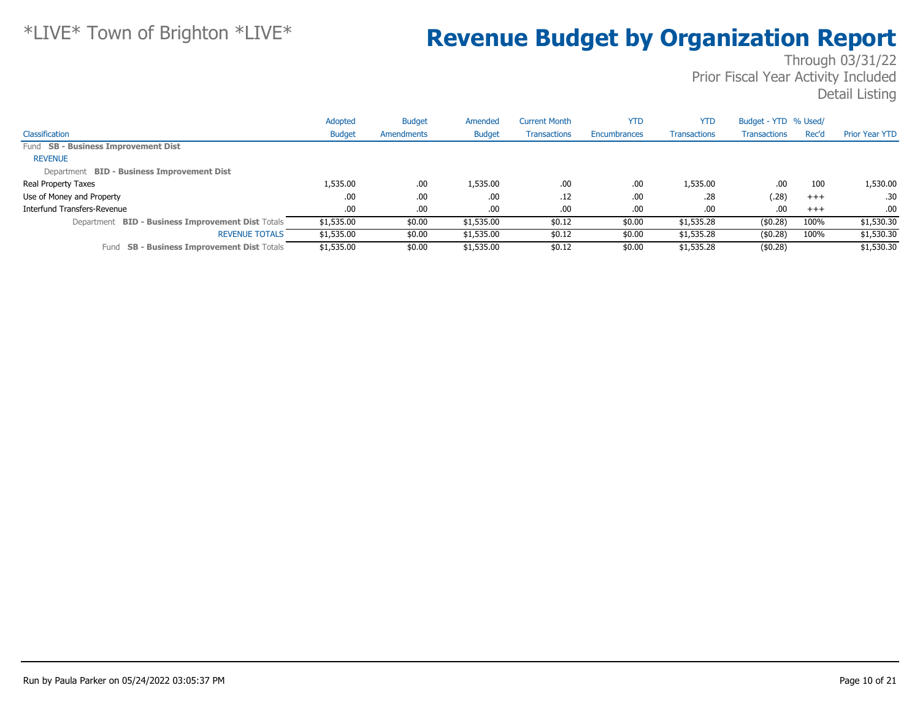# *LIVE* Town of Brighton *LIVE*

# Revenue Budget by Organization Report

Through 03/31/22
Prior Fiscal Year Activity Included
Detail Listing

| Classification | Adopted Budget | Budget Amendments | Amended Budget | Current Month Transactions | YTD Encumbrances | YTD Transactions | Budget - YTD Transactions | % Used/ Rec'd | Prior Year YTD |
|---|---|---|---|---|---|---|---|---|---|
| Fund **SB - Business Improvement Dist** | | | | | | | | | |
| REVENUE | | | | | | | | | |
| Department **BID - Business Improvement Dist** | | | | | | | | | |
| Real Property Taxes | 1,535.00 | .00 | 1,535.00 | .00 | .00 | 1,535.00 | .00 | 100 | 1,530.00 |
| Use of Money and Property | .00 | .00 | .00 | .12 | .00 | .28 | (.28) | +++ | .30 |
| Interfund Transfers-Revenue | .00 | .00 | .00 | .00 | .00 | .00 | .00 | +++ | .00 |
| Department **BID - Business Improvement Dist** Totals | $1,535.00 | $0.00 | $1,535.00 | $0.12 | $0.00 | $1,535.28 | ($0.28) | 100% | $1,530.30 |
| REVENUE TOTALS | $1,535.00 | $0.00 | $1,535.00 | $0.12 | $0.00 | $1,535.28 | ($0.28) | 100% | $1,530.30 |
| Fund **SB - Business Improvement Dist** Totals | $1,535.00 | $0.00 | $1,535.00 | $0.12 | $0.00 | $1,535.28 | ($0.28) | | $1,530.30 |

Run by Paula Parker on 05/24/2022 03:05:37 PM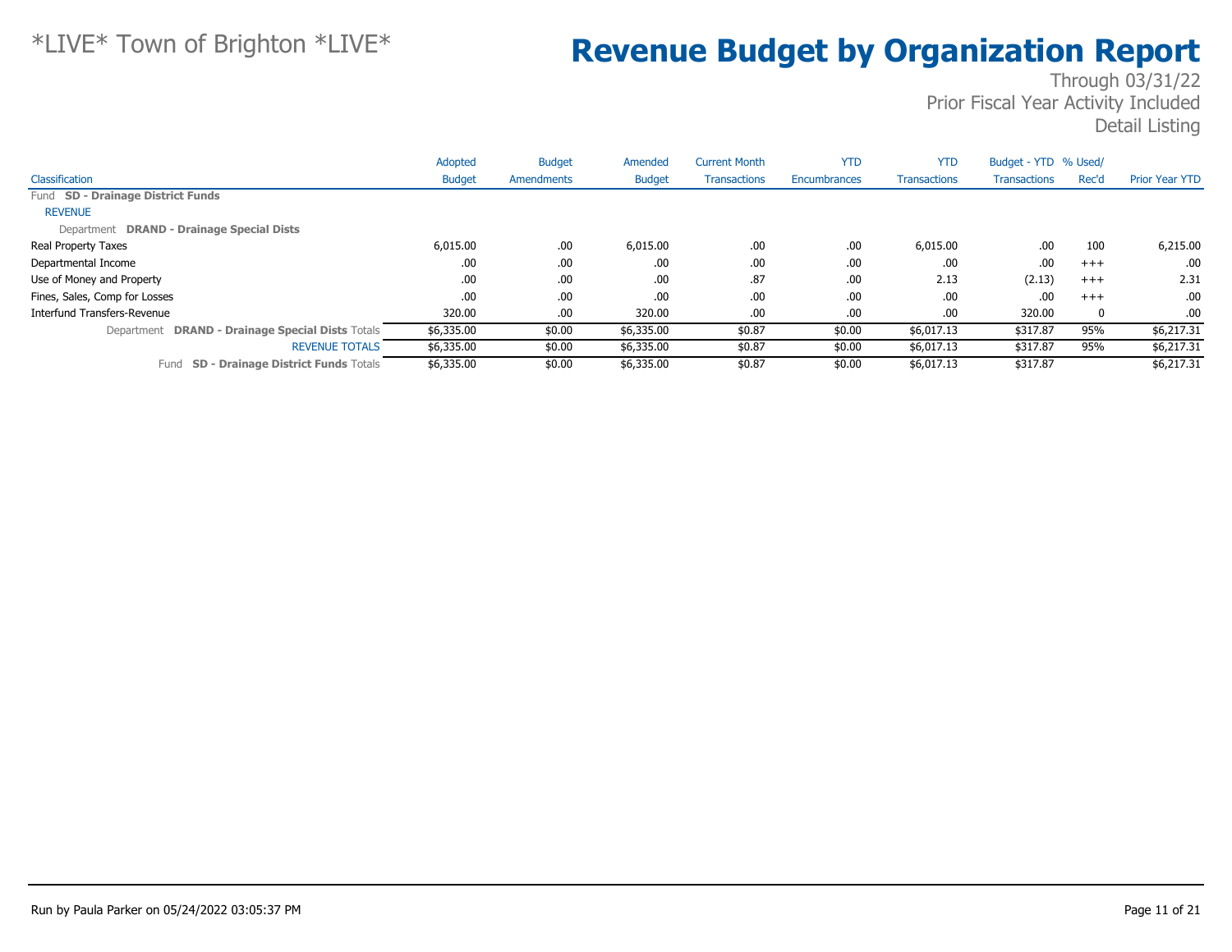*LIVE* Town of Brighton *LIVE*

# Revenue Budget by Organization Report

Through 03/31/22
Prior Fiscal Year Activity Included
Detail Listing

| Classification | Adopted Budget | Budget Amendments | Amended Budget | Current Month Transactions | YTD Encumbrances | YTD Transactions | Budget - YTD Transactions | % Used/ Rec'd | Prior Year YTD |
|---|---|---|---|---|---|---|---|---|---|
| Fund **SD - Drainage District Funds** | | | | | | | | | |
| REVENUE | | | | | | | | | |
| Department **DRAND - Drainage Special Dists** | | | | | | | | | |
| Real Property Taxes | 6,015.00 | .00 | 6,015.00 | .00 | .00 | 6,015.00 | .00 | 100 | 6,215.00 |
| Departmental Income | .00 | .00 | .00 | .00 | .00 | .00 | .00 | +++ | .00 |
| Use of Money and Property | .00 | .00 | .00 | .87 | .00 | 2.13 | (2.13) | +++ | 2.31 |
| Fines, Sales, Comp for Losses | .00 | .00 | .00 | .00 | .00 | .00 | .00 | +++ | .00 |
| Interfund Transfers-Revenue | 320.00 | .00 | 320.00 | .00 | .00 | .00 | 320.00 | 0 | .00 |
| Department **DRAND - Drainage Special Dists** Totals | $6,335.00 | $0.00 | $6,335.00 | $0.87 | $0.00 | $6,017.13 | $317.87 | 95% | $6,217.31 |
| REVENUE TOTALS | $6,335.00 | $0.00 | $6,335.00 | $0.87 | $0.00 | $6,017.13 | $317.87 | 95% | $6,217.31 |
| Fund **SD - Drainage District Funds** Totals | $6,335.00 | $0.00 | $6,335.00 | $0.87 | $0.00 | $6,017.13 | $317.87 | | $6,217.31 |

Run by Paula Parker on 05/24/2022 03:05:37 PM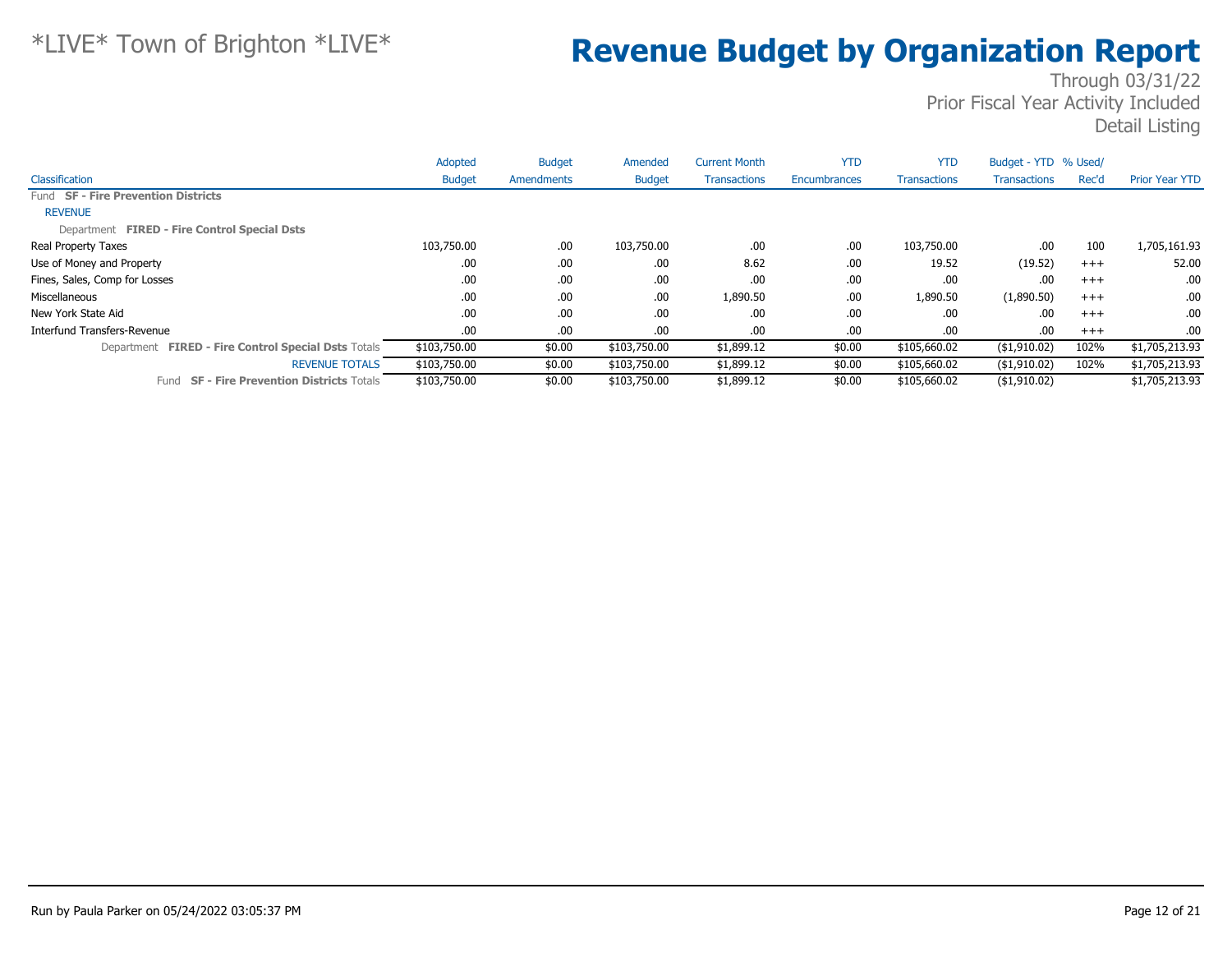*LIVE* Town of Brighton *LIVE*

# Revenue Budget by Organization Report

Through 03/31/22
Prior Fiscal Year Activity Included
Detail Listing

| Classification | Adopted Budget | Budget Amendments | Amended Budget | Current Month Transactions | YTD Encumbrances | YTD Transactions | Budget - YTD Transactions | % Used/ Rec'd | Prior Year YTD |
|---|---|---|---|---|---|---|---|---|---|
| Fund **SF - Fire Prevention Districts** | | | | | | | | | |
| REVENUE | | | | | | | | | |
| Department **FIRED - Fire Control Special Dsts** | | | | | | | | | |
| Real Property Taxes | 103,750.00 | .00 | 103,750.00 | .00 | .00 | 103,750.00 | .00 | 100 | 1,705,161.93 |
| Use of Money and Property | .00 | .00 | .00 | 8.62 | .00 | 19.52 | (19.52) | +++ | 52.00 |
| Fines, Sales, Comp for Losses | .00 | .00 | .00 | .00 | .00 | .00 | .00 | +++ | .00 |
| Miscellaneous | .00 | .00 | .00 | 1,890.50 | .00 | 1,890.50 | (1,890.50) | +++ | .00 |
| New York State Aid | .00 | .00 | .00 | .00 | .00 | .00 | .00 | +++ | .00 |
| Interfund Transfers-Revenue | .00 | .00 | .00 | .00 | .00 | .00 | .00 | +++ | .00 |
| Department **FIRED - Fire Control Special Dsts** Totals | $103,750.00 | $0.00 | $103,750.00 | $1,899.12 | $0.00 | $105,660.02 | ($1,910.02) | 102% | $1,705,213.93 |
| REVENUE TOTALS | $103,750.00 | $0.00 | $103,750.00 | $1,899.12 | $0.00 | $105,660.02 | ($1,910.02) | 102% | $1,705,213.93 |
| Fund **SF - Fire Prevention Districts** Totals | $103,750.00 | $0.00 | $103,750.00 | $1,899.12 | $0.00 | $105,660.02 | ($1,910.02) | | $1,705,213.93 |

Run by Paula Parker on 05/24/2022 03:05:37 PM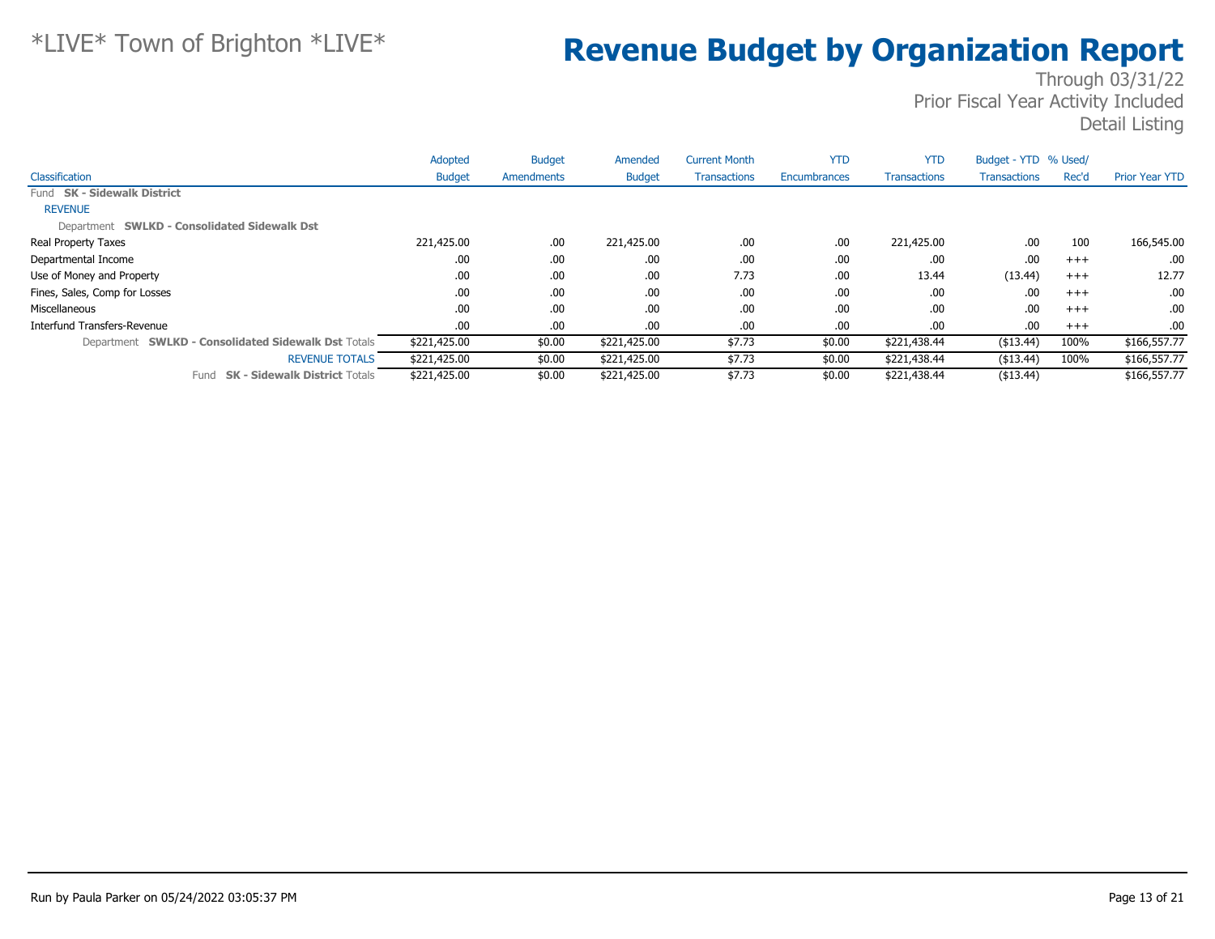# *LIVE* Town of Brighton *LIVE*

# Revenue Budget by Organization Report

Through 03/31/22
Prior Fiscal Year Activity Included
Detail Listing

| Classification | Adopted Budget | Budget Amendments | Amended Budget | Current Month Transactions | YTD Encumbrances | YTD Transactions | Budget - YTD Transactions | % Used/ Rec'd | Prior Year YTD |
|---|---|---|---|---|---|---|---|---|---|
| Fund **SK - Sidewalk District** | | | | | | | | | |
| REVENUE | | | | | | | | | |
| Department **SWLKD - Consolidated Sidewalk Dst** | | | | | | | | | |
| Real Property Taxes | 221,425.00 | .00 | 221,425.00 | .00 | .00 | 221,425.00 | .00 | 100 | 166,545.00 |
| Departmental Income | .00 | .00 | .00 | .00 | .00 | .00 | .00 | +++ | .00 |
| Use of Money and Property | .00 | .00 | .00 | 7.73 | .00 | 13.44 | (13.44) | +++ | 12.77 |
| Fines, Sales, Comp for Losses | .00 | .00 | .00 | .00 | .00 | .00 | .00 | +++ | .00 |
| Miscellaneous | .00 | .00 | .00 | .00 | .00 | .00 | .00 | +++ | .00 |
| Interfund Transfers-Revenue | .00 | .00 | .00 | .00 | .00 | .00 | .00 | +++ | .00 |
| Department **SWLKD - Consolidated Sidewalk Dst** Totals | $221,425.00 | $0.00 | $221,425.00 | $7.73 | $0.00 | $221,438.44 | ($13.44) | 100% | $166,557.77 |
| REVENUE TOTALS | $221,425.00 | $0.00 | $221,425.00 | $7.73 | $0.00 | $221,438.44 | ($13.44) | 100% | $166,557.77 |
| Fund **SK - Sidewalk District** Totals | $221,425.00 | $0.00 | $221,425.00 | $7.73 | $0.00 | $221,438.44 | ($13.44) | | $166,557.77 |

Run by Paula Parker on 05/24/2022 03:05:37 PM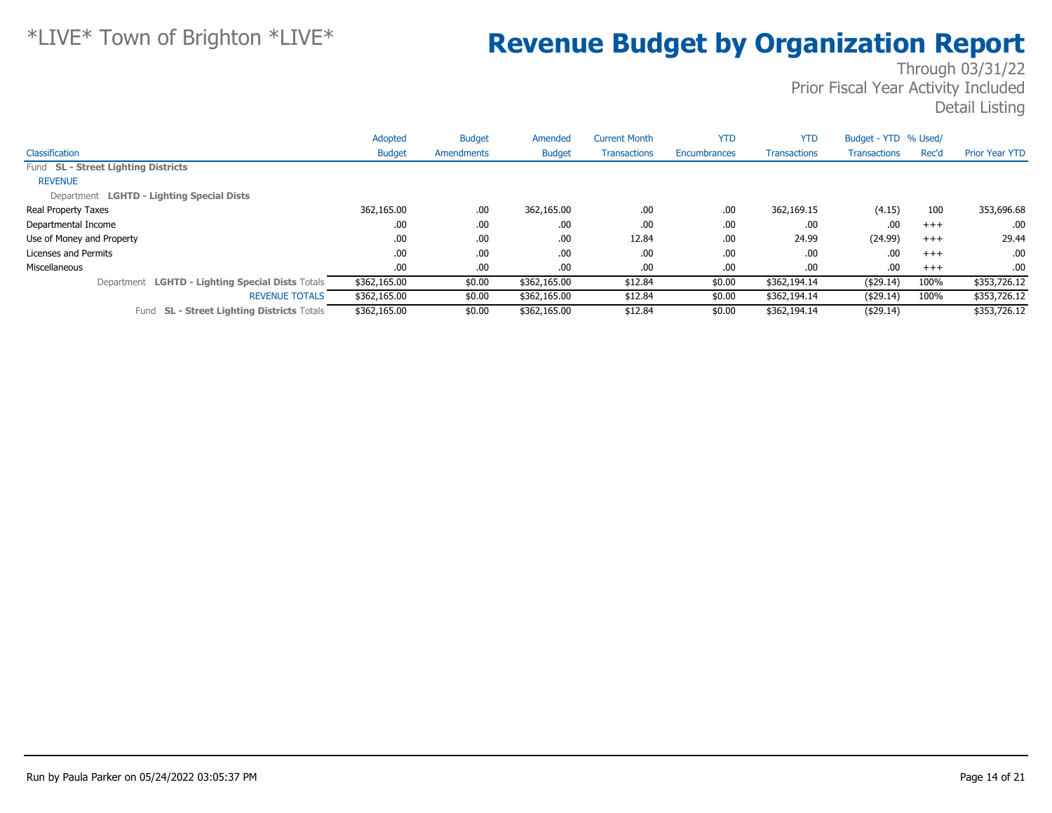# *LIVE* Town of Brighton *LIVE*

# Revenue Budget by Organization Report

Through 03/31/22
Prior Fiscal Year Activity Included
Detail Listing

| Classification | Adopted Budget | Budget Amendments | Amended Budget | Current Month Transactions | YTD Encumbrances | YTD Transactions | Budget - YTD Transactions | % Used/ Rec'd | Prior Year YTD |
|---|---|---|---|---|---|---|---|---|---|
| Fund **SL - Street Lighting Districts** | | | | | | | | | |
| REVENUE | | | | | | | | | |
| Department **LGHTD - Lighting Special Dists** | | | | | | | | | |
| Real Property Taxes | 362,165.00 | .00 | 362,165.00 | .00 | .00 | 362,169.15 | (4.15) | 100 | 353,696.68 |
| Departmental Income | .00 | .00 | .00 | .00 | .00 | .00 | .00 | +++ | .00 |
| Use of Money and Property | .00 | .00 | .00 | 12.84 | .00 | 24.99 | (24.99) | +++ | 29.44 |
| Licenses and Permits | .00 | .00 | .00 | .00 | .00 | .00 | .00 | +++ | .00 |
| Miscellaneous | .00 | .00 | .00 | .00 | .00 | .00 | .00 | +++ | .00 |
| Department **LGHTD - Lighting Special Dists** Totals | $362,165.00 | $0.00 | $362,165.00 | $12.84 | $0.00 | $362,194.14 | ($29.14) | 100% | $353,726.12 |
| REVENUE TOTALS | $362,165.00 | $0.00 | $362,165.00 | $12.84 | $0.00 | $362,194.14 | ($29.14) | 100% | $353,726.12 |
| Fund **SL - Street Lighting Districts** Totals | $362,165.00 | $0.00 | $362,165.00 | $12.84 | $0.00 | $362,194.14 | ($29.14) | | $353,726.12 |

Run by Paula Parker on 05/24/2022 03:05:37 PM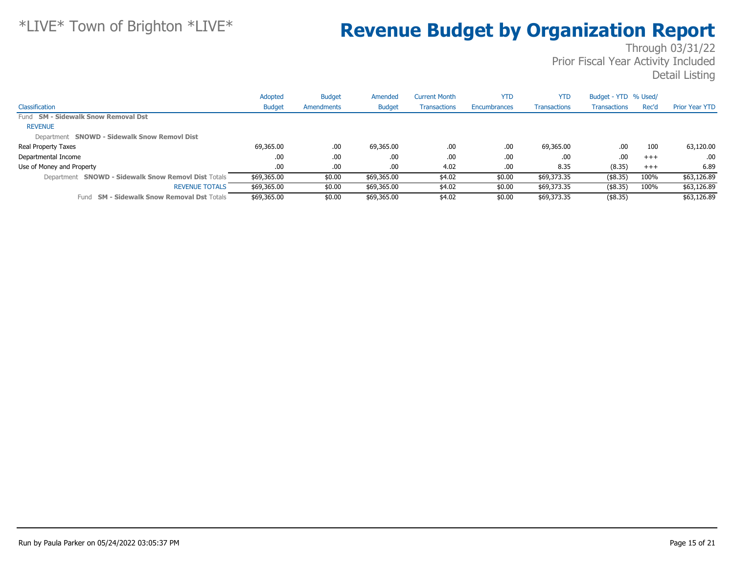*LIVE* Town of Brighton *LIVE*

# Revenue Budget by Organization Report

Through 03/31/22
Prior Fiscal Year Activity Included
Detail Listing

| Classification | Adopted Budget | Budget Amendments | Amended Budget | Current Month Transactions | YTD Encumbrances | YTD Transactions | Budget - YTD Transactions | % Used/ Rec'd | Prior Year YTD |
|---|---|---|---|---|---|---|---|---|---|
| Fund **SM - Sidewalk Snow Removal Dst** | | | | | | | | | |
| REVENUE | | | | | | | | | |
| Department **SNOWD - Sidewalk Snow Removl Dist** | | | | | | | | | |
| Real Property Taxes | 69,365.00 | .00 | 69,365.00 | .00 | .00 | 69,365.00 | .00 | 100 | 63,120.00 |
| Departmental Income | .00 | .00 | .00 | .00 | .00 | .00 | .00 | +++ | .00 |
| Use of Money and Property | .00 | .00 | .00 | 4.02 | .00 | 8.35 | (8.35) | +++ | 6.89 |
| Department **SNOWD - Sidewalk Snow Removl Dist** Totals | $69,365.00 | $0.00 | $69,365.00 | $4.02 | $0.00 | $69,373.35 | ($8.35) | 100% | $63,126.89 |
| REVENUE TOTALS | $69,365.00 | $0.00 | $69,365.00 | $4.02 | $0.00 | $69,373.35 | ($8.35) | 100% | $63,126.89 |
| Fund **SM - Sidewalk Snow Removal Dst** Totals | $69,365.00 | $0.00 | $69,365.00 | $4.02 | $0.00 | $69,373.35 | ($8.35) | | $63,126.89 |

Run by Paula Parker on 05/24/2022 03:05:37 PM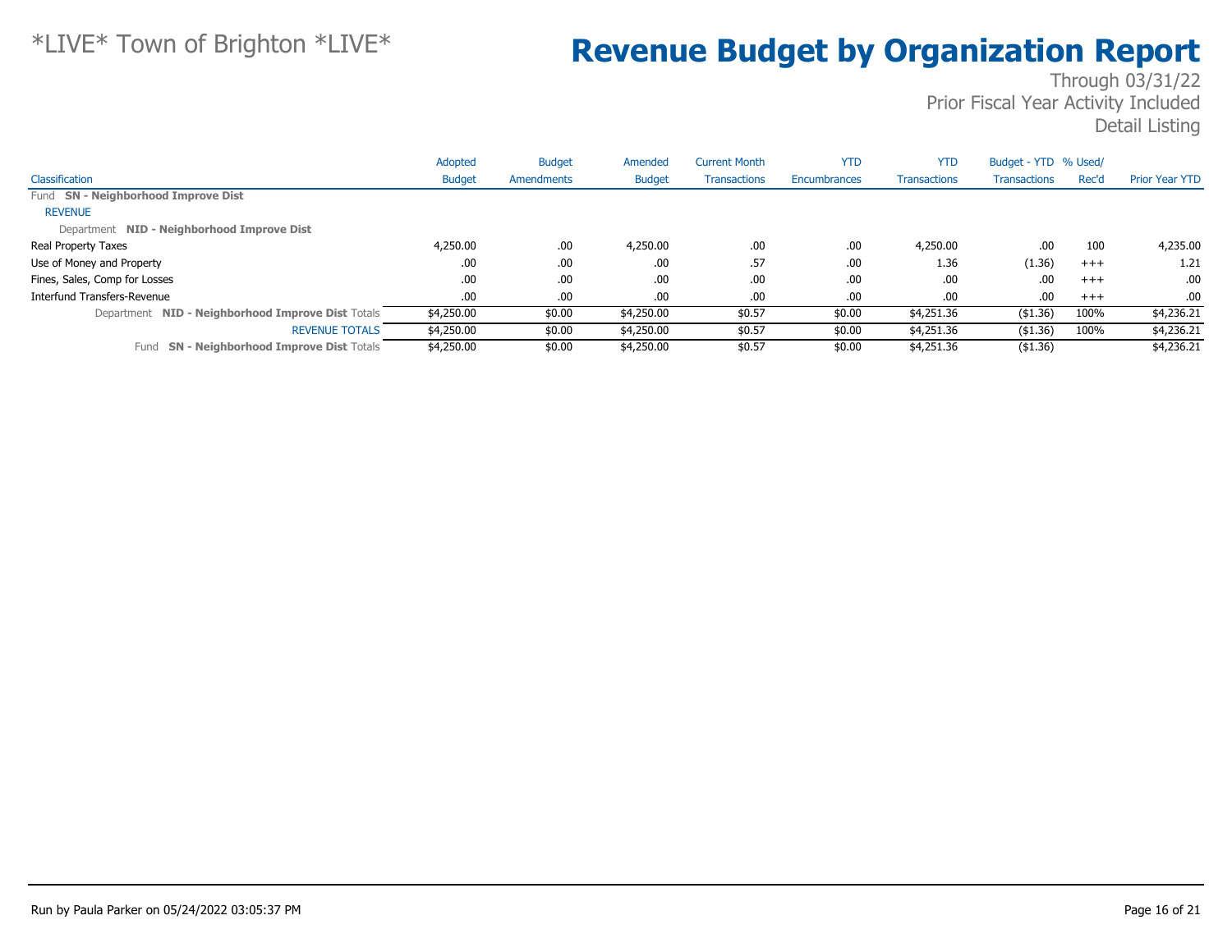*LIVE* Town of Brighton *LIVE*

# Revenue Budget by Organization Report

Through 03/31/22
Prior Fiscal Year Activity Included
Detail Listing

| Classification | Adopted Budget | Budget Amendments | Amended Budget | Current Month Transactions | YTD Encumbrances | YTD Transactions | Budget - YTD Transactions | % Used/ Rec'd | Prior Year YTD |
|---|---|---|---|---|---|---|---|---|---|
| Fund **SN - Neighborhood Improve Dist** | | | | | | | | | |
| REVENUE | | | | | | | | | |
| Department **NID - Neighborhood Improve Dist** | | | | | | | | | |
| Real Property Taxes | 4,250.00 | .00 | 4,250.00 | .00 | .00 | 4,250.00 | .00 | 100 | 4,235.00 |
| Use of Money and Property | .00 | .00 | .00 | .57 | .00 | 1.36 | (1.36) | +++ | 1.21 |
| Fines, Sales, Comp for Losses | .00 | .00 | .00 | .00 | .00 | .00 | .00 | +++ | .00 |
| Interfund Transfers-Revenue | .00 | .00 | .00 | .00 | .00 | .00 | .00 | +++ | .00 |
| Department **NID - Neighborhood Improve Dist** Totals | $4,250.00 | $0.00 | $4,250.00 | $0.57 | $0.00 | $4,251.36 | ($1.36) | 100% | $4,236.21 |
| REVENUE TOTALS | $4,250.00 | $0.00 | $4,250.00 | $0.57 | $0.00 | $4,251.36 | ($1.36) | 100% | $4,236.21 |
| Fund **SN - Neighborhood Improve Dist** Totals | $4,250.00 | $0.00 | $4,250.00 | $0.57 | $0.00 | $4,251.36 | ($1.36) | | $4,236.21 |

Run by Paula Parker on 05/24/2022 03:05:37 PM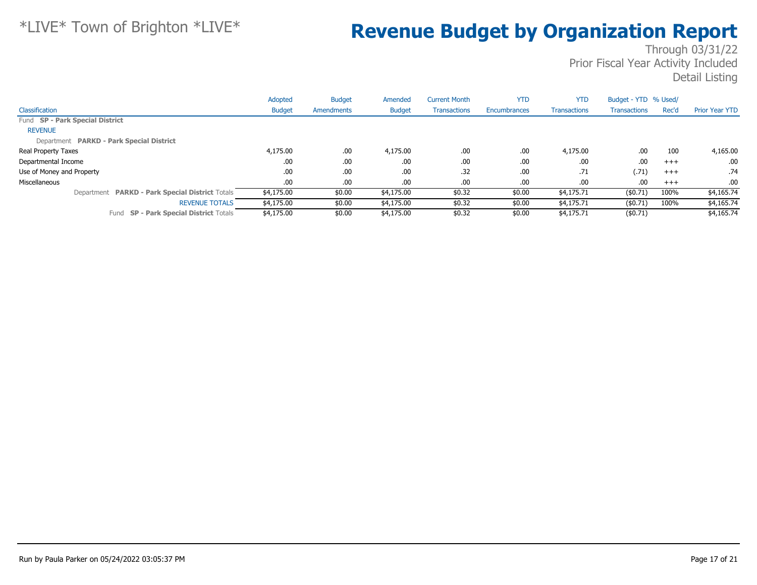# *LIVE* Town of Brighton *LIVE*

# Revenue Budget by Organization Report

Through 03/31/22
Prior Fiscal Year Activity Included
Detail Listing

| Classification | Adopted Budget | Budget Amendments | Amended Budget | Current Month Transactions | YTD Encumbrances | YTD Transactions | Budget - YTD Transactions | % Used/ Rec'd | Prior Year YTD |
|---|---|---|---|---|---|---|---|---|---|
| Fund **SP - Park Special District** | | | | | | | | | |
| REVENUE | | | | | | | | | |
| Department **PARKD - Park Special District** | | | | | | | | | |
| Real Property Taxes | 4,175.00 | .00 | 4,175.00 | .00 | .00 | 4,175.00 | .00 | 100 | 4,165.00 |
| Departmental Income | .00 | .00 | .00 | .00 | .00 | .00 | .00 | +++ | .00 |
| Use of Money and Property | .00 | .00 | .00 | .32 | .00 | .71 | (.71) | +++ | .74 |
| Miscellaneous | .00 | .00 | .00 | .00 | .00 | .00 | .00 | +++ | .00 |
| Department **PARKD - Park Special District** Totals | $4,175.00 | $0.00 | $4,175.00 | $0.32 | $0.00 | $4,175.71 | ($0.71) | 100% | $4,165.74 |
| REVENUE TOTALS | $4,175.00 | $0.00 | $4,175.00 | $0.32 | $0.00 | $4,175.71 | ($0.71) | 100% | $4,165.74 |
| Fund **SP - Park Special District** Totals | $4,175.00 | $0.00 | $4,175.00 | $0.32 | $0.00 | $4,175.71 | ($0.71) | | $4,165.74 |

Run by Paula Parker on 05/24/2022 03:05:37 PM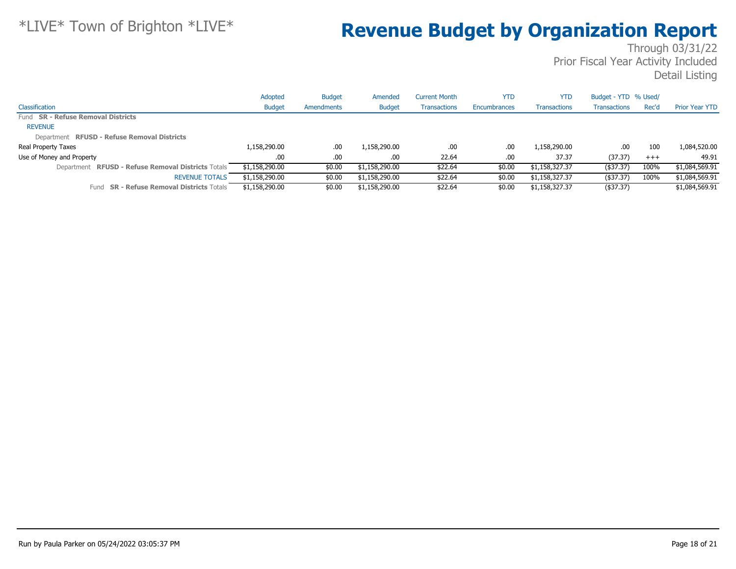# *LIVE* Town of Brighton *LIVE*

# Revenue Budget by Organization Report

Through 03/31/22
Prior Fiscal Year Activity Included
Detail Listing

| Classification | Adopted Budget | Budget Amendments | Amended Budget | Current Month Transactions | YTD Encumbrances | YTD Transactions | Budget - YTD Transactions | % Used/ Rec'd | Prior Year YTD |
|---|---|---|---|---|---|---|---|---|---|
| Fund **SR - Refuse Removal Districts** | | | | | | | | | |
| REVENUE | | | | | | | | | |
| Department **RFUSD - Refuse Removal Districts** | | | | | | | | | |
| Real Property Taxes | 1,158,290.00 | .00 | 1,158,290.00 | .00 | .00 | 1,158,290.00 | .00 | 100 | 1,084,520.00 |
| Use of Money and Property | .00 | .00 | .00 | 22.64 | .00 | 37.37 | (37.37) | +++ | 49.91 |
| Department **RFUSD - Refuse Removal Districts** Totals | $1,158,290.00 | $0.00 | $1,158,290.00 | $22.64 | $0.00 | $1,158,327.37 | ($37.37) | 100% | $1,084,569.91 |
| REVENUE TOTALS | $1,158,290.00 | $0.00 | $1,158,290.00 | $22.64 | $0.00 | $1,158,327.37 | ($37.37) | 100% | $1,084,569.91 |
| Fund **SR - Refuse Removal Districts** Totals | $1,158,290.00 | $0.00 | $1,158,290.00 | $22.64 | $0.00 | $1,158,327.37 | ($37.37) | | $1,084,569.91 |

Run by Paula Parker on 05/24/2022 03:05:37 PM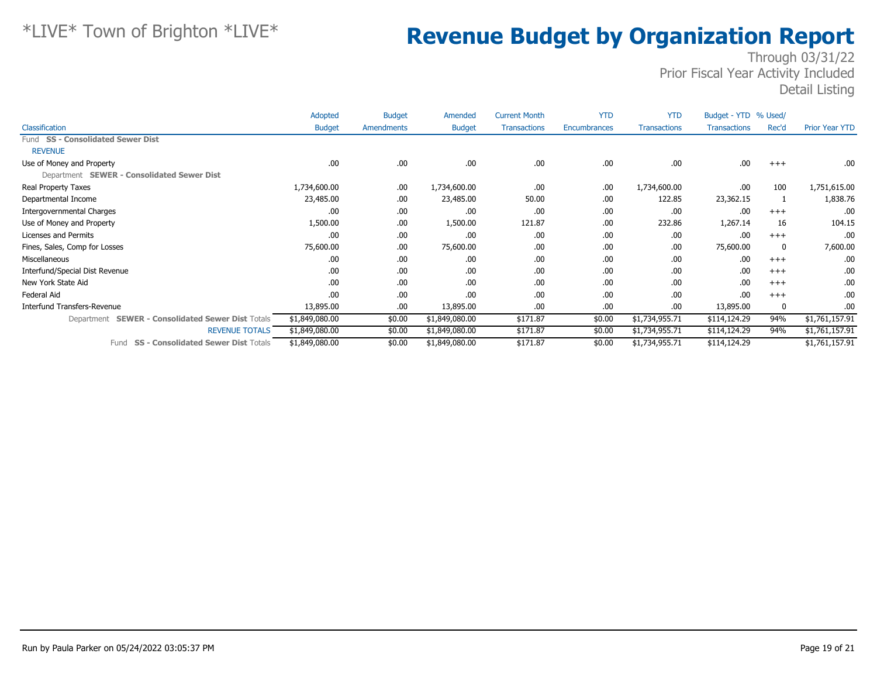# *LIVE* Town of Brighton *LIVE*

# Revenue Budget by Organization Report

Through 03/31/22
Prior Fiscal Year Activity Included
Detail Listing

| Classification | Adopted Budget | Budget Amendments | Amended Budget | Current Month Transactions | YTD Encumbrances | YTD Transactions | Budget - YTD Transactions | % Used/ Rec'd | Prior Year YTD |
|---|---|---|---|---|---|---|---|---|---|
| Fund **SS - Consolidated Sewer Dist** | | | | | | | | | |
| REVENUE | | | | | | | | | |
| Use of Money and Property | .00 | .00 | .00 | .00 | .00 | .00 | .00 | +++ | .00 |
| Department **SEWER - Consolidated Sewer Dist** | | | | | | | | | |
| Real Property Taxes | 1,734,600.00 | .00 | 1,734,600.00 | .00 | .00 | 1,734,600.00 | .00 | 100 | 1,751,615.00 |
| Departmental Income | 23,485.00 | .00 | 23,485.00 | 50.00 | .00 | 122.85 | 23,362.15 | 1 | 1,838.76 |
| Intergovernmental Charges | .00 | .00 | .00 | .00 | .00 | .00 | .00 | +++ | .00 |
| Use of Money and Property | 1,500.00 | .00 | 1,500.00 | 121.87 | .00 | 232.86 | 1,267.14 | 16 | 104.15 |
| Licenses and Permits | .00 | .00 | .00 | .00 | .00 | .00 | .00 | +++ | .00 |
| Fines, Sales, Comp for Losses | 75,600.00 | .00 | 75,600.00 | .00 | .00 | .00 | 75,600.00 | 0 | 7,600.00 |
| Miscellaneous | .00 | .00 | .00 | .00 | .00 | .00 | .00 | +++ | .00 |
| Interfund/Special Dist Revenue | .00 | .00 | .00 | .00 | .00 | .00 | .00 | +++ | .00 |
| New York State Aid | .00 | .00 | .00 | .00 | .00 | .00 | .00 | +++ | .00 |
| Federal Aid | .00 | .00 | .00 | .00 | .00 | .00 | .00 | +++ | .00 |
| Interfund Transfers-Revenue | 13,895.00 | .00 | 13,895.00 | .00 | .00 | .00 | 13,895.00 | 0 | .00 |
| Department **SEWER - Consolidated Sewer Dist** Totals | $1,849,080.00 | $0.00 | $1,849,080.00 | $171.87 | $0.00 | $1,734,955.71 | $114,124.29 | 94% | $1,761,157.91 |
| REVENUE TOTALS | $1,849,080.00 | $0.00 | $1,849,080.00 | $171.87 | $0.00 | $1,734,955.71 | $114,124.29 | 94% | $1,761,157.91 |
| Fund **SS - Consolidated Sewer Dist** Totals | $1,849,080.00 | $0.00 | $1,849,080.00 | $171.87 | $0.00 | $1,734,955.71 | $114,124.29 | | $1,761,157.91 |

Run by Paula Parker on 05/24/2022 03:05:37 PM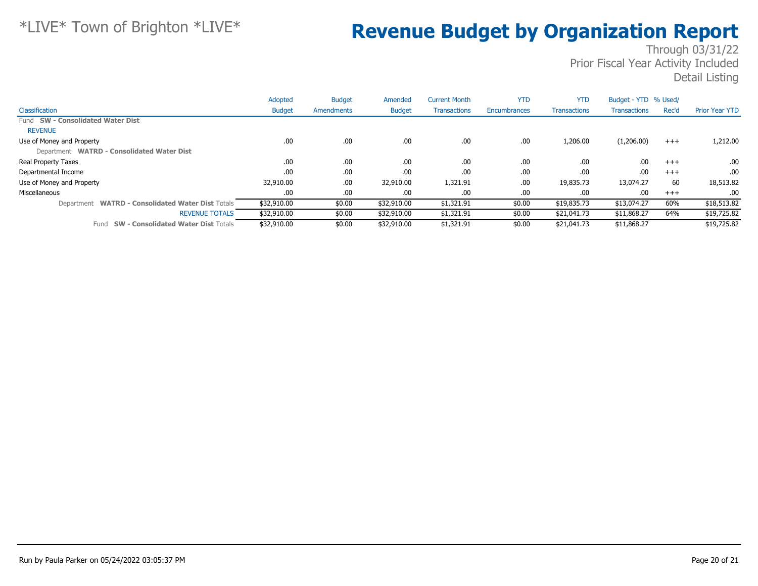*LIVE* Town of Brighton *LIVE*

# Revenue Budget by Organization Report

Through 03/31/22
Prior Fiscal Year Activity Included
Detail Listing

| Classification | Adopted Budget | Budget Amendments | Amended Budget | Current Month Transactions | YTD Encumbrances | YTD Transactions | Budget - YTD Transactions | % Used/ Rec'd | Prior Year YTD |
|---|---|---|---|---|---|---|---|---|---|
| Fund **SW - Consolidated Water Dist** | | | | | | | | | |
| REVENUE | | | | | | | | | |
| Use of Money and Property | .00 | .00 | .00 | .00 | .00 | 1,206.00 | (1,206.00) | +++ | 1,212.00 |
| Department **WATRD - Consolidated Water Dist** | | | | | | | | | |
| Real Property Taxes | .00 | .00 | .00 | .00 | .00 | .00 | .00 | +++ | .00 |
| Departmental Income | .00 | .00 | .00 | .00 | .00 | .00 | .00 | +++ | .00 |
| Use of Money and Property | 32,910.00 | .00 | 32,910.00 | 1,321.91 | .00 | 19,835.73 | 13,074.27 | 60 | 18,513.82 |
| Miscellaneous | .00 | .00 | .00 | .00 | .00 | .00 | .00 | +++ | .00 |
| Department **WATRD - Consolidated Water Dist** Totals | $32,910.00 | $0.00 | $32,910.00 | $1,321.91 | $0.00 | $19,835.73 | $13,074.27 | 60% | $18,513.82 |
| REVENUE TOTALS | $32,910.00 | $0.00 | $32,910.00 | $1,321.91 | $0.00 | $21,041.73 | $11,868.27 | 64% | $19,725.82 |
| Fund **SW - Consolidated Water Dist** Totals | $32,910.00 | $0.00 | $32,910.00 | $1,321.91 | $0.00 | $21,041.73 | $11,868.27 | | $19,725.82 |

Run by Paula Parker on 05/24/2022 03:05:37 PM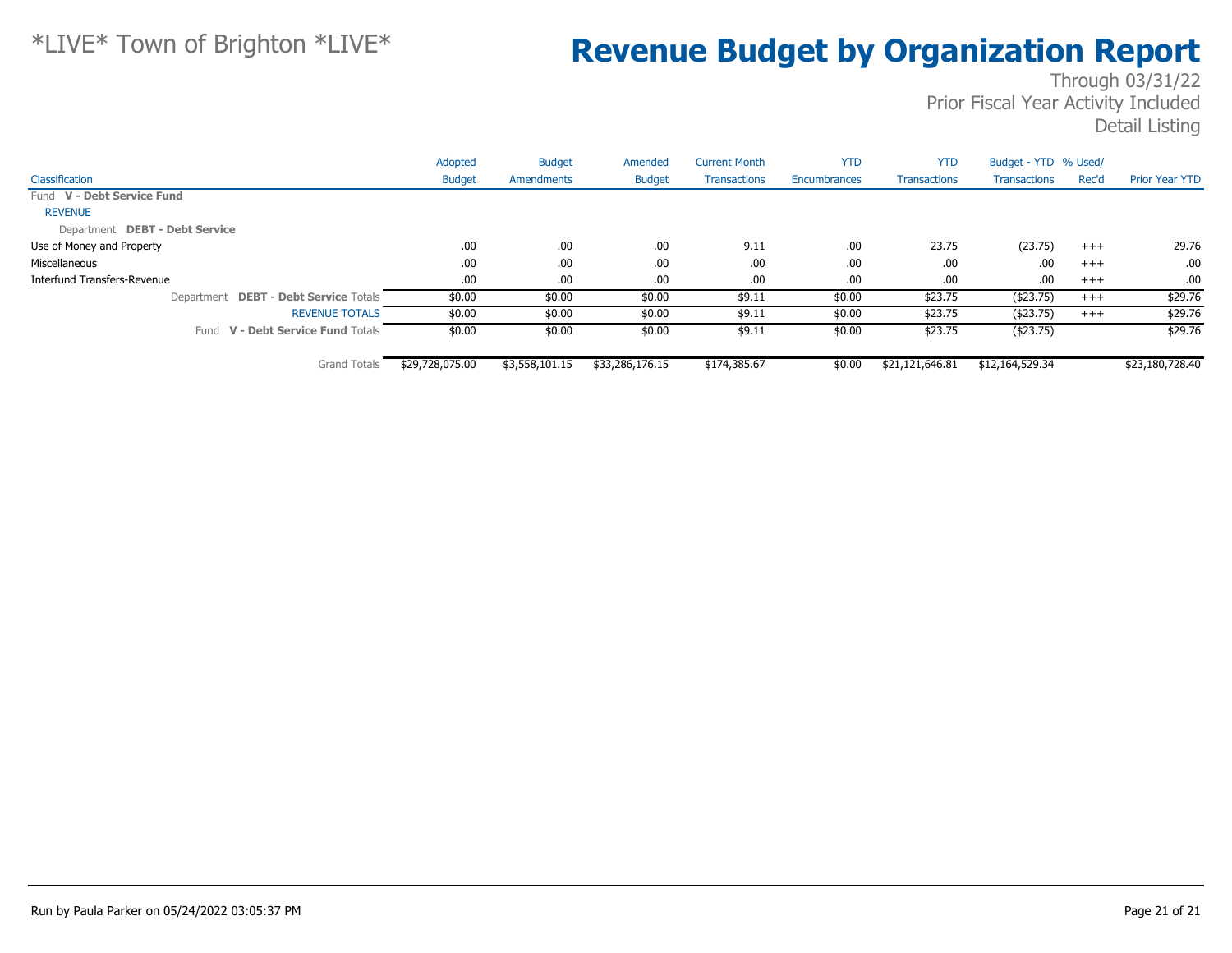# Revenue Budget by Organization Report

Through 03/31/22
Prior Fiscal Year Activity Included
Detail Listing

| Classification | Adopted Budget | Budget Amendments | Amended Budget | Current Month Transactions | YTD Encumbrances | YTD Transactions | Budget - YTD Transactions | % Used/ Rec'd | Prior Year YTD |
|---|---|---|---|---|---|---|---|---|---|
| Fund **V - Debt Service Fund** | | | | | | | | | |
| REVENUE | | | | | | | | | |
| Department **DEBT - Debt Service** | | | | | | | | | |
| Use of Money and Property | .00 | .00 | .00 | 9.11 | .00 | 23.75 | (23.75) | +++ | 29.76 |
| Miscellaneous | .00 | .00 | .00 | .00 | .00 | .00 | .00 | +++ | .00 |
| Interfund Transfers-Revenue | .00 | .00 | .00 | .00 | .00 | .00 | .00 | +++ | .00 |
| Department **DEBT - Debt Service** Totals | $0.00 | $0.00 | $0.00 | $9.11 | $0.00 | $23.75 | ($23.75) | +++ | $29.76 |
| REVENUE TOTALS | $0.00 | $0.00 | $0.00 | $9.11 | $0.00 | $23.75 | ($23.75) | +++ | $29.76 |
| Fund **V - Debt Service Fund** Totals | $0.00 | $0.00 | $0.00 | $9.11 | $0.00 | $23.75 | ($23.75) | | $29.76 |
| Grand Totals | $29,728,075.00 | $3,558,101.15 | $33,286,176.15 | $174,385.67 | $0.00 | $21,121,646.81 | $12,164,529.34 | | $23,180,728.40 |

Run by Paula Parker on 05/24/2022 03:05:37 PM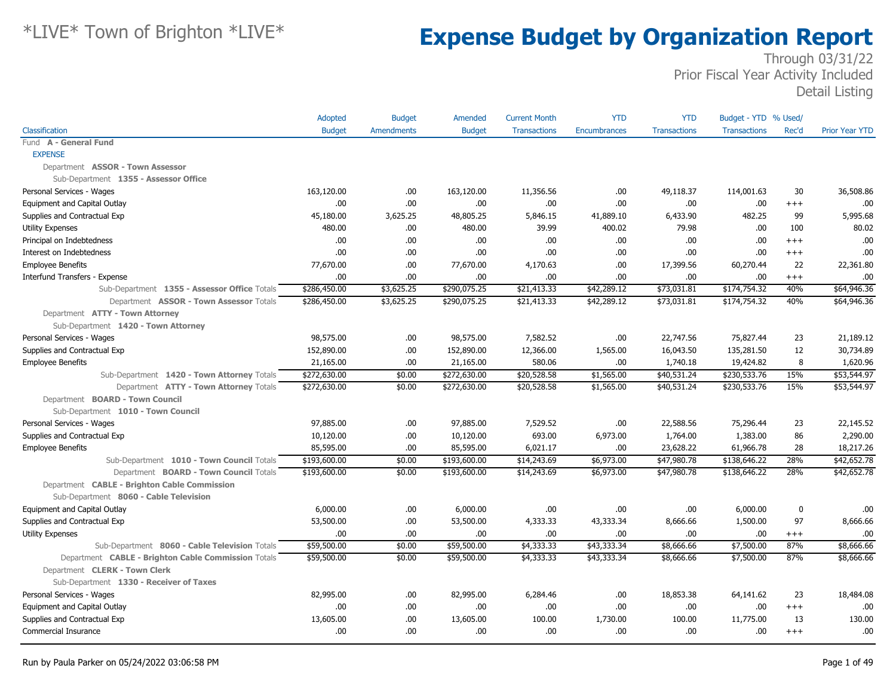# *LIVE* Town of Brighton *LIVE*

# Expense Budget by Organization Report

Through 03/31/22
Prior Fiscal Year Activity Included
Detail Listing

| Classification | Adopted Budget | Budget Amendments | Amended Budget | Current Month Transactions | YTD Encumbrances | YTD Transactions | Budget - YTD Transactions | % Used/ Rec'd | Prior Year YTD |
|---|---|---|---|---|---|---|---|---|---|
| Fund **A - General Fund** | | | | | | | | | |
| EXPENSE | | | | | | | | | |
| Department **ASSOR - Town Assessor** | | | | | | | | | |
| Sub-Department **1355 - Assessor Office** | | | | | | | | | |
| Personal Services - Wages | 163,120.00 | .00 | 163,120.00 | 11,356.56 | .00 | 49,118.37 | 114,001.63 | 30 | 36,508.86 |
| Equipment and Capital Outlay | .00 | .00 | .00 | .00 | .00 | .00 | .00 | +++ | .00 |
| Supplies and Contractual Exp | 45,180.00 | 3,625.25 | 48,805.25 | 5,846.15 | 41,889.10 | 6,433.90 | 482.25 | 99 | 5,995.68 |
| Utility Expenses | 480.00 | .00 | 480.00 | 39.99 | 400.02 | 79.98 | .00 | 100 | 80.02 |
| Principal on Indebtedness | .00 | .00 | .00 | .00 | .00 | .00 | .00 | +++ | .00 |
| Interest on Indebtedness | .00 | .00 | .00 | .00 | .00 | .00 | .00 | +++ | .00 |
| Employee Benefits | 77,670.00 | .00 | 77,670.00 | 4,170.63 | .00 | 17,399.56 | 60,270.44 | 22 | 22,361.80 |
| Interfund Transfers - Expense | .00 | .00 | .00 | .00 | .00 | .00 | .00 | +++ | .00 |
| Sub-Department **1355 - Assessor Office** Totals | $286,450.00 | $3,625.25 | $290,075.25 | $21,413.33 | $42,289.12 | $73,031.81 | $174,754.32 | 40% | $64,946.36 |
| Department **ASSOR - Town Assessor** Totals | $286,450.00 | $3,625.25 | $290,075.25 | $21,413.33 | $42,289.12 | $73,031.81 | $174,754.32 | 40% | $64,946.36 |
| Department **ATTY - Town Attorney** | | | | | | | | | |
| Sub-Department **1420 - Town Attorney** | | | | | | | | | |
| Personal Services - Wages | 98,575.00 | .00 | 98,575.00 | 7,582.52 | .00 | 22,747.56 | 75,827.44 | 23 | 21,189.12 |
| Supplies and Contractual Exp | 152,890.00 | .00 | 152,890.00 | 12,366.00 | 1,565.00 | 16,043.50 | 135,281.50 | 12 | 30,734.89 |
| Employee Benefits | 21,165.00 | .00 | 21,165.00 | 580.06 | .00 | 1,740.18 | 19,424.82 | 8 | 1,620.96 |
| Sub-Department **1420 - Town Attorney** Totals | $272,630.00 | $0.00 | $272,630.00 | $20,528.58 | $1,565.00 | $40,531.24 | $230,533.76 | 15% | $53,544.97 |
| Department **ATTY - Town Attorney** Totals | $272,630.00 | $0.00 | $272,630.00 | $20,528.58 | $1,565.00 | $40,531.24 | $230,533.76 | 15% | $53,544.97 |
| Department **BOARD - Town Council** | | | | | | | | | |
| Sub-Department **1010 - Town Council** | | | | | | | | | |
| Personal Services - Wages | 97,885.00 | .00 | 97,885.00 | 7,529.52 | .00 | 22,588.56 | 75,296.44 | 23 | 22,145.52 |
| Supplies and Contractual Exp | 10,120.00 | .00 | 10,120.00 | 693.00 | 6,973.00 | 1,764.00 | 1,383.00 | 86 | 2,290.00 |
| Employee Benefits | 85,595.00 | .00 | 85,595.00 | 6,021.17 | .00 | 23,628.22 | 61,966.78 | 28 | 18,217.26 |
| Sub-Department **1010 - Town Council** Totals | $193,600.00 | $0.00 | $193,600.00 | $14,243.69 | $6,973.00 | $47,980.78 | $138,646.22 | 28% | $42,652.78 |
| Department **BOARD - Town Council** Totals | $193,600.00 | $0.00 | $193,600.00 | $14,243.69 | $6,973.00 | $47,980.78 | $138,646.22 | 28% | $42,652.78 |
| Department **CABLE - Brighton Cable Commission** | | | | | | | | | |
| Sub-Department **8060 - Cable Television** | | | | | | | | | |
| Equipment and Capital Outlay | 6,000.00 | .00 | 6,000.00 | .00 | .00 | .00 | 6,000.00 | 0 | .00 |
| Supplies and Contractual Exp | 53,500.00 | .00 | 53,500.00 | 4,333.33 | 43,333.34 | 8,666.66 | 1,500.00 | 97 | 8,666.66 |
| Utility Expenses | .00 | .00 | .00 | .00 | .00 | .00 | .00 | +++ | .00 |
| Sub-Department **8060 - Cable Television** Totals | $59,500.00 | $0.00 | $59,500.00 | $4,333.33 | $43,333.34 | $8,666.66 | $7,500.00 | 87% | $8,666.66 |
| Department **CABLE - Brighton Cable Commission** Totals | $59,500.00 | $0.00 | $59,500.00 | $4,333.33 | $43,333.34 | $8,666.66 | $7,500.00 | 87% | $8,666.66 |
| Department **CLERK - Town Clerk** | | | | | | | | | |
| Sub-Department **1330 - Receiver of Taxes** | | | | | | | | | |
| Personal Services - Wages | 82,995.00 | .00 | 82,995.00 | 6,284.46 | .00 | 18,853.38 | 64,141.62 | 23 | 18,484.08 |
| Equipment and Capital Outlay | .00 | .00 | .00 | .00 | .00 | .00 | .00 | +++ | .00 |
| Supplies and Contractual Exp | 13,605.00 | .00 | 13,605.00 | 100.00 | 1,730.00 | 100.00 | 11,775.00 | 13 | 130.00 |
| Commercial Insurance | .00 | .00 | .00 | .00 | .00 | .00 | .00 | +++ | .00 |

Run by Paula Parker on 05/24/2022 03:06:58 PM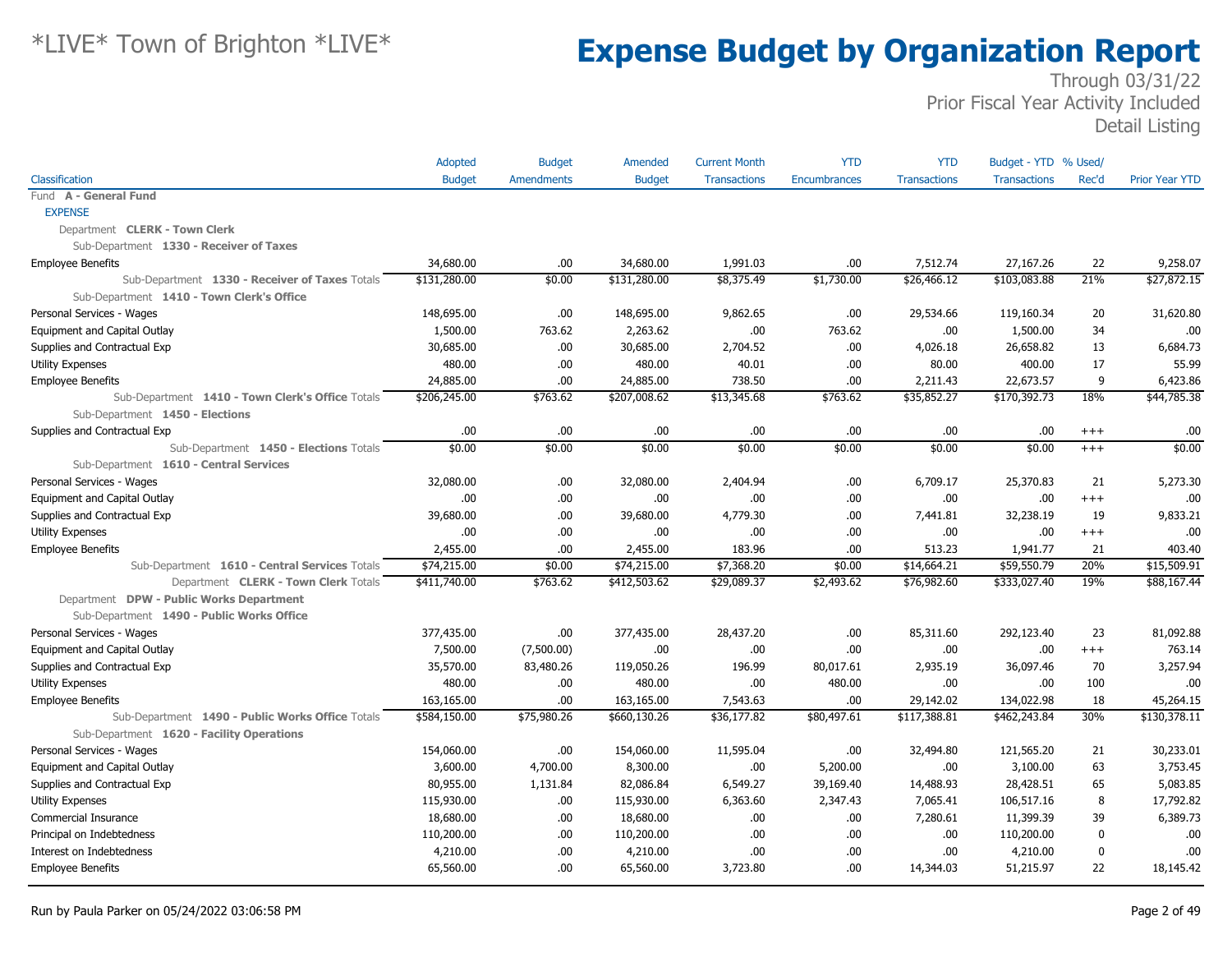# Expense Budget by Organization Report

*LIVE* Town of Brighton *LIVE*

Through 03/31/22
Prior Fiscal Year Activity Included
Detail Listing

| Classification | Adopted Budget | Budget Amendments | Amended Budget | Current Month Transactions | YTD Encumbrances | YTD Transactions | Budget - YTD Transactions | % Used/ Rec'd | Prior Year YTD |
|---|---|---|---|---|---|---|---|---|---|
| Fund **A - General Fund** | | | | | | | | | |
| EXPENSE | | | | | | | | | |
| Department **CLERK - Town Clerk** | | | | | | | | | |
| Sub-Department **1330 - Receiver of Taxes** | | | | | | | | | |
| Employee Benefits | 34,680.00 | .00 | 34,680.00 | 1,991.03 | .00 | 7,512.74 | 27,167.26 | 22 | 9,258.07 |
| Sub-Department **1330 - Receiver of Taxes** Totals | $131,280.00 | $0.00 | $131,280.00 | $8,375.49 | $1,730.00 | $26,466.12 | $103,083.88 | 21% | $27,872.15 |
| Sub-Department **1410 - Town Clerk's Office** | | | | | | | | | |
| Personal Services - Wages | 148,695.00 | .00 | 148,695.00 | 9,862.65 | .00 | 29,534.66 | 119,160.34 | 20 | 31,620.80 |
| Equipment and Capital Outlay | 1,500.00 | 763.62 | 2,263.62 | .00 | 763.62 | .00 | 1,500.00 | 34 | .00 |
| Supplies and Contractual Exp | 30,685.00 | .00 | 30,685.00 | 2,704.52 | .00 | 4,026.18 | 26,658.82 | 13 | 6,684.73 |
| Utility Expenses | 480.00 | .00 | 480.00 | 40.01 | .00 | 80.00 | 400.00 | 17 | 55.99 |
| Employee Benefits | 24,885.00 | .00 | 24,885.00 | 738.50 | .00 | 2,211.43 | 22,673.57 | 9 | 6,423.86 |
| Sub-Department **1410 - Town Clerk's Office** Totals | $206,245.00 | $763.62 | $207,008.62 | $13,345.68 | $763.62 | $35,852.27 | $170,392.73 | 18% | $44,785.38 |
| Sub-Department **1450 - Elections** | | | | | | | | | |
| Supplies and Contractual Exp | .00 | .00 | .00 | .00 | .00 | .00 | .00 | +++ | .00 |
| Sub-Department **1450 - Elections** Totals | $0.00 | $0.00 | $0.00 | $0.00 | $0.00 | $0.00 | $0.00 | +++ | $0.00 |
| Sub-Department **1610 - Central Services** | | | | | | | | | |
| Personal Services - Wages | 32,080.00 | .00 | 32,080.00 | 2,404.94 | .00 | 6,709.17 | 25,370.83 | 21 | 5,273.30 |
| Equipment and Capital Outlay | .00 | .00 | .00 | .00 | .00 | .00 | .00 | +++ | .00 |
| Supplies and Contractual Exp | 39,680.00 | .00 | 39,680.00 | 4,779.30 | .00 | 7,441.81 | 32,238.19 | 19 | 9,833.21 |
| Utility Expenses | .00 | .00 | .00 | .00 | .00 | .00 | .00 | +++ | .00 |
| Employee Benefits | 2,455.00 | .00 | 2,455.00 | 183.96 | .00 | 513.23 | 1,941.77 | 21 | 403.40 |
| Sub-Department **1610 - Central Services** Totals | $74,215.00 | $0.00 | $74,215.00 | $7,368.20 | $0.00 | $14,664.21 | $59,550.79 | 20% | $15,509.91 |
| Department **CLERK - Town Clerk** Totals | $411,740.00 | $763.62 | $412,503.62 | $29,089.37 | $2,493.62 | $76,982.60 | $333,027.40 | 19% | $88,167.44 |
| Department **DPW - Public Works Department** | | | | | | | | | |
| Sub-Department **1490 - Public Works Office** | | | | | | | | | |
| Personal Services - Wages | 377,435.00 | .00 | 377,435.00 | 28,437.20 | .00 | 85,311.60 | 292,123.40 | 23 | 81,092.88 |
| Equipment and Capital Outlay | 7,500.00 | (7,500.00) | .00 | .00 | .00 | .00 | .00 | +++ | 763.14 |
| Supplies and Contractual Exp | 35,570.00 | 83,480.26 | 119,050.26 | 196.99 | 80,017.61 | 2,935.19 | 36,097.46 | 70 | 3,257.94 |
| Utility Expenses | 480.00 | .00 | 480.00 | .00 | 480.00 | .00 | .00 | 100 | .00 |
| Employee Benefits | 163,165.00 | .00 | 163,165.00 | 7,543.63 | .00 | 29,142.02 | 134,022.98 | 18 | 45,264.15 |
| Sub-Department **1490 - Public Works Office** Totals | $584,150.00 | $75,980.26 | $660,130.26 | $36,177.82 | $80,497.61 | $117,388.81 | $462,243.84 | 30% | $130,378.11 |
| Sub-Department **1620 - Facility Operations** | | | | | | | | | |
| Personal Services - Wages | 154,060.00 | .00 | 154,060.00 | 11,595.04 | .00 | 32,494.80 | 121,565.20 | 21 | 30,233.01 |
| Equipment and Capital Outlay | 3,600.00 | 4,700.00 | 8,300.00 | .00 | 5,200.00 | .00 | 3,100.00 | 63 | 3,753.45 |
| Supplies and Contractual Exp | 80,955.00 | 1,131.84 | 82,086.84 | 6,549.27 | 39,169.40 | 14,488.93 | 28,428.51 | 65 | 5,083.85 |
| Utility Expenses | 115,930.00 | .00 | 115,930.00 | 6,363.60 | 2,347.43 | 7,065.41 | 106,517.16 | 8 | 17,792.82 |
| Commercial Insurance | 18,680.00 | .00 | 18,680.00 | .00 | .00 | 7,280.61 | 11,399.39 | 39 | 6,389.73 |
| Principal on Indebtedness | 110,200.00 | .00 | 110,200.00 | .00 | .00 | .00 | 110,200.00 | 0 | .00 |
| Interest on Indebtedness | 4,210.00 | .00 | 4,210.00 | .00 | .00 | .00 | 4,210.00 | 0 | .00 |
| Employee Benefits | 65,560.00 | .00 | 65,560.00 | 3,723.80 | .00 | 14,344.03 | 51,215.97 | 22 | 18,145.42 |

Run by Paula Parker on 05/24/2022 03:06:58 PM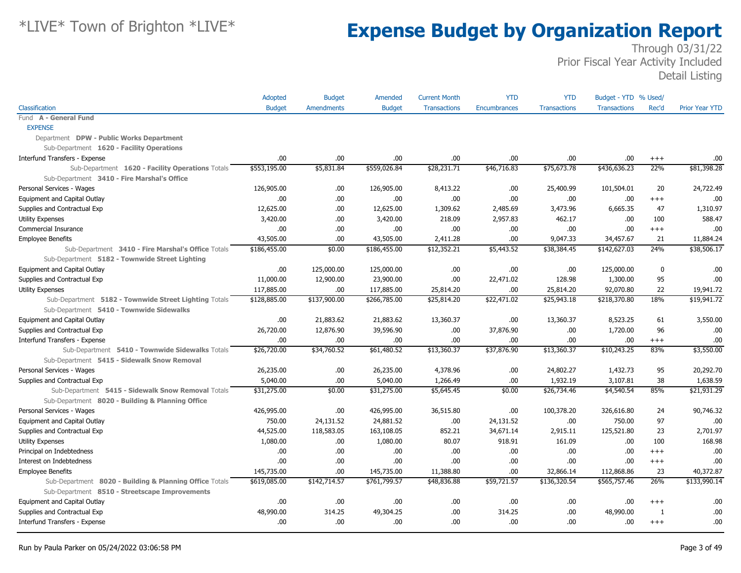# Expense Budget by Organization Report

*LIVE* Town of Brighton *LIVE*

Through 03/31/22
Prior Fiscal Year Activity Included
Detail Listing

| Classification | Adopted Budget | Budget Amendments | Amended Budget | Current Month Transactions | YTD Encumbrances | YTD Transactions | Budget - YTD Transactions | % Used/ Rec'd | Prior Year YTD |
|---|---|---|---|---|---|---|---|---|---|
| Fund **A - General Fund** | | | | | | | | | |
| EXPENSE | | | | | | | | | |
| Department **DPW - Public Works Department** | | | | | | | | | |
| Sub-Department **1620 - Facility Operations** | | | | | | | | | |
| Interfund Transfers - Expense | .00 | .00 | .00 | .00 | .00 | .00 | .00 | +++ | .00 |
| Sub-Department **1620 - Facility Operations** Totals | $553,195.00 | $5,831.84 | $559,026.84 | $28,231.71 | $46,716.83 | $75,673.78 | $436,636.23 | 22% | $81,398.28 |
| Sub-Department **3410 - Fire Marshal's Office** | | | | | | | | | |
| Personal Services - Wages | 126,905.00 | .00 | 126,905.00 | 8,413.22 | .00 | 25,400.99 | 101,504.01 | 20 | 24,722.49 |
| Equipment and Capital Outlay | .00 | .00 | .00 | .00 | .00 | .00 | .00 | +++ | .00 |
| Supplies and Contractual Exp | 12,625.00 | .00 | 12,625.00 | 1,309.62 | 2,485.69 | 3,473.96 | 6,665.35 | 47 | 1,310.97 |
| Utility Expenses | 3,420.00 | .00 | 3,420.00 | 218.09 | 2,957.83 | 462.17 | .00 | 100 | 588.47 |
| Commercial Insurance | .00 | .00 | .00 | .00 | .00 | .00 | .00 | +++ | .00 |
| Employee Benefits | 43,505.00 | .00 | 43,505.00 | 2,411.28 | .00 | 9,047.33 | 34,457.67 | 21 | 11,884.24 |
| Sub-Department **3410 - Fire Marshal's Office** Totals | $186,455.00 | $0.00 | $186,455.00 | $12,352.21 | $5,443.52 | $38,384.45 | $142,627.03 | 24% | $38,506.17 |
| Sub-Department **5182 - Townwide Street Lighting** | | | | | | | | | |
| Equipment and Capital Outlay | .00 | 125,000.00 | 125,000.00 | .00 | .00 | .00 | 125,000.00 | 0 | .00 |
| Supplies and Contractual Exp | 11,000.00 | 12,900.00 | 23,900.00 | .00 | 22,471.02 | 128.98 | 1,300.00 | 95 | .00 |
| Utility Expenses | 117,885.00 | .00 | 117,885.00 | 25,814.20 | .00 | 25,814.20 | 92,070.80 | 22 | 19,941.72 |
| Sub-Department **5182 - Townwide Street Lighting** Totals | $128,885.00 | $137,900.00 | $266,785.00 | $25,814.20 | $22,471.02 | $25,943.18 | $218,370.80 | 18% | $19,941.72 |
| Sub-Department **5410 - Townwide Sidewalks** | | | | | | | | | |
| Equipment and Capital Outlay | .00 | 21,883.62 | 21,883.62 | 13,360.37 | .00 | 13,360.37 | 8,523.25 | 61 | 3,550.00 |
| Supplies and Contractual Exp | 26,720.00 | 12,876.90 | 39,596.90 | .00 | 37,876.90 | .00 | 1,720.00 | 96 | .00 |
| Interfund Transfers - Expense | .00 | .00 | .00 | .00 | .00 | .00 | .00 | +++ | .00 |
| Sub-Department **5410 - Townwide Sidewalks** Totals | $26,720.00 | $34,760.52 | $61,480.52 | $13,360.37 | $37,876.90 | $13,360.37 | $10,243.25 | 83% | $3,550.00 |
| Sub-Department **5415 - Sidewalk Snow Removal** | | | | | | | | | |
| Personal Services - Wages | 26,235.00 | .00 | 26,235.00 | 4,378.96 | .00 | 24,802.27 | 1,432.73 | 95 | 20,292.70 |
| Supplies and Contractual Exp | 5,040.00 | .00 | 5,040.00 | 1,266.49 | .00 | 1,932.19 | 3,107.81 | 38 | 1,638.59 |
| Sub-Department **5415 - Sidewalk Snow Removal** Totals | $31,275.00 | $0.00 | $31,275.00 | $5,645.45 | $0.00 | $26,734.46 | $4,540.54 | 85% | $21,931.29 |
| Sub-Department **8020 - Building & Planning Office** | | | | | | | | | |
| Personal Services - Wages | 426,995.00 | .00 | 426,995.00 | 36,515.80 | .00 | 100,378.20 | 326,616.80 | 24 | 90,746.32 |
| Equipment and Capital Outlay | 750.00 | 24,131.52 | 24,881.52 | .00 | 24,131.52 | .00 | 750.00 | 97 | .00 |
| Supplies and Contractual Exp | 44,525.00 | 118,583.05 | 163,108.05 | 852.21 | 34,671.14 | 2,915.11 | 125,521.80 | 23 | 2,701.97 |
| Utility Expenses | 1,080.00 | .00 | 1,080.00 | 80.07 | 918.91 | 161.09 | .00 | 100 | 168.98 |
| Principal on Indebtedness | .00 | .00 | .00 | .00 | .00 | .00 | .00 | +++ | .00 |
| Interest on Indebtedness | .00 | .00 | .00 | .00 | .00 | .00 | .00 | +++ | .00 |
| Employee Benefits | 145,735.00 | .00 | 145,735.00 | 11,388.80 | .00 | 32,866.14 | 112,868.86 | 23 | 40,372.87 |
| Sub-Department **8020 - Building & Planning Office** Totals | $619,085.00 | $142,714.57 | $761,799.57 | $48,836.88 | $59,721.57 | $136,320.54 | $565,757.46 | 26% | $133,990.14 |
| Sub-Department **8510 - Streetscape Improvements** | | | | | | | | | |
| Equipment and Capital Outlay | .00 | .00 | .00 | .00 | .00 | .00 | .00 | +++ | .00 |
| Supplies and Contractual Exp | 48,990.00 | 314.25 | 49,304.25 | .00 | 314.25 | .00 | 48,990.00 | 1 | .00 |
| Interfund Transfers - Expense | .00 | .00 | .00 | .00 | .00 | .00 | .00 | +++ | .00 |

Run by Paula Parker on 05/24/2022 03:06:58 PM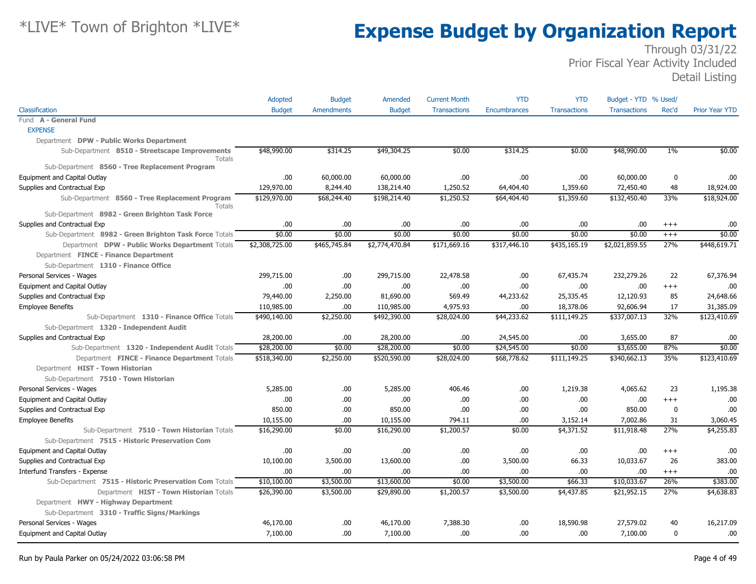# *LIVE* Town of Brighton *LIVE*

# Expense Budget by Organization Report

Through 03/31/22
Prior Fiscal Year Activity Included
Detail Listing

| Classification | Adopted Budget | Budget Amendments | Amended Budget | Current Month Transactions | YTD Encumbrances | YTD Transactions | Budget - YTD Transactions | % Used/ Rec'd | Prior Year YTD |
|---|---|---|---|---|---|---|---|---|---|
| Fund **A - General Fund** | | | | | | | | | |
| EXPENSE | | | | | | | | | |
| Department **DPW - Public Works Department** | | | | | | | | | |
| Sub-Department **8510 - Streetscape Improvements** Totals | $48,990.00 | $314.25 | $49,304.25 | $0.00 | $314.25 | $0.00 | $48,990.00 | 1% | $0.00 |
| Sub-Department **8560 - Tree Replacement Program** | | | | | | | | | |
| Equipment and Capital Outlay | .00 | 60,000.00 | 60,000.00 | .00 | .00 | .00 | 60,000.00 | 0 | .00 |
| Supplies and Contractual Exp | 129,970.00 | 8,244.40 | 138,214.40 | 1,250.52 | 64,404.40 | 1,359.60 | 72,450.40 | 48 | 18,924.00 |
| Sub-Department **8560 - Tree Replacement Program** Totals | $129,970.00 | $68,244.40 | $198,214.40 | $1,250.52 | $64,404.40 | $1,359.60 | $132,450.40 | 33% | $18,924.00 |
| Sub-Department **8982 - Green Brighton Task Force** | | | | | | | | | |
| Supplies and Contractual Exp | .00 | .00 | .00 | .00 | .00 | .00 | .00 | +++ | .00 |
| Sub-Department **8982 - Green Brighton Task Force** Totals | $0.00 | $0.00 | $0.00 | $0.00 | $0.00 | $0.00 | $0.00 | +++ | $0.00 |
| Department **DPW - Public Works Department** Totals | $2,308,725.00 | $465,745.84 | $2,774,470.84 | $171,669.16 | $317,446.10 | $435,165.19 | $2,021,859.55 | 27% | $448,619.71 |
| Department **FINCE - Finance Department** | | | | | | | | | |
| Sub-Department **1310 - Finance Office** | | | | | | | | | |
| Personal Services - Wages | 299,715.00 | .00 | 299,715.00 | 22,478.58 | .00 | 67,435.74 | 232,279.26 | 22 | 67,376.94 |
| Equipment and Capital Outlay | .00 | .00 | .00 | .00 | .00 | .00 | .00 | +++ | .00 |
| Supplies and Contractual Exp | 79,440.00 | 2,250.00 | 81,690.00 | 569.49 | 44,233.62 | 25,335.45 | 12,120.93 | 85 | 24,648.66 |
| Employee Benefits | 110,985.00 | .00 | 110,985.00 | 4,975.93 | .00 | 18,378.06 | 92,606.94 | 17 | 31,385.09 |
| Sub-Department **1310 - Finance Office** Totals | $490,140.00 | $2,250.00 | $492,390.00 | $28,024.00 | $44,233.62 | $111,149.25 | $337,007.13 | 32% | $123,410.69 |
| Sub-Department **1320 - Independent Audit** | | | | | | | | | |
| Supplies and Contractual Exp | 28,200.00 | .00 | 28,200.00 | .00 | 24,545.00 | .00 | 3,655.00 | 87 | .00 |
| Sub-Department **1320 - Independent Audit** Totals | $28,200.00 | $0.00 | $28,200.00 | $0.00 | $24,545.00 | $0.00 | $3,655.00 | 87% | $0.00 |
| Department **FINCE - Finance Department** Totals | $518,340.00 | $2,250.00 | $520,590.00 | $28,024.00 | $68,778.62 | $111,149.25 | $340,662.13 | 35% | $123,410.69 |
| Department **HIST - Town Historian** | | | | | | | | | |
| Sub-Department **7510 - Town Historian** | | | | | | | | | |
| Personal Services - Wages | 5,285.00 | .00 | 5,285.00 | 406.46 | .00 | 1,219.38 | 4,065.62 | 23 | 1,195.38 |
| Equipment and Capital Outlay | .00 | .00 | .00 | .00 | .00 | .00 | .00 | +++ | .00 |
| Supplies and Contractual Exp | 850.00 | .00 | 850.00 | .00 | .00 | .00 | 850.00 | 0 | .00 |
| Employee Benefits | 10,155.00 | .00 | 10,155.00 | 794.11 | .00 | 3,152.14 | 7,002.86 | 31 | 3,060.45 |
| Sub-Department **7510 - Town Historian** Totals | $16,290.00 | $0.00 | $16,290.00 | $1,200.57 | $0.00 | $4,371.52 | $11,918.48 | 27% | $4,255.83 |
| Sub-Department **7515 - Historic Preservation Com** | | | | | | | | | |
| Equipment and Capital Outlay | .00 | .00 | .00 | .00 | .00 | .00 | .00 | +++ | .00 |
| Supplies and Contractual Exp | 10,100.00 | 3,500.00 | 13,600.00 | .00 | 3,500.00 | 66.33 | 10,033.67 | 26 | 383.00 |
| Interfund Transfers - Expense | .00 | .00 | .00 | .00 | .00 | .00 | .00 | +++ | .00 |
| Sub-Department **7515 - Historic Preservation Com** Totals | $10,100.00 | $3,500.00 | $13,600.00 | $0.00 | $3,500.00 | $66.33 | $10,033.67 | 26% | $383.00 |
| Department **HIST - Town Historian** Totals | $26,390.00 | $3,500.00 | $29,890.00 | $1,200.57 | $3,500.00 | $4,437.85 | $21,952.15 | 27% | $4,638.83 |
| Department **HWY - Highway Department** | | | | | | | | | |
| Sub-Department **3310 - Traffic Signs/Markings** | | | | | | | | | |
| Personal Services - Wages | 46,170.00 | .00 | 46,170.00 | 7,388.30 | .00 | 18,590.98 | 27,579.02 | 40 | 16,217.09 |
| Equipment and Capital Outlay | 7,100.00 | .00 | 7,100.00 | .00 | .00 | .00 | 7,100.00 | 0 | .00 |

Run by Paula Parker on 05/24/2022 03:06:58 PM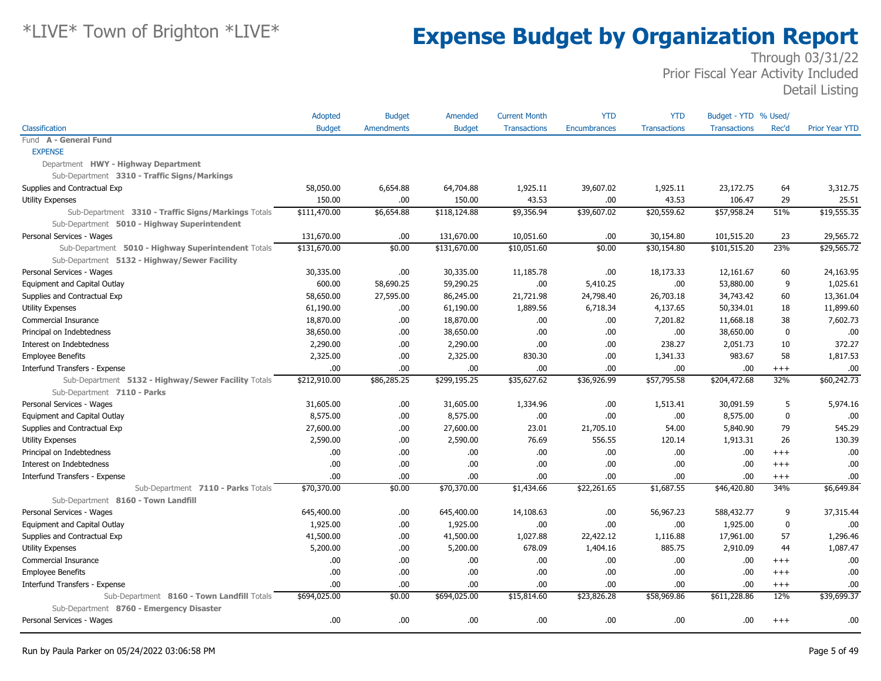# *LIVE* Town of Brighton *LIVE*

# Expense Budget by Organization Report

Through 03/31/22
Prior Fiscal Year Activity Included
Detail Listing

| Classification | Adopted Budget | Budget Amendments | Amended Budget | Current Month Transactions | YTD Encumbrances | YTD Transactions | Budget - YTD Transactions | % Used/ Rec'd | Prior Year YTD |
|---|---|---|---|---|---|---|---|---|---|
| Fund **A - General Fund** | | | | | | | | | |
| EXPENSE | | | | | | | | | |
| Department **HWY - Highway Department** | | | | | | | | | |
| Sub-Department **3310 - Traffic Signs/Markings** | | | | | | | | | |
| Supplies and Contractual Exp | 58,050.00 | 6,654.88 | 64,704.88 | 1,925.11 | 39,607.02 | 1,925.11 | 23,172.75 | 64 | 3,312.75 |
| Utility Expenses | 150.00 | .00 | 150.00 | 43.53 | .00 | 43.53 | 106.47 | 29 | 25.51 |
| Sub-Department **3310 - Traffic Signs/Markings** Totals | $111,470.00 | $6,654.88 | $118,124.88 | $9,356.94 | $39,607.02 | $20,559.62 | $57,958.24 | 51% | $19,555.35 |
| Sub-Department **5010 - Highway Superintendent** | | | | | | | | | |
| Personal Services - Wages | 131,670.00 | .00 | 131,670.00 | 10,051.60 | .00 | 30,154.80 | 101,515.20 | 23 | 29,565.72 |
| Sub-Department **5010 - Highway Superintendent** Totals | $131,670.00 | $0.00 | $131,670.00 | $10,051.60 | $0.00 | $30,154.80 | $101,515.20 | 23% | $29,565.72 |
| Sub-Department **5132 - Highway/Sewer Facility** | | | | | | | | | |
| Personal Services - Wages | 30,335.00 | .00 | 30,335.00 | 11,185.78 | .00 | 18,173.33 | 12,161.67 | 60 | 24,163.95 |
| Equipment and Capital Outlay | 600.00 | 58,690.25 | 59,290.25 | .00 | 5,410.25 | .00 | 53,880.00 | 9 | 1,025.61 |
| Supplies and Contractual Exp | 58,650.00 | 27,595.00 | 86,245.00 | 21,721.98 | 24,798.40 | 26,703.18 | 34,743.42 | 60 | 13,361.04 |
| Utility Expenses | 61,190.00 | .00 | 61,190.00 | 1,889.56 | 6,718.34 | 4,137.65 | 50,334.01 | 18 | 11,899.60 |
| Commercial Insurance | 18,870.00 | .00 | 18,870.00 | .00 | .00 | 7,201.82 | 11,668.18 | 38 | 7,602.73 |
| Principal on Indebtedness | 38,650.00 | .00 | 38,650.00 | .00 | .00 | .00 | 38,650.00 | 0 | .00 |
| Interest on Indebtedness | 2,290.00 | .00 | 2,290.00 | .00 | .00 | 238.27 | 2,051.73 | 10 | 372.27 |
| Employee Benefits | 2,325.00 | .00 | 2,325.00 | 830.30 | .00 | 1,341.33 | 983.67 | 58 | 1,817.53 |
| Interfund Transfers - Expense | .00 | .00 | .00 | .00 | .00 | .00 | .00 | +++ | .00 |
| Sub-Department **5132 - Highway/Sewer Facility** Totals | $212,910.00 | $86,285.25 | $299,195.25 | $35,627.62 | $36,926.99 | $57,795.58 | $204,472.68 | 32% | $60,242.73 |
| Sub-Department **7110 - Parks** | | | | | | | | | |
| Personal Services - Wages | 31,605.00 | .00 | 31,605.00 | 1,334.96 | .00 | 1,513.41 | 30,091.59 | 5 | 5,974.16 |
| Equipment and Capital Outlay | 8,575.00 | .00 | 8,575.00 | .00 | .00 | .00 | 8,575.00 | 0 | .00 |
| Supplies and Contractual Exp | 27,600.00 | .00 | 27,600.00 | 23.01 | 21,705.10 | 54.00 | 5,840.90 | 79 | 545.29 |
| Utility Expenses | 2,590.00 | .00 | 2,590.00 | 76.69 | 556.55 | 120.14 | 1,913.31 | 26 | 130.39 |
| Principal on Indebtedness | .00 | .00 | .00 | .00 | .00 | .00 | .00 | +++ | .00 |
| Interest on Indebtedness | .00 | .00 | .00 | .00 | .00 | .00 | .00 | +++ | .00 |
| Interfund Transfers - Expense | .00 | .00 | .00 | .00 | .00 | .00 | .00 | +++ | .00 |
| Sub-Department **7110 - Parks** Totals | $70,370.00 | $0.00 | $70,370.00 | $1,434.66 | $22,261.65 | $1,687.55 | $46,420.80 | 34% | $6,649.84 |
| Sub-Department **8160 - Town Landfill** | | | | | | | | | |
| Personal Services - Wages | 645,400.00 | .00 | 645,400.00 | 14,108.63 | .00 | 56,967.23 | 588,432.77 | 9 | 37,315.44 |
| Equipment and Capital Outlay | 1,925.00 | .00 | 1,925.00 | .00 | .00 | .00 | 1,925.00 | 0 | .00 |
| Supplies and Contractual Exp | 41,500.00 | .00 | 41,500.00 | 1,027.88 | 22,422.12 | 1,116.88 | 17,961.00 | 57 | 1,296.46 |
| Utility Expenses | 5,200.00 | .00 | 5,200.00 | 678.09 | 1,404.16 | 885.75 | 2,910.09 | 44 | 1,087.47 |
| Commercial Insurance | .00 | .00 | .00 | .00 | .00 | .00 | .00 | +++ | .00 |
| Employee Benefits | .00 | .00 | .00 | .00 | .00 | .00 | .00 | +++ | .00 |
| Interfund Transfers - Expense | .00 | .00 | .00 | .00 | .00 | .00 | .00 | +++ | .00 |
| Sub-Department **8160 - Town Landfill** Totals | $694,025.00 | $0.00 | $694,025.00 | $15,814.60 | $23,826.28 | $58,969.86 | $611,228.86 | 12% | $39,699.37 |
| Sub-Department **8760 - Emergency Disaster** | | | | | | | | | |
| Personal Services - Wages | .00 | .00 | .00 | .00 | .00 | .00 | .00 | +++ | .00 |

Run by Paula Parker on 05/24/2022 03:06:58 PM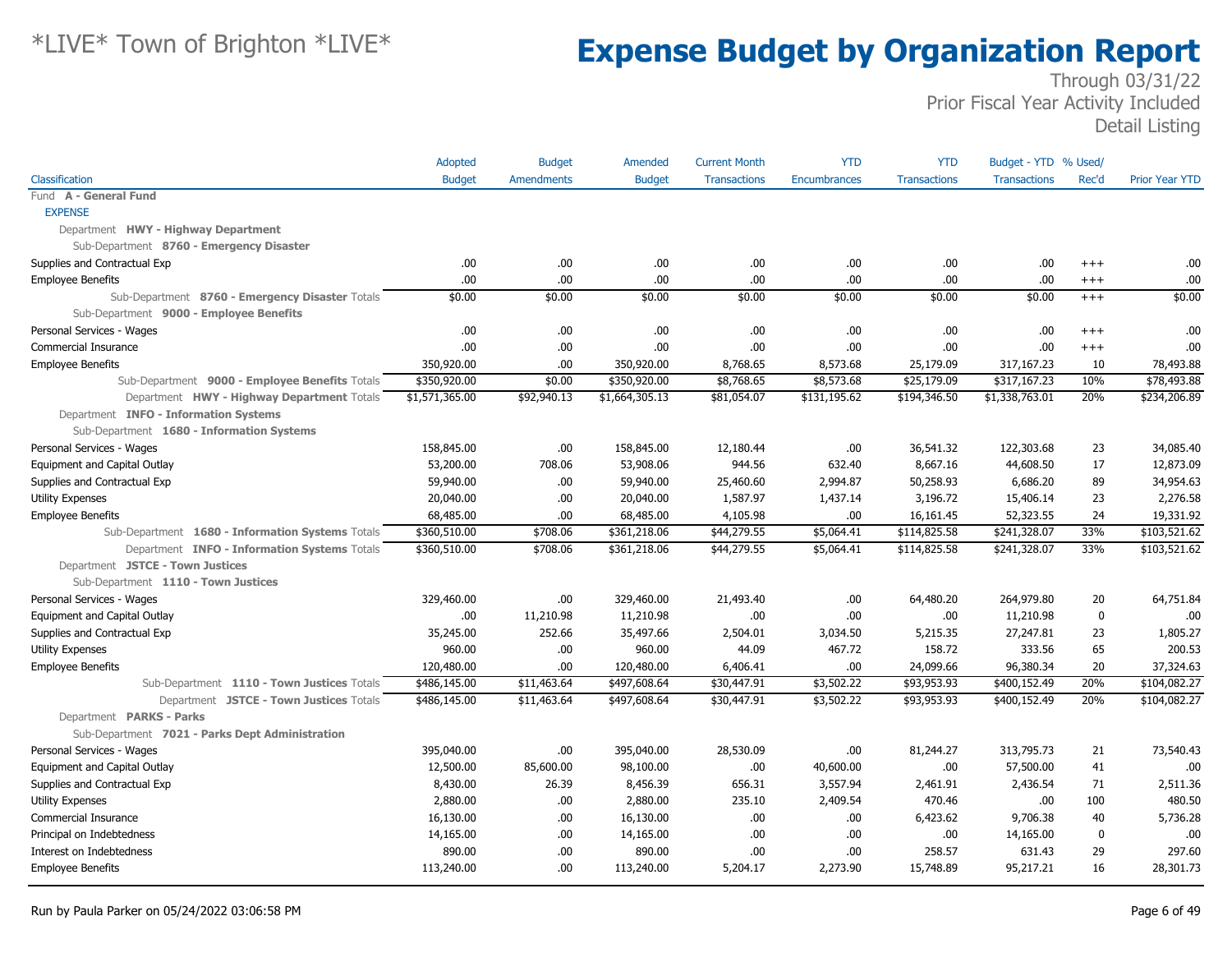# Expense Budget by Organization Report

Through 03/31/22
Prior Fiscal Year Activity Included
Detail Listing

| Classification | Adopted Budget | Budget Amendments | Amended Budget | Current Month Transactions | YTD Encumbrances | YTD Transactions | Budget - YTD Transactions | % Used/ Rec'd | Prior Year YTD |
|---|---|---|---|---|---|---|---|---|---|
| Fund **A - General Fund** | | | | | | | | | |
| EXPENSE | | | | | | | | | |
| Department **HWY - Highway Department** | | | | | | | | | |
| Sub-Department **8760 - Emergency Disaster** | | | | | | | | | |
| Supplies and Contractual Exp | .00 | .00 | .00 | .00 | .00 | .00 | .00 | +++ | .00 |
| Employee Benefits | .00 | .00 | .00 | .00 | .00 | .00 | .00 | +++ | .00 |
| Sub-Department **8760 - Emergency Disaster** Totals | $0.00 | $0.00 | $0.00 | $0.00 | $0.00 | $0.00 | $0.00 | +++ | $0.00 |
| Sub-Department **9000 - Employee Benefits** | | | | | | | | | |
| Personal Services - Wages | .00 | .00 | .00 | .00 | .00 | .00 | .00 | +++ | .00 |
| Commercial Insurance | .00 | .00 | .00 | .00 | .00 | .00 | .00 | +++ | .00 |
| Employee Benefits | 350,920.00 | .00 | 350,920.00 | 8,768.65 | 8,573.68 | 25,179.09 | 317,167.23 | 10 | 78,493.88 |
| Sub-Department **9000 - Employee Benefits** Totals | $350,920.00 | $0.00 | $350,920.00 | $8,768.65 | $8,573.68 | $25,179.09 | $317,167.23 | 10% | $78,493.88 |
| Department **HWY - Highway Department** Totals | $1,571,365.00 | $92,940.13 | $1,664,305.13 | $81,054.07 | $131,195.62 | $194,346.50 | $1,338,763.01 | 20% | $234,206.89 |
| Department **INFO - Information Systems** | | | | | | | | | |
| Sub-Department **1680 - Information Systems** | | | | | | | | | |
| Personal Services - Wages | 158,845.00 | .00 | 158,845.00 | 12,180.44 | .00 | 36,541.32 | 122,303.68 | 23 | 34,085.40 |
| Equipment and Capital Outlay | 53,200.00 | 708.06 | 53,908.06 | 944.56 | 632.40 | 8,667.16 | 44,608.50 | 17 | 12,873.09 |
| Supplies and Contractual Exp | 59,940.00 | .00 | 59,940.00 | 25,460.60 | 2,994.87 | 50,258.93 | 6,686.20 | 89 | 34,954.63 |
| Utility Expenses | 20,040.00 | .00 | 20,040.00 | 1,587.97 | 1,437.14 | 3,196.72 | 15,406.14 | 23 | 2,276.58 |
| Employee Benefits | 68,485.00 | .00 | 68,485.00 | 4,105.98 | .00 | 16,161.45 | 52,323.55 | 24 | 19,331.92 |
| Sub-Department **1680 - Information Systems** Totals | $360,510.00 | $708.06 | $361,218.06 | $44,279.55 | $5,064.41 | $114,825.58 | $241,328.07 | 33% | $103,521.62 |
| Department **INFO - Information Systems** Totals | $360,510.00 | $708.06 | $361,218.06 | $44,279.55 | $5,064.41 | $114,825.58 | $241,328.07 | 33% | $103,521.62 |
| Department **JSTCE - Town Justices** | | | | | | | | | |
| Sub-Department **1110 - Town Justices** | | | | | | | | | |
| Personal Services - Wages | 329,460.00 | .00 | 329,460.00 | 21,493.40 | .00 | 64,480.20 | 264,979.80 | 20 | 64,751.84 |
| Equipment and Capital Outlay | .00 | 11,210.98 | 11,210.98 | .00 | .00 | .00 | 11,210.98 | 0 | .00 |
| Supplies and Contractual Exp | 35,245.00 | 252.66 | 35,497.66 | 2,504.01 | 3,034.50 | 5,215.35 | 27,247.81 | 23 | 1,805.27 |
| Utility Expenses | 960.00 | .00 | 960.00 | 44.09 | 467.72 | 158.72 | 333.56 | 65 | 200.53 |
| Employee Benefits | 120,480.00 | .00 | 120,480.00 | 6,406.41 | .00 | 24,099.66 | 96,380.34 | 20 | 37,324.63 |
| Sub-Department **1110 - Town Justices** Totals | $486,145.00 | $11,463.64 | $497,608.64 | $30,447.91 | $3,502.22 | $93,953.93 | $400,152.49 | 20% | $104,082.27 |
| Department **JSTCE - Town Justices** Totals | $486,145.00 | $11,463.64 | $497,608.64 | $30,447.91 | $3,502.22 | $93,953.93 | $400,152.49 | 20% | $104,082.27 |
| Department **PARKS - Parks** | | | | | | | | | |
| Sub-Department **7021 - Parks Dept Administration** | | | | | | | | | |
| Personal Services - Wages | 395,040.00 | .00 | 395,040.00 | 28,530.09 | .00 | 81,244.27 | 313,795.73 | 21 | 73,540.43 |
| Equipment and Capital Outlay | 12,500.00 | 85,600.00 | 98,100.00 | .00 | 40,600.00 | .00 | 57,500.00 | 41 | .00 |
| Supplies and Contractual Exp | 8,430.00 | 26.39 | 8,456.39 | 656.31 | 3,557.94 | 2,461.91 | 2,436.54 | 71 | 2,511.36 |
| Utility Expenses | 2,880.00 | .00 | 2,880.00 | 235.10 | 2,409.54 | 470.46 | .00 | 100 | 480.50 |
| Commercial Insurance | 16,130.00 | .00 | 16,130.00 | .00 | .00 | 6,423.62 | 9,706.38 | 40 | 5,736.28 |
| Principal on Indebtedness | 14,165.00 | .00 | 14,165.00 | .00 | .00 | .00 | 14,165.00 | 0 | .00 |
| Interest on Indebtedness | 890.00 | .00 | 890.00 | .00 | .00 | 258.57 | 631.43 | 29 | 297.60 |
| Employee Benefits | 113,240.00 | .00 | 113,240.00 | 5,204.17 | 2,273.90 | 15,748.89 | 95,217.21 | 16 | 28,301.73 |

Run by Paula Parker on 05/24/2022 03:06:58 PM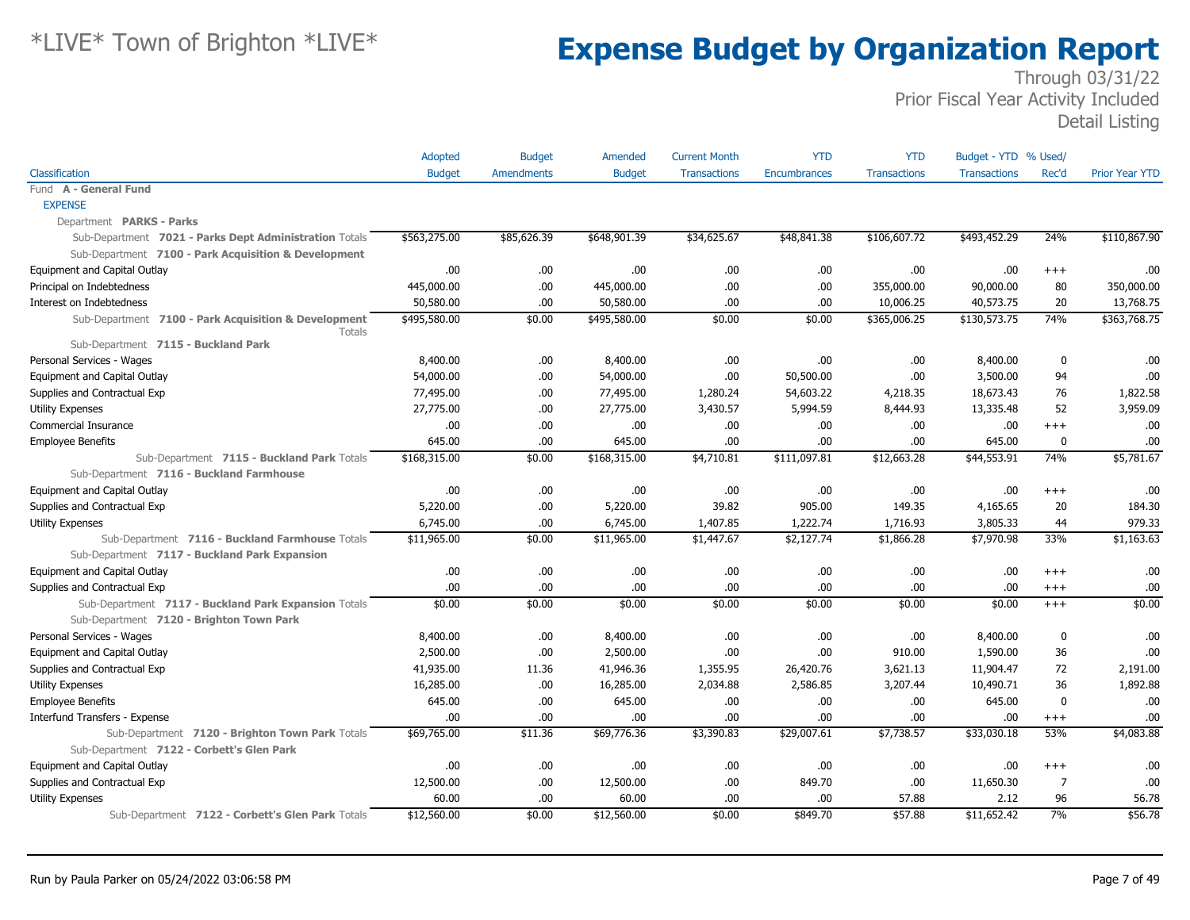# *LIVE* Town of Brighton *LIVE*

# Expense Budget by Organization Report

Through 03/31/22
Prior Fiscal Year Activity Included
Detail Listing

| Classification | Adopted Budget | Budget Amendments | Amended Budget | Current Month Transactions | YTD Encumbrances | YTD Transactions | Budget - YTD Transactions | % Used/ Rec'd | Prior Year YTD |
|---|---|---|---|---|---|---|---|---|---|
| Fund **A - General Fund** | | | | | | | | | |
| EXPENSE | | | | | | | | | |
| Department **PARKS - Parks** | | | | | | | | | |
| Sub-Department **7021 - Parks Dept Administration** Totals | $563,275.00 | $85,626.39 | $648,901.39 | $34,625.67 | $48,841.38 | $106,607.72 | $493,452.29 | 24% | $110,867.90 |
| Sub-Department **7100 - Park Acquisition & Development** | | | | | | | | | |
| Equipment and Capital Outlay | .00 | .00 | .00 | .00 | .00 | .00 | .00 | +++ | .00 |
| Principal on Indebtedness | 445,000.00 | .00 | 445,000.00 | .00 | .00 | 355,000.00 | 90,000.00 | 80 | 350,000.00 |
| Interest on Indebtedness | 50,580.00 | .00 | 50,580.00 | .00 | .00 | 10,006.25 | 40,573.75 | 20 | 13,768.75 |
| Sub-Department **7100 - Park Acquisition & Development** Totals | $495,580.00 | $0.00 | $495,580.00 | $0.00 | $0.00 | $365,006.25 | $130,573.75 | 74% | $363,768.75 |
| Sub-Department **7115 - Buckland Park** | | | | | | | | | |
| Personal Services - Wages | 8,400.00 | .00 | 8,400.00 | .00 | .00 | .00 | 8,400.00 | 0 | .00 |
| Equipment and Capital Outlay | 54,000.00 | .00 | 54,000.00 | .00 | 50,500.00 | .00 | 3,500.00 | 94 | .00 |
| Supplies and Contractual Exp | 77,495.00 | .00 | 77,495.00 | 1,280.24 | 54,603.22 | 4,218.35 | 18,673.43 | 76 | 1,822.58 |
| Utility Expenses | 27,775.00 | .00 | 27,775.00 | 3,430.57 | 5,994.59 | 8,444.93 | 13,335.48 | 52 | 3,959.09 |
| Commercial Insurance | .00 | .00 | .00 | .00 | .00 | .00 | .00 | +++ | .00 |
| Employee Benefits | 645.00 | .00 | 645.00 | .00 | .00 | .00 | 645.00 | 0 | .00 |
| Sub-Department **7115 - Buckland Park** Totals | $168,315.00 | $0.00 | $168,315.00 | $4,710.81 | $111,097.81 | $12,663.28 | $44,553.91 | 74% | $5,781.67 |
| Sub-Department **7116 - Buckland Farmhouse** | | | | | | | | | |
| Equipment and Capital Outlay | .00 | .00 | .00 | .00 | .00 | .00 | .00 | +++ | .00 |
| Supplies and Contractual Exp | 5,220.00 | .00 | 5,220.00 | 39.82 | 905.00 | 149.35 | 4,165.65 | 20 | 184.30 |
| Utility Expenses | 6,745.00 | .00 | 6,745.00 | 1,407.85 | 1,222.74 | 1,716.93 | 3,805.33 | 44 | 979.33 |
| Sub-Department **7116 - Buckland Farmhouse** Totals | $11,965.00 | $0.00 | $11,965.00 | $1,447.67 | $2,127.74 | $1,866.28 | $7,970.98 | 33% | $1,163.63 |
| Sub-Department **7117 - Buckland Park Expansion** | | | | | | | | | |
| Equipment and Capital Outlay | .00 | .00 | .00 | .00 | .00 | .00 | .00 | +++ | .00 |
| Supplies and Contractual Exp | .00 | .00 | .00 | .00 | .00 | .00 | .00 | +++ | .00 |
| Sub-Department **7117 - Buckland Park Expansion** Totals | $0.00 | $0.00 | $0.00 | $0.00 | $0.00 | $0.00 | $0.00 | +++ | $0.00 |
| Sub-Department **7120 - Brighton Town Park** | | | | | | | | | |
| Personal Services - Wages | 8,400.00 | .00 | 8,400.00 | .00 | .00 | .00 | 8,400.00 | 0 | .00 |
| Equipment and Capital Outlay | 2,500.00 | .00 | 2,500.00 | .00 | .00 | 910.00 | 1,590.00 | 36 | .00 |
| Supplies and Contractual Exp | 41,935.00 | 11.36 | 41,946.36 | 1,355.95 | 26,420.76 | 3,621.13 | 11,904.47 | 72 | 2,191.00 |
| Utility Expenses | 16,285.00 | .00 | 16,285.00 | 2,034.88 | 2,586.85 | 3,207.44 | 10,490.71 | 36 | 1,892.88 |
| Employee Benefits | 645.00 | .00 | 645.00 | .00 | .00 | .00 | 645.00 | 0 | .00 |
| Interfund Transfers - Expense | .00 | .00 | .00 | .00 | .00 | .00 | .00 | +++ | .00 |
| Sub-Department **7120 - Brighton Town Park** Totals | $69,765.00 | $11.36 | $69,776.36 | $3,390.83 | $29,007.61 | $7,738.57 | $33,030.18 | 53% | $4,083.88 |
| Sub-Department **7122 - Corbett's Glen Park** | | | | | | | | | |
| Equipment and Capital Outlay | .00 | .00 | .00 | .00 | .00 | .00 | .00 | +++ | .00 |
| Supplies and Contractual Exp | 12,500.00 | .00 | 12,500.00 | .00 | 849.70 | .00 | 11,650.30 | 7 | .00 |
| Utility Expenses | 60.00 | .00 | 60.00 | .00 | .00 | 57.88 | 2.12 | 96 | 56.78 |
| Sub-Department **7122 - Corbett's Glen Park** Totals | $12,560.00 | $0.00 | $12,560.00 | $0.00 | $849.70 | $57.88 | $11,652.42 | 7% | $56.78 |

Run by Paula Parker on 05/24/2022 03:06:58 PM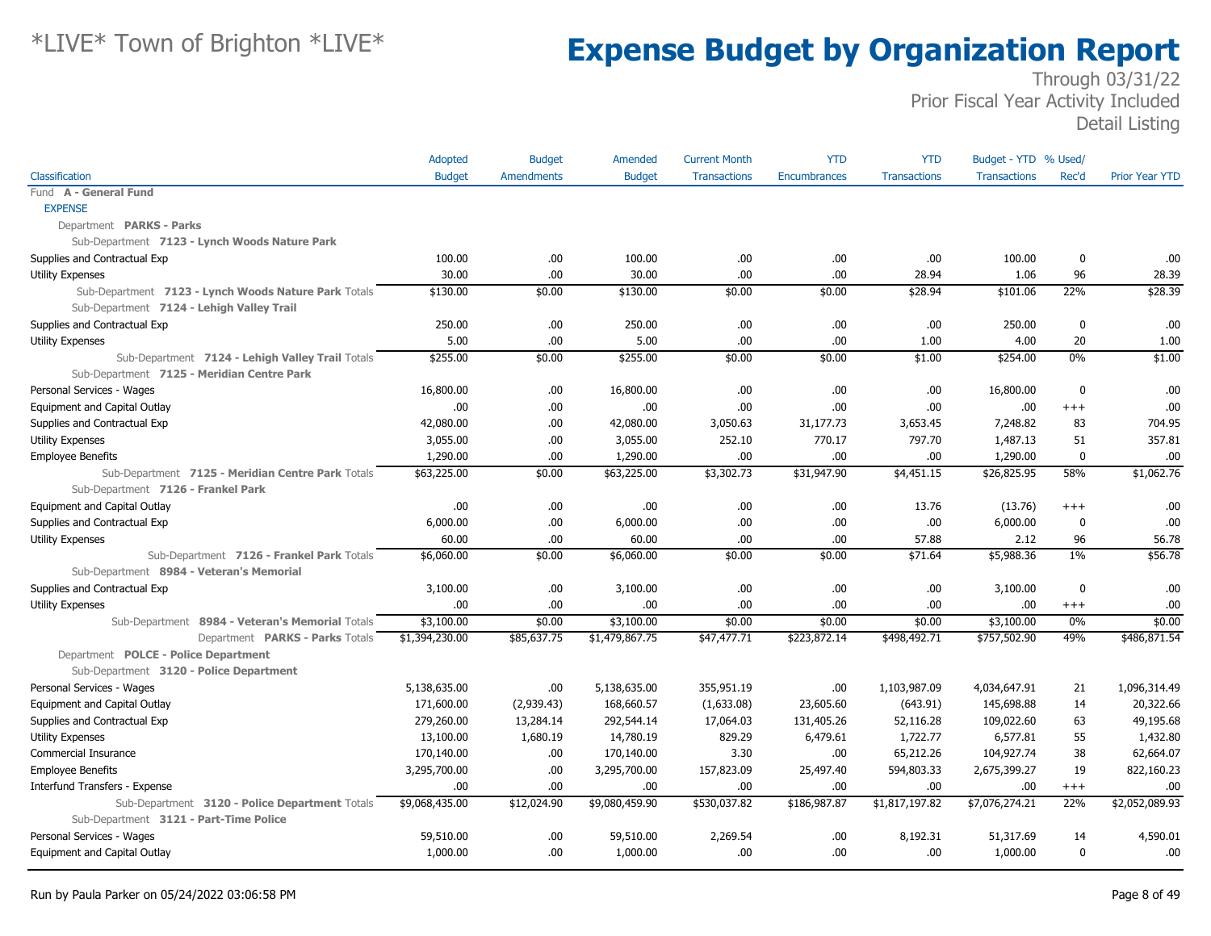# *LIVE* Town of Brighton *LIVE*

# Expense Budget by Organization Report

Through 03/31/22
Prior Fiscal Year Activity Included
Detail Listing

| Classification | Adopted Budget | Budget Amendments | Amended Budget | Current Month Transactions | YTD Encumbrances | YTD Transactions | Budget - YTD Transactions | % Used/ Rec'd | Prior Year YTD |
|---|---|---|---|---|---|---|---|---|---|
| Fund **A - General Fund** | | | | | | | | | |
| EXPENSE | | | | | | | | | |
| Department **PARKS - Parks** | | | | | | | | | |
| Sub-Department **7123 - Lynch Woods Nature Park** | | | | | | | | | |
| Supplies and Contractual Exp | 100.00 | .00 | 100.00 | .00 | .00 | .00 | 100.00 | 0 | .00 |
| Utility Expenses | 30.00 | .00 | 30.00 | .00 | .00 | 28.94 | 1.06 | 96 | 28.39 |
| Sub-Department **7123 - Lynch Woods Nature Park** Totals | $130.00 | $0.00 | $130.00 | $0.00 | $0.00 | $28.94 | $101.06 | 22% | $28.39 |
| Sub-Department **7124 - Lehigh Valley Trail** | | | | | | | | | |
| Supplies and Contractual Exp | 250.00 | .00 | 250.00 | .00 | .00 | .00 | 250.00 | 0 | .00 |
| Utility Expenses | 5.00 | .00 | 5.00 | .00 | .00 | 1.00 | 4.00 | 20 | 1.00 |
| Sub-Department **7124 - Lehigh Valley Trail** Totals | $255.00 | $0.00 | $255.00 | $0.00 | $0.00 | $1.00 | $254.00 | 0% | $1.00 |
| Sub-Department **7125 - Meridian Centre Park** | | | | | | | | | |
| Personal Services - Wages | 16,800.00 | .00 | 16,800.00 | .00 | .00 | .00 | 16,800.00 | 0 | .00 |
| Equipment and Capital Outlay | .00 | .00 | .00 | .00 | .00 | .00 | .00 | +++ | .00 |
| Supplies and Contractual Exp | 42,080.00 | .00 | 42,080.00 | 3,050.63 | 31,177.73 | 3,653.45 | 7,248.82 | 83 | 704.95 |
| Utility Expenses | 3,055.00 | .00 | 3,055.00 | 252.10 | 770.17 | 797.70 | 1,487.13 | 51 | 357.81 |
| Employee Benefits | 1,290.00 | .00 | 1,290.00 | .00 | .00 | .00 | 1,290.00 | 0 | .00 |
| Sub-Department **7125 - Meridian Centre Park** Totals | $63,225.00 | $0.00 | $63,225.00 | $3,302.73 | $31,947.90 | $4,451.15 | $26,825.95 | 58% | $1,062.76 |
| Sub-Department **7126 - Frankel Park** | | | | | | | | | |
| Equipment and Capital Outlay | .00 | .00 | .00 | .00 | .00 | 13.76 | (13.76) | +++ | .00 |
| Supplies and Contractual Exp | 6,000.00 | .00 | 6,000.00 | .00 | .00 | .00 | 6,000.00 | 0 | .00 |
| Utility Expenses | 60.00 | .00 | 60.00 | .00 | .00 | 57.88 | 2.12 | 96 | 56.78 |
| Sub-Department **7126 - Frankel Park** Totals | $6,060.00 | $0.00 | $6,060.00 | $0.00 | $0.00 | $71.64 | $5,988.36 | 1% | $56.78 |
| Sub-Department **8984 - Veteran's Memorial** | | | | | | | | | |
| Supplies and Contractual Exp | 3,100.00 | .00 | 3,100.00 | .00 | .00 | .00 | 3,100.00 | 0 | .00 |
| Utility Expenses | .00 | .00 | .00 | .00 | .00 | .00 | .00 | +++ | .00 |
| Sub-Department **8984 - Veteran's Memorial** Totals | $3,100.00 | $0.00 | $3,100.00 | $0.00 | $0.00 | $0.00 | $3,100.00 | 0% | $0.00 |
| Department **PARKS - Parks** Totals | $1,394,230.00 | $85,637.75 | $1,479,867.75 | $47,477.71 | $223,872.14 | $498,492.71 | $757,502.90 | 49% | $486,871.54 |
| Department **POLCE - Police Department** | | | | | | | | | |
| Sub-Department **3120 - Police Department** | | | | | | | | | |
| Personal Services - Wages | 5,138,635.00 | .00 | 5,138,635.00 | 355,951.19 | .00 | 1,103,987.09 | 4,034,647.91 | 21 | 1,096,314.49 |
| Equipment and Capital Outlay | 171,600.00 | (2,939.43) | 168,660.57 | (1,633.08) | 23,605.60 | (643.91) | 145,698.88 | 14 | 20,322.66 |
| Supplies and Contractual Exp | 279,260.00 | 13,284.14 | 292,544.14 | 17,064.03 | 131,405.26 | 52,116.28 | 109,022.60 | 63 | 49,195.68 |
| Utility Expenses | 13,100.00 | 1,680.19 | 14,780.19 | 829.29 | 6,479.61 | 1,722.77 | 6,577.81 | 55 | 1,432.80 |
| Commercial Insurance | 170,140.00 | .00 | 170,140.00 | 3.30 | .00 | 65,212.26 | 104,927.74 | 38 | 62,664.07 |
| Employee Benefits | 3,295,700.00 | .00 | 3,295,700.00 | 157,823.09 | 25,497.40 | 594,803.33 | 2,675,399.27 | 19 | 822,160.23 |
| Interfund Transfers - Expense | .00 | .00 | .00 | .00 | .00 | .00 | .00 | +++ | .00 |
| Sub-Department **3120 - Police Department** Totals | $9,068,435.00 | $12,024.90 | $9,080,459.90 | $530,037.82 | $186,987.87 | $1,817,197.82 | $7,076,274.21 | 22% | $2,052,089.93 |
| Sub-Department **3121 - Part-Time Police** | | | | | | | | | |
| Personal Services - Wages | 59,510.00 | .00 | 59,510.00 | 2,269.54 | .00 | 8,192.31 | 51,317.69 | 14 | 4,590.01 |
| Equipment and Capital Outlay | 1,000.00 | .00 | 1,000.00 | .00 | .00 | .00 | 1,000.00 | 0 | .00 |

Run by Paula Parker on 05/24/2022 03:06:58 PM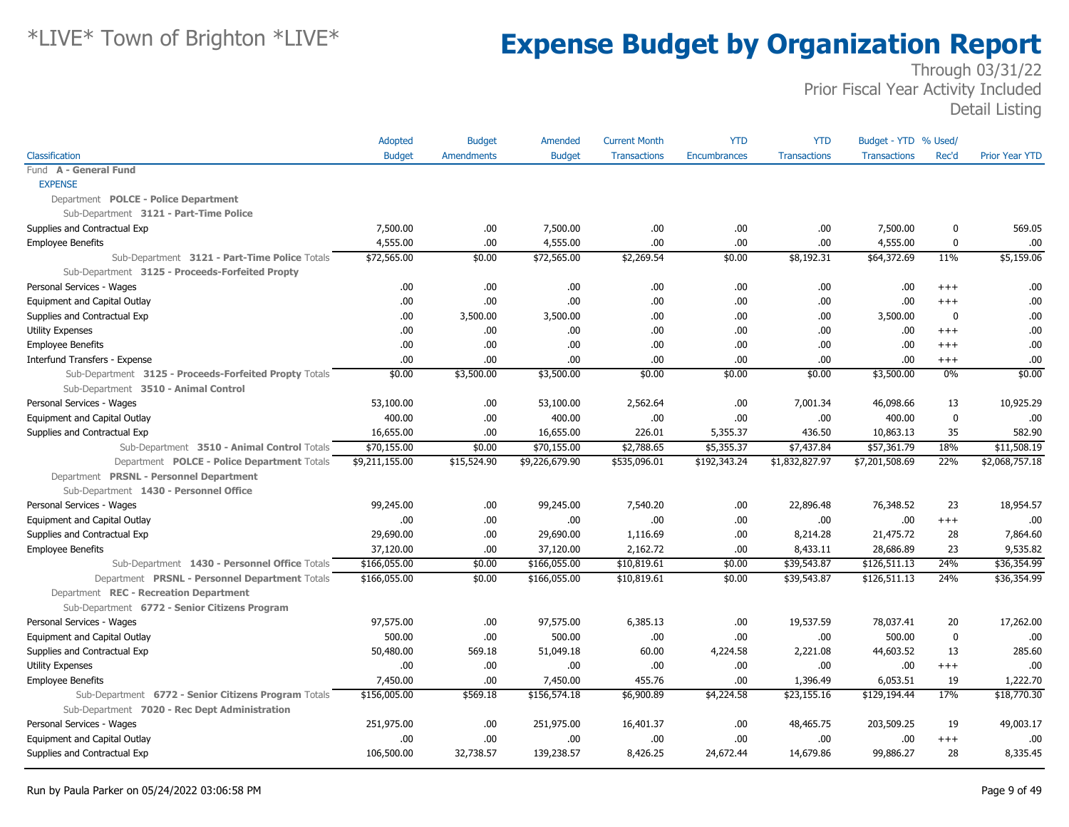# Expense Budget by Organization Report

Through 03/31/22
Prior Fiscal Year Activity Included
Detail Listing

| Classification | Adopted Budget | Budget Amendments | Amended Budget | Current Month Transactions | YTD Encumbrances | YTD Transactions | Budget - YTD Transactions | % Used/ Rec'd | Prior Year YTD |
|---|---|---|---|---|---|---|---|---|---|
| Fund **A - General Fund** | | | | | | | | | |
| EXPENSE | | | | | | | | | |
| Department **POLCE - Police Department** | | | | | | | | | |
| Sub-Department **3121 - Part-Time Police** | | | | | | | | | |
| Supplies and Contractual Exp | 7,500.00 | .00 | 7,500.00 | .00 | .00 | .00 | 7,500.00 | 0 | 569.05 |
| Employee Benefits | 4,555.00 | .00 | 4,555.00 | .00 | .00 | .00 | 4,555.00 | 0 | .00 |
| Sub-Department **3121 - Part-Time Police** Totals | $72,565.00 | $0.00 | $72,565.00 | $2,269.54 | $0.00 | $8,192.31 | $64,372.69 | 11% | $5,159.06 |
| Sub-Department **3125 - Proceeds-Forfeited Propty** | | | | | | | | | |
| Personal Services - Wages | .00 | .00 | .00 | .00 | .00 | .00 | .00 | +++ | .00 |
| Equipment and Capital Outlay | .00 | .00 | .00 | .00 | .00 | .00 | .00 | +++ | .00 |
| Supplies and Contractual Exp | .00 | 3,500.00 | 3,500.00 | .00 | .00 | .00 | 3,500.00 | 0 | .00 |
| Utility Expenses | .00 | .00 | .00 | .00 | .00 | .00 | .00 | +++ | .00 |
| Employee Benefits | .00 | .00 | .00 | .00 | .00 | .00 | .00 | +++ | .00 |
| Interfund Transfers - Expense | .00 | .00 | .00 | .00 | .00 | .00 | .00 | +++ | .00 |
| Sub-Department **3125 - Proceeds-Forfeited Propty** Totals | $0.00 | $3,500.00 | $3,500.00 | $0.00 | $0.00 | $0.00 | $3,500.00 | 0% | $0.00 |
| Sub-Department **3510 - Animal Control** | | | | | | | | | |
| Personal Services - Wages | 53,100.00 | .00 | 53,100.00 | 2,562.64 | .00 | 7,001.34 | 46,098.66 | 13 | 10,925.29 |
| Equipment and Capital Outlay | 400.00 | .00 | 400.00 | .00 | .00 | .00 | 400.00 | 0 | .00 |
| Supplies and Contractual Exp | 16,655.00 | .00 | 16,655.00 | 226.01 | 5,355.37 | 436.50 | 10,863.13 | 35 | 582.90 |
| Sub-Department **3510 - Animal Control** Totals | $70,155.00 | $0.00 | $70,155.00 | $2,788.65 | $5,355.37 | $7,437.84 | $57,361.79 | 18% | $11,508.19 |
| Department **POLCE - Police Department** Totals | $9,211,155.00 | $15,524.90 | $9,226,679.90 | $535,096.01 | $192,343.24 | $1,832,827.97 | $7,201,508.69 | 22% | $2,068,757.18 |
| Department **PRSNL - Personnel Department** | | | | | | | | | |
| Sub-Department **1430 - Personnel Office** | | | | | | | | | |
| Personal Services - Wages | 99,245.00 | .00 | 99,245.00 | 7,540.20 | .00 | 22,896.48 | 76,348.52 | 23 | 18,954.57 |
| Equipment and Capital Outlay | .00 | .00 | .00 | .00 | .00 | .00 | .00 | +++ | .00 |
| Supplies and Contractual Exp | 29,690.00 | .00 | 29,690.00 | 1,116.69 | .00 | 8,214.28 | 21,475.72 | 28 | 7,864.60 |
| Employee Benefits | 37,120.00 | .00 | 37,120.00 | 2,162.72 | .00 | 8,433.11 | 28,686.89 | 23 | 9,535.82 |
| Sub-Department **1430 - Personnel Office** Totals | $166,055.00 | $0.00 | $166,055.00 | $10,819.61 | $0.00 | $39,543.87 | $126,511.13 | 24% | $36,354.99 |
| Department **PRSNL - Personnel Department** Totals | $166,055.00 | $0.00 | $166,055.00 | $10,819.61 | $0.00 | $39,543.87 | $126,511.13 | 24% | $36,354.99 |
| Department **REC - Recreation Department** | | | | | | | | | |
| Sub-Department **6772 - Senior Citizens Program** | | | | | | | | | |
| Personal Services - Wages | 97,575.00 | .00 | 97,575.00 | 6,385.13 | .00 | 19,537.59 | 78,037.41 | 20 | 17,262.00 |
| Equipment and Capital Outlay | 500.00 | .00 | 500.00 | .00 | .00 | .00 | 500.00 | 0 | .00 |
| Supplies and Contractual Exp | 50,480.00 | 569.18 | 51,049.18 | 60.00 | 4,224.58 | 2,221.08 | 44,603.52 | 13 | 285.60 |
| Utility Expenses | .00 | .00 | .00 | .00 | .00 | .00 | .00 | +++ | .00 |
| Employee Benefits | 7,450.00 | .00 | 7,450.00 | 455.76 | .00 | 1,396.49 | 6,053.51 | 19 | 1,222.70 |
| Sub-Department **6772 - Senior Citizens Program** Totals | $156,005.00 | $569.18 | $156,574.18 | $6,900.89 | $4,224.58 | $23,155.16 | $129,194.44 | 17% | $18,770.30 |
| Sub-Department **7020 - Rec Dept Administration** | | | | | | | | | |
| Personal Services - Wages | 251,975.00 | .00 | 251,975.00 | 16,401.37 | .00 | 48,465.75 | 203,509.25 | 19 | 49,003.17 |
| Equipment and Capital Outlay | .00 | .00 | .00 | .00 | .00 | .00 | .00 | +++ | .00 |
| Supplies and Contractual Exp | 106,500.00 | 32,738.57 | 139,238.57 | 8,426.25 | 24,672.44 | 14,679.86 | 99,886.27 | 28 | 8,335.45 |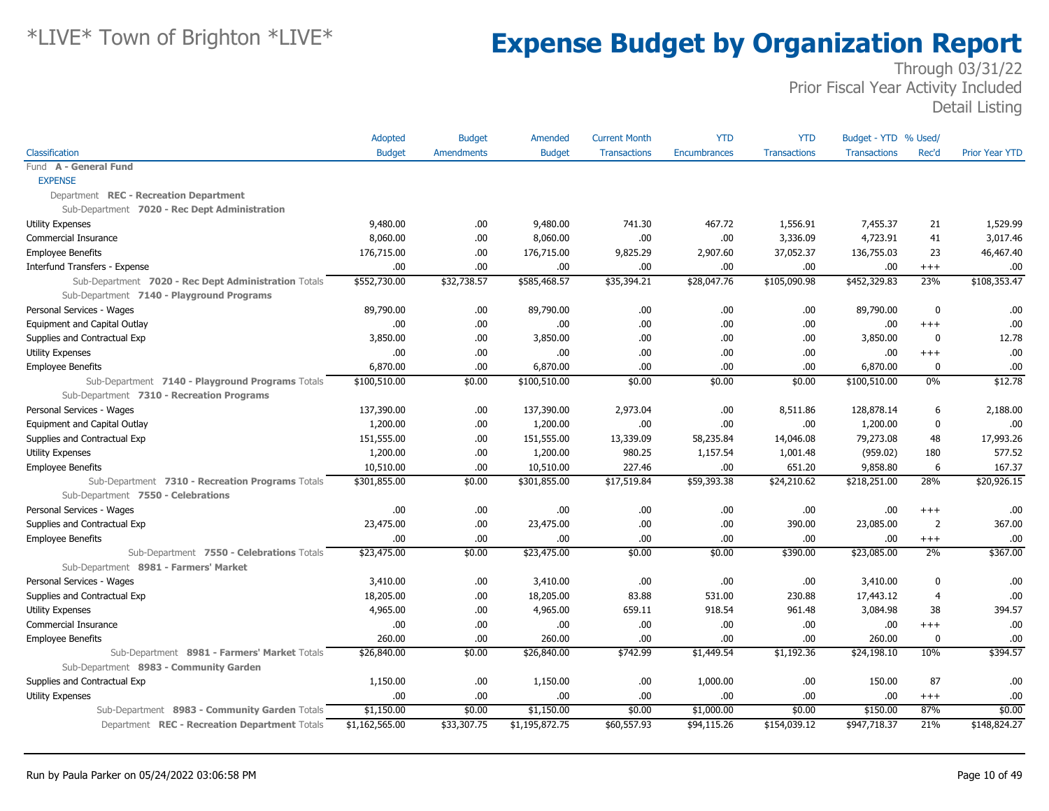# *LIVE* Town of Brighton *LIVE*

# Expense Budget by Organization Report

Through 03/31/22
Prior Fiscal Year Activity Included
Detail Listing

| Classification | Adopted Budget | Budget Amendments | Amended Budget | Current Month Transactions | YTD Encumbrances | YTD Transactions | Budget - YTD Transactions | % Used/ Rec'd | Prior Year YTD |
|---|---|---|---|---|---|---|---|---|---|
| Fund **A - General Fund** | | | | | | | | | |
| EXPENSE | | | | | | | | | |
| Department **REC - Recreation Department** | | | | | | | | | |
| Sub-Department **7020 - Rec Dept Administration** | | | | | | | | | |
| Utility Expenses | 9,480.00 | .00 | 9,480.00 | 741.30 | 467.72 | 1,556.91 | 7,455.37 | 21 | 1,529.99 |
| Commercial Insurance | 8,060.00 | .00 | 8,060.00 | .00 | .00 | 3,336.09 | 4,723.91 | 41 | 3,017.46 |
| Employee Benefits | 176,715.00 | .00 | 176,715.00 | 9,825.29 | 2,907.60 | 37,052.37 | 136,755.03 | 23 | 46,467.40 |
| Interfund Transfers - Expense | .00 | .00 | .00 | .00 | .00 | .00 | .00 | +++ | .00 |
| Sub-Department **7020 - Rec Dept Administration** Totals | $552,730.00 | $32,738.57 | $585,468.57 | $35,394.21 | $28,047.76 | $105,090.98 | $452,329.83 | 23% | $108,353.47 |
| Sub-Department **7140 - Playground Programs** | | | | | | | | | |
| Personal Services - Wages | 89,790.00 | .00 | 89,790.00 | .00 | .00 | .00 | 89,790.00 | 0 | .00 |
| Equipment and Capital Outlay | .00 | .00 | .00 | .00 | .00 | .00 | .00 | +++ | .00 |
| Supplies and Contractual Exp | 3,850.00 | .00 | 3,850.00 | .00 | .00 | .00 | 3,850.00 | 0 | 12.78 |
| Utility Expenses | .00 | .00 | .00 | .00 | .00 | .00 | .00 | +++ | .00 |
| Employee Benefits | 6,870.00 | .00 | 6,870.00 | .00 | .00 | .00 | 6,870.00 | 0 | .00 |
| Sub-Department **7140 - Playground Programs** Totals | $100,510.00 | $0.00 | $100,510.00 | $0.00 | $0.00 | $0.00 | $100,510.00 | 0% | $12.78 |
| Sub-Department **7310 - Recreation Programs** | | | | | | | | | |
| Personal Services - Wages | 137,390.00 | .00 | 137,390.00 | 2,973.04 | .00 | 8,511.86 | 128,878.14 | 6 | 2,188.00 |
| Equipment and Capital Outlay | 1,200.00 | .00 | 1,200.00 | .00 | .00 | .00 | 1,200.00 | 0 | .00 |
| Supplies and Contractual Exp | 151,555.00 | .00 | 151,555.00 | 13,339.09 | 58,235.84 | 14,046.08 | 79,273.08 | 48 | 17,993.26 |
| Utility Expenses | 1,200.00 | .00 | 1,200.00 | 980.25 | 1,157.54 | 1,001.48 | (959.02) | 180 | 577.52 |
| Employee Benefits | 10,510.00 | .00 | 10,510.00 | 227.46 | .00 | 651.20 | 9,858.80 | 6 | 167.37 |
| Sub-Department **7310 - Recreation Programs** Totals | $301,855.00 | $0.00 | $301,855.00 | $17,519.84 | $59,393.38 | $24,210.62 | $218,251.00 | 28% | $20,926.15 |
| Sub-Department **7550 - Celebrations** | | | | | | | | | |
| Personal Services - Wages | .00 | .00 | .00 | .00 | .00 | .00 | .00 | +++ | .00 |
| Supplies and Contractual Exp | 23,475.00 | .00 | 23,475.00 | .00 | .00 | 390.00 | 23,085.00 | 2 | 367.00 |
| Employee Benefits | .00 | .00 | .00 | .00 | .00 | .00 | .00 | +++ | .00 |
| Sub-Department **7550 - Celebrations** Totals | $23,475.00 | $0.00 | $23,475.00 | $0.00 | $0.00 | $390.00 | $23,085.00 | 2% | $367.00 |
| Sub-Department **8981 - Farmers' Market** | | | | | | | | | |
| Personal Services - Wages | 3,410.00 | .00 | 3,410.00 | .00 | .00 | .00 | 3,410.00 | 0 | .00 |
| Supplies and Contractual Exp | 18,205.00 | .00 | 18,205.00 | 83.88 | 531.00 | 230.88 | 17,443.12 | 4 | .00 |
| Utility Expenses | 4,965.00 | .00 | 4,965.00 | 659.11 | 918.54 | 961.48 | 3,084.98 | 38 | 394.57 |
| Commercial Insurance | .00 | .00 | .00 | .00 | .00 | .00 | .00 | +++ | .00 |
| Employee Benefits | 260.00 | .00 | 260.00 | .00 | .00 | .00 | 260.00 | 0 | .00 |
| Sub-Department **8981 - Farmers' Market** Totals | $26,840.00 | $0.00 | $26,840.00 | $742.99 | $1,449.54 | $1,192.36 | $24,198.10 | 10% | $394.57 |
| Sub-Department **8983 - Community Garden** | | | | | | | | | |
| Supplies and Contractual Exp | 1,150.00 | .00 | 1,150.00 | .00 | 1,000.00 | .00 | 150.00 | 87 | .00 |
| Utility Expenses | .00 | .00 | .00 | .00 | .00 | .00 | .00 | +++ | .00 |
| Sub-Department **8983 - Community Garden** Totals | $1,150.00 | $0.00 | $1,150.00 | $0.00 | $1,000.00 | $0.00 | $150.00 | 87% | $0.00 |
| Department **REC - Recreation Department** Totals | $1,162,565.00 | $33,307.75 | $1,195,872.75 | $60,557.93 | $94,115.26 | $154,039.12 | $947,718.37 | 21% | $148,824.27 |

Run by Paula Parker on 05/24/2022 03:06:58 PM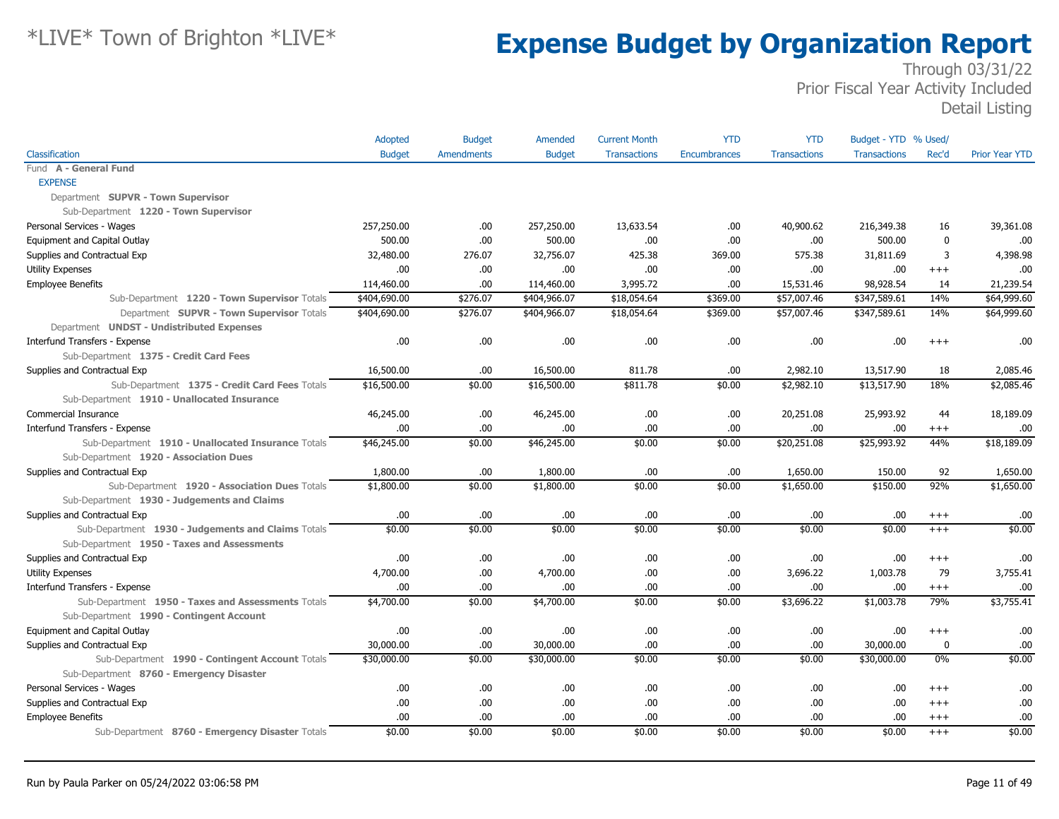# *LIVE* Town of Brighton *LIVE*

# Expense Budget by Organization Report

Through 03/31/22
Prior Fiscal Year Activity Included
Detail Listing

| Classification | Adopted Budget | Budget Amendments | Amended Budget | Current Month Transactions | YTD Encumbrances | YTD Transactions | Budget - YTD Transactions | % Used/ Rec'd | Prior Year YTD |
|---|---|---|---|---|---|---|---|---|---|
| Fund **A - General Fund** | | | | | | | | | |
| EXPENSE | | | | | | | | | |
| Department **SUPVR - Town Supervisor** | | | | | | | | | |
| Sub-Department **1220 - Town Supervisor** | | | | | | | | | |
| Personal Services - Wages | 257,250.00 | .00 | 257,250.00 | 13,633.54 | .00 | 40,900.62 | 216,349.38 | 16 | 39,361.08 |
| Equipment and Capital Outlay | 500.00 | .00 | 500.00 | .00 | .00 | .00 | 500.00 | 0 | .00 |
| Supplies and Contractual Exp | 32,480.00 | 276.07 | 32,756.07 | 425.38 | 369.00 | 575.38 | 31,811.69 | 3 | 4,398.98 |
| Utility Expenses | .00 | .00 | .00 | .00 | .00 | .00 | .00 | +++ | .00 |
| Employee Benefits | 114,460.00 | .00 | 114,460.00 | 3,995.72 | .00 | 15,531.46 | 98,928.54 | 14 | 21,239.54 |
| Sub-Department **1220 - Town Supervisor** Totals | $404,690.00 | $276.07 | $404,966.07 | $18,054.64 | $369.00 | $57,007.46 | $347,589.61 | 14% | $64,999.60 |
| Department **SUPVR - Town Supervisor** Totals | $404,690.00 | $276.07 | $404,966.07 | $18,054.64 | $369.00 | $57,007.46 | $347,589.61 | 14% | $64,999.60 |
| Department **UNDST - Undistributed Expenses** | | | | | | | | | |
| Interfund Transfers - Expense | .00 | .00 | .00 | .00 | .00 | .00 | .00 | +++ | .00 |
| Sub-Department **1375 - Credit Card Fees** | | | | | | | | | |
| Supplies and Contractual Exp | 16,500.00 | .00 | 16,500.00 | 811.78 | .00 | 2,982.10 | 13,517.90 | 18 | 2,085.46 |
| Sub-Department **1375 - Credit Card Fees** Totals | $16,500.00 | $0.00 | $16,500.00 | $811.78 | $0.00 | $2,982.10 | $13,517.90 | 18% | $2,085.46 |
| Sub-Department **1910 - Unallocated Insurance** | | | | | | | | | |
| Commercial Insurance | 46,245.00 | .00 | 46,245.00 | .00 | .00 | 20,251.08 | 25,993.92 | 44 | 18,189.09 |
| Interfund Transfers - Expense | .00 | .00 | .00 | .00 | .00 | .00 | .00 | +++ | .00 |
| Sub-Department **1910 - Unallocated Insurance** Totals | $46,245.00 | $0.00 | $46,245.00 | $0.00 | $0.00 | $20,251.08 | $25,993.92 | 44% | $18,189.09 |
| Sub-Department **1920 - Association Dues** | | | | | | | | | |
| Supplies and Contractual Exp | 1,800.00 | .00 | 1,800.00 | .00 | .00 | 1,650.00 | 150.00 | 92 | 1,650.00 |
| Sub-Department **1920 - Association Dues** Totals | $1,800.00 | $0.00 | $1,800.00 | $0.00 | $0.00 | $1,650.00 | $150.00 | 92% | $1,650.00 |
| Sub-Department **1930 - Judgements and Claims** | | | | | | | | | |
| Supplies and Contractual Exp | .00 | .00 | .00 | .00 | .00 | .00 | .00 | +++ | .00 |
| Sub-Department **1930 - Judgements and Claims** Totals | $0.00 | $0.00 | $0.00 | $0.00 | $0.00 | $0.00 | $0.00 | +++ | $0.00 |
| Sub-Department **1950 - Taxes and Assessments** | | | | | | | | | |
| Supplies and Contractual Exp | .00 | .00 | .00 | .00 | .00 | .00 | .00 | +++ | .00 |
| Utility Expenses | 4,700.00 | .00 | 4,700.00 | .00 | .00 | 3,696.22 | 1,003.78 | 79 | 3,755.41 |
| Interfund Transfers - Expense | .00 | .00 | .00 | .00 | .00 | .00 | .00 | +++ | .00 |
| Sub-Department **1950 - Taxes and Assessments** Totals | $4,700.00 | $0.00 | $4,700.00 | $0.00 | $0.00 | $3,696.22 | $1,003.78 | 79% | $3,755.41 |
| Sub-Department **1990 - Contingent Account** | | | | | | | | | |
| Equipment and Capital Outlay | .00 | .00 | .00 | .00 | .00 | .00 | .00 | +++ | .00 |
| Supplies and Contractual Exp | 30,000.00 | .00 | 30,000.00 | .00 | .00 | .00 | 30,000.00 | 0 | .00 |
| Sub-Department **1990 - Contingent Account** Totals | $30,000.00 | $0.00 | $30,000.00 | $0.00 | $0.00 | $0.00 | $30,000.00 | 0% | $0.00 |
| Sub-Department **8760 - Emergency Disaster** | | | | | | | | | |
| Personal Services - Wages | .00 | .00 | .00 | .00 | .00 | .00 | .00 | +++ | .00 |
| Supplies and Contractual Exp | .00 | .00 | .00 | .00 | .00 | .00 | .00 | +++ | .00 |
| Employee Benefits | .00 | .00 | .00 | .00 | .00 | .00 | .00 | +++ | .00 |
| Sub-Department **8760 - Emergency Disaster** Totals | $0.00 | $0.00 | $0.00 | $0.00 | $0.00 | $0.00 | $0.00 | +++ | $0.00 |

Run by Paula Parker on 05/24/2022 03:06:58 PM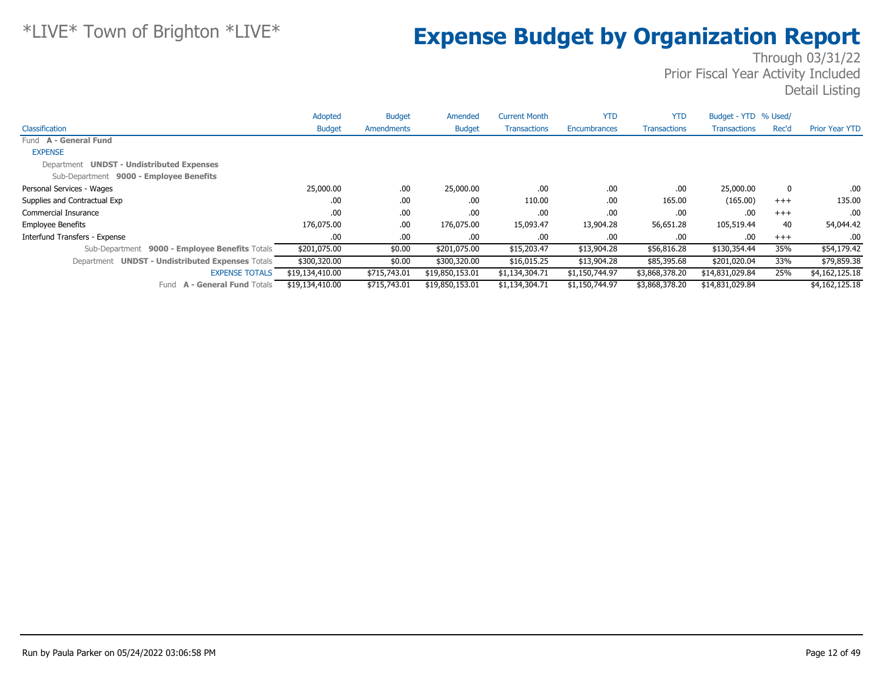*LIVE* Town of Brighton *LIVE*

# Expense Budget by Organization Report

Through 03/31/22
Prior Fiscal Year Activity Included
Detail Listing

| Classification | Adopted Budget | Budget Amendments | Amended Budget | Current Month Transactions | YTD Encumbrances | YTD Transactions | Budget - YTD Transactions | % Used/ Rec'd | Prior Year YTD |
|---|---|---|---|---|---|---|---|---|---|
| Fund **A - General Fund** | | | | | | | | | |
| EXPENSE | | | | | | | | | |
| Department **UNDST - Undistributed Expenses** | | | | | | | | | |
| Sub-Department **9000 - Employee Benefits** | | | | | | | | | |
| Personal Services - Wages | 25,000.00 | .00 | 25,000.00 | .00 | .00 | .00 | 25,000.00 | 0 | .00 |
| Supplies and Contractual Exp | .00 | .00 | .00 | 110.00 | .00 | 165.00 | (165.00) | +++ | 135.00 |
| Commercial Insurance | .00 | .00 | .00 | .00 | .00 | .00 | .00 | +++ | .00 |
| Employee Benefits | 176,075.00 | .00 | 176,075.00 | 15,093.47 | 13,904.28 | 56,651.28 | 105,519.44 | 40 | 54,044.42 |
| Interfund Transfers - Expense | .00 | .00 | .00 | .00 | .00 | .00 | .00 | +++ | .00 |
| Sub-Department **9000 - Employee Benefits** Totals | $201,075.00 | $0.00 | $201,075.00 | $15,203.47 | $13,904.28 | $56,816.28 | $130,354.44 | 35% | $54,179.42 |
| Department **UNDST - Undistributed Expenses** Totals | $300,320.00 | $0.00 | $300,320.00 | $16,015.25 | $13,904.28 | $85,395.68 | $201,020.04 | 33% | $79,859.38 |
| EXPENSE TOTALS | $19,134,410.00 | $715,743.01 | $19,850,153.01 | $1,134,304.71 | $1,150,744.97 | $3,868,378.20 | $14,831,029.84 | 25% | $4,162,125.18 |
| Fund **A - General Fund** Totals | $19,134,410.00 | $715,743.01 | $19,850,153.01 | $1,134,304.71 | $1,150,744.97 | $3,868,378.20 | $14,831,029.84 | | $4,162,125.18 |

Run by Paula Parker on 05/24/2022 03:06:58 PM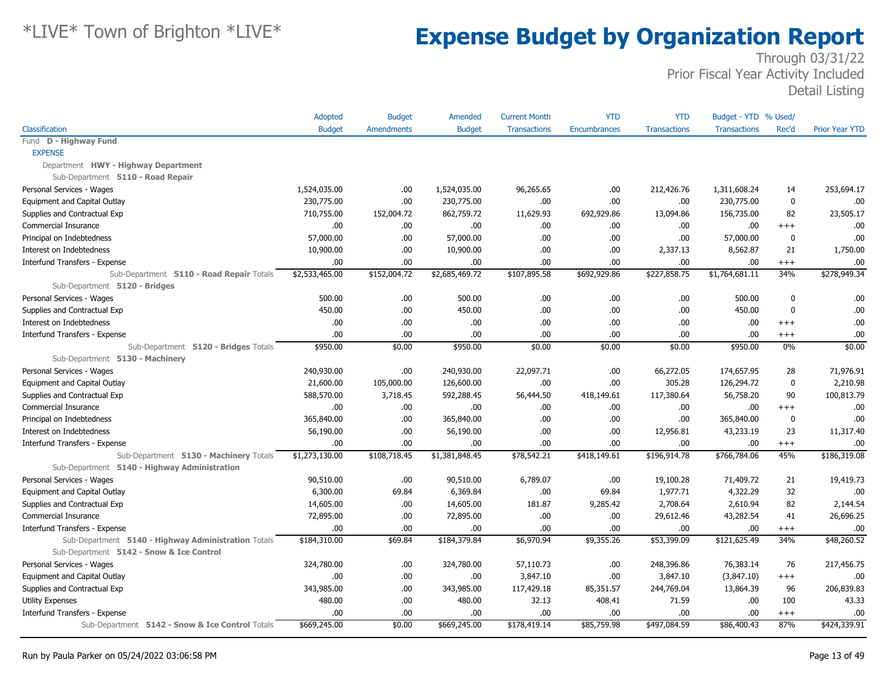# *LIVE* Town of Brighton *LIVE*

# Expense Budget by Organization Report

Through 03/31/22
Prior Fiscal Year Activity Included
Detail Listing

| Classification | Adopted Budget | Budget Amendments | Amended Budget | Current Month Transactions | YTD Encumbrances | YTD Transactions | Budget - YTD Transactions | % Used/ Rec'd | Prior Year YTD |
|---|---|---|---|---|---|---|---|---|---|
| Fund **D - Highway Fund** | | | | | | | | | |
| EXPENSE | | | | | | | | | |
| Department **HWY - Highway Department** | | | | | | | | | |
| Sub-Department **5110 - Road Repair** | | | | | | | | | |
| Personal Services - Wages | 1,524,035.00 | .00 | 1,524,035.00 | 96,265.65 | .00 | 212,426.76 | 1,311,608.24 | 14 | 253,694.17 |
| Equipment and Capital Outlay | 230,775.00 | .00 | 230,775.00 | .00 | .00 | .00 | 230,775.00 | 0 | .00 |
| Supplies and Contractual Exp | 710,755.00 | 152,004.72 | 862,759.72 | 11,629.93 | 692,929.86 | 13,094.86 | 156,735.00 | 82 | 23,505.17 |
| Commercial Insurance | .00 | .00 | .00 | .00 | .00 | .00 | .00 | +++ | .00 |
| Principal on Indebtedness | 57,000.00 | .00 | 57,000.00 | .00 | .00 | .00 | 57,000.00 | 0 | .00 |
| Interest on Indebtedness | 10,900.00 | .00 | 10,900.00 | .00 | .00 | 2,337.13 | 8,562.87 | 21 | 1,750.00 |
| Interfund Transfers - Expense | .00 | .00 | .00 | .00 | .00 | .00 | .00 | +++ | .00 |
| Sub-Department **5110 - Road Repair** Totals | $2,533,465.00 | $152,004.72 | $2,685,469.72 | $107,895.58 | $692,929.86 | $227,858.75 | $1,764,681.11 | 34% | $278,949.34 |
| Sub-Department **5120 - Bridges** | | | | | | | | | |
| Personal Services - Wages | 500.00 | .00 | 500.00 | .00 | .00 | .00 | 500.00 | 0 | .00 |
| Supplies and Contractual Exp | 450.00 | .00 | 450.00 | .00 | .00 | .00 | 450.00 | 0 | .00 |
| Interest on Indebtedness | .00 | .00 | .00 | .00 | .00 | .00 | .00 | +++ | .00 |
| Interfund Transfers - Expense | .00 | .00 | .00 | .00 | .00 | .00 | .00 | +++ | .00 |
| Sub-Department **5120 - Bridges** Totals | $950.00 | $0.00 | $950.00 | $0.00 | $0.00 | $0.00 | $950.00 | 0% | $0.00 |
| Sub-Department **5130 - Machinery** | | | | | | | | | |
| Personal Services - Wages | 240,930.00 | .00 | 240,930.00 | 22,097.71 | .00 | 66,272.05 | 174,657.95 | 28 | 71,976.91 |
| Equipment and Capital Outlay | 21,600.00 | 105,000.00 | 126,600.00 | .00 | .00 | 305.28 | 126,294.72 | 0 | 2,210.98 |
| Supplies and Contractual Exp | 588,570.00 | 3,718.45 | 592,288.45 | 56,444.50 | 418,149.61 | 117,380.64 | 56,758.20 | 90 | 100,813.79 |
| Commercial Insurance | .00 | .00 | .00 | .00 | .00 | .00 | .00 | +++ | .00 |
| Principal on Indebtedness | 365,840.00 | .00 | 365,840.00 | .00 | .00 | .00 | 365,840.00 | 0 | .00 |
| Interest on Indebtedness | 56,190.00 | .00 | 56,190.00 | .00 | .00 | 12,956.81 | 43,233.19 | 23 | 11,317.40 |
| Interfund Transfers - Expense | .00 | .00 | .00 | .00 | .00 | .00 | .00 | +++ | .00 |
| Sub-Department **5130 - Machinery** Totals | $1,273,130.00 | $108,718.45 | $1,381,848.45 | $78,542.21 | $418,149.61 | $196,914.78 | $766,784.06 | 45% | $186,319.08 |
| Sub-Department **5140 - Highway Administration** | | | | | | | | | |
| Personal Services - Wages | 90,510.00 | .00 | 90,510.00 | 6,789.07 | .00 | 19,100.28 | 71,409.72 | 21 | 19,419.73 |
| Equipment and Capital Outlay | 6,300.00 | 69.84 | 6,369.84 | .00 | 69.84 | 1,977.71 | 4,322.29 | 32 | .00 |
| Supplies and Contractual Exp | 14,605.00 | .00 | 14,605.00 | 181.87 | 9,285.42 | 2,708.64 | 2,610.94 | 82 | 2,144.54 |
| Commercial Insurance | 72,895.00 | .00 | 72,895.00 | .00 | .00 | 29,612.46 | 43,282.54 | 41 | 26,696.25 |
| Interfund Transfers - Expense | .00 | .00 | .00 | .00 | .00 | .00 | .00 | +++ | .00 |
| Sub-Department **5140 - Highway Administration** Totals | $184,310.00 | $69.84 | $184,379.84 | $6,970.94 | $9,355.26 | $53,399.09 | $121,625.49 | 34% | $48,260.52 |
| Sub-Department **5142 - Snow & Ice Control** | | | | | | | | | |
| Personal Services - Wages | 324,780.00 | .00 | 324,780.00 | 57,110.73 | .00 | 248,396.86 | 76,383.14 | 76 | 217,456.75 |
| Equipment and Capital Outlay | .00 | .00 | .00 | 3,847.10 | .00 | 3,847.10 | (3,847.10) | +++ | .00 |
| Supplies and Contractual Exp | 343,985.00 | .00 | 343,985.00 | 117,429.18 | 85,351.57 | 244,769.04 | 13,864.39 | 96 | 206,839.83 |
| Utility Expenses | 480.00 | .00 | 480.00 | 32.13 | 408.41 | 71.59 | .00 | 100 | 43.33 |
| Interfund Transfers - Expense | .00 | .00 | .00 | .00 | .00 | .00 | .00 | +++ | .00 |
| Sub-Department **5142 - Snow & Ice Control** Totals | $669,245.00 | $0.00 | $669,245.00 | $178,419.14 | $85,759.98 | $497,084.59 | $86,400.43 | 87% | $424,339.91 |

Run by Paula Parker on 05/24/2022 03:06:58 PM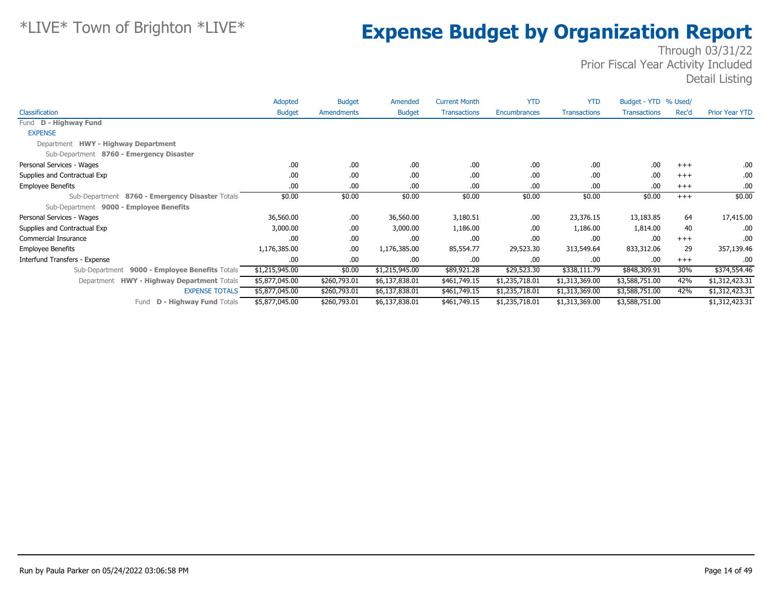# *LIVE* Town of Brighton *LIVE*

# Expense Budget by Organization Report

Through 03/31/22
Prior Fiscal Year Activity Included
Detail Listing

| Classification | Adopted Budget | Budget Amendments | Amended Budget | Current Month Transactions | YTD Encumbrances | YTD Transactions | Budget - YTD Transactions | % Used/ Rec'd | Prior Year YTD |
|---|---|---|---|---|---|---|---|---|---|
| Fund **D - Highway Fund** | | | | | | | | | |
| EXPENSE | | | | | | | | | |
| Department **HWY - Highway Department** | | | | | | | | | |
| Sub-Department **8760 - Emergency Disaster** | | | | | | | | | |
| Personal Services - Wages | .00 | .00 | .00 | .00 | .00 | .00 | .00 | +++ | .00 |
| Supplies and Contractual Exp | .00 | .00 | .00 | .00 | .00 | .00 | .00 | +++ | .00 |
| Employee Benefits | .00 | .00 | .00 | .00 | .00 | .00 | .00 | +++ | .00 |
| Sub-Department **8760 - Emergency Disaster** Totals | $0.00 | $0.00 | $0.00 | $0.00 | $0.00 | $0.00 | $0.00 | +++ | $0.00 |
| Sub-Department **9000 - Employee Benefits** | | | | | | | | | |
| Personal Services - Wages | 36,560.00 | .00 | 36,560.00 | 3,180.51 | .00 | 23,376.15 | 13,183.85 | 64 | 17,415.00 |
| Supplies and Contractual Exp | 3,000.00 | .00 | 3,000.00 | 1,186.00 | .00 | 1,186.00 | 1,814.00 | 40 | .00 |
| Commercial Insurance | .00 | .00 | .00 | .00 | .00 | .00 | .00 | +++ | .00 |
| Employee Benefits | 1,176,385.00 | .00 | 1,176,385.00 | 85,554.77 | 29,523.30 | 313,549.64 | 833,312.06 | 29 | 357,139.46 |
| Interfund Transfers - Expense | .00 | .00 | .00 | .00 | .00 | .00 | .00 | +++ | .00 |
| Sub-Department **9000 - Employee Benefits** Totals | $1,215,945.00 | $0.00 | $1,215,945.00 | $89,921.28 | $29,523.30 | $338,111.79 | $848,309.91 | 30% | $374,554.46 |
| Department **HWY - Highway Department** Totals | $5,877,045.00 | $260,793.01 | $6,137,838.01 | $461,749.15 | $1,235,718.01 | $1,313,369.00 | $3,588,751.00 | 42% | $1,312,423.31 |
| EXPENSE TOTALS | $5,877,045.00 | $260,793.01 | $6,137,838.01 | $461,749.15 | $1,235,718.01 | $1,313,369.00 | $3,588,751.00 | 42% | $1,312,423.31 |
| Fund **D - Highway Fund** Totals | $5,877,045.00 | $260,793.01 | $6,137,838.01 | $461,749.15 | $1,235,718.01 | $1,313,369.00 | $3,588,751.00 | | $1,312,423.31 |

Run by Paula Parker on 05/24/2022 03:06:58 PM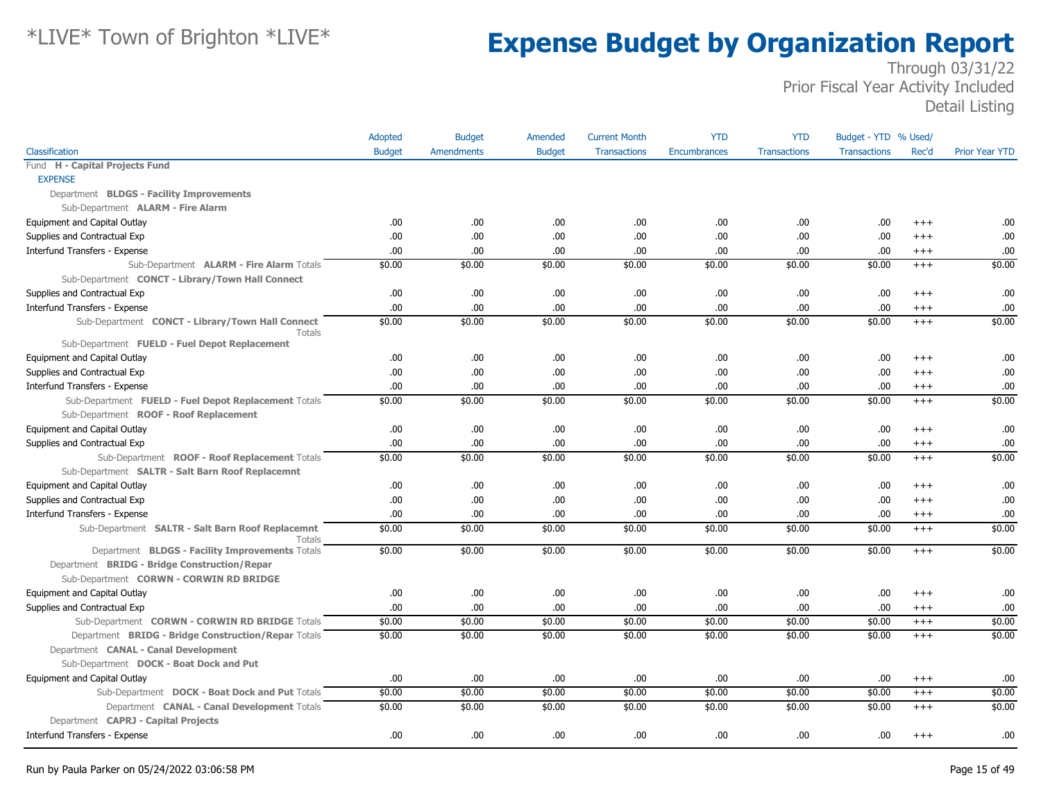# *LIVE* Town of Brighton *LIVE*

# Expense Budget by Organization Report

Through 03/31/22
Prior Fiscal Year Activity Included
Detail Listing

| Classification | Adopted Budget | Budget Amendments | Amended Budget | Current Month Transactions | YTD Encumbrances | YTD Transactions | Budget - YTD Transactions | % Used/ Rec'd | Prior Year YTD |
|---|---|---|---|---|---|---|---|---|---|
| Fund **H - Capital Projects Fund** | | | | | | | | | |
| EXPENSE | | | | | | | | | |
| Department **BLDGS - Facility Improvements** | | | | | | | | | |
| Sub-Department **ALARM - Fire Alarm** | | | | | | | | | |
| Equipment and Capital Outlay | .00 | .00 | .00 | .00 | .00 | .00 | .00 | +++ | .00 |
| Supplies and Contractual Exp | .00 | .00 | .00 | .00 | .00 | .00 | .00 | +++ | .00 |
| Interfund Transfers - Expense | .00 | .00 | .00 | .00 | .00 | .00 | .00 | +++ | .00 |
| Sub-Department **ALARM - Fire Alarm** Totals | $0.00 | $0.00 | $0.00 | $0.00 | $0.00 | $0.00 | $0.00 | +++ | $0.00 |
| Sub-Department **CONCT - Library/Town Hall Connect** | | | | | | | | | |
| Supplies and Contractual Exp | .00 | .00 | .00 | .00 | .00 | .00 | .00 | +++ | .00 |
| Interfund Transfers - Expense | .00 | .00 | .00 | .00 | .00 | .00 | .00 | +++ | .00 |
| Sub-Department **CONCT - Library/Town Hall Connect** Totals | $0.00 | $0.00 | $0.00 | $0.00 | $0.00 | $0.00 | $0.00 | +++ | $0.00 |
| Sub-Department **FUELD - Fuel Depot Replacement** | | | | | | | | | |
| Equipment and Capital Outlay | .00 | .00 | .00 | .00 | .00 | .00 | .00 | +++ | .00 |
| Supplies and Contractual Exp | .00 | .00 | .00 | .00 | .00 | .00 | .00 | +++ | .00 |
| Interfund Transfers - Expense | .00 | .00 | .00 | .00 | .00 | .00 | .00 | +++ | .00 |
| Sub-Department **FUELD - Fuel Depot Replacement** Totals | $0.00 | $0.00 | $0.00 | $0.00 | $0.00 | $0.00 | $0.00 | +++ | $0.00 |
| Sub-Department **ROOF - Roof Replacement** | | | | | | | | | |
| Equipment and Capital Outlay | .00 | .00 | .00 | .00 | .00 | .00 | .00 | +++ | .00 |
| Supplies and Contractual Exp | .00 | .00 | .00 | .00 | .00 | .00 | .00 | +++ | .00 |
| Sub-Department **ROOF - Roof Replacement** Totals | $0.00 | $0.00 | $0.00 | $0.00 | $0.00 | $0.00 | $0.00 | +++ | $0.00 |
| Sub-Department **SALTR - Salt Barn Roof Replacemnt** | | | | | | | | | |
| Equipment and Capital Outlay | .00 | .00 | .00 | .00 | .00 | .00 | .00 | +++ | .00 |
| Supplies and Contractual Exp | .00 | .00 | .00 | .00 | .00 | .00 | .00 | +++ | .00 |
| Interfund Transfers - Expense | .00 | .00 | .00 | .00 | .00 | .00 | .00 | +++ | .00 |
| Sub-Department **SALTR - Salt Barn Roof Replacemnt** Totals | $0.00 | $0.00 | $0.00 | $0.00 | $0.00 | $0.00 | $0.00 | +++ | $0.00 |
| Department **BLDGS - Facility Improvements** Totals | $0.00 | $0.00 | $0.00 | $0.00 | $0.00 | $0.00 | $0.00 | +++ | $0.00 |
| Department **BRIDG - Bridge Construction/Repar** | | | | | | | | | |
| Sub-Department **CORWN - CORWIN RD BRIDGE** | | | | | | | | | |
| Equipment and Capital Outlay | .00 | .00 | .00 | .00 | .00 | .00 | .00 | +++ | .00 |
| Supplies and Contractual Exp | .00 | .00 | .00 | .00 | .00 | .00 | .00 | +++ | .00 |
| Sub-Department **CORWN - CORWIN RD BRIDGE** Totals | $0.00 | $0.00 | $0.00 | $0.00 | $0.00 | $0.00 | $0.00 | +++ | $0.00 |
| Department **BRIDG - Bridge Construction/Repar** Totals | $0.00 | $0.00 | $0.00 | $0.00 | $0.00 | $0.00 | $0.00 | +++ | $0.00 |
| Department **CANAL - Canal Development** | | | | | | | | | |
| Sub-Department **DOCK - Boat Dock and Put** | | | | | | | | | |
| Equipment and Capital Outlay | .00 | .00 | .00 | .00 | .00 | .00 | .00 | +++ | .00 |
| Sub-Department **DOCK - Boat Dock and Put** Totals | $0.00 | $0.00 | $0.00 | $0.00 | $0.00 | $0.00 | $0.00 | +++ | $0.00 |
| Department **CANAL - Canal Development** Totals | $0.00 | $0.00 | $0.00 | $0.00 | $0.00 | $0.00 | $0.00 | +++ | $0.00 |
| Department **CAPRJ - Capital Projects** | | | | | | | | | |
| Interfund Transfers - Expense | .00 | .00 | .00 | .00 | .00 | .00 | .00 | +++ | .00 |

Run by Paula Parker on 05/24/2022 03:06:58 PM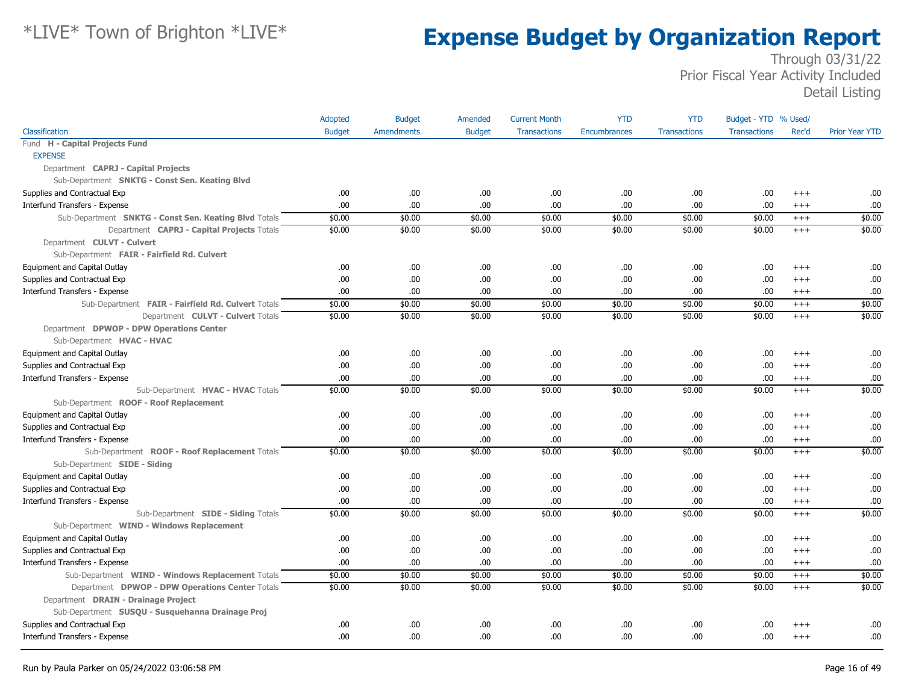# *LIVE* Town of Brighton *LIVE*

# Expense Budget by Organization Report

Through 03/31/22
Prior Fiscal Year Activity Included
Detail Listing

| Classification | Adopted Budget | Budget Amendments | Amended Budget | Current Month Transactions | YTD Encumbrances | YTD Transactions | Budget - YTD Transactions | % Used/ Rec'd | Prior Year YTD |
|---|---|---|---|---|---|---|---|---|---|
| Fund **H - Capital Projects Fund** | | | | | | | | | |
| EXPENSE | | | | | | | | | |
| Department **CAPRJ - Capital Projects** | | | | | | | | | |
| Sub-Department **SNKTG - Const Sen. Keating Blvd** | | | | | | | | | |
| Supplies and Contractual Exp | .00 | .00 | .00 | .00 | .00 | .00 | .00 | +++ | .00 |
| Interfund Transfers - Expense | .00 | .00 | .00 | .00 | .00 | .00 | .00 | +++ | .00 |
| Sub-Department **SNKTG - Const Sen. Keating Blvd** Totals | $0.00 | $0.00 | $0.00 | $0.00 | $0.00 | $0.00 | $0.00 | +++ | $0.00 |
| Department **CAPRJ - Capital Projects** Totals | $0.00 | $0.00 | $0.00 | $0.00 | $0.00 | $0.00 | $0.00 | +++ | $0.00 |
| Department **CULVT - Culvert** | | | | | | | | | |
| Sub-Department **FAIR - Fairfield Rd. Culvert** | | | | | | | | | |
| Equipment and Capital Outlay | .00 | .00 | .00 | .00 | .00 | .00 | .00 | +++ | .00 |
| Supplies and Contractual Exp | .00 | .00 | .00 | .00 | .00 | .00 | .00 | +++ | .00 |
| Interfund Transfers - Expense | .00 | .00 | .00 | .00 | .00 | .00 | .00 | +++ | .00 |
| Sub-Department **FAIR - Fairfield Rd. Culvert** Totals | $0.00 | $0.00 | $0.00 | $0.00 | $0.00 | $0.00 | $0.00 | +++ | $0.00 |
| Department **CULVT - Culvert** Totals | $0.00 | $0.00 | $0.00 | $0.00 | $0.00 | $0.00 | $0.00 | +++ | $0.00 |
| Department **DPWOP - DPW Operations Center** | | | | | | | | | |
| Sub-Department **HVAC - HVAC** | | | | | | | | | |
| Equipment and Capital Outlay | .00 | .00 | .00 | .00 | .00 | .00 | .00 | +++ | .00 |
| Supplies and Contractual Exp | .00 | .00 | .00 | .00 | .00 | .00 | .00 | +++ | .00 |
| Interfund Transfers - Expense | .00 | .00 | .00 | .00 | .00 | .00 | .00 | +++ | .00 |
| Sub-Department **HVAC - HVAC** Totals | $0.00 | $0.00 | $0.00 | $0.00 | $0.00 | $0.00 | $0.00 | +++ | $0.00 |
| Sub-Department **ROOF - Roof Replacement** | | | | | | | | | |
| Equipment and Capital Outlay | .00 | .00 | .00 | .00 | .00 | .00 | .00 | +++ | .00 |
| Supplies and Contractual Exp | .00 | .00 | .00 | .00 | .00 | .00 | .00 | +++ | .00 |
| Interfund Transfers - Expense | .00 | .00 | .00 | .00 | .00 | .00 | .00 | +++ | .00 |
| Sub-Department **ROOF - Roof Replacement** Totals | $0.00 | $0.00 | $0.00 | $0.00 | $0.00 | $0.00 | $0.00 | +++ | $0.00 |
| Sub-Department **SIDE - Siding** | | | | | | | | | |
| Equipment and Capital Outlay | .00 | .00 | .00 | .00 | .00 | .00 | .00 | +++ | .00 |
| Supplies and Contractual Exp | .00 | .00 | .00 | .00 | .00 | .00 | .00 | +++ | .00 |
| Interfund Transfers - Expense | .00 | .00 | .00 | .00 | .00 | .00 | .00 | +++ | .00 |
| Sub-Department **SIDE - Siding** Totals | $0.00 | $0.00 | $0.00 | $0.00 | $0.00 | $0.00 | $0.00 | +++ | $0.00 |
| Sub-Department **WIND - Windows Replacement** | | | | | | | | | |
| Equipment and Capital Outlay | .00 | .00 | .00 | .00 | .00 | .00 | .00 | +++ | .00 |
| Supplies and Contractual Exp | .00 | .00 | .00 | .00 | .00 | .00 | .00 | +++ | .00 |
| Interfund Transfers - Expense | .00 | .00 | .00 | .00 | .00 | .00 | .00 | +++ | .00 |
| Sub-Department **WIND - Windows Replacement** Totals | $0.00 | $0.00 | $0.00 | $0.00 | $0.00 | $0.00 | $0.00 | +++ | $0.00 |
| Department **DPWOP - DPW Operations Center** Totals | $0.00 | $0.00 | $0.00 | $0.00 | $0.00 | $0.00 | $0.00 | +++ | $0.00 |
| Department **DRAIN - Drainage Project** | | | | | | | | | |
| Sub-Department **SUSQU - Susquehanna Drainage Proj** | | | | | | | | | |
| Supplies and Contractual Exp | .00 | .00 | .00 | .00 | .00 | .00 | .00 | +++ | .00 |
| Interfund Transfers - Expense | .00 | .00 | .00 | .00 | .00 | .00 | .00 | +++ | .00 |

Run by Paula Parker on 05/24/2022 03:06:58 PM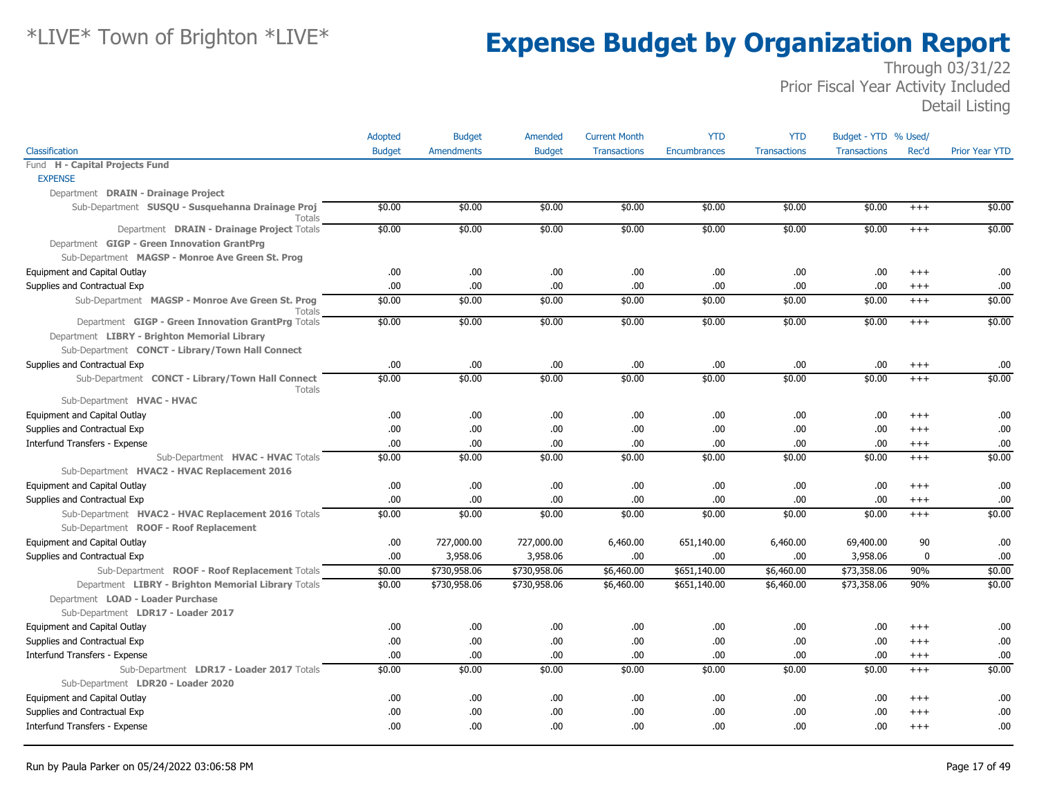# *LIVE* Town of Brighton *LIVE*

# Expense Budget by Organization Report

Through 03/31/22
Prior Fiscal Year Activity Included
Detail Listing

| Classification | Adopted Budget | Budget Amendments | Amended Budget | Current Month Transactions | YTD Encumbrances | YTD Transactions | Budget - YTD Transactions | % Used/ Rec'd | Prior Year YTD |
|---|---|---|---|---|---|---|---|---|---|
| Fund **H - Capital Projects Fund** | | | | | | | | | |
| EXPENSE | | | | | | | | | |
| Department **DRAIN - Drainage Project** | | | | | | | | | |
| Sub-Department **SUSQU - Susquehanna Drainage Proj** Totals | $0.00 | $0.00 | $0.00 | $0.00 | $0.00 | $0.00 | $0.00 | +++ | $0.00 |
| Department **DRAIN - Drainage Project** Totals | $0.00 | $0.00 | $0.00 | $0.00 | $0.00 | $0.00 | $0.00 | +++ | $0.00 |
| Department **GIGP - Green Innovation GrantPrg** | | | | | | | | | |
| Sub-Department **MAGSP - Monroe Ave Green St. Prog** | | | | | | | | | |
| Equipment and Capital Outlay | .00 | .00 | .00 | .00 | .00 | .00 | .00 | +++ | .00 |
| Supplies and Contractual Exp | .00 | .00 | .00 | .00 | .00 | .00 | .00 | +++ | .00 |
| Sub-Department **MAGSP - Monroe Ave Green St. Prog** Totals | $0.00 | $0.00 | $0.00 | $0.00 | $0.00 | $0.00 | $0.00 | +++ | $0.00 |
| Department **GIGP - Green Innovation GrantPrg** Totals | $0.00 | $0.00 | $0.00 | $0.00 | $0.00 | $0.00 | $0.00 | +++ | $0.00 |
| Department **LIBRY - Brighton Memorial Library** | | | | | | | | | |
| Sub-Department **CONCT - Library/Town Hall Connect** | | | | | | | | | |
| Supplies and Contractual Exp | .00 | .00 | .00 | .00 | .00 | .00 | .00 | +++ | .00 |
| Sub-Department **CONCT - Library/Town Hall Connect** Totals | $0.00 | $0.00 | $0.00 | $0.00 | $0.00 | $0.00 | $0.00 | +++ | $0.00 |
| Sub-Department **HVAC - HVAC** | | | | | | | | | |
| Equipment and Capital Outlay | .00 | .00 | .00 | .00 | .00 | .00 | .00 | +++ | .00 |
| Supplies and Contractual Exp | .00 | .00 | .00 | .00 | .00 | .00 | .00 | +++ | .00 |
| Interfund Transfers - Expense | .00 | .00 | .00 | .00 | .00 | .00 | .00 | +++ | .00 |
| Sub-Department **HVAC - HVAC** Totals | $0.00 | $0.00 | $0.00 | $0.00 | $0.00 | $0.00 | $0.00 | +++ | $0.00 |
| Sub-Department **HVAC2 - HVAC Replacement 2016** | | | | | | | | | |
| Equipment and Capital Outlay | .00 | .00 | .00 | .00 | .00 | .00 | .00 | +++ | .00 |
| Supplies and Contractual Exp | .00 | .00 | .00 | .00 | .00 | .00 | .00 | +++ | .00 |
| Sub-Department **HVAC2 - HVAC Replacement 2016** Totals | $0.00 | $0.00 | $0.00 | $0.00 | $0.00 | $0.00 | $0.00 | +++ | $0.00 |
| Sub-Department **ROOF - Roof Replacement** | | | | | | | | | |
| Equipment and Capital Outlay | .00 | 727,000.00 | 727,000.00 | 6,460.00 | 651,140.00 | 6,460.00 | 69,400.00 | 90 | .00 |
| Supplies and Contractual Exp | .00 | 3,958.06 | 3,958.06 | .00 | .00 | .00 | 3,958.06 | 0 | .00 |
| Sub-Department **ROOF - Roof Replacement** Totals | $0.00 | $730,958.06 | $730,958.06 | $6,460.00 | $651,140.00 | $6,460.00 | $73,358.06 | 90% | $0.00 |
| Department **LIBRY - Brighton Memorial Library** Totals | $0.00 | $730,958.06 | $730,958.06 | $6,460.00 | $651,140.00 | $6,460.00 | $73,358.06 | 90% | $0.00 |
| Department **LOAD - Loader Purchase** | | | | | | | | | |
| Sub-Department **LDR17 - Loader 2017** | | | | | | | | | |
| Equipment and Capital Outlay | .00 | .00 | .00 | .00 | .00 | .00 | .00 | +++ | .00 |
| Supplies and Contractual Exp | .00 | .00 | .00 | .00 | .00 | .00 | .00 | +++ | .00 |
| Interfund Transfers - Expense | .00 | .00 | .00 | .00 | .00 | .00 | .00 | +++ | .00 |
| Sub-Department **LDR17 - Loader 2017** Totals | $0.00 | $0.00 | $0.00 | $0.00 | $0.00 | $0.00 | $0.00 | +++ | $0.00 |
| Sub-Department **LDR20 - Loader 2020** | | | | | | | | | |
| Equipment and Capital Outlay | .00 | .00 | .00 | .00 | .00 | .00 | .00 | +++ | .00 |
| Supplies and Contractual Exp | .00 | .00 | .00 | .00 | .00 | .00 | .00 | +++ | .00 |
| Interfund Transfers - Expense | .00 | .00 | .00 | .00 | .00 | .00 | .00 | +++ | .00 |

Run by Paula Parker on 05/24/2022 03:06:58 PM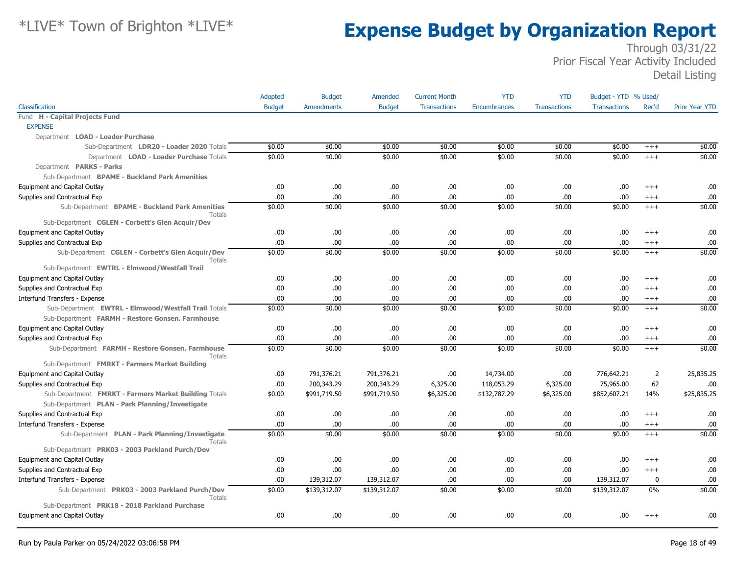# *LIVE* Town of Brighton *LIVE*

# Expense Budget by Organization Report

Through 03/31/22
Prior Fiscal Year Activity Included
Detail Listing

| Classification | Adopted Budget | Budget Amendments | Amended Budget | Current Month Transactions | YTD Encumbrances | YTD Transactions | Budget - YTD Transactions | % Used/ Rec'd | Prior Year YTD |
|---|---|---|---|---|---|---|---|---|---|
| Fund **H - Capital Projects Fund** | | | | | | | | | |
| EXPENSE | | | | | | | | | |
| Department **LOAD - Loader Purchase** | | | | | | | | | |
| Sub-Department **LDR20 - Loader 2020** Totals | $0.00 | $0.00 | $0.00 | $0.00 | $0.00 | $0.00 | $0.00 | +++ | $0.00 |
| Department **LOAD - Loader Purchase** Totals | $0.00 | $0.00 | $0.00 | $0.00 | $0.00 | $0.00 | $0.00 | +++ | $0.00 |
| Department **PARKS - Parks** | | | | | | | | | |
| Sub-Department **BPAME - Buckland Park Amenities** | | | | | | | | | |
| Equipment and Capital Outlay | .00 | .00 | .00 | .00 | .00 | .00 | .00 | +++ | .00 |
| Supplies and Contractual Exp | .00 | .00 | .00 | .00 | .00 | .00 | .00 | +++ | .00 |
| Sub-Department **BPAME - Buckland Park Amenities** Totals | $0.00 | $0.00 | $0.00 | $0.00 | $0.00 | $0.00 | $0.00 | +++ | $0.00 |
| Sub-Department **CGLEN - Corbett's Glen Acquir/Dev** | | | | | | | | | |
| Equipment and Capital Outlay | .00 | .00 | .00 | .00 | .00 | .00 | .00 | +++ | .00 |
| Supplies and Contractual Exp | .00 | .00 | .00 | .00 | .00 | .00 | .00 | +++ | .00 |
| Sub-Department **CGLEN - Corbett's Glen Acquir/Dev** Totals | $0.00 | $0.00 | $0.00 | $0.00 | $0.00 | $0.00 | $0.00 | +++ | $0.00 |
| Sub-Department **EWTRL - Elmwood/Westfall Trail** | | | | | | | | | |
| Equipment and Capital Outlay | .00 | .00 | .00 | .00 | .00 | .00 | .00 | +++ | .00 |
| Supplies and Contractual Exp | .00 | .00 | .00 | .00 | .00 | .00 | .00 | +++ | .00 |
| Interfund Transfers - Expense | .00 | .00 | .00 | .00 | .00 | .00 | .00 | +++ | .00 |
| Sub-Department **EWTRL - Elmwood/Westfall Trail** Totals | $0.00 | $0.00 | $0.00 | $0.00 | $0.00 | $0.00 | $0.00 | +++ | $0.00 |
| Sub-Department **FARMH - Restore Gonsen. Farmhouse** | | | | | | | | | |
| Equipment and Capital Outlay | .00 | .00 | .00 | .00 | .00 | .00 | .00 | +++ | .00 |
| Supplies and Contractual Exp | .00 | .00 | .00 | .00 | .00 | .00 | .00 | +++ | .00 |
| Sub-Department **FARMH - Restore Gonsen. Farmhouse** Totals | $0.00 | $0.00 | $0.00 | $0.00 | $0.00 | $0.00 | $0.00 | +++ | $0.00 |
| Sub-Department **FMRKT - Farmers Market Building** | | | | | | | | | |
| Equipment and Capital Outlay | .00 | 791,376.21 | 791,376.21 | .00 | 14,734.00 | .00 | 776,642.21 | 2 | 25,835.25 |
| Supplies and Contractual Exp | .00 | 200,343.29 | 200,343.29 | 6,325.00 | 118,053.29 | 6,325.00 | 75,965.00 | 62 | .00 |
| Sub-Department **FMRKT - Farmers Market Building** Totals | $0.00 | $991,719.50 | $991,719.50 | $6,325.00 | $132,787.29 | $6,325.00 | $852,607.21 | 14% | $25,835.25 |
| Sub-Department **PLAN - Park Planning/Investigate** | | | | | | | | | |
| Supplies and Contractual Exp | .00 | .00 | .00 | .00 | .00 | .00 | .00 | +++ | .00 |
| Interfund Transfers - Expense | .00 | .00 | .00 | .00 | .00 | .00 | .00 | +++ | .00 |
| Sub-Department **PLAN - Park Planning/Investigate** Totals | $0.00 | $0.00 | $0.00 | $0.00 | $0.00 | $0.00 | $0.00 | +++ | $0.00 |
| Sub-Department **PRK03 - 2003 Parkland Purch/Dev** | | | | | | | | | |
| Equipment and Capital Outlay | .00 | .00 | .00 | .00 | .00 | .00 | .00 | +++ | .00 |
| Supplies and Contractual Exp | .00 | .00 | .00 | .00 | .00 | .00 | .00 | +++ | .00 |
| Interfund Transfers - Expense | .00 | 139,312.07 | 139,312.07 | .00 | .00 | .00 | 139,312.07 | 0 | .00 |
| Sub-Department **PRK03 - 2003 Parkland Purch/Dev** Totals | $0.00 | $139,312.07 | $139,312.07 | $0.00 | $0.00 | $0.00 | $139,312.07 | 0% | $0.00 |
| Sub-Department **PRK18 - 2018 Parkland Purchase** | | | | | | | | | |
| Equipment and Capital Outlay | .00 | .00 | .00 | .00 | .00 | .00 | .00 | +++ | .00 |

Run by Paula Parker on 05/24/2022 03:06:58 PM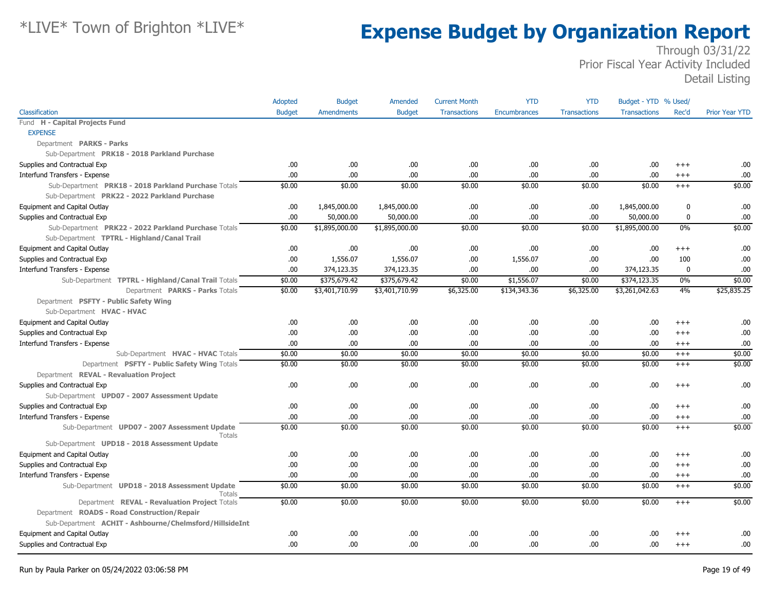# *LIVE* Town of Brighton *LIVE*

# Expense Budget by Organization Report

Through 03/31/22
Prior Fiscal Year Activity Included
Detail Listing

| Classification | Adopted Budget | Budget Amendments | Amended Budget | Current Month Transactions | YTD Encumbrances | YTD Transactions | Budget - YTD Transactions | % Used/ Rec'd | Prior Year YTD |
|---|---|---|---|---|---|---|---|---|---|
| Fund **H - Capital Projects Fund** | | | | | | | | | |
| EXPENSE | | | | | | | | | |
| Department **PARKS - Parks** | | | | | | | | | |
| Sub-Department **PRK18 - 2018 Parkland Purchase** | | | | | | | | | |
| Supplies and Contractual Exp | .00 | .00 | .00 | .00 | .00 | .00 | .00 | +++ | .00 |
| Interfund Transfers - Expense | .00 | .00 | .00 | .00 | .00 | .00 | .00 | +++ | .00 |
| Sub-Department **PRK18 - 2018 Parkland Purchase** Totals | $0.00 | $0.00 | $0.00 | $0.00 | $0.00 | $0.00 | $0.00 | +++ | $0.00 |
| Sub-Department **PRK22 - 2022 Parkland Purchase** | | | | | | | | | |
| Equipment and Capital Outlay | .00 | 1,845,000.00 | 1,845,000.00 | .00 | .00 | .00 | 1,845,000.00 | 0 | .00 |
| Supplies and Contractual Exp | .00 | 50,000.00 | 50,000.00 | .00 | .00 | .00 | 50,000.00 | 0 | .00 |
| Sub-Department **PRK22 - 2022 Parkland Purchase** Totals | $0.00 | $1,895,000.00 | $1,895,000.00 | $0.00 | $0.00 | $0.00 | $1,895,000.00 | 0% | $0.00 |
| Sub-Department **TPTRL - Highland/Canal Trail** | | | | | | | | | |
| Equipment and Capital Outlay | .00 | .00 | .00 | .00 | .00 | .00 | .00 | +++ | .00 |
| Supplies and Contractual Exp | .00 | 1,556.07 | 1,556.07 | .00 | 1,556.07 | .00 | .00 | 100 | .00 |
| Interfund Transfers - Expense | .00 | 374,123.35 | 374,123.35 | .00 | .00 | .00 | 374,123.35 | 0 | .00 |
| Sub-Department **TPTRL - Highland/Canal Trail** Totals | $0.00 | $375,679.42 | $375,679.42 | $0.00 | $1,556.07 | $0.00 | $374,123.35 | 0% | $0.00 |
| Department **PARKS - Parks** Totals | $0.00 | $3,401,710.99 | $3,401,710.99 | $6,325.00 | $134,343.36 | $6,325.00 | $3,261,042.63 | 4% | $25,835.25 |
| Department **PSFTY - Public Safety Wing** | | | | | | | | | |
| Sub-Department **HVAC - HVAC** | | | | | | | | | |
| Equipment and Capital Outlay | .00 | .00 | .00 | .00 | .00 | .00 | .00 | +++ | .00 |
| Supplies and Contractual Exp | .00 | .00 | .00 | .00 | .00 | .00 | .00 | +++ | .00 |
| Interfund Transfers - Expense | .00 | .00 | .00 | .00 | .00 | .00 | .00 | +++ | .00 |
| Sub-Department **HVAC - HVAC** Totals | $0.00 | $0.00 | $0.00 | $0.00 | $0.00 | $0.00 | $0.00 | +++ | $0.00 |
| Department **PSFTY - Public Safety Wing** Totals | $0.00 | $0.00 | $0.00 | $0.00 | $0.00 | $0.00 | $0.00 | +++ | $0.00 |
| Department **REVAL - Revaluation Project** | | | | | | | | | |
| Supplies and Contractual Exp | .00 | .00 | .00 | .00 | .00 | .00 | .00 | +++ | .00 |
| Sub-Department **UPD07 - 2007 Assessment Update** | | | | | | | | | |
| Supplies and Contractual Exp | .00 | .00 | .00 | .00 | .00 | .00 | .00 | +++ | .00 |
| Interfund Transfers - Expense | .00 | .00 | .00 | .00 | .00 | .00 | .00 | +++ | .00 |
| Sub-Department **UPD07 - 2007 Assessment Update** Totals | $0.00 | $0.00 | $0.00 | $0.00 | $0.00 | $0.00 | $0.00 | +++ | $0.00 |
| Sub-Department **UPD18 - 2018 Assessment Update** | | | | | | | | | |
| Equipment and Capital Outlay | .00 | .00 | .00 | .00 | .00 | .00 | .00 | +++ | .00 |
| Supplies and Contractual Exp | .00 | .00 | .00 | .00 | .00 | .00 | .00 | +++ | .00 |
| Interfund Transfers - Expense | .00 | .00 | .00 | .00 | .00 | .00 | .00 | +++ | .00 |
| Sub-Department **UPD18 - 2018 Assessment Update** Totals | $0.00 | $0.00 | $0.00 | $0.00 | $0.00 | $0.00 | $0.00 | +++ | $0.00 |
| Department **REVAL - Revaluation Project** Totals | $0.00 | $0.00 | $0.00 | $0.00 | $0.00 | $0.00 | $0.00 | +++ | $0.00 |
| Department **ROADS - Road Construction/Repair** | | | | | | | | | |
| Sub-Department **ACHIT - Ashbourne/Chelmsford/HillsideInt** | | | | | | | | | |
| Equipment and Capital Outlay | .00 | .00 | .00 | .00 | .00 | .00 | .00 | +++ | .00 |
| Supplies and Contractual Exp | .00 | .00 | .00 | .00 | .00 | .00 | .00 | +++ | .00 |

Run by Paula Parker on 05/24/2022 03:06:58 PM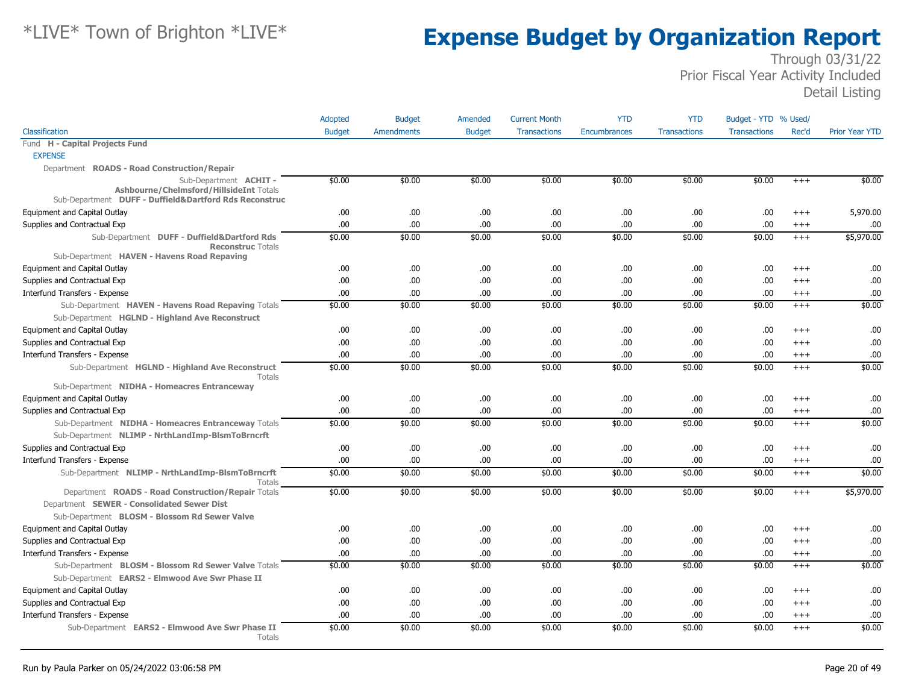# *LIVE* Town of Brighton *LIVE*

# Expense Budget by Organization Report

Through 03/31/22
Prior Fiscal Year Activity Included
Detail Listing

| Classification | Adopted Budget | Budget Amendments | Amended Budget | Current Month Transactions | YTD Encumbrances | YTD Transactions | Budget - YTD Transactions | % Used/ Rec'd | Prior Year YTD |
|---|---|---|---|---|---|---|---|---|---|
| Fund **H - Capital Projects Fund** | | | | | | | | | |
| EXPENSE | | | | | | | | | |
| Department **ROADS - Road Construction/Repair** | | | | | | | | | |
| Sub-Department **ACHIT - Ashbourne/Chelmsford/HillsideInt** Totals | $0.00 | $0.00 | $0.00 | $0.00 | $0.00 | $0.00 | $0.00 | +++ | $0.00 |
| Sub-Department **DUFF - Duffield&Dartford Rds Reconstruc** | | | | | | | | | |
| Equipment and Capital Outlay | .00 | .00 | .00 | .00 | .00 | .00 | .00 | +++ | 5,970.00 |
| Supplies and Contractual Exp | .00 | .00 | .00 | .00 | .00 | .00 | .00 | +++ | .00 |
| Sub-Department **DUFF - Duffield&Dartford Rds Reconstruc** Totals | $0.00 | $0.00 | $0.00 | $0.00 | $0.00 | $0.00 | $0.00 | +++ | $5,970.00 |
| Sub-Department **HAVEN - Havens Road Repaving** | | | | | | | | | |
| Equipment and Capital Outlay | .00 | .00 | .00 | .00 | .00 | .00 | .00 | +++ | .00 |
| Supplies and Contractual Exp | .00 | .00 | .00 | .00 | .00 | .00 | .00 | +++ | .00 |
| Interfund Transfers - Expense | .00 | .00 | .00 | .00 | .00 | .00 | .00 | +++ | .00 |
| Sub-Department **HAVEN - Havens Road Repaving** Totals | $0.00 | $0.00 | $0.00 | $0.00 | $0.00 | $0.00 | $0.00 | +++ | $0.00 |
| Sub-Department **HGLND - Highland Ave Reconstruct** | | | | | | | | | |
| Equipment and Capital Outlay | .00 | .00 | .00 | .00 | .00 | .00 | .00 | +++ | .00 |
| Supplies and Contractual Exp | .00 | .00 | .00 | .00 | .00 | .00 | .00 | +++ | .00 |
| Interfund Transfers - Expense | .00 | .00 | .00 | .00 | .00 | .00 | .00 | +++ | .00 |
| Sub-Department **HGLND - Highland Ave Reconstruct** Totals | $0.00 | $0.00 | $0.00 | $0.00 | $0.00 | $0.00 | $0.00 | +++ | $0.00 |
| Sub-Department **NIDHA - Homeacres Entranceway** | | | | | | | | | |
| Equipment and Capital Outlay | .00 | .00 | .00 | .00 | .00 | .00 | .00 | +++ | .00 |
| Supplies and Contractual Exp | .00 | .00 | .00 | .00 | .00 | .00 | .00 | +++ | .00 |
| Sub-Department **NIDHA - Homeacres Entranceway** Totals | $0.00 | $0.00 | $0.00 | $0.00 | $0.00 | $0.00 | $0.00 | +++ | $0.00 |
| Sub-Department **NLIMP - NrthLandImp-BlsmToBrncrft** | | | | | | | | | |
| Supplies and Contractual Exp | .00 | .00 | .00 | .00 | .00 | .00 | .00 | +++ | .00 |
| Interfund Transfers - Expense | .00 | .00 | .00 | .00 | .00 | .00 | .00 | +++ | .00 |
| Sub-Department **NLIMP - NrthLandImp-BlsmToBrncrft** Totals | $0.00 | $0.00 | $0.00 | $0.00 | $0.00 | $0.00 | $0.00 | +++ | $0.00 |
| Department **ROADS - Road Construction/Repair** Totals | $0.00 | $0.00 | $0.00 | $0.00 | $0.00 | $0.00 | $0.00 | +++ | $5,970.00 |
| Department **SEWER - Consolidated Sewer Dist** | | | | | | | | | |
| Sub-Department **BLOSM - Blossom Rd Sewer Valve** | | | | | | | | | |
| Equipment and Capital Outlay | .00 | .00 | .00 | .00 | .00 | .00 | .00 | +++ | .00 |
| Supplies and Contractual Exp | .00 | .00 | .00 | .00 | .00 | .00 | .00 | +++ | .00 |
| Interfund Transfers - Expense | .00 | .00 | .00 | .00 | .00 | .00 | .00 | +++ | .00 |
| Sub-Department **BLOSM - Blossom Rd Sewer Valve** Totals | $0.00 | $0.00 | $0.00 | $0.00 | $0.00 | $0.00 | $0.00 | +++ | $0.00 |
| Sub-Department **EARS2 - Elmwood Ave Swr Phase II** | | | | | | | | | |
| Equipment and Capital Outlay | .00 | .00 | .00 | .00 | .00 | .00 | .00 | +++ | .00 |
| Supplies and Contractual Exp | .00 | .00 | .00 | .00 | .00 | .00 | .00 | +++ | .00 |
| Interfund Transfers - Expense | .00 | .00 | .00 | .00 | .00 | .00 | .00 | +++ | .00 |
| Sub-Department **EARS2 - Elmwood Ave Swr Phase II** Totals | $0.00 | $0.00 | $0.00 | $0.00 | $0.00 | $0.00 | $0.00 | +++ | $0.00 |

Run by Paula Parker on 05/24/2022 03:06:58 PM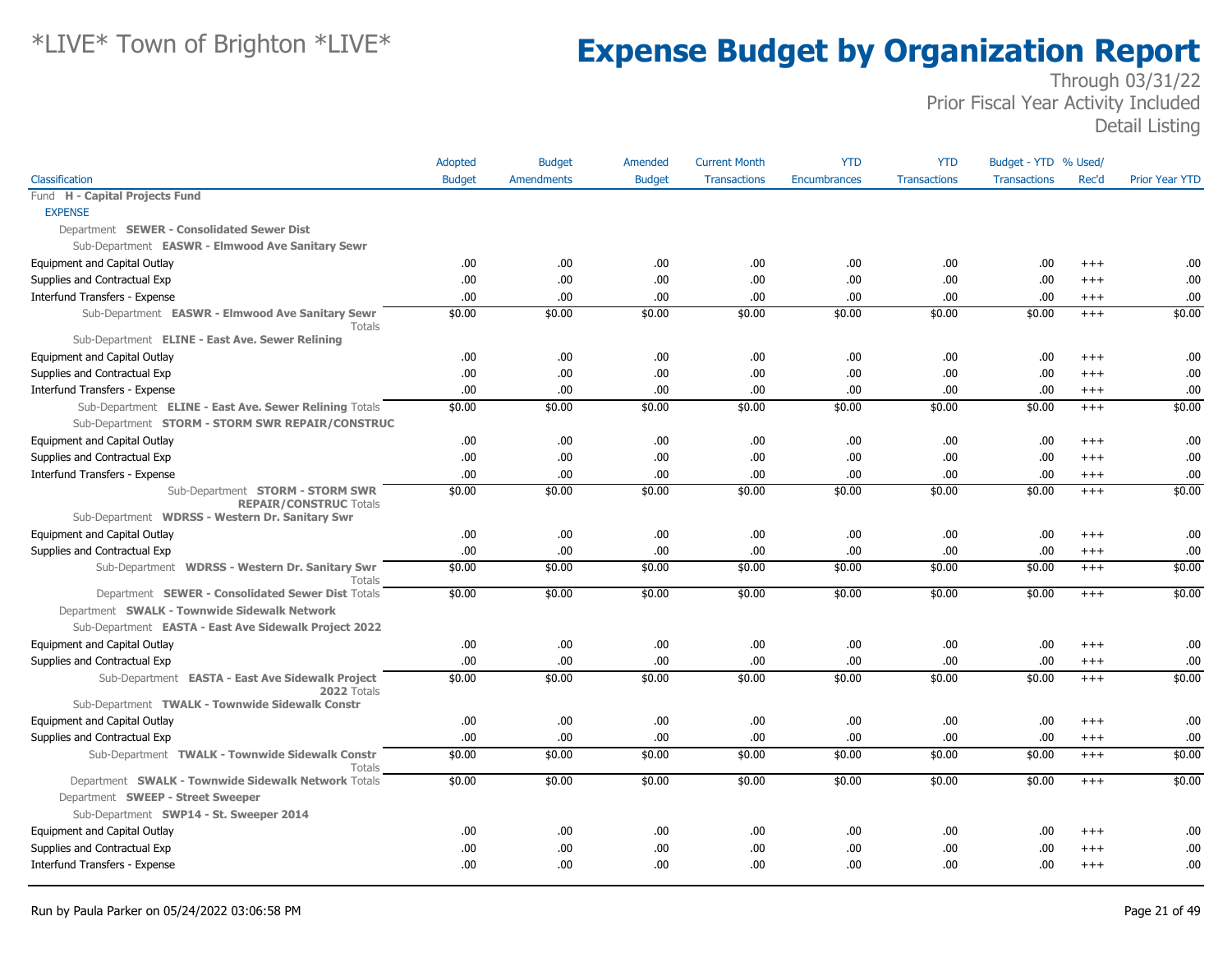# *LIVE* Town of Brighton *LIVE*

# Expense Budget by Organization Report

Through 03/31/22
Prior Fiscal Year Activity Included
Detail Listing

| Classification | Adopted Budget | Budget Amendments | Amended Budget | Current Month Transactions | YTD Encumbrances | YTD Transactions | Budget - YTD Transactions | % Used/ Rec'd | Prior Year YTD |
|---|---|---|---|---|---|---|---|---|---|
| Fund **H - Capital Projects Fund** | | | | | | | | | |
| EXPENSE | | | | | | | | | |
| Department **SEWER - Consolidated Sewer Dist** | | | | | | | | | |
| Sub-Department **EASWR - Elmwood Ave Sanitary Sewr** | | | | | | | | | |
| Equipment and Capital Outlay | .00 | .00 | .00 | .00 | .00 | .00 | .00 | +++ | .00 |
| Supplies and Contractual Exp | .00 | .00 | .00 | .00 | .00 | .00 | .00 | +++ | .00 |
| Interfund Transfers - Expense | .00 | .00 | .00 | .00 | .00 | .00 | .00 | +++ | .00 |
| Sub-Department **EASWR - Elmwood Ave Sanitary Sewr** Totals | $0.00 | $0.00 | $0.00 | $0.00 | $0.00 | $0.00 | $0.00 | +++ | $0.00 |
| Sub-Department **ELINE - East Ave. Sewer Relining** | | | | | | | | | |
| Equipment and Capital Outlay | .00 | .00 | .00 | .00 | .00 | .00 | .00 | +++ | .00 |
| Supplies and Contractual Exp | .00 | .00 | .00 | .00 | .00 | .00 | .00 | +++ | .00 |
| Interfund Transfers - Expense | .00 | .00 | .00 | .00 | .00 | .00 | .00 | +++ | .00 |
| Sub-Department **ELINE - East Ave. Sewer Relining** Totals | $0.00 | $0.00 | $0.00 | $0.00 | $0.00 | $0.00 | $0.00 | +++ | $0.00 |
| Sub-Department **STORM - STORM SWR REPAIR/CONSTRUC** | | | | | | | | | |
| Equipment and Capital Outlay | .00 | .00 | .00 | .00 | .00 | .00 | .00 | +++ | .00 |
| Supplies and Contractual Exp | .00 | .00 | .00 | .00 | .00 | .00 | .00 | +++ | .00 |
| Interfund Transfers - Expense | .00 | .00 | .00 | .00 | .00 | .00 | .00 | +++ | .00 |
| Sub-Department **STORM - STORM SWR REPAIR/CONSTRUC** Totals | $0.00 | $0.00 | $0.00 | $0.00 | $0.00 | $0.00 | $0.00 | +++ | $0.00 |
| Sub-Department **WDRSS - Western Dr. Sanitary Swr** | | | | | | | | | |
| Equipment and Capital Outlay | .00 | .00 | .00 | .00 | .00 | .00 | .00 | +++ | .00 |
| Supplies and Contractual Exp | .00 | .00 | .00 | .00 | .00 | .00 | .00 | +++ | .00 |
| Sub-Department **WDRSS - Western Dr. Sanitary Swr** Totals | $0.00 | $0.00 | $0.00 | $0.00 | $0.00 | $0.00 | $0.00 | +++ | $0.00 |
| Department **SEWER - Consolidated Sewer Dist** Totals | $0.00 | $0.00 | $0.00 | $0.00 | $0.00 | $0.00 | $0.00 | +++ | $0.00 |
| Department **SWALK - Townwide Sidewalk Network** | | | | | | | | | |
| Sub-Department **EASTA - East Ave Sidewalk Project 2022** | | | | | | | | | |
| Equipment and Capital Outlay | .00 | .00 | .00 | .00 | .00 | .00 | .00 | +++ | .00 |
| Supplies and Contractual Exp | .00 | .00 | .00 | .00 | .00 | .00 | .00 | +++ | .00 |
| Sub-Department **EASTA - East Ave Sidewalk Project 2022** Totals | $0.00 | $0.00 | $0.00 | $0.00 | $0.00 | $0.00 | $0.00 | +++ | $0.00 |
| Sub-Department **TWALK - Townwide Sidewalk Constr** | | | | | | | | | |
| Equipment and Capital Outlay | .00 | .00 | .00 | .00 | .00 | .00 | .00 | +++ | .00 |
| Supplies and Contractual Exp | .00 | .00 | .00 | .00 | .00 | .00 | .00 | +++ | .00 |
| Sub-Department **TWALK - Townwide Sidewalk Constr** Totals | $0.00 | $0.00 | $0.00 | $0.00 | $0.00 | $0.00 | $0.00 | +++ | $0.00 |
| Department **SWALK - Townwide Sidewalk Network** Totals | $0.00 | $0.00 | $0.00 | $0.00 | $0.00 | $0.00 | $0.00 | +++ | $0.00 |
| Department **SWEEP - Street Sweeper** | | | | | | | | | |
| Sub-Department **SWP14 - St. Sweeper 2014** | | | | | | | | | |
| Equipment and Capital Outlay | .00 | .00 | .00 | .00 | .00 | .00 | .00 | +++ | .00 |
| Supplies and Contractual Exp | .00 | .00 | .00 | .00 | .00 | .00 | .00 | +++ | .00 |
| Interfund Transfers - Expense | .00 | .00 | .00 | .00 | .00 | .00 | .00 | +++ | .00 |

Run by Paula Parker on 05/24/2022 03:06:58 PM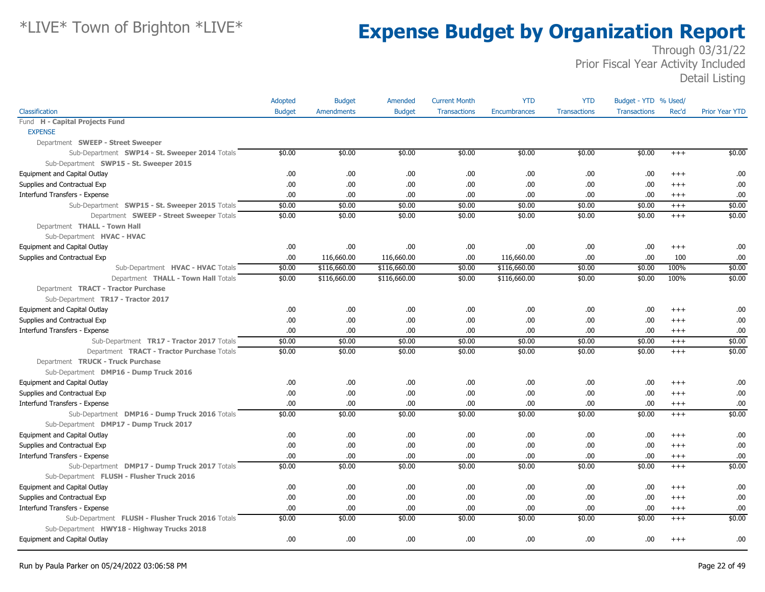# Expense Budget by Organization Report

*LIVE* Town of Brighton *LIVE*

Through 03/31/22
Prior Fiscal Year Activity Included
Detail Listing

| Classification | Adopted Budget | Budget Amendments | Amended Budget | Current Month Transactions | YTD Encumbrances | YTD Transactions | Budget - YTD Transactions | % Used/ Rec'd | Prior Year YTD |
|---|---|---|---|---|---|---|---|---|---|
| Fund **H - Capital Projects Fund** | | | | | | | | | |
| EXPENSE | | | | | | | | | |
| Department **SWEEP - Street Sweeper** | | | | | | | | | |
| Sub-Department **SWP14 - St. Sweeper 2014** Totals | $0.00 | $0.00 | $0.00 | $0.00 | $0.00 | $0.00 | $0.00 | +++ | $0.00 |
| Sub-Department **SWP15 - St. Sweeper 2015** | | | | | | | | | |
| Equipment and Capital Outlay | .00 | .00 | .00 | .00 | .00 | .00 | .00 | +++ | .00 |
| Supplies and Contractual Exp | .00 | .00 | .00 | .00 | .00 | .00 | .00 | +++ | .00 |
| Interfund Transfers - Expense | .00 | .00 | .00 | .00 | .00 | .00 | .00 | +++ | .00 |
| Sub-Department **SWP15 - St. Sweeper 2015** Totals | $0.00 | $0.00 | $0.00 | $0.00 | $0.00 | $0.00 | $0.00 | +++ | $0.00 |
| Department **SWEEP - Street Sweeper** Totals | $0.00 | $0.00 | $0.00 | $0.00 | $0.00 | $0.00 | $0.00 | +++ | $0.00 |
| Department **THALL - Town Hall** | | | | | | | | | |
| Sub-Department **HVAC - HVAC** | | | | | | | | | |
| Equipment and Capital Outlay | .00 | .00 | .00 | .00 | .00 | .00 | .00 | +++ | .00 |
| Supplies and Contractual Exp | .00 | 116,660.00 | 116,660.00 | .00 | 116,660.00 | .00 | .00 | 100 | .00 |
| Sub-Department **HVAC - HVAC** Totals | $0.00 | $116,660.00 | $116,660.00 | $0.00 | $116,660.00 | $0.00 | $0.00 | 100% | $0.00 |
| Department **THALL - Town Hall** Totals | $0.00 | $116,660.00 | $116,660.00 | $0.00 | $116,660.00 | $0.00 | $0.00 | 100% | $0.00 |
| Department **TRACT - Tractor Purchase** | | | | | | | | | |
| Sub-Department **TR17 - Tractor 2017** | | | | | | | | | |
| Equipment and Capital Outlay | .00 | .00 | .00 | .00 | .00 | .00 | .00 | +++ | .00 |
| Supplies and Contractual Exp | .00 | .00 | .00 | .00 | .00 | .00 | .00 | +++ | .00 |
| Interfund Transfers - Expense | .00 | .00 | .00 | .00 | .00 | .00 | .00 | +++ | .00 |
| Sub-Department **TR17 - Tractor 2017** Totals | $0.00 | $0.00 | $0.00 | $0.00 | $0.00 | $0.00 | $0.00 | +++ | $0.00 |
| Department **TRACT - Tractor Purchase** Totals | $0.00 | $0.00 | $0.00 | $0.00 | $0.00 | $0.00 | $0.00 | +++ | $0.00 |
| Department **TRUCK - Truck Purchase** | | | | | | | | | |
| Sub-Department **DMP16 - Dump Truck 2016** | | | | | | | | | |
| Equipment and Capital Outlay | .00 | .00 | .00 | .00 | .00 | .00 | .00 | +++ | .00 |
| Supplies and Contractual Exp | .00 | .00 | .00 | .00 | .00 | .00 | .00 | +++ | .00 |
| Interfund Transfers - Expense | .00 | .00 | .00 | .00 | .00 | .00 | .00 | +++ | .00 |
| Sub-Department **DMP16 - Dump Truck 2016** Totals | $0.00 | $0.00 | $0.00 | $0.00 | $0.00 | $0.00 | $0.00 | +++ | $0.00 |
| Sub-Department **DMP17 - Dump Truck 2017** | | | | | | | | | |
| Equipment and Capital Outlay | .00 | .00 | .00 | .00 | .00 | .00 | .00 | +++ | .00 |
| Supplies and Contractual Exp | .00 | .00 | .00 | .00 | .00 | .00 | .00 | +++ | .00 |
| Interfund Transfers - Expense | .00 | .00 | .00 | .00 | .00 | .00 | .00 | +++ | .00 |
| Sub-Department **DMP17 - Dump Truck 2017** Totals | $0.00 | $0.00 | $0.00 | $0.00 | $0.00 | $0.00 | $0.00 | +++ | $0.00 |
| Sub-Department **FLUSH - Flusher Truck 2016** | | | | | | | | | |
| Equipment and Capital Outlay | .00 | .00 | .00 | .00 | .00 | .00 | .00 | +++ | .00 |
| Supplies and Contractual Exp | .00 | .00 | .00 | .00 | .00 | .00 | .00 | +++ | .00 |
| Interfund Transfers - Expense | .00 | .00 | .00 | .00 | .00 | .00 | .00 | +++ | .00 |
| Sub-Department **FLUSH - Flusher Truck 2016** Totals | $0.00 | $0.00 | $0.00 | $0.00 | $0.00 | $0.00 | $0.00 | +++ | $0.00 |
| Sub-Department **HWY18 - Highway Trucks 2018** | | | | | | | | | |
| Equipment and Capital Outlay | .00 | .00 | .00 | .00 | .00 | .00 | .00 | +++ | .00 |

Run by Paula Parker on 05/24/2022 03:06:58 PM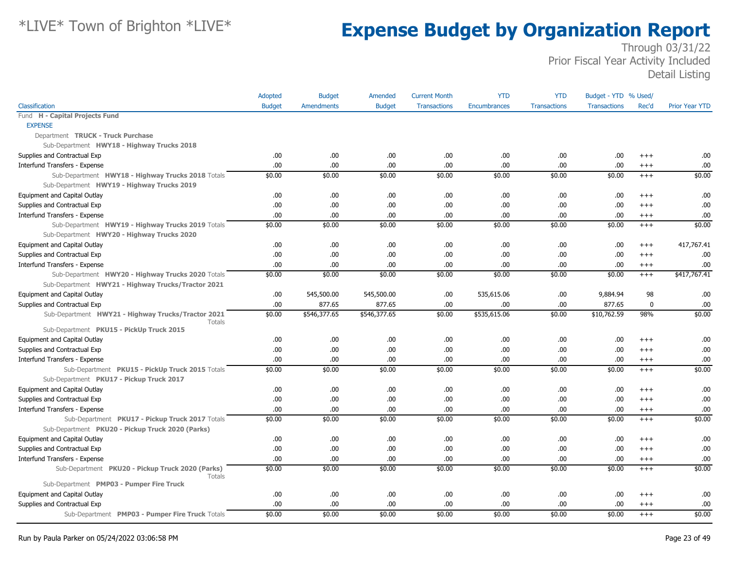# *LIVE* Town of Brighton *LIVE*

# Expense Budget by Organization Report

Through 03/31/22
Prior Fiscal Year Activity Included
Detail Listing

| Classification | Adopted Budget | Budget Amendments | Amended Budget | Current Month Transactions | YTD Encumbrances | YTD Transactions | Budget - YTD Transactions | % Used/ Rec'd | Prior Year YTD |
|---|---|---|---|---|---|---|---|---|---|
| Fund **H - Capital Projects Fund** | | | | | | | | | |
| EXPENSE | | | | | | | | | |
| Department **TRUCK - Truck Purchase** | | | | | | | | | |
| Sub-Department **HWY18 - Highway Trucks 2018** | | | | | | | | | |
| Supplies and Contractual Exp | .00 | .00 | .00 | .00 | .00 | .00 | .00 | +++ | .00 |
| Interfund Transfers - Expense | .00 | .00 | .00 | .00 | .00 | .00 | .00 | +++ | .00 |
| Sub-Department **HWY18 - Highway Trucks 2018** Totals | $0.00 | $0.00 | $0.00 | $0.00 | $0.00 | $0.00 | $0.00 | +++ | $0.00 |
| Sub-Department **HWY19 - Highway Trucks 2019** | | | | | | | | | |
| Equipment and Capital Outlay | .00 | .00 | .00 | .00 | .00 | .00 | .00 | +++ | .00 |
| Supplies and Contractual Exp | .00 | .00 | .00 | .00 | .00 | .00 | .00 | +++ | .00 |
| Interfund Transfers - Expense | .00 | .00 | .00 | .00 | .00 | .00 | .00 | +++ | .00 |
| Sub-Department **HWY19 - Highway Trucks 2019** Totals | $0.00 | $0.00 | $0.00 | $0.00 | $0.00 | $0.00 | $0.00 | +++ | $0.00 |
| Sub-Department **HWY20 - Highway Trucks 2020** | | | | | | | | | |
| Equipment and Capital Outlay | .00 | .00 | .00 | .00 | .00 | .00 | .00 | +++ | 417,767.41 |
| Supplies and Contractual Exp | .00 | .00 | .00 | .00 | .00 | .00 | .00 | +++ | .00 |
| Interfund Transfers - Expense | .00 | .00 | .00 | .00 | .00 | .00 | .00 | +++ | .00 |
| Sub-Department **HWY20 - Highway Trucks 2020** Totals | $0.00 | $0.00 | $0.00 | $0.00 | $0.00 | $0.00 | $0.00 | +++ | $417,767.41 |
| Sub-Department **HWY21 - Highway Trucks/Tractor 2021** | | | | | | | | | |
| Equipment and Capital Outlay | .00 | 545,500.00 | 545,500.00 | .00 | 535,615.06 | .00 | 9,884.94 | 98 | .00 |
| Supplies and Contractual Exp | .00 | 877.65 | 877.65 | .00 | .00 | .00 | 877.65 | 0 | .00 |
| Sub-Department **HWY21 - Highway Trucks/Tractor 2021** Totals | $0.00 | $546,377.65 | $546,377.65 | $0.00 | $535,615.06 | $0.00 | $10,762.59 | 98% | $0.00 |
| Sub-Department **PKU15 - PickUp Truck 2015** | | | | | | | | | |
| Equipment and Capital Outlay | .00 | .00 | .00 | .00 | .00 | .00 | .00 | +++ | .00 |
| Supplies and Contractual Exp | .00 | .00 | .00 | .00 | .00 | .00 | .00 | +++ | .00 |
| Interfund Transfers - Expense | .00 | .00 | .00 | .00 | .00 | .00 | .00 | +++ | .00 |
| Sub-Department **PKU15 - PickUp Truck 2015** Totals | $0.00 | $0.00 | $0.00 | $0.00 | $0.00 | $0.00 | $0.00 | +++ | $0.00 |
| Sub-Department **PKU17 - Pickup Truck 2017** | | | | | | | | | |
| Equipment and Capital Outlay | .00 | .00 | .00 | .00 | .00 | .00 | .00 | +++ | .00 |
| Supplies and Contractual Exp | .00 | .00 | .00 | .00 | .00 | .00 | .00 | +++ | .00 |
| Interfund Transfers - Expense | .00 | .00 | .00 | .00 | .00 | .00 | .00 | +++ | .00 |
| Sub-Department **PKU17 - Pickup Truck 2017** Totals | $0.00 | $0.00 | $0.00 | $0.00 | $0.00 | $0.00 | $0.00 | +++ | $0.00 |
| Sub-Department **PKU20 - Pickup Truck 2020 (Parks)** | | | | | | | | | |
| Equipment and Capital Outlay | .00 | .00 | .00 | .00 | .00 | .00 | .00 | +++ | .00 |
| Supplies and Contractual Exp | .00 | .00 | .00 | .00 | .00 | .00 | .00 | +++ | .00 |
| Interfund Transfers - Expense | .00 | .00 | .00 | .00 | .00 | .00 | .00 | +++ | .00 |
| Sub-Department **PKU20 - Pickup Truck 2020 (Parks)** Totals | $0.00 | $0.00 | $0.00 | $0.00 | $0.00 | $0.00 | $0.00 | +++ | $0.00 |
| Sub-Department **PMP03 - Pumper Fire Truck** | | | | | | | | | |
| Equipment and Capital Outlay | .00 | .00 | .00 | .00 | .00 | .00 | .00 | +++ | .00 |
| Supplies and Contractual Exp | .00 | .00 | .00 | .00 | .00 | .00 | .00 | +++ | .00 |
| Sub-Department **PMP03 - Pumper Fire Truck** Totals | $0.00 | $0.00 | $0.00 | $0.00 | $0.00 | $0.00 | $0.00 | +++ | $0.00 |

Run by Paula Parker on 05/24/2022 03:06:58 PM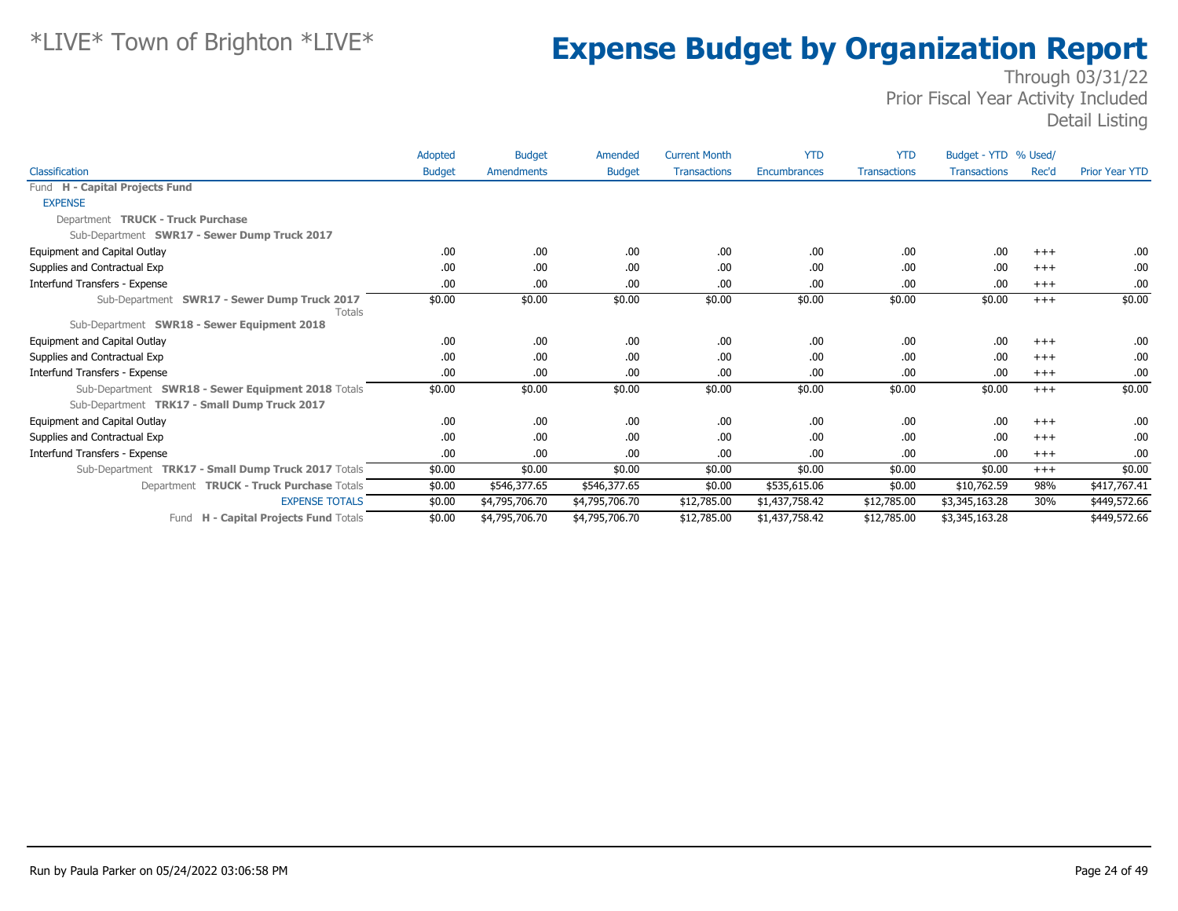# *LIVE* Town of Brighton *LIVE*

# Expense Budget by Organization Report

Through 03/31/22
Prior Fiscal Year Activity Included
Detail Listing

| Classification | Adopted Budget | Budget Amendments | Amended Budget | Current Month Transactions | YTD Encumbrances | YTD Transactions | Budget - YTD Transactions | % Used/ Rec'd | Prior Year YTD |
|---|---|---|---|---|---|---|---|---|---|
| Fund **H - Capital Projects Fund** | | | | | | | | | |
| EXPENSE | | | | | | | | | |
| Department **TRUCK - Truck Purchase** | | | | | | | | | |
| Sub-Department **SWR17 - Sewer Dump Truck 2017** | | | | | | | | | |
| Equipment and Capital Outlay | .00 | .00 | .00 | .00 | .00 | .00 | .00 | +++ | .00 |
| Supplies and Contractual Exp | .00 | .00 | .00 | .00 | .00 | .00 | .00 | +++ | .00 |
| Interfund Transfers - Expense | .00 | .00 | .00 | .00 | .00 | .00 | .00 | +++ | .00 |
| Sub-Department **SWR17 - Sewer Dump Truck 2017** Totals | $0.00 | $0.00 | $0.00 | $0.00 | $0.00 | $0.00 | $0.00 | +++ | $0.00 |
| Sub-Department **SWR18 - Sewer Equipment 2018** | | | | | | | | | |
| Equipment and Capital Outlay | .00 | .00 | .00 | .00 | .00 | .00 | .00 | +++ | .00 |
| Supplies and Contractual Exp | .00 | .00 | .00 | .00 | .00 | .00 | .00 | +++ | .00 |
| Interfund Transfers - Expense | .00 | .00 | .00 | .00 | .00 | .00 | .00 | +++ | .00 |
| Sub-Department **SWR18 - Sewer Equipment 2018** Totals | $0.00 | $0.00 | $0.00 | $0.00 | $0.00 | $0.00 | $0.00 | +++ | $0.00 |
| Sub-Department **TRK17 - Small Dump Truck 2017** | | | | | | | | | |
| Equipment and Capital Outlay | .00 | .00 | .00 | .00 | .00 | .00 | .00 | +++ | .00 |
| Supplies and Contractual Exp | .00 | .00 | .00 | .00 | .00 | .00 | .00 | +++ | .00 |
| Interfund Transfers - Expense | .00 | .00 | .00 | .00 | .00 | .00 | .00 | +++ | .00 |
| Sub-Department **TRK17 - Small Dump Truck 2017** Totals | $0.00 | $0.00 | $0.00 | $0.00 | $0.00 | $0.00 | $0.00 | +++ | $0.00 |
| Department **TRUCK - Truck Purchase** Totals | $0.00 | $546,377.65 | $546,377.65 | $0.00 | $535,615.06 | $0.00 | $10,762.59 | 98% | $417,767.41 |
| EXPENSE TOTALS | $0.00 | $4,795,706.70 | $4,795,706.70 | $12,785.00 | $1,437,758.42 | $12,785.00 | $3,345,163.28 | 30% | $449,572.66 |
| Fund **H - Capital Projects Fund** Totals | $0.00 | $4,795,706.70 | $4,795,706.70 | $12,785.00 | $1,437,758.42 | $12,785.00 | $3,345,163.28 | | $449,572.66 |

Run by Paula Parker on 05/24/2022 03:06:58 PM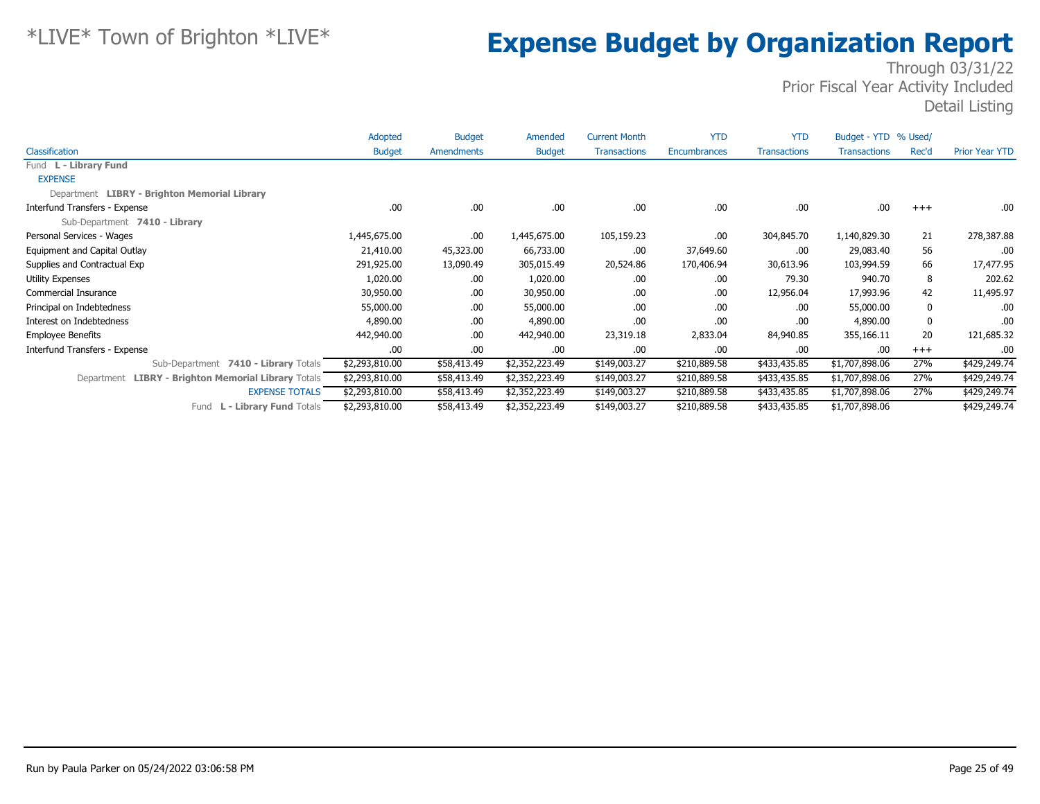# *LIVE* Town of Brighton *LIVE*

# Expense Budget by Organization Report

Through 03/31/22
Prior Fiscal Year Activity Included
Detail Listing

| Classification | Adopted Budget | Budget Amendments | Amended Budget | Current Month Transactions | YTD Encumbrances | YTD Transactions | Budget - YTD Transactions | % Used/ Rec'd | Prior Year YTD |
|---|---|---|---|---|---|---|---|---|---|
| Fund **L - Library Fund** | | | | | | | | | |
| EXPENSE | | | | | | | | | |
| Department **LIBRY - Brighton Memorial Library** | | | | | | | | | |
| Interfund Transfers - Expense | .00 | .00 | .00 | .00 | .00 | .00 | .00 | +++ | .00 |
| Sub-Department **7410 - Library** | | | | | | | | | |
| Personal Services - Wages | 1,445,675.00 | .00 | 1,445,675.00 | 105,159.23 | .00 | 304,845.70 | 1,140,829.30 | 21 | 278,387.88 |
| Equipment and Capital Outlay | 21,410.00 | 45,323.00 | 66,733.00 | .00 | 37,649.60 | .00 | 29,083.40 | 56 | .00 |
| Supplies and Contractual Exp | 291,925.00 | 13,090.49 | 305,015.49 | 20,524.86 | 170,406.94 | 30,613.96 | 103,994.59 | 66 | 17,477.95 |
| Utility Expenses | 1,020.00 | .00 | 1,020.00 | .00 | .00 | 79.30 | 940.70 | 8 | 202.62 |
| Commercial Insurance | 30,950.00 | .00 | 30,950.00 | .00 | .00 | 12,956.04 | 17,993.96 | 42 | 11,495.97 |
| Principal on Indebtedness | 55,000.00 | .00 | 55,000.00 | .00 | .00 | .00 | 55,000.00 | 0 | .00 |
| Interest on Indebtedness | 4,890.00 | .00 | 4,890.00 | .00 | .00 | .00 | 4,890.00 | 0 | .00 |
| Employee Benefits | 442,940.00 | .00 | 442,940.00 | 23,319.18 | 2,833.04 | 84,940.85 | 355,166.11 | 20 | 121,685.32 |
| Interfund Transfers - Expense | .00 | .00 | .00 | .00 | .00 | .00 | .00 | +++ | .00 |
| Sub-Department **7410 - Library** Totals | $2,293,810.00 | $58,413.49 | $2,352,223.49 | $149,003.27 | $210,889.58 | $433,435.85 | $1,707,898.06 | 27% | $429,249.74 |
| Department **LIBRY - Brighton Memorial Library** Totals | $2,293,810.00 | $58,413.49 | $2,352,223.49 | $149,003.27 | $210,889.58 | $433,435.85 | $1,707,898.06 | 27% | $429,249.74 |
| EXPENSE TOTALS | $2,293,810.00 | $58,413.49 | $2,352,223.49 | $149,003.27 | $210,889.58 | $433,435.85 | $1,707,898.06 | 27% | $429,249.74 |
| Fund **L - Library Fund** Totals | $2,293,810.00 | $58,413.49 | $2,352,223.49 | $149,003.27 | $210,889.58 | $433,435.85 | $1,707,898.06 | | $429,249.74 |

Run by Paula Parker on 05/24/2022 03:06:58 PM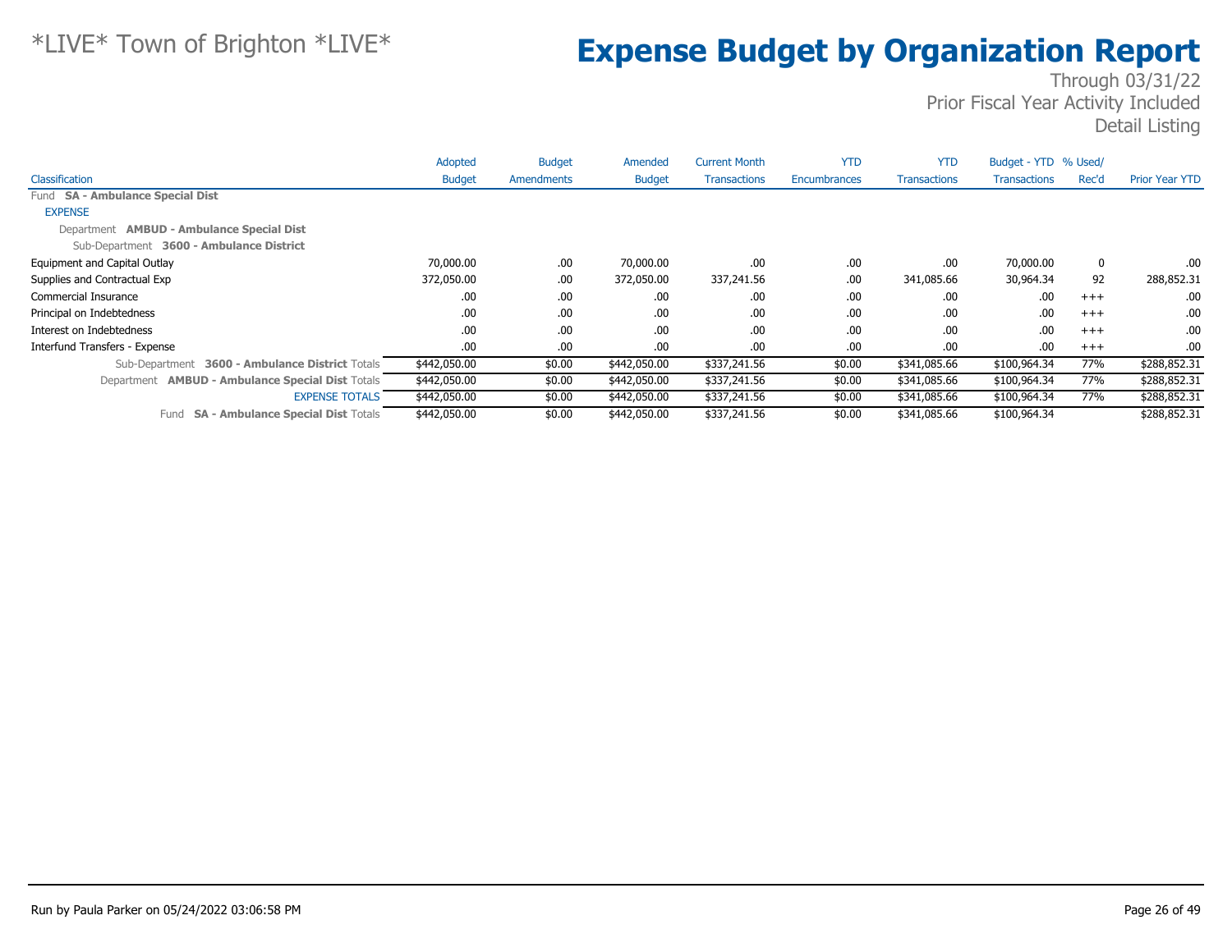# *LIVE* Town of Brighton *LIVE*

# Expense Budget by Organization Report

Through 03/31/22
Prior Fiscal Year Activity Included
Detail Listing

| Classification | Adopted Budget | Budget Amendments | Amended Budget | Current Month Transactions | YTD Encumbrances | YTD Transactions | Budget - YTD Transactions | % Used/ Rec'd | Prior Year YTD |
|---|---|---|---|---|---|---|---|---|---|
| Fund **SA - Ambulance Special Dist** | | | | | | | | | |
| EXPENSE | | | | | | | | | |
| Department **AMBUD - Ambulance Special Dist** | | | | | | | | | |
| Sub-Department **3600 - Ambulance District** | | | | | | | | | |
| Equipment and Capital Outlay | 70,000.00 | .00 | 70,000.00 | .00 | .00 | .00 | 70,000.00 | 0 | .00 |
| Supplies and Contractual Exp | 372,050.00 | .00 | 372,050.00 | 337,241.56 | .00 | 341,085.66 | 30,964.34 | 92 | 288,852.31 |
| Commercial Insurance | .00 | .00 | .00 | .00 | .00 | .00 | .00 | +++ | .00 |
| Principal on Indebtedness | .00 | .00 | .00 | .00 | .00 | .00 | .00 | +++ | .00 |
| Interest on Indebtedness | .00 | .00 | .00 | .00 | .00 | .00 | .00 | +++ | .00 |
| Interfund Transfers - Expense | .00 | .00 | .00 | .00 | .00 | .00 | .00 | +++ | .00 |
| Sub-Department **3600 - Ambulance District** Totals | $442,050.00 | $0.00 | $442,050.00 | $337,241.56 | $0.00 | $341,085.66 | $100,964.34 | 77% | $288,852.31 |
| Department **AMBUD - Ambulance Special Dist** Totals | $442,050.00 | $0.00 | $442,050.00 | $337,241.56 | $0.00 | $341,085.66 | $100,964.34 | 77% | $288,852.31 |
| EXPENSE TOTALS | $442,050.00 | $0.00 | $442,050.00 | $337,241.56 | $0.00 | $341,085.66 | $100,964.34 | 77% | $288,852.31 |
| Fund **SA - Ambulance Special Dist** Totals | $442,050.00 | $0.00 | $442,050.00 | $337,241.56 | $0.00 | $341,085.66 | $100,964.34 | | $288,852.31 |

Run by Paula Parker on 05/24/2022 03:06:58 PM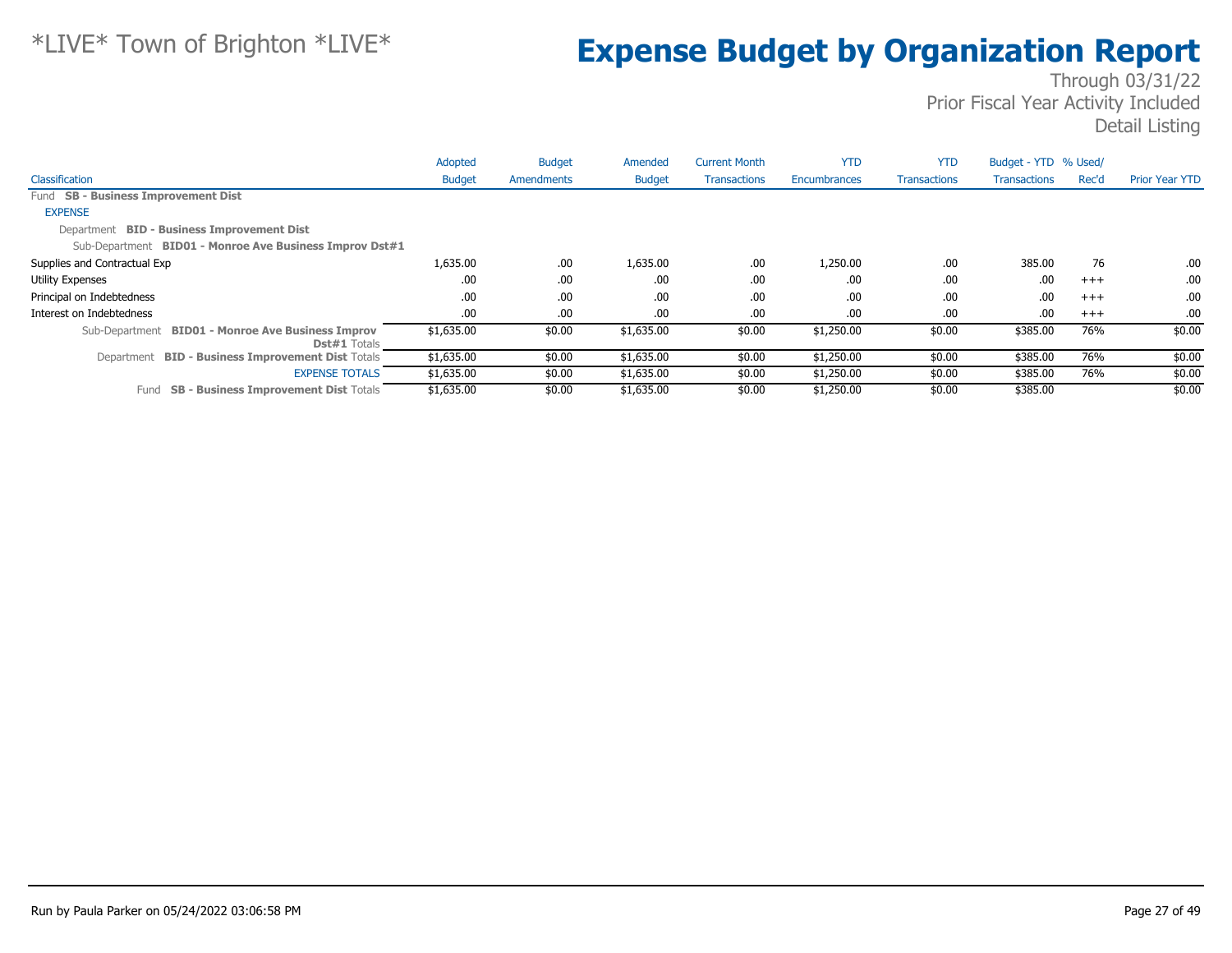# *LIVE* Town of Brighton *LIVE*

# Expense Budget by Organization Report

Through 03/31/22
Prior Fiscal Year Activity Included
Detail Listing

| Classification | Adopted Budget | Budget Amendments | Amended Budget | Current Month Transactions | YTD Encumbrances | YTD Transactions | Budget - YTD Transactions | % Used/ Rec'd | Prior Year YTD |
|---|---|---|---|---|---|---|---|---|---|
| Fund **SB - Business Improvement Dist** | | | | | | | | | |
| EXPENSE | | | | | | | | | |
| Department **BID - Business Improvement Dist** | | | | | | | | | |
| Sub-Department **BID01 - Monroe Ave Business Improv Dst#1** | | | | | | | | | |
| Supplies and Contractual Exp | 1,635.00 | .00 | 1,635.00 | .00 | 1,250.00 | .00 | 385.00 | 76 | .00 |
| Utility Expenses | .00 | .00 | .00 | .00 | .00 | .00 | .00 | +++ | .00 |
| Principal on Indebtedness | .00 | .00 | .00 | .00 | .00 | .00 | .00 | +++ | .00 |
| Interest on Indebtedness | .00 | .00 | .00 | .00 | .00 | .00 | .00 | +++ | .00 |
| Sub-Department **BID01 - Monroe Ave Business Improv Dst#1** Totals | $1,635.00 | $0.00 | $1,635.00 | $0.00 | $1,250.00 | $0.00 | $385.00 | 76% | $0.00 |
| Department **BID - Business Improvement Dist** Totals | $1,635.00 | $0.00 | $1,635.00 | $0.00 | $1,250.00 | $0.00 | $385.00 | 76% | $0.00 |
| EXPENSE TOTALS | $1,635.00 | $0.00 | $1,635.00 | $0.00 | $1,250.00 | $0.00 | $385.00 | 76% | $0.00 |
| Fund **SB - Business Improvement Dist** Totals | $1,635.00 | $0.00 | $1,635.00 | $0.00 | $1,250.00 | $0.00 | $385.00 | | $0.00 |

Run by Paula Parker on 05/24/2022 03:06:58 PM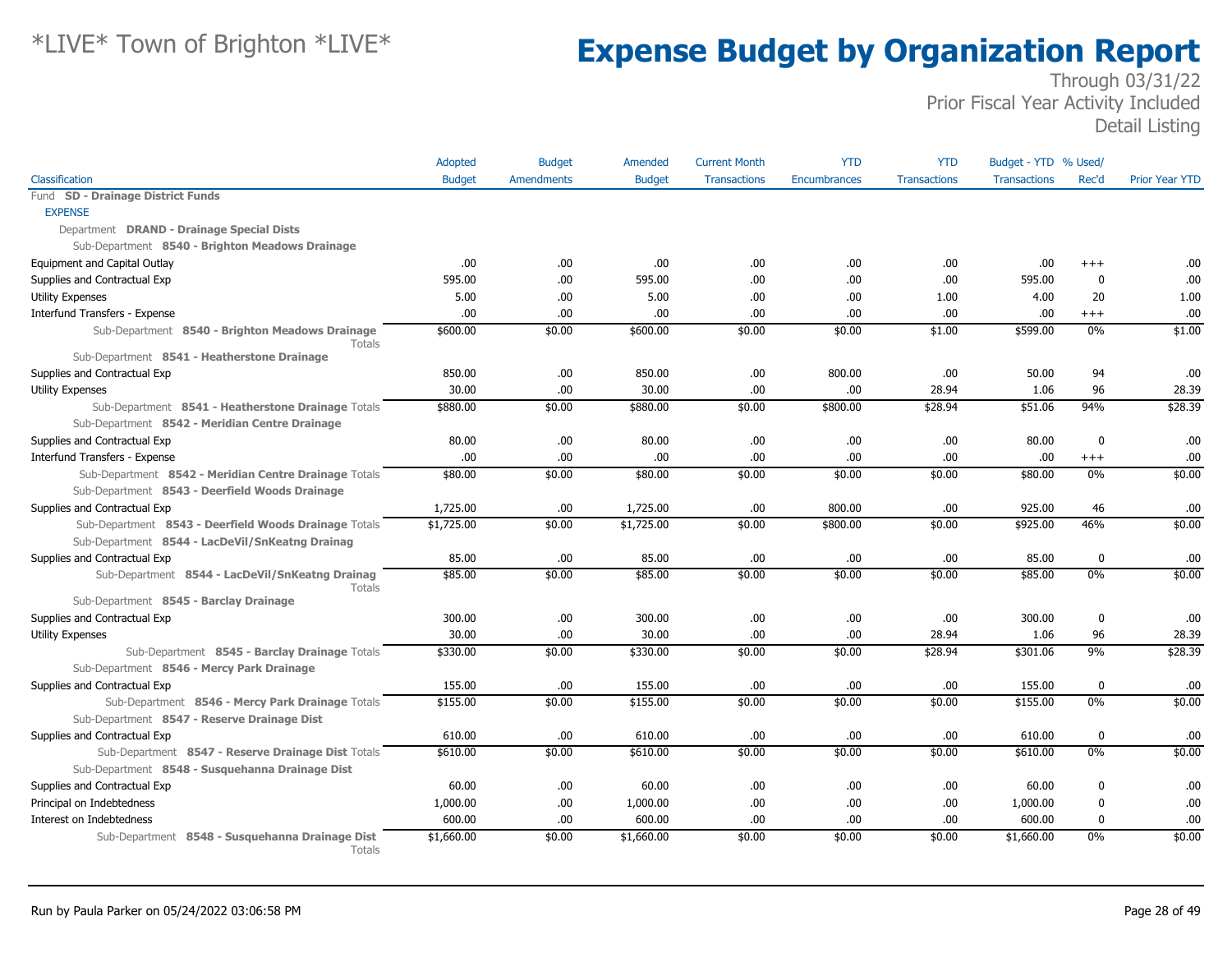# *LIVE* Town of Brighton *LIVE*

# Expense Budget by Organization Report

Through 03/31/22
Prior Fiscal Year Activity Included
Detail Listing

| Classification | Adopted Budget | Budget Amendments | Amended Budget | Current Month Transactions | YTD Encumbrances | YTD Transactions | Budget - YTD Transactions | % Used/ Rec'd | Prior Year YTD |
|---|---|---|---|---|---|---|---|---|---|
| Fund **SD - Drainage District Funds** | | | | | | | | | |
| EXPENSE | | | | | | | | | |
| Department **DRAND - Drainage Special Dists** | | | | | | | | | |
| Sub-Department **8540 - Brighton Meadows Drainage** | | | | | | | | | |
| Equipment and Capital Outlay | .00 | .00 | .00 | .00 | .00 | .00 | .00 | +++ | .00 |
| Supplies and Contractual Exp | 595.00 | .00 | 595.00 | .00 | .00 | .00 | 595.00 | 0 | .00 |
| Utility Expenses | 5.00 | .00 | 5.00 | .00 | .00 | 1.00 | 4.00 | 20 | 1.00 |
| Interfund Transfers - Expense | .00 | .00 | .00 | .00 | .00 | .00 | .00 | +++ | .00 |
| Sub-Department **8540 - Brighton Meadows Drainage** Totals | $600.00 | $0.00 | $600.00 | $0.00 | $0.00 | $1.00 | $599.00 | 0% | $1.00 |
| Sub-Department **8541 - Heatherstone Drainage** | | | | | | | | | |
| Supplies and Contractual Exp | 850.00 | .00 | 850.00 | .00 | 800.00 | .00 | 50.00 | 94 | .00 |
| Utility Expenses | 30.00 | .00 | 30.00 | .00 | .00 | 28.94 | 1.06 | 96 | 28.39 |
| Sub-Department **8541 - Heatherstone Drainage** Totals | $880.00 | $0.00 | $880.00 | $0.00 | $800.00 | $28.94 | $51.06 | 94% | $28.39 |
| Sub-Department **8542 - Meridian Centre Drainage** | | | | | | | | | |
| Supplies and Contractual Exp | 80.00 | .00 | 80.00 | .00 | .00 | .00 | 80.00 | 0 | .00 |
| Interfund Transfers - Expense | .00 | .00 | .00 | .00 | .00 | .00 | .00 | +++ | .00 |
| Sub-Department **8542 - Meridian Centre Drainage** Totals | $80.00 | $0.00 | $80.00 | $0.00 | $0.00 | $0.00 | $80.00 | 0% | $0.00 |
| Sub-Department **8543 - Deerfield Woods Drainage** | | | | | | | | | |
| Supplies and Contractual Exp | 1,725.00 | .00 | 1,725.00 | .00 | 800.00 | .00 | 925.00 | 46 | .00 |
| Sub-Department **8543 - Deerfield Woods Drainage** Totals | $1,725.00 | $0.00 | $1,725.00 | $0.00 | $800.00 | $0.00 | $925.00 | 46% | $0.00 |
| Sub-Department **8544 - LacDeVil/SnKeatng Drainag** | | | | | | | | | |
| Supplies and Contractual Exp | 85.00 | .00 | 85.00 | .00 | .00 | .00 | 85.00 | 0 | .00 |
| Sub-Department **8544 - LacDeVil/SnKeatng Drainag** Totals | $85.00 | $0.00 | $85.00 | $0.00 | $0.00 | $0.00 | $85.00 | 0% | $0.00 |
| Sub-Department **8545 - Barclay Drainage** | | | | | | | | | |
| Supplies and Contractual Exp | 300.00 | .00 | 300.00 | .00 | .00 | .00 | 300.00 | 0 | .00 |
| Utility Expenses | 30.00 | .00 | 30.00 | .00 | .00 | 28.94 | 1.06 | 96 | 28.39 |
| Sub-Department **8545 - Barclay Drainage** Totals | $330.00 | $0.00 | $330.00 | $0.00 | $0.00 | $28.94 | $301.06 | 9% | $28.39 |
| Sub-Department **8546 - Mercy Park Drainage** | | | | | | | | | |
| Supplies and Contractual Exp | 155.00 | .00 | 155.00 | .00 | .00 | .00 | 155.00 | 0 | .00 |
| Sub-Department **8546 - Mercy Park Drainage** Totals | $155.00 | $0.00 | $155.00 | $0.00 | $0.00 | $0.00 | $155.00 | 0% | $0.00 |
| Sub-Department **8547 - Reserve Drainage Dist** | | | | | | | | | |
| Supplies and Contractual Exp | 610.00 | .00 | 610.00 | .00 | .00 | .00 | 610.00 | 0 | .00 |
| Sub-Department **8547 - Reserve Drainage Dist** Totals | $610.00 | $0.00 | $610.00 | $0.00 | $0.00 | $0.00 | $610.00 | 0% | $0.00 |
| Sub-Department **8548 - Susquehanna Drainage Dist** | | | | | | | | | |
| Supplies and Contractual Exp | 60.00 | .00 | 60.00 | .00 | .00 | .00 | 60.00 | 0 | .00 |
| Principal on Indebtedness | 1,000.00 | .00 | 1,000.00 | .00 | .00 | .00 | 1,000.00 | 0 | .00 |
| Interest on Indebtedness | 600.00 | .00 | 600.00 | .00 | .00 | .00 | 600.00 | 0 | .00 |
| Sub-Department **8548 - Susquehanna Drainage Dist** Totals | $1,660.00 | $0.00 | $1,660.00 | $0.00 | $0.00 | $0.00 | $1,660.00 | 0% | $0.00 |

Run by Paula Parker on 05/24/2022 03:06:58 PM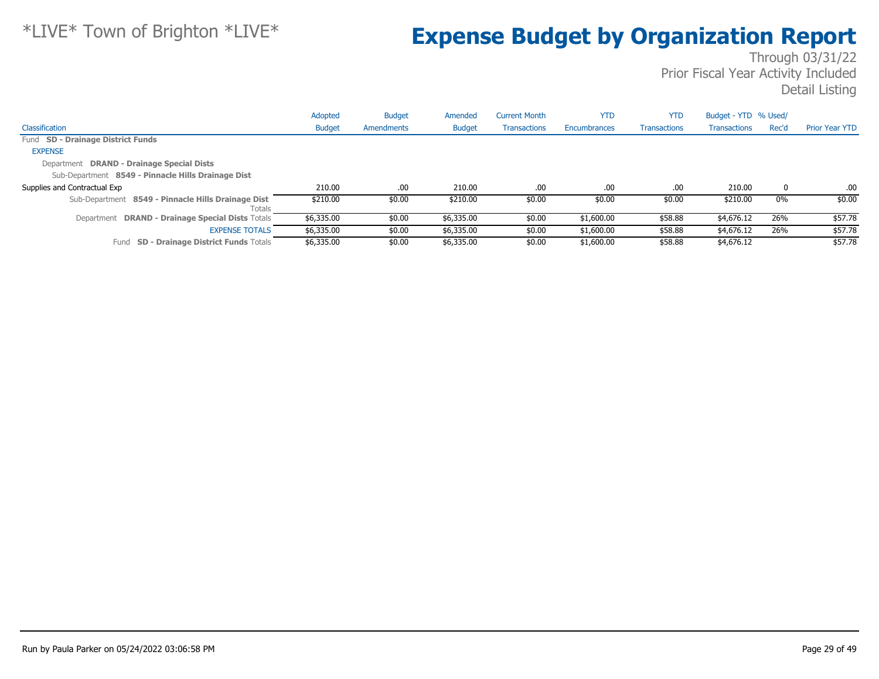# Expense Budget by Organization Report

*LIVE* Town of Brighton *LIVE*

Through 03/31/22
Prior Fiscal Year Activity Included
Detail Listing

| Classification | Adopted Budget | Budget Amendments | Amended Budget | Current Month Transactions | YTD Encumbrances | YTD Transactions | Budget - YTD Transactions | % Used/ Rec'd | Prior Year YTD |
|---|---|---|---|---|---|---|---|---|---|
| Fund **SD - Drainage District Funds** | | | | | | | | | |
| EXPENSE | | | | | | | | | |
| Department **DRAND - Drainage Special Dists** | | | | | | | | | |
| Sub-Department **8549 - Pinnacle Hills Drainage Dist** | | | | | | | | | |
| Supplies and Contractual Exp | 210.00 | .00 | 210.00 | .00 | .00 | .00 | 210.00 | 0 | .00 |
| Sub-Department **8549 - Pinnacle Hills Drainage Dist** Totals | $210.00 | $0.00 | $210.00 | $0.00 | $0.00 | $0.00 | $210.00 | 0% | $0.00 |
| Department **DRAND - Drainage Special Dists** Totals | $6,335.00 | $0.00 | $6,335.00 | $0.00 | $1,600.00 | $58.88 | $4,676.12 | 26% | $57.78 |
| EXPENSE TOTALS | $6,335.00 | $0.00 | $6,335.00 | $0.00 | $1,600.00 | $58.88 | $4,676.12 | 26% | $57.78 |
| Fund **SD - Drainage District Funds** Totals | $6,335.00 | $0.00 | $6,335.00 | $0.00 | $1,600.00 | $58.88 | $4,676.12 | | $57.78 |

Run by Paula Parker on 05/24/2022 03:06:58 PM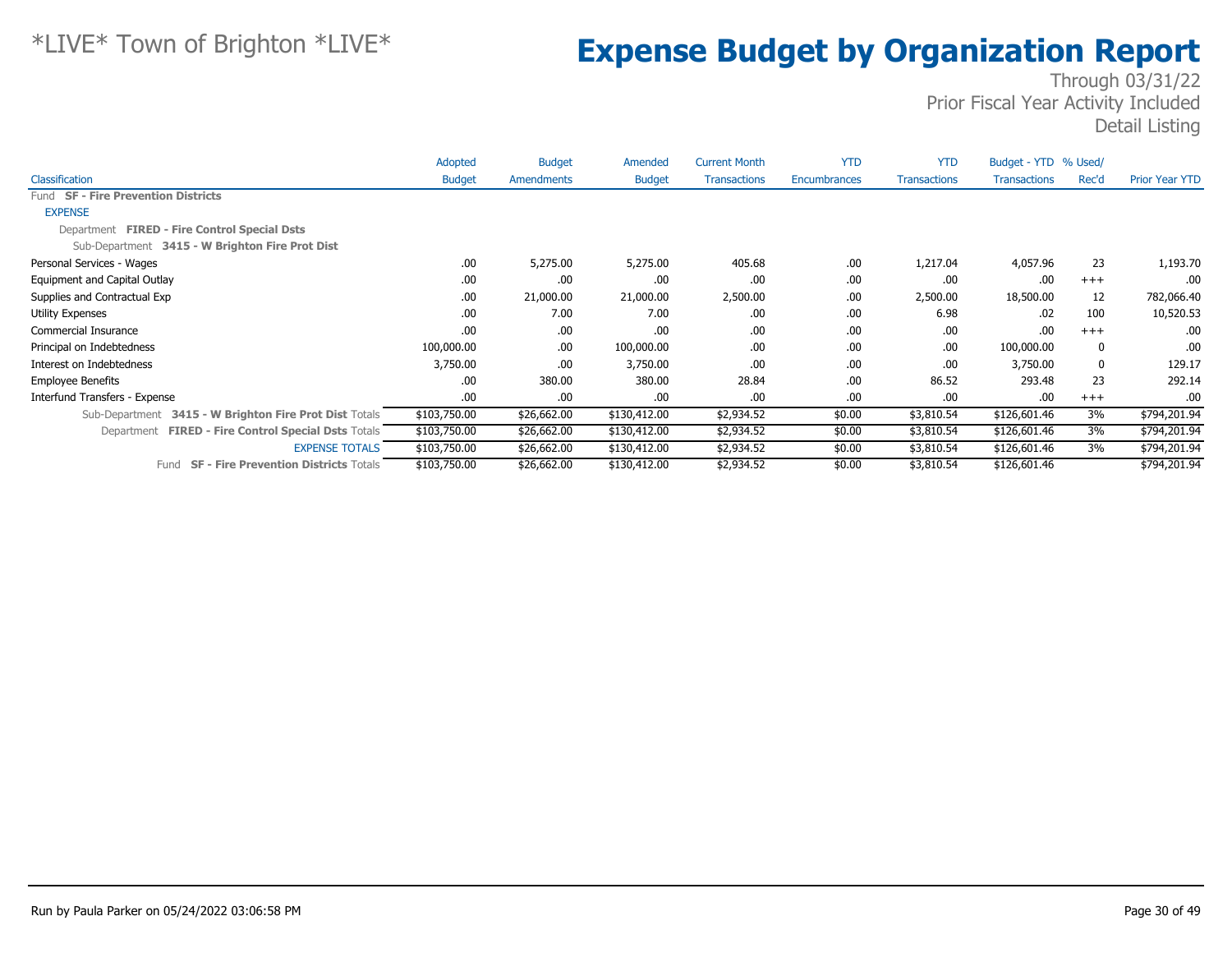*LIVE* Town of Brighton *LIVE*

# Expense Budget by Organization Report

Through 03/31/22
Prior Fiscal Year Activity Included
Detail Listing

| Classification | Adopted Budget | Budget Amendments | Amended Budget | Current Month Transactions | YTD Encumbrances | YTD Transactions | Budget - YTD Transactions | % Used/ Rec'd | Prior Year YTD |
|---|---|---|---|---|---|---|---|---|---|
| Fund **SF - Fire Prevention Districts** | | | | | | | | | |
| EXPENSE | | | | | | | | | |
| Department **FIRED - Fire Control Special Dsts** | | | | | | | | | |
| Sub-Department **3415 - W Brighton Fire Prot Dist** | | | | | | | | | |
| Personal Services - Wages | .00 | 5,275.00 | 5,275.00 | 405.68 | .00 | 1,217.04 | 4,057.96 | 23 | 1,193.70 |
| Equipment and Capital Outlay | .00 | .00 | .00 | .00 | .00 | .00 | .00 | +++ | .00 |
| Supplies and Contractual Exp | .00 | 21,000.00 | 21,000.00 | 2,500.00 | .00 | 2,500.00 | 18,500.00 | 12 | 782,066.40 |
| Utility Expenses | .00 | 7.00 | 7.00 | .00 | .00 | 6.98 | .02 | 100 | 10,520.53 |
| Commercial Insurance | .00 | .00 | .00 | .00 | .00 | .00 | .00 | +++ | .00 |
| Principal on Indebtedness | 100,000.00 | .00 | 100,000.00 | .00 | .00 | .00 | 100,000.00 | 0 | .00 |
| Interest on Indebtedness | 3,750.00 | .00 | 3,750.00 | .00 | .00 | .00 | 3,750.00 | 0 | 129.17 |
| Employee Benefits | .00 | 380.00 | 380.00 | 28.84 | .00 | 86.52 | 293.48 | 23 | 292.14 |
| Interfund Transfers - Expense | .00 | .00 | .00 | .00 | .00 | .00 | .00 | +++ | .00 |
| Sub-Department **3415 - W Brighton Fire Prot Dist** Totals | $103,750.00 | $26,662.00 | $130,412.00 | $2,934.52 | $0.00 | $3,810.54 | $126,601.46 | 3% | $794,201.94 |
| Department **FIRED - Fire Control Special Dsts** Totals | $103,750.00 | $26,662.00 | $130,412.00 | $2,934.52 | $0.00 | $3,810.54 | $126,601.46 | 3% | $794,201.94 |
| EXPENSE TOTALS | $103,750.00 | $26,662.00 | $130,412.00 | $2,934.52 | $0.00 | $3,810.54 | $126,601.46 | 3% | $794,201.94 |
| Fund **SF - Fire Prevention Districts** Totals | $103,750.00 | $26,662.00 | $130,412.00 | $2,934.52 | $0.00 | $3,810.54 | $126,601.46 | | $794,201.94 |

Run by Paula Parker on 05/24/2022 03:06:58 PM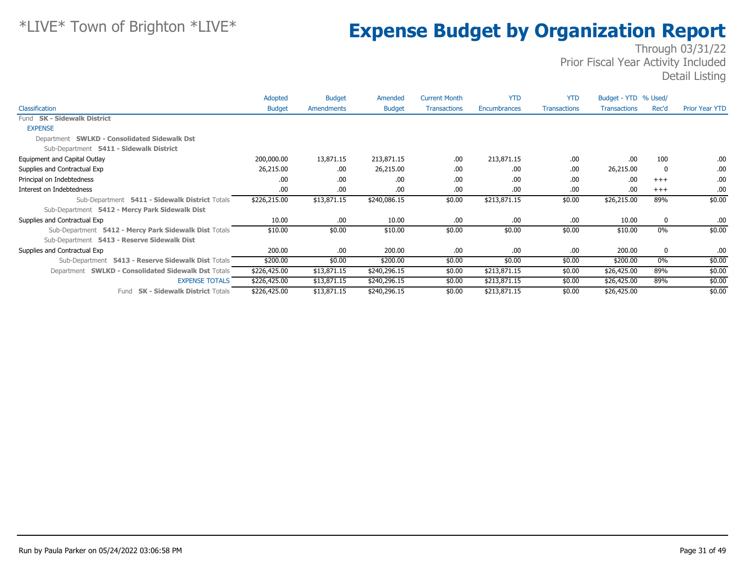*LIVE* Town of Brighton *LIVE*

# Expense Budget by Organization Report

Through 03/31/22
Prior Fiscal Year Activity Included
Detail Listing

| Classification | Adopted Budget | Budget Amendments | Amended Budget | Current Month Transactions | YTD Encumbrances | YTD Transactions | Budget - YTD Transactions | % Used/ Rec'd | Prior Year YTD |
|---|---|---|---|---|---|---|---|---|---|
| Fund **SK - Sidewalk District** | | | | | | | | | |
| EXPENSE | | | | | | | | | |
| Department **SWLKD - Consolidated Sidewalk Dst** | | | | | | | | | |
| Sub-Department **5411 - Sidewalk District** | | | | | | | | | |
| Equipment and Capital Outlay | 200,000.00 | 13,871.15 | 213,871.15 | .00 | 213,871.15 | .00 | .00 | 100 | .00 |
| Supplies and Contractual Exp | 26,215.00 | .00 | 26,215.00 | .00 | .00 | .00 | 26,215.00 | 0 | .00 |
| Principal on Indebtedness | .00 | .00 | .00 | .00 | .00 | .00 | .00 | +++ | .00 |
| Interest on Indebtedness | .00 | .00 | .00 | .00 | .00 | .00 | .00 | +++ | .00 |
| Sub-Department **5411 - Sidewalk District** Totals | $226,215.00 | $13,871.15 | $240,086.15 | $0.00 | $213,871.15 | $0.00 | $26,215.00 | 89% | $0.00 |
| Sub-Department **5412 - Mercy Park Sidewalk Dist** | | | | | | | | | |
| Supplies and Contractual Exp | 10.00 | .00 | 10.00 | .00 | .00 | .00 | 10.00 | 0 | .00 |
| Sub-Department **5412 - Mercy Park Sidewalk Dist** Totals | $10.00 | $0.00 | $10.00 | $0.00 | $0.00 | $0.00 | $10.00 | 0% | $0.00 |
| Sub-Department **5413 - Reserve Sidewalk Dist** | | | | | | | | | |
| Supplies and Contractual Exp | 200.00 | .00 | 200.00 | .00 | .00 | .00 | 200.00 | 0 | .00 |
| Sub-Department **5413 - Reserve Sidewalk Dist** Totals | $200.00 | $0.00 | $200.00 | $0.00 | $0.00 | $0.00 | $200.00 | 0% | $0.00 |
| Department **SWLKD - Consolidated Sidewalk Dst** Totals | $226,425.00 | $13,871.15 | $240,296.15 | $0.00 | $213,871.15 | $0.00 | $26,425.00 | 89% | $0.00 |
| EXPENSE TOTALS | $226,425.00 | $13,871.15 | $240,296.15 | $0.00 | $213,871.15 | $0.00 | $26,425.00 | 89% | $0.00 |
| Fund **SK - Sidewalk District** Totals | $226,425.00 | $13,871.15 | $240,296.15 | $0.00 | $213,871.15 | $0.00 | $26,425.00 | | $0.00 |

Run by Paula Parker on 05/24/2022 03:06:58 PM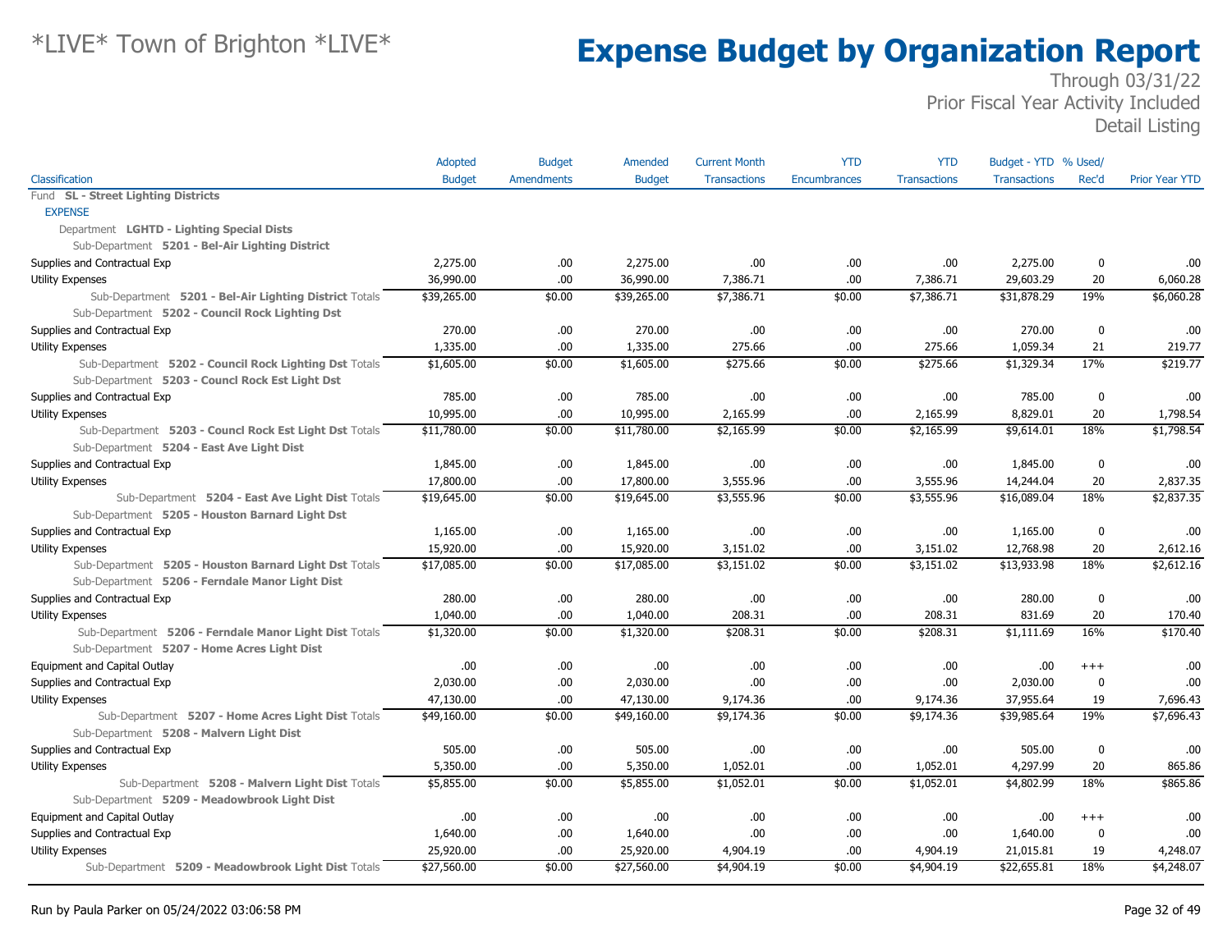# *LIVE* Town of Brighton *LIVE*

# Expense Budget by Organization Report

Through 03/31/22
Prior Fiscal Year Activity Included
Detail Listing

| Classification | Adopted Budget | Budget Amendments | Amended Budget | Current Month Transactions | YTD Encumbrances | YTD Transactions | Budget - YTD Transactions | % Used/ Rec'd | Prior Year YTD |
|---|---|---|---|---|---|---|---|---|---|
| Fund **SL - Street Lighting Districts** | | | | | | | | | |
| EXPENSE | | | | | | | | | |
| Department **LGHTD - Lighting Special Dists** | | | | | | | | | |
| Sub-Department **5201 - Bel-Air Lighting District** | | | | | | | | | |
| Supplies and Contractual Exp | 2,275.00 | .00 | 2,275.00 | .00 | .00 | .00 | 2,275.00 | 0 | .00 |
| Utility Expenses | 36,990.00 | .00 | 36,990.00 | 7,386.71 | .00 | 7,386.71 | 29,603.29 | 20 | 6,060.28 |
| Sub-Department **5201 - Bel-Air Lighting District** Totals | $39,265.00 | $0.00 | $39,265.00 | $7,386.71 | $0.00 | $7,386.71 | $31,878.29 | 19% | $6,060.28 |
| Sub-Department **5202 - Council Rock Lighting Dst** | | | | | | | | | |
| Supplies and Contractual Exp | 270.00 | .00 | 270.00 | .00 | .00 | .00 | 270.00 | 0 | .00 |
| Utility Expenses | 1,335.00 | .00 | 1,335.00 | 275.66 | .00 | 275.66 | 1,059.34 | 21 | 219.77 |
| Sub-Department **5202 - Council Rock Lighting Dst** Totals | $1,605.00 | $0.00 | $1,605.00 | $275.66 | $0.00 | $275.66 | $1,329.34 | 17% | $219.77 |
| Sub-Department **5203 - Councl Rock Est Light Dst** | | | | | | | | | |
| Supplies and Contractual Exp | 785.00 | .00 | 785.00 | .00 | .00 | .00 | 785.00 | 0 | .00 |
| Utility Expenses | 10,995.00 | .00 | 10,995.00 | 2,165.99 | .00 | 2,165.99 | 8,829.01 | 20 | 1,798.54 |
| Sub-Department **5203 - Councl Rock Est Light Dst** Totals | $11,780.00 | $0.00 | $11,780.00 | $2,165.99 | $0.00 | $2,165.99 | $9,614.01 | 18% | $1,798.54 |
| Sub-Department **5204 - East Ave Light Dist** | | | | | | | | | |
| Supplies and Contractual Exp | 1,845.00 | .00 | 1,845.00 | .00 | .00 | .00 | 1,845.00 | 0 | .00 |
| Utility Expenses | 17,800.00 | .00 | 17,800.00 | 3,555.96 | .00 | 3,555.96 | 14,244.04 | 20 | 2,837.35 |
| Sub-Department **5204 - East Ave Light Dist** Totals | $19,645.00 | $0.00 | $19,645.00 | $3,555.96 | $0.00 | $3,555.96 | $16,089.04 | 18% | $2,837.35 |
| Sub-Department **5205 - Houston Barnard Light Dst** | | | | | | | | | |
| Supplies and Contractual Exp | 1,165.00 | .00 | 1,165.00 | .00 | .00 | .00 | 1,165.00 | 0 | .00 |
| Utility Expenses | 15,920.00 | .00 | 15,920.00 | 3,151.02 | .00 | 3,151.02 | 12,768.98 | 20 | 2,612.16 |
| Sub-Department **5205 - Houston Barnard Light Dst** Totals | $17,085.00 | $0.00 | $17,085.00 | $3,151.02 | $0.00 | $3,151.02 | $13,933.98 | 18% | $2,612.16 |
| Sub-Department **5206 - Ferndale Manor Light Dist** | | | | | | | | | |
| Supplies and Contractual Exp | 280.00 | .00 | 280.00 | .00 | .00 | .00 | 280.00 | 0 | .00 |
| Utility Expenses | 1,040.00 | .00 | 1,040.00 | 208.31 | .00 | 208.31 | 831.69 | 20 | 170.40 |
| Sub-Department **5206 - Ferndale Manor Light Dist** Totals | $1,320.00 | $0.00 | $1,320.00 | $208.31 | $0.00 | $208.31 | $1,111.69 | 16% | $170.40 |
| Sub-Department **5207 - Home Acres Light Dist** | | | | | | | | | |
| Equipment and Capital Outlay | .00 | .00 | .00 | .00 | .00 | .00 | .00 | +++ | .00 |
| Supplies and Contractual Exp | 2,030.00 | .00 | 2,030.00 | .00 | .00 | .00 | 2,030.00 | 0 | .00 |
| Utility Expenses | 47,130.00 | .00 | 47,130.00 | 9,174.36 | .00 | 9,174.36 | 37,955.64 | 19 | 7,696.43 |
| Sub-Department **5207 - Home Acres Light Dist** Totals | $49,160.00 | $0.00 | $49,160.00 | $9,174.36 | $0.00 | $9,174.36 | $39,985.64 | 19% | $7,696.43 |
| Sub-Department **5208 - Malvern Light Dist** | | | | | | | | | |
| Supplies and Contractual Exp | 505.00 | .00 | 505.00 | .00 | .00 | .00 | 505.00 | 0 | .00 |
| Utility Expenses | 5,350.00 | .00 | 5,350.00 | 1,052.01 | .00 | 1,052.01 | 4,297.99 | 20 | 865.86 |
| Sub-Department **5208 - Malvern Light Dist** Totals | $5,855.00 | $0.00 | $5,855.00 | $1,052.01 | $0.00 | $1,052.01 | $4,802.99 | 18% | $865.86 |
| Sub-Department **5209 - Meadowbrook Light Dist** | | | | | | | | | |
| Equipment and Capital Outlay | .00 | .00 | .00 | .00 | .00 | .00 | .00 | +++ | .00 |
| Supplies and Contractual Exp | 1,640.00 | .00 | 1,640.00 | .00 | .00 | .00 | 1,640.00 | 0 | .00 |
| Utility Expenses | 25,920.00 | .00 | 25,920.00 | 4,904.19 | .00 | 4,904.19 | 21,015.81 | 19 | 4,248.07 |
| Sub-Department **5209 - Meadowbrook Light Dist** Totals | $27,560.00 | $0.00 | $27,560.00 | $4,904.19 | $0.00 | $4,904.19 | $22,655.81 | 18% | $4,248.07 |

Run by Paula Parker on 05/24/2022 03:06:58 PM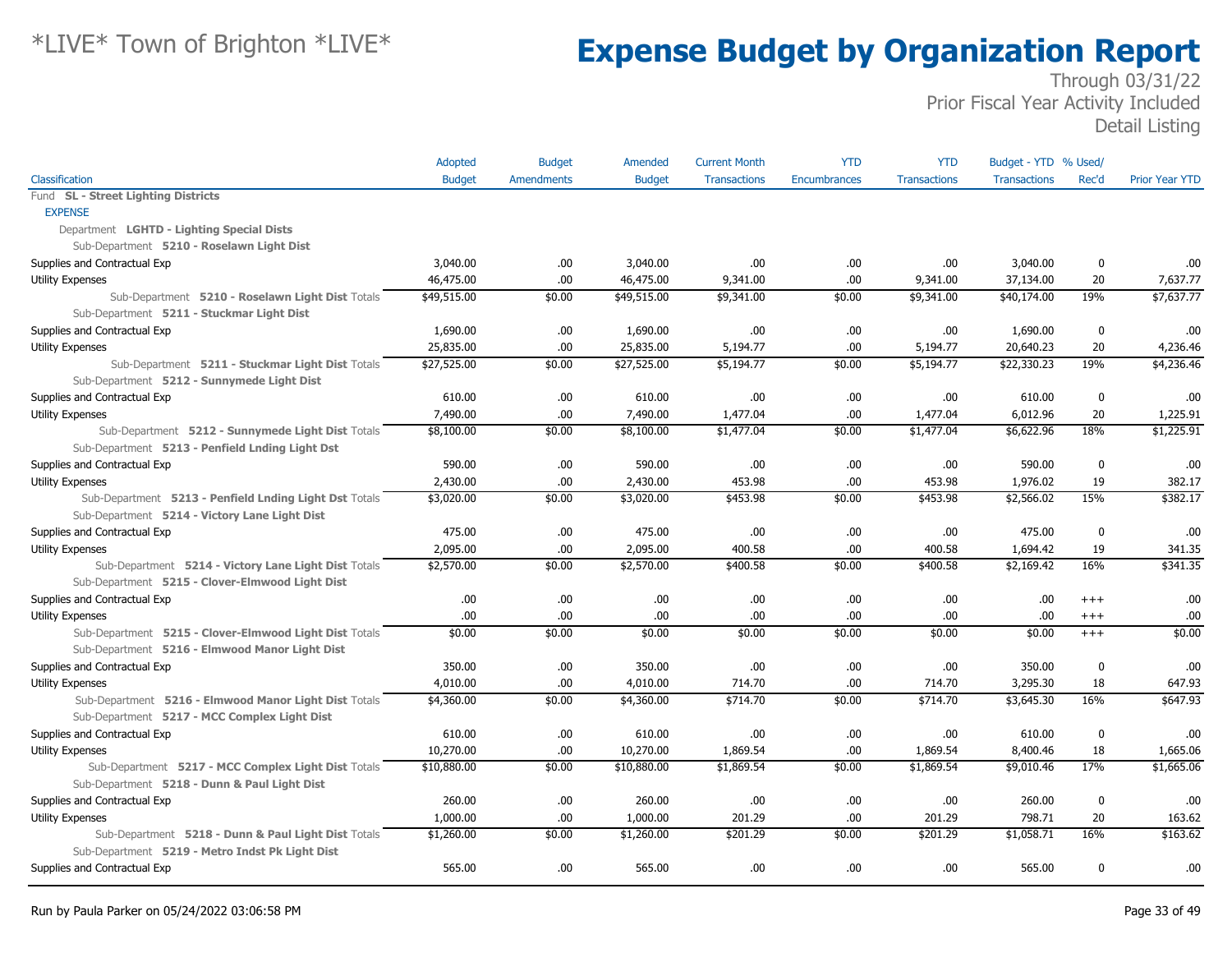# *LIVE* Town of Brighton *LIVE*

# Expense Budget by Organization Report

Through 03/31/22
Prior Fiscal Year Activity Included
Detail Listing

| Classification | Adopted Budget | Budget Amendments | Amended Budget | Current Month Transactions | YTD Encumbrances | YTD Transactions | Budget - YTD Transactions | % Used/ Rec'd | Prior Year YTD |
|---|---|---|---|---|---|---|---|---|---|
| Fund **SL - Street Lighting Districts** | | | | | | | | | |
| EXPENSE | | | | | | | | | |
| Department **LGHTD - Lighting Special Dists** | | | | | | | | | |
| Sub-Department **5210 - Roselawn Light Dist** | | | | | | | | | |
| Supplies and Contractual Exp | 3,040.00 | .00 | 3,040.00 | .00 | .00 | .00 | 3,040.00 | 0 | .00 |
| Utility Expenses | 46,475.00 | .00 | 46,475.00 | 9,341.00 | .00 | 9,341.00 | 37,134.00 | 20 | 7,637.77 |
| Sub-Department **5210 - Roselawn Light Dist** Totals | $49,515.00 | $0.00 | $49,515.00 | $9,341.00 | $0.00 | $9,341.00 | $40,174.00 | 19% | $7,637.77 |
| Sub-Department **5211 - Stuckmar Light Dist** | | | | | | | | | |
| Supplies and Contractual Exp | 1,690.00 | .00 | 1,690.00 | .00 | .00 | .00 | 1,690.00 | 0 | .00 |
| Utility Expenses | 25,835.00 | .00 | 25,835.00 | 5,194.77 | .00 | 5,194.77 | 20,640.23 | 20 | 4,236.46 |
| Sub-Department **5211 - Stuckmar Light Dist** Totals | $27,525.00 | $0.00 | $27,525.00 | $5,194.77 | $0.00 | $5,194.77 | $22,330.23 | 19% | $4,236.46 |
| Sub-Department **5212 - Sunnymede Light Dist** | | | | | | | | | |
| Supplies and Contractual Exp | 610.00 | .00 | 610.00 | .00 | .00 | .00 | 610.00 | 0 | .00 |
| Utility Expenses | 7,490.00 | .00 | 7,490.00 | 1,477.04 | .00 | 1,477.04 | 6,012.96 | 20 | 1,225.91 |
| Sub-Department **5212 - Sunnymede Light Dist** Totals | $8,100.00 | $0.00 | $8,100.00 | $1,477.04 | $0.00 | $1,477.04 | $6,622.96 | 18% | $1,225.91 |
| Sub-Department **5213 - Penfield Lnding Light Dst** | | | | | | | | | |
| Supplies and Contractual Exp | 590.00 | .00 | 590.00 | .00 | .00 | .00 | 590.00 | 0 | .00 |
| Utility Expenses | 2,430.00 | .00 | 2,430.00 | 453.98 | .00 | 453.98 | 1,976.02 | 19 | 382.17 |
| Sub-Department **5213 - Penfield Lnding Light Dst** Totals | $3,020.00 | $0.00 | $3,020.00 | $453.98 | $0.00 | $453.98 | $2,566.02 | 15% | $382.17 |
| Sub-Department **5214 - Victory Lane Light Dist** | | | | | | | | | |
| Supplies and Contractual Exp | 475.00 | .00 | 475.00 | .00 | .00 | .00 | 475.00 | 0 | .00 |
| Utility Expenses | 2,095.00 | .00 | 2,095.00 | 400.58 | .00 | 400.58 | 1,694.42 | 19 | 341.35 |
| Sub-Department **5214 - Victory Lane Light Dist** Totals | $2,570.00 | $0.00 | $2,570.00 | $400.58 | $0.00 | $400.58 | $2,169.42 | 16% | $341.35 |
| Sub-Department **5215 - Clover-Elmwood Light Dist** | | | | | | | | | |
| Supplies and Contractual Exp | .00 | .00 | .00 | .00 | .00 | .00 | .00 | +++ | .00 |
| Utility Expenses | .00 | .00 | .00 | .00 | .00 | .00 | .00 | +++ | .00 |
| Sub-Department **5215 - Clover-Elmwood Light Dist** Totals | $0.00 | $0.00 | $0.00 | $0.00 | $0.00 | $0.00 | $0.00 | +++ | $0.00 |
| Sub-Department **5216 - Elmwood Manor Light Dist** | | | | | | | | | |
| Supplies and Contractual Exp | 350.00 | .00 | 350.00 | .00 | .00 | .00 | 350.00 | 0 | .00 |
| Utility Expenses | 4,010.00 | .00 | 4,010.00 | 714.70 | .00 | 714.70 | 3,295.30 | 18 | 647.93 |
| Sub-Department **5216 - Elmwood Manor Light Dist** Totals | $4,360.00 | $0.00 | $4,360.00 | $714.70 | $0.00 | $714.70 | $3,645.30 | 16% | $647.93 |
| Sub-Department **5217 - MCC Complex Light Dist** | | | | | | | | | |
| Supplies and Contractual Exp | 610.00 | .00 | 610.00 | .00 | .00 | .00 | 610.00 | 0 | .00 |
| Utility Expenses | 10,270.00 | .00 | 10,270.00 | 1,869.54 | .00 | 1,869.54 | 8,400.46 | 18 | 1,665.06 |
| Sub-Department **5217 - MCC Complex Light Dist** Totals | $10,880.00 | $0.00 | $10,880.00 | $1,869.54 | $0.00 | $1,869.54 | $9,010.46 | 17% | $1,665.06 |
| Sub-Department **5218 - Dunn & Paul Light Dist** | | | | | | | | | |
| Supplies and Contractual Exp | 260.00 | .00 | 260.00 | .00 | .00 | .00 | 260.00 | 0 | .00 |
| Utility Expenses | 1,000.00 | .00 | 1,000.00 | 201.29 | .00 | 201.29 | 798.71 | 20 | 163.62 |
| Sub-Department **5218 - Dunn & Paul Light Dist** Totals | $1,260.00 | $0.00 | $1,260.00 | $201.29 | $0.00 | $201.29 | $1,058.71 | 16% | $163.62 |
| Sub-Department **5219 - Metro Indst Pk Light Dist** | | | | | | | | | |
| Supplies and Contractual Exp | 565.00 | .00 | 565.00 | .00 | .00 | .00 | 565.00 | 0 | .00 |

Run by Paula Parker on 05/24/2022 03:06:58 PM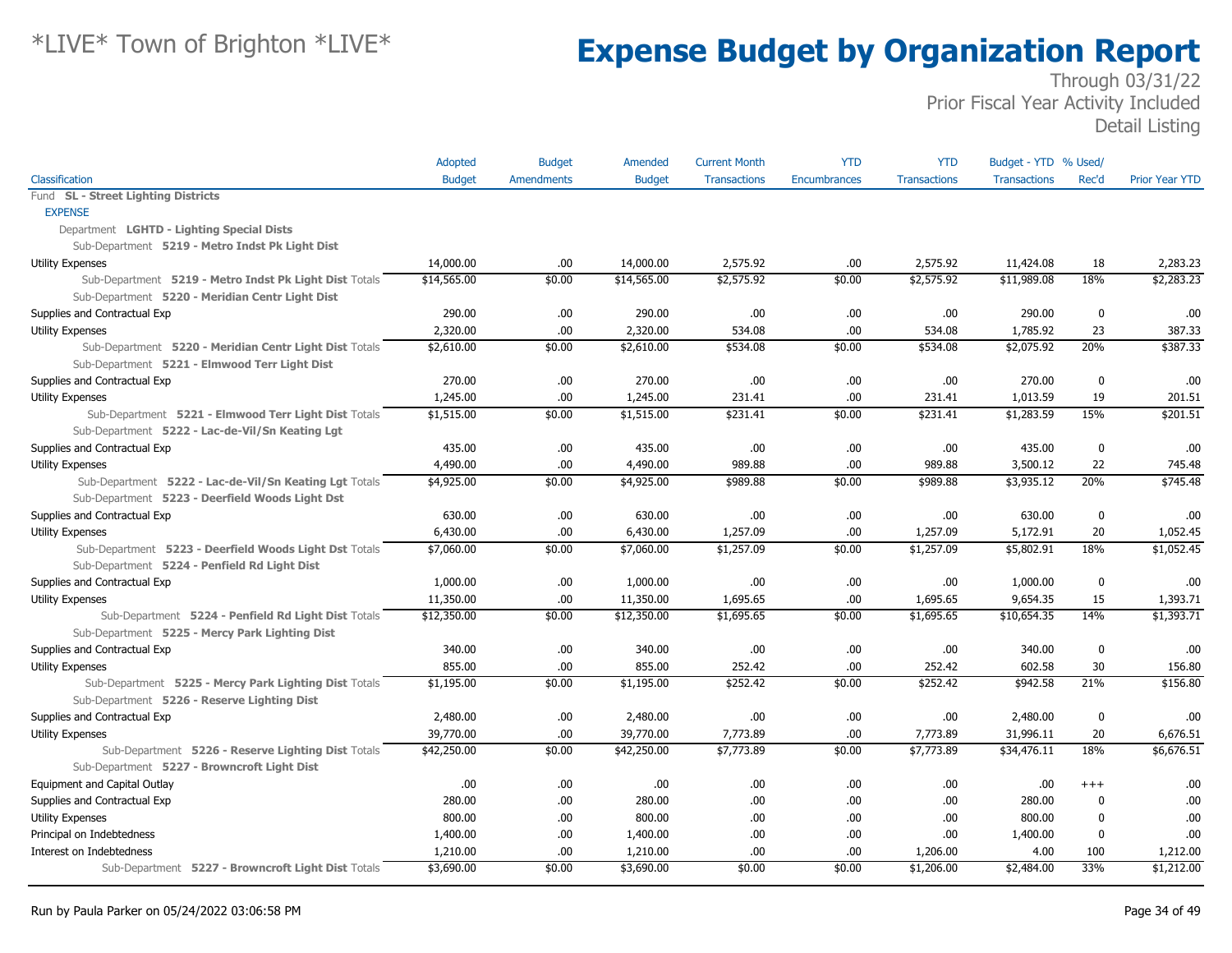# *LIVE* Town of Brighton *LIVE*

# Expense Budget by Organization Report

Through 03/31/22
Prior Fiscal Year Activity Included
Detail Listing

| Classification | Adopted Budget | Budget Amendments | Amended Budget | Current Month Transactions | YTD Encumbrances | YTD Transactions | Budget - YTD Transactions | % Used/ Rec'd | Prior Year YTD |
|---|---|---|---|---|---|---|---|---|---|
| Fund **SL - Street Lighting Districts** | | | | | | | | | |
| EXPENSE | | | | | | | | | |
| Department **LGHTD - Lighting Special Dists** | | | | | | | | | |
| Sub-Department **5219 - Metro Indst Pk Light Dist** | | | | | | | | | |
| Utility Expenses | 14,000.00 | .00 | 14,000.00 | 2,575.92 | .00 | 2,575.92 | 11,424.08 | 18 | 2,283.23 |
| Sub-Department **5219 - Metro Indst Pk Light Dist** Totals | $14,565.00 | $0.00 | $14,565.00 | $2,575.92 | $0.00 | $2,575.92 | $11,989.08 | 18% | $2,283.23 |
| Sub-Department **5220 - Meridian Centr Light Dist** | | | | | | | | | |
| Supplies and Contractual Exp | 290.00 | .00 | 290.00 | .00 | .00 | .00 | 290.00 | 0 | .00 |
| Utility Expenses | 2,320.00 | .00 | 2,320.00 | 534.08 | .00 | 534.08 | 1,785.92 | 23 | 387.33 |
| Sub-Department **5220 - Meridian Centr Light Dist** Totals | $2,610.00 | $0.00 | $2,610.00 | $534.08 | $0.00 | $534.08 | $2,075.92 | 20% | $387.33 |
| Sub-Department **5221 - Elmwood Terr Light Dist** | | | | | | | | | |
| Supplies and Contractual Exp | 270.00 | .00 | 270.00 | .00 | .00 | .00 | 270.00 | 0 | .00 |
| Utility Expenses | 1,245.00 | .00 | 1,245.00 | 231.41 | .00 | 231.41 | 1,013.59 | 19 | 201.51 |
| Sub-Department **5221 - Elmwood Terr Light Dist** Totals | $1,515.00 | $0.00 | $1,515.00 | $231.41 | $0.00 | $231.41 | $1,283.59 | 15% | $201.51 |
| Sub-Department **5222 - Lac-de-Vil/Sn Keating Lgt** | | | | | | | | | |
| Supplies and Contractual Exp | 435.00 | .00 | 435.00 | .00 | .00 | .00 | 435.00 | 0 | .00 |
| Utility Expenses | 4,490.00 | .00 | 4,490.00 | 989.88 | .00 | 989.88 | 3,500.12 | 22 | 745.48 |
| Sub-Department **5222 - Lac-de-Vil/Sn Keating Lgt** Totals | $4,925.00 | $0.00 | $4,925.00 | $989.88 | $0.00 | $989.88 | $3,935.12 | 20% | $745.48 |
| Sub-Department **5223 - Deerfield Woods Light Dst** | | | | | | | | | |
| Supplies and Contractual Exp | 630.00 | .00 | 630.00 | .00 | .00 | .00 | 630.00 | 0 | .00 |
| Utility Expenses | 6,430.00 | .00 | 6,430.00 | 1,257.09 | .00 | 1,257.09 | 5,172.91 | 20 | 1,052.45 |
| Sub-Department **5223 - Deerfield Woods Light Dst** Totals | $7,060.00 | $0.00 | $7,060.00 | $1,257.09 | $0.00 | $1,257.09 | $5,802.91 | 18% | $1,052.45 |
| Sub-Department **5224 - Penfield Rd Light Dist** | | | | | | | | | |
| Supplies and Contractual Exp | 1,000.00 | .00 | 1,000.00 | .00 | .00 | .00 | 1,000.00 | 0 | .00 |
| Utility Expenses | 11,350.00 | .00 | 11,350.00 | 1,695.65 | .00 | 1,695.65 | 9,654.35 | 15 | 1,393.71 |
| Sub-Department **5224 - Penfield Rd Light Dist** Totals | $12,350.00 | $0.00 | $12,350.00 | $1,695.65 | $0.00 | $1,695.65 | $10,654.35 | 14% | $1,393.71 |
| Sub-Department **5225 - Mercy Park Lighting Dist** | | | | | | | | | |
| Supplies and Contractual Exp | 340.00 | .00 | 340.00 | .00 | .00 | .00 | 340.00 | 0 | .00 |
| Utility Expenses | 855.00 | .00 | 855.00 | 252.42 | .00 | 252.42 | 602.58 | 30 | 156.80 |
| Sub-Department **5225 - Mercy Park Lighting Dist** Totals | $1,195.00 | $0.00 | $1,195.00 | $252.42 | $0.00 | $252.42 | $942.58 | 21% | $156.80 |
| Sub-Department **5226 - Reserve Lighting Dist** | | | | | | | | | |
| Supplies and Contractual Exp | 2,480.00 | .00 | 2,480.00 | .00 | .00 | .00 | 2,480.00 | 0 | .00 |
| Utility Expenses | 39,770.00 | .00 | 39,770.00 | 7,773.89 | .00 | 7,773.89 | 31,996.11 | 20 | 6,676.51 |
| Sub-Department **5226 - Reserve Lighting Dist** Totals | $42,250.00 | $0.00 | $42,250.00 | $7,773.89 | $0.00 | $7,773.89 | $34,476.11 | 18% | $6,676.51 |
| Sub-Department **5227 - Browncroft Light Dist** | | | | | | | | | |
| Equipment and Capital Outlay | .00 | .00 | .00 | .00 | .00 | .00 | .00 | +++ | .00 |
| Supplies and Contractual Exp | 280.00 | .00 | 280.00 | .00 | .00 | .00 | 280.00 | 0 | .00 |
| Utility Expenses | 800.00 | .00 | 800.00 | .00 | .00 | .00 | 800.00 | 0 | .00 |
| Principal on Indebtedness | 1,400.00 | .00 | 1,400.00 | .00 | .00 | .00 | 1,400.00 | 0 | .00 |
| Interest on Indebtedness | 1,210.00 | .00 | 1,210.00 | .00 | .00 | 1,206.00 | 4.00 | 100 | 1,212.00 |
| Sub-Department **5227 - Browncroft Light Dist** Totals | $3,690.00 | $0.00 | $3,690.00 | $0.00 | $0.00 | $1,206.00 | $2,484.00 | 33% | $1,212.00 |

Run by Paula Parker on 05/24/2022 03:06:58 PM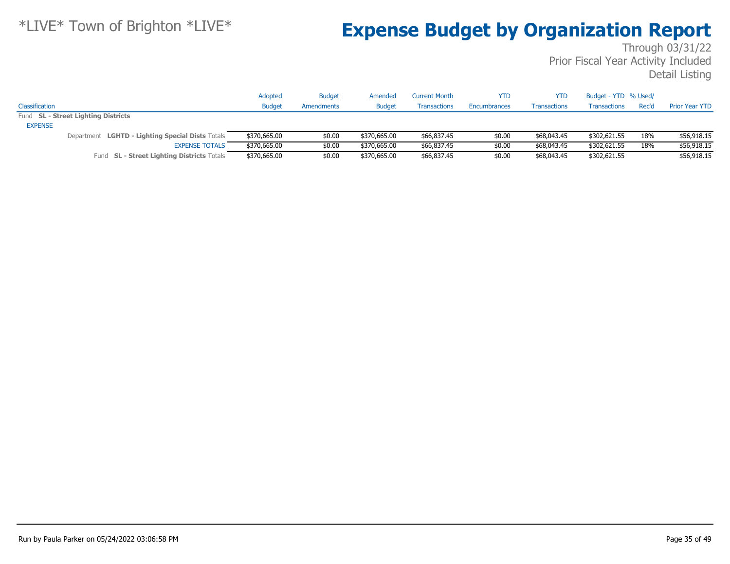# *LIVE* Town of Brighton *LIVE*

# Expense Budget by Organization Report

Through 03/31/22
Prior Fiscal Year Activity Included
Detail Listing

| Classification | Adopted Budget | Budget Amendments | Amended Budget | Current Month Transactions | YTD Encumbrances | YTD Transactions | Budget - YTD Transactions | % Used/ Rec'd | Prior Year YTD |
|---|---|---|---|---|---|---|---|---|---|
| Fund **SL - Street Lighting Districts** | | | | | | | | | |
| EXPENSE | | | | | | | | | |
| Department **LGHTD - Lighting Special Dists** Totals | $370,665.00 | $0.00 | $370,665.00 | $66,837.45 | $0.00 | $68,043.45 | $302,621.55 | 18% | $56,918.15 |
| EXPENSE TOTALS | $370,665.00 | $0.00 | $370,665.00 | $66,837.45 | $0.00 | $68,043.45 | $302,621.55 | 18% | $56,918.15 |
| Fund **SL - Street Lighting Districts** Totals | $370,665.00 | $0.00 | $370,665.00 | $66,837.45 | $0.00 | $68,043.45 | $302,621.55 | | $56,918.15 |

Run by Paula Parker on 05/24/2022 03:06:58 PM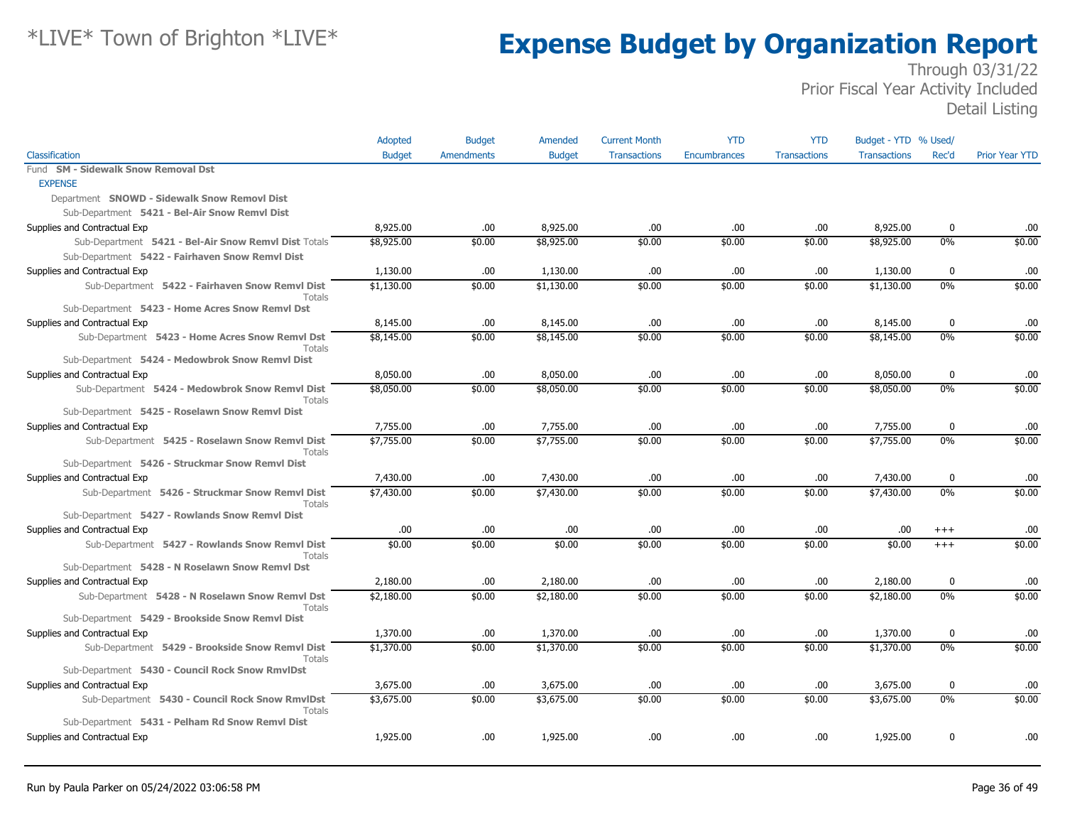# Expense Budget by Organization Report

*LIVE* Town of Brighton *LIVE*

Through 03/31/22
Prior Fiscal Year Activity Included
Detail Listing

| Classification | Adopted Budget | Budget Amendments | Amended Budget | Current Month Transactions | YTD Encumbrances | YTD Transactions | Budget - YTD Transactions | % Used/ Rec'd | Prior Year YTD |
|---|---|---|---|---|---|---|---|---|---|
| Fund **SM - Sidewalk Snow Removal Dst** | | | | | | | | | |
| EXPENSE | | | | | | | | | |
| Department **SNOWD - Sidewalk Snow Removl Dist** | | | | | | | | | |
| Sub-Department **5421 - Bel-Air Snow Remvl Dist** | | | | | | | | | |
| Supplies and Contractual Exp | 8,925.00 | .00 | 8,925.00 | .00 | .00 | .00 | 8,925.00 | 0 | .00 |
| Sub-Department **5421 - Bel-Air Snow Remvl Dist** Totals | $8,925.00 | $0.00 | $8,925.00 | $0.00 | $0.00 | $0.00 | $8,925.00 | 0% | $0.00 |
| Sub-Department **5422 - Fairhaven Snow Remvl Dist** | | | | | | | | | |
| Supplies and Contractual Exp | 1,130.00 | .00 | 1,130.00 | .00 | .00 | .00 | 1,130.00 | 0 | .00 |
| Sub-Department **5422 - Fairhaven Snow Remvl Dist** Totals | $1,130.00 | $0.00 | $1,130.00 | $0.00 | $0.00 | $0.00 | $1,130.00 | 0% | $0.00 |
| Sub-Department **5423 - Home Acres Snow Remvl Dst** | | | | | | | | | |
| Supplies and Contractual Exp | 8,145.00 | .00 | 8,145.00 | .00 | .00 | .00 | 8,145.00 | 0 | .00 |
| Sub-Department **5423 - Home Acres Snow Remvl Dst** Totals | $8,145.00 | $0.00 | $8,145.00 | $0.00 | $0.00 | $0.00 | $8,145.00 | 0% | $0.00 |
| Sub-Department **5424 - Medowbrok Snow Remvl Dist** | | | | | | | | | |
| Supplies and Contractual Exp | 8,050.00 | .00 | 8,050.00 | .00 | .00 | .00 | 8,050.00 | 0 | .00 |
| Sub-Department **5424 - Medowbrok Snow Remvl Dist** Totals | $8,050.00 | $0.00 | $8,050.00 | $0.00 | $0.00 | $0.00 | $8,050.00 | 0% | $0.00 |
| Sub-Department **5425 - Roselawn Snow Remvl Dist** | | | | | | | | | |
| Supplies and Contractual Exp | 7,755.00 | .00 | 7,755.00 | .00 | .00 | .00 | 7,755.00 | 0 | .00 |
| Sub-Department **5425 - Roselawn Snow Remvl Dist** Totals | $7,755.00 | $0.00 | $7,755.00 | $0.00 | $0.00 | $0.00 | $7,755.00 | 0% | $0.00 |
| Sub-Department **5426 - Struckmar Snow Remvl Dist** | | | | | | | | | |
| Supplies and Contractual Exp | 7,430.00 | .00 | 7,430.00 | .00 | .00 | .00 | 7,430.00 | 0 | .00 |
| Sub-Department **5426 - Struckmar Snow Remvl Dist** Totals | $7,430.00 | $0.00 | $7,430.00 | $0.00 | $0.00 | $0.00 | $7,430.00 | 0% | $0.00 |
| Sub-Department **5427 - Rowlands Snow Remvl Dist** | | | | | | | | | |
| Supplies and Contractual Exp | .00 | .00 | .00 | .00 | .00 | .00 | .00 | +++ | .00 |
| Sub-Department **5427 - Rowlands Snow Remvl Dist** Totals | $0.00 | $0.00 | $0.00 | $0.00 | $0.00 | $0.00 | $0.00 | +++ | $0.00 |
| Sub-Department **5428 - N Roselawn Snow Remvl Dst** | | | | | | | | | |
| Supplies and Contractual Exp | 2,180.00 | .00 | 2,180.00 | .00 | .00 | .00 | 2,180.00 | 0 | .00 |
| Sub-Department **5428 - N Roselawn Snow Remvl Dst** Totals | $2,180.00 | $0.00 | $2,180.00 | $0.00 | $0.00 | $0.00 | $2,180.00 | 0% | $0.00 |
| Sub-Department **5429 - Brookside Snow Remvl Dist** | | | | | | | | | |
| Supplies and Contractual Exp | 1,370.00 | .00 | 1,370.00 | .00 | .00 | .00 | 1,370.00 | 0 | .00 |
| Sub-Department **5429 - Brookside Snow Remvl Dist** Totals | $1,370.00 | $0.00 | $1,370.00 | $0.00 | $0.00 | $0.00 | $1,370.00 | 0% | $0.00 |
| Sub-Department **5430 - Council Rock Snow RmvlDst** | | | | | | | | | |
| Supplies and Contractual Exp | 3,675.00 | .00 | 3,675.00 | .00 | .00 | .00 | 3,675.00 | 0 | .00 |
| Sub-Department **5430 - Council Rock Snow RmvlDst** Totals | $3,675.00 | $0.00 | $3,675.00 | $0.00 | $0.00 | $0.00 | $3,675.00 | 0% | $0.00 |
| Sub-Department **5431 - Pelham Rd Snow Remvl Dist** | | | | | | | | | |
| Supplies and Contractual Exp | 1,925.00 | .00 | 1,925.00 | .00 | .00 | .00 | 1,925.00 | 0 | .00 |

Run by Paula Parker on 05/24/2022 03:06:58 PM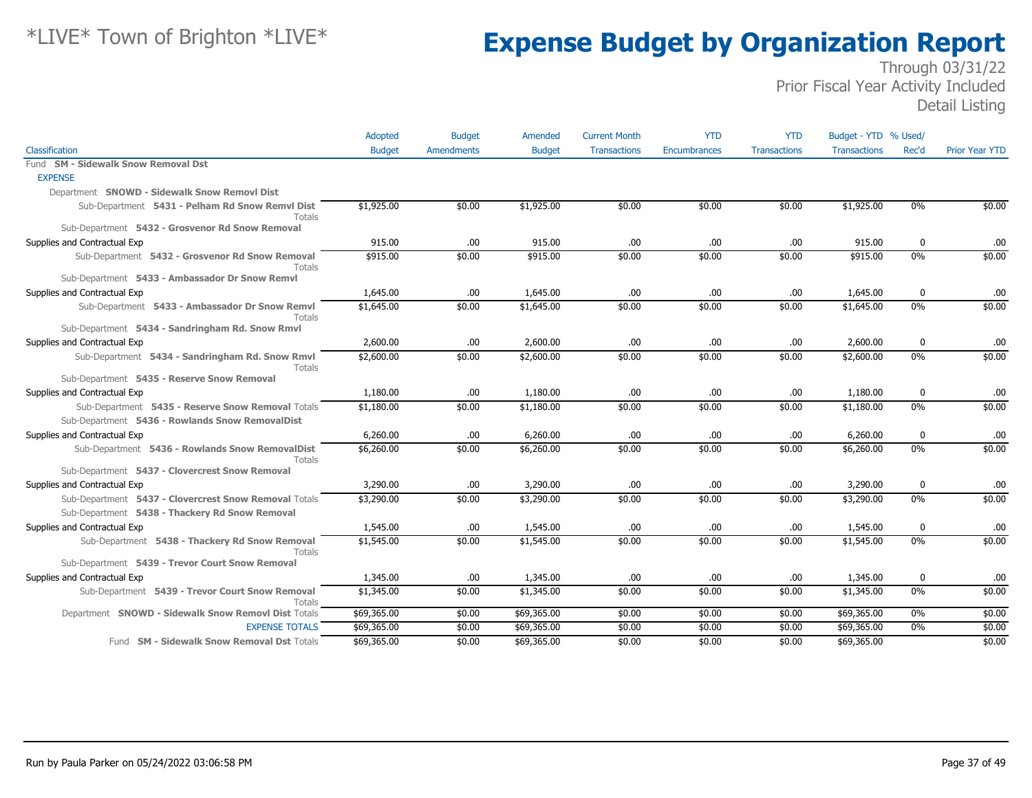# *LIVE* Town of Brighton *LIVE*

# Expense Budget by Organization Report

Through 03/31/22
Prior Fiscal Year Activity Included
Detail Listing

| Classification | Adopted Budget | Budget Amendments | Amended Budget | Current Month Transactions | YTD Encumbrances | YTD Transactions | Budget - YTD Transactions | % Used/ Rec'd | Prior Year YTD |
|---|---|---|---|---|---|---|---|---|---|
| Fund **SM - Sidewalk Snow Removal Dst** | | | | | | | | | |
| EXPENSE | | | | | | | | | |
| Department **SNOWD - Sidewalk Snow Removl Dist** | | | | | | | | | |
| Sub-Department **5431 - Pelham Rd Snow Remvl Dist** Totals | $1,925.00 | $0.00 | $1,925.00 | $0.00 | $0.00 | $0.00 | $1,925.00 | 0% | $0.00 |
| Sub-Department **5432 - Grosvenor Rd Snow Removal** | | | | | | | | | |
| Supplies and Contractual Exp | 915.00 | .00 | 915.00 | .00 | .00 | .00 | 915.00 | 0 | .00 |
| Sub-Department **5432 - Grosvenor Rd Snow Removal** Totals | $915.00 | $0.00 | $915.00 | $0.00 | $0.00 | $0.00 | $915.00 | 0% | $0.00 |
| Sub-Department **5433 - Ambassador Dr Snow Remvl** | | | | | | | | | |
| Supplies and Contractual Exp | 1,645.00 | .00 | 1,645.00 | .00 | .00 | .00 | 1,645.00 | 0 | .00 |
| Sub-Department **5433 - Ambassador Dr Snow Remvl** Totals | $1,645.00 | $0.00 | $1,645.00 | $0.00 | $0.00 | $0.00 | $1,645.00 | 0% | $0.00 |
| Sub-Department **5434 - Sandringham Rd. Snow Rmvl** | | | | | | | | | |
| Supplies and Contractual Exp | 2,600.00 | .00 | 2,600.00 | .00 | .00 | .00 | 2,600.00 | 0 | .00 |
| Sub-Department **5434 - Sandringham Rd. Snow Rmvl** Totals | $2,600.00 | $0.00 | $2,600.00 | $0.00 | $0.00 | $0.00 | $2,600.00 | 0% | $0.00 |
| Sub-Department **5435 - Reserve Snow Removal** | | | | | | | | | |
| Supplies and Contractual Exp | 1,180.00 | .00 | 1,180.00 | .00 | .00 | .00 | 1,180.00 | 0 | .00 |
| Sub-Department **5435 - Reserve Snow Removal** Totals | $1,180.00 | $0.00 | $1,180.00 | $0.00 | $0.00 | $0.00 | $1,180.00 | 0% | $0.00 |
| Sub-Department **5436 - Rowlands Snow RemovalDist** | | | | | | | | | |
| Supplies and Contractual Exp | 6,260.00 | .00 | 6,260.00 | .00 | .00 | .00 | 6,260.00 | 0 | .00 |
| Sub-Department **5436 - Rowlands Snow RemovalDist** Totals | $6,260.00 | $0.00 | $6,260.00 | $0.00 | $0.00 | $0.00 | $6,260.00 | 0% | $0.00 |
| Sub-Department **5437 - Clovercrest Snow Removal** | | | | | | | | | |
| Supplies and Contractual Exp | 3,290.00 | .00 | 3,290.00 | .00 | .00 | .00 | 3,290.00 | 0 | .00 |
| Sub-Department **5437 - Clovercrest Snow Removal** Totals | $3,290.00 | $0.00 | $3,290.00 | $0.00 | $0.00 | $0.00 | $3,290.00 | 0% | $0.00 |
| Sub-Department **5438 - Thackery Rd Snow Removal** | | | | | | | | | |
| Supplies and Contractual Exp | 1,545.00 | .00 | 1,545.00 | .00 | .00 | .00 | 1,545.00 | 0 | .00 |
| Sub-Department **5438 - Thackery Rd Snow Removal** Totals | $1,545.00 | $0.00 | $1,545.00 | $0.00 | $0.00 | $0.00 | $1,545.00 | 0% | $0.00 |
| Sub-Department **5439 - Trevor Court Snow Removal** | | | | | | | | | |
| Supplies and Contractual Exp | 1,345.00 | .00 | 1,345.00 | .00 | .00 | .00 | 1,345.00 | 0 | .00 |
| Sub-Department **5439 - Trevor Court Snow Removal** Totals | $1,345.00 | $0.00 | $1,345.00 | $0.00 | $0.00 | $0.00 | $1,345.00 | 0% | $0.00 |
| Department **SNOWD - Sidewalk Snow Removl Dist** Totals | $69,365.00 | $0.00 | $69,365.00 | $0.00 | $0.00 | $0.00 | $69,365.00 | 0% | $0.00 |
| EXPENSE TOTALS | $69,365.00 | $0.00 | $69,365.00 | $0.00 | $0.00 | $0.00 | $69,365.00 | 0% | $0.00 |
| Fund **SM - Sidewalk Snow Removal Dst** Totals | $69,365.00 | $0.00 | $69,365.00 | $0.00 | $0.00 | $0.00 | $69,365.00 | | $0.00 |

Run by Paula Parker on 05/24/2022 03:06:58 PM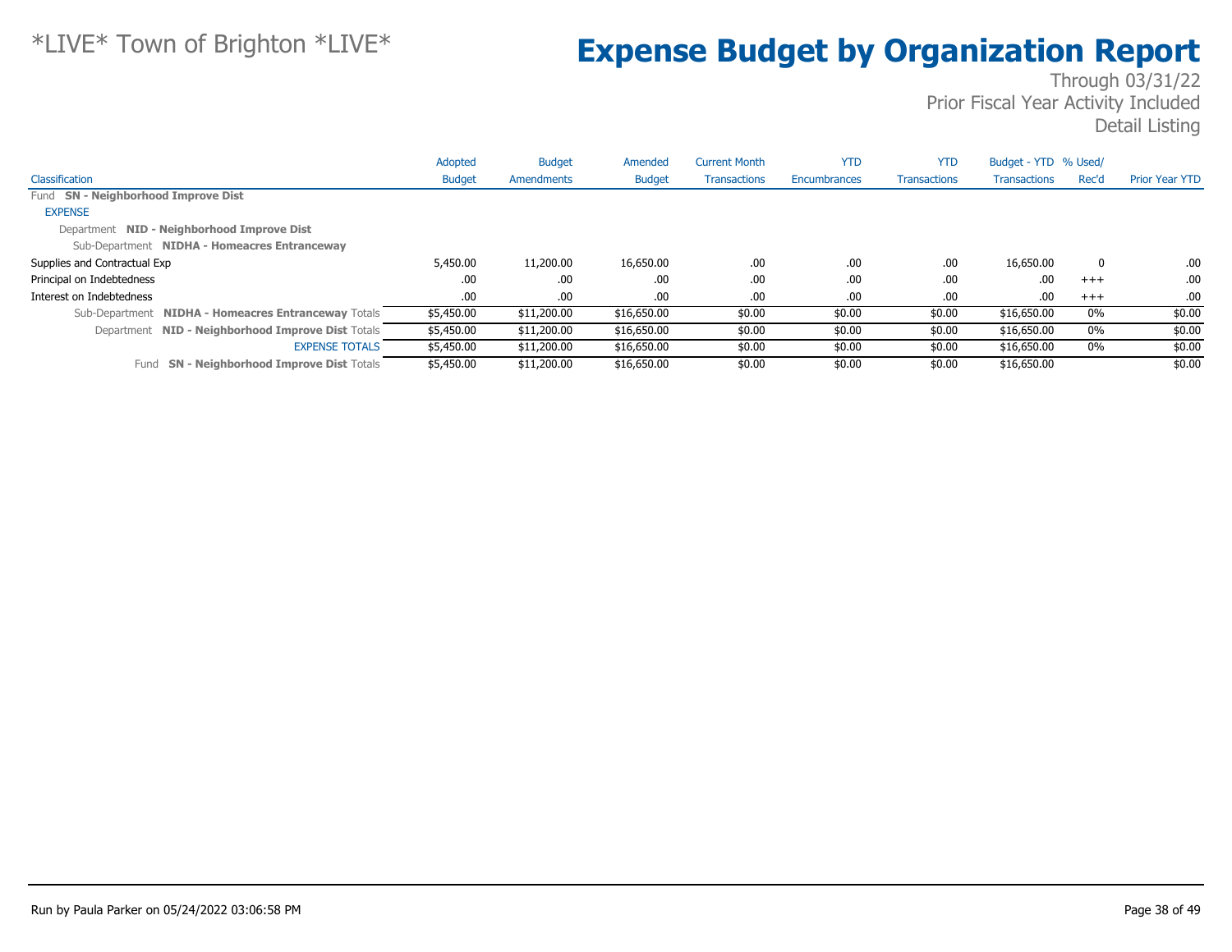*LIVE* Town of Brighton *LIVE*

# Expense Budget by Organization Report

Through 03/31/22
Prior Fiscal Year Activity Included
Detail Listing

| Classification | Adopted Budget | Budget Amendments | Amended Budget | Current Month Transactions | YTD Encumbrances | YTD Transactions | Budget - YTD Transactions | % Used/ Rec'd | Prior Year YTD |
|---|---|---|---|---|---|---|---|---|---|
| Fund **SN - Neighborhood Improve Dist** | | | | | | | | | |
| EXPENSE | | | | | | | | | |
| Department **NID - Neighborhood Improve Dist** | | | | | | | | | |
| Sub-Department **NIDHA - Homeacres Entranceway** | | | | | | | | | |
| Supplies and Contractual Exp | 5,450.00 | 11,200.00 | 16,650.00 | .00 | .00 | .00 | 16,650.00 | 0 | .00 |
| Principal on Indebtedness | .00 | .00 | .00 | .00 | .00 | .00 | .00 | +++ | .00 |
| Interest on Indebtedness | .00 | .00 | .00 | .00 | .00 | .00 | .00 | +++ | .00 |
| Sub-Department **NIDHA - Homeacres Entranceway** Totals | $5,450.00 | $11,200.00 | $16,650.00 | $0.00 | $0.00 | $0.00 | $16,650.00 | 0% | $0.00 |
| Department **NID - Neighborhood Improve Dist** Totals | $5,450.00 | $11,200.00 | $16,650.00 | $0.00 | $0.00 | $0.00 | $16,650.00 | 0% | $0.00 |
| EXPENSE TOTALS | $5,450.00 | $11,200.00 | $16,650.00 | $0.00 | $0.00 | $0.00 | $16,650.00 | 0% | $0.00 |
| Fund **SN - Neighborhood Improve Dist** Totals | $5,450.00 | $11,200.00 | $16,650.00 | $0.00 | $0.00 | $0.00 | $16,650.00 | | $0.00 |

Run by Paula Parker on 05/24/2022 03:06:58 PM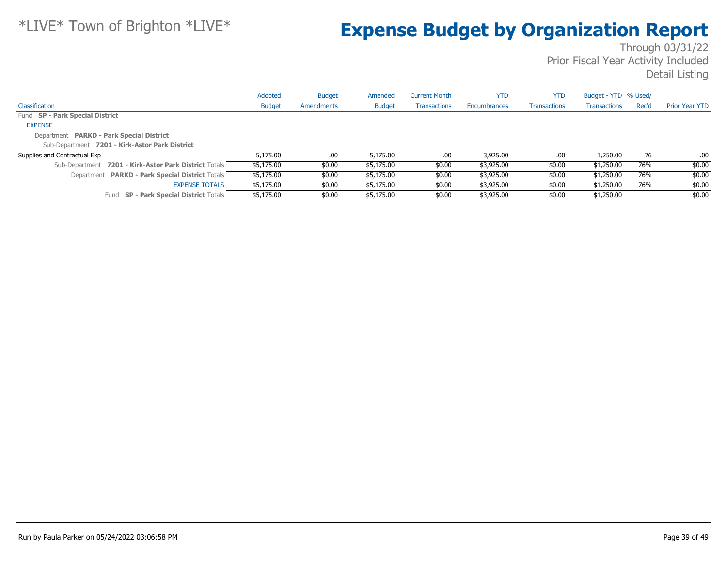# *LIVE* Town of Brighton *LIVE*

# Expense Budget by Organization Report

Through 03/31/22
Prior Fiscal Year Activity Included
Detail Listing

| Classification | Adopted Budget | Budget Amendments | Amended Budget | Current Month Transactions | YTD Encumbrances | YTD Transactions | Budget - YTD Transactions | % Used/ Rec'd | Prior Year YTD |
|---|---|---|---|---|---|---|---|---|---|
| Fund **SP - Park Special District** | | | | | | | | | |
| EXPENSE | | | | | | | | | |
| Department **PARKD - Park Special District** | | | | | | | | | |
| Sub-Department **7201 - Kirk-Astor Park District** | | | | | | | | | |
| Supplies and Contractual Exp | 5,175.00 | .00 | 5,175.00 | .00 | 3,925.00 | .00 | 1,250.00 | 76 | .00 |
| Sub-Department **7201 - Kirk-Astor Park District** Totals | $5,175.00 | $0.00 | $5,175.00 | $0.00 | $3,925.00 | $0.00 | $1,250.00 | 76% | $0.00 |
| Department **PARKD - Park Special District** Totals | $5,175.00 | $0.00 | $5,175.00 | $0.00 | $3,925.00 | $0.00 | $1,250.00 | 76% | $0.00 |
| EXPENSE TOTALS | $5,175.00 | $0.00 | $5,175.00 | $0.00 | $3,925.00 | $0.00 | $1,250.00 | 76% | $0.00 |
| Fund **SP - Park Special District** Totals | $5,175.00 | $0.00 | $5,175.00 | $0.00 | $3,925.00 | $0.00 | $1,250.00 | | $0.00 |

Run by Paula Parker on 05/24/2022 03:06:58 PM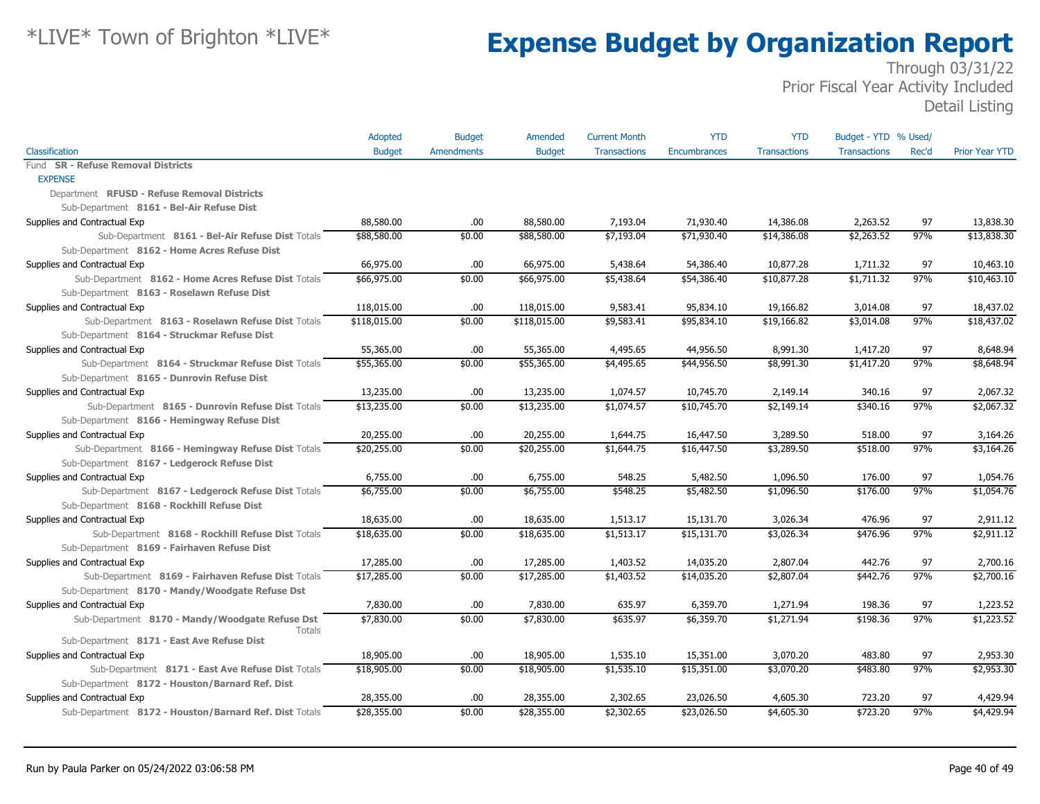# *LIVE* Town of Brighton *LIVE*

# Expense Budget by Organization Report

Through 03/31/22
Prior Fiscal Year Activity Included
Detail Listing

| Classification | Adopted Budget | Budget Amendments | Amended Budget | Current Month Transactions | YTD Encumbrances | YTD Transactions | Budget - YTD Transactions | % Used/ Rec'd | Prior Year YTD |
|---|---|---|---|---|---|---|---|---|---|
| Fund **SR - Refuse Removal Districts** | | | | | | | | | |
| EXPENSE | | | | | | | | | |
| Department **RFUSD - Refuse Removal Districts** | | | | | | | | | |
| Sub-Department **8161 - Bel-Air Refuse Dist** | | | | | | | | | |
| Supplies and Contractual Exp | 88,580.00 | .00 | 88,580.00 | 7,193.04 | 71,930.40 | 14,386.08 | 2,263.52 | 97 | 13,838.30 |
| Sub-Department **8161 - Bel-Air Refuse Dist** Totals | $88,580.00 | $0.00 | $88,580.00 | $7,193.04 | $71,930.40 | $14,386.08 | $2,263.52 | 97% | $13,838.30 |
| Sub-Department **8162 - Home Acres Refuse Dist** | | | | | | | | | |
| Supplies and Contractual Exp | 66,975.00 | .00 | 66,975.00 | 5,438.64 | 54,386.40 | 10,877.28 | 1,711.32 | 97 | 10,463.10 |
| Sub-Department **8162 - Home Acres Refuse Dist** Totals | $66,975.00 | $0.00 | $66,975.00 | $5,438.64 | $54,386.40 | $10,877.28 | $1,711.32 | 97% | $10,463.10 |
| Sub-Department **8163 - Roselawn Refuse Dist** | | | | | | | | | |
| Supplies and Contractual Exp | 118,015.00 | .00 | 118,015.00 | 9,583.41 | 95,834.10 | 19,166.82 | 3,014.08 | 97 | 18,437.02 |
| Sub-Department **8163 - Roselawn Refuse Dist** Totals | $118,015.00 | $0.00 | $118,015.00 | $9,583.41 | $95,834.10 | $19,166.82 | $3,014.08 | 97% | $18,437.02 |
| Sub-Department **8164 - Struckmar Refuse Dist** | | | | | | | | | |
| Supplies and Contractual Exp | 55,365.00 | .00 | 55,365.00 | 4,495.65 | 44,956.50 | 8,991.30 | 1,417.20 | 97 | 8,648.94 |
| Sub-Department **8164 - Struckmar Refuse Dist** Totals | $55,365.00 | $0.00 | $55,365.00 | $4,495.65 | $44,956.50 | $8,991.30 | $1,417.20 | 97% | $8,648.94 |
| Sub-Department **8165 - Dunrovin Refuse Dist** | | | | | | | | | |
| Supplies and Contractual Exp | 13,235.00 | .00 | 13,235.00 | 1,074.57 | 10,745.70 | 2,149.14 | 340.16 | 97 | 2,067.32 |
| Sub-Department **8165 - Dunrovin Refuse Dist** Totals | $13,235.00 | $0.00 | $13,235.00 | $1,074.57 | $10,745.70 | $2,149.14 | $340.16 | 97% | $2,067.32 |
| Sub-Department **8166 - Hemingway Refuse Dist** | | | | | | | | | |
| Supplies and Contractual Exp | 20,255.00 | .00 | 20,255.00 | 1,644.75 | 16,447.50 | 3,289.50 | 518.00 | 97 | 3,164.26 |
| Sub-Department **8166 - Hemingway Refuse Dist** Totals | $20,255.00 | $0.00 | $20,255.00 | $1,644.75 | $16,447.50 | $3,289.50 | $518.00 | 97% | $3,164.26 |
| Sub-Department **8167 - Ledgerock Refuse Dist** | | | | | | | | | |
| Supplies and Contractual Exp | 6,755.00 | .00 | 6,755.00 | 548.25 | 5,482.50 | 1,096.50 | 176.00 | 97 | 1,054.76 |
| Sub-Department **8167 - Ledgerock Refuse Dist** Totals | $6,755.00 | $0.00 | $6,755.00 | $548.25 | $5,482.50 | $1,096.50 | $176.00 | 97% | $1,054.76 |
| Sub-Department **8168 - Rockhill Refuse Dist** | | | | | | | | | |
| Supplies and Contractual Exp | 18,635.00 | .00 | 18,635.00 | 1,513.17 | 15,131.70 | 3,026.34 | 476.96 | 97 | 2,911.12 |
| Sub-Department **8168 - Rockhill Refuse Dist** Totals | $18,635.00 | $0.00 | $18,635.00 | $1,513.17 | $15,131.70 | $3,026.34 | $476.96 | 97% | $2,911.12 |
| Sub-Department **8169 - Fairhaven Refuse Dist** | | | | | | | | | |
| Supplies and Contractual Exp | 17,285.00 | .00 | 17,285.00 | 1,403.52 | 14,035.20 | 2,807.04 | 442.76 | 97 | 2,700.16 |
| Sub-Department **8169 - Fairhaven Refuse Dist** Totals | $17,285.00 | $0.00 | $17,285.00 | $1,403.52 | $14,035.20 | $2,807.04 | $442.76 | 97% | $2,700.16 |
| Sub-Department **8170 - Mandy/Woodgate Refuse Dst** | | | | | | | | | |
| Supplies and Contractual Exp | 7,830.00 | .00 | 7,830.00 | 635.97 | 6,359.70 | 1,271.94 | 198.36 | 97 | 1,223.52 |
| Sub-Department **8170 - Mandy/Woodgate Refuse Dst** Totals | $7,830.00 | $0.00 | $7,830.00 | $635.97 | $6,359.70 | $1,271.94 | $198.36 | 97% | $1,223.52 |
| Sub-Department **8171 - East Ave Refuse Dist** | | | | | | | | | |
| Supplies and Contractual Exp | 18,905.00 | .00 | 18,905.00 | 1,535.10 | 15,351.00 | 3,070.20 | 483.80 | 97 | 2,953.30 |
| Sub-Department **8171 - East Ave Refuse Dist** Totals | $18,905.00 | $0.00 | $18,905.00 | $1,535.10 | $15,351.00 | $3,070.20 | $483.80 | 97% | $2,953.30 |
| Sub-Department **8172 - Houston/Barnard Ref. Dist** | | | | | | | | | |
| Supplies and Contractual Exp | 28,355.00 | .00 | 28,355.00 | 2,302.65 | 23,026.50 | 4,605.30 | 723.20 | 97 | 4,429.94 |
| Sub-Department **8172 - Houston/Barnard Ref. Dist** Totals | $28,355.00 | $0.00 | $28,355.00 | $2,302.65 | $23,026.50 | $4,605.30 | $723.20 | 97% | $4,429.94 |

Run by Paula Parker on 05/24/2022 03:06:58 PM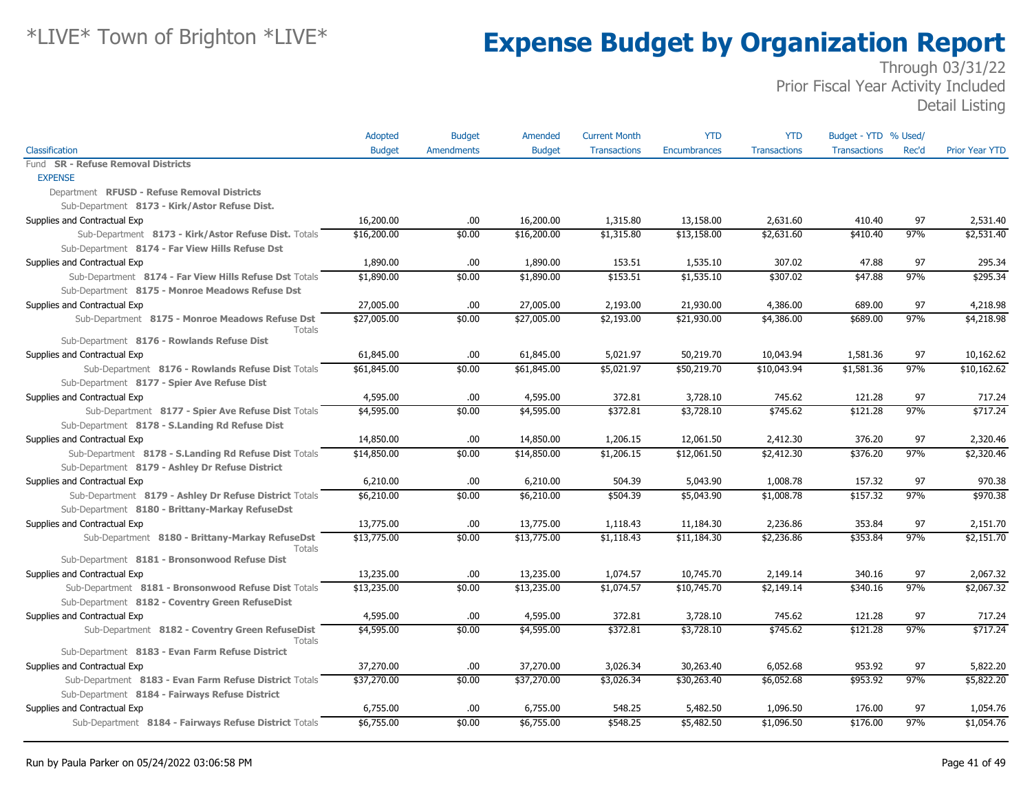# *LIVE* Town of Brighton *LIVE*

# Expense Budget by Organization Report

Through 03/31/22
Prior Fiscal Year Activity Included
Detail Listing

| Classification | Adopted Budget | Budget Amendments | Amended Budget | Current Month Transactions | YTD Encumbrances | YTD Transactions | Budget - YTD Transactions | % Used/ Rec'd | Prior Year YTD |
|---|---|---|---|---|---|---|---|---|---|
| Fund **SR - Refuse Removal Districts** | | | | | | | | | |
| EXPENSE | | | | | | | | | |
| Department **RFUSD - Refuse Removal Districts** | | | | | | | | | |
| Sub-Department **8173 - Kirk/Astor Refuse Dist.** | | | | | | | | | |
| Supplies and Contractual Exp | 16,200.00 | .00 | 16,200.00 | 1,315.80 | 13,158.00 | 2,631.60 | 410.40 | 97 | 2,531.40 |
| Sub-Department **8173 - Kirk/Astor Refuse Dist.** Totals | $16,200.00 | $0.00 | $16,200.00 | $1,315.80 | $13,158.00 | $2,631.60 | $410.40 | 97% | $2,531.40 |
| Sub-Department **8174 - Far View Hills Refuse Dst** | | | | | | | | | |
| Supplies and Contractual Exp | 1,890.00 | .00 | 1,890.00 | 153.51 | 1,535.10 | 307.02 | 47.88 | 97 | 295.34 |
| Sub-Department **8174 - Far View Hills Refuse Dst** Totals | $1,890.00 | $0.00 | $1,890.00 | $153.51 | $1,535.10 | $307.02 | $47.88 | 97% | $295.34 |
| Sub-Department **8175 - Monroe Meadows Refuse Dst** | | | | | | | | | |
| Supplies and Contractual Exp | 27,005.00 | .00 | 27,005.00 | 2,193.00 | 21,930.00 | 4,386.00 | 689.00 | 97 | 4,218.98 |
| Sub-Department **8175 - Monroe Meadows Refuse Dst** Totals | $27,005.00 | $0.00 | $27,005.00 | $2,193.00 | $21,930.00 | $4,386.00 | $689.00 | 97% | $4,218.98 |
| Sub-Department **8176 - Rowlands Refuse Dist** | | | | | | | | | |
| Supplies and Contractual Exp | 61,845.00 | .00 | 61,845.00 | 5,021.97 | 50,219.70 | 10,043.94 | 1,581.36 | 97 | 10,162.62 |
| Sub-Department **8176 - Rowlands Refuse Dist** Totals | $61,845.00 | $0.00 | $61,845.00 | $5,021.97 | $50,219.70 | $10,043.94 | $1,581.36 | 97% | $10,162.62 |
| Sub-Department **8177 - Spier Ave Refuse Dist** | | | | | | | | | |
| Supplies and Contractual Exp | 4,595.00 | .00 | 4,595.00 | 372.81 | 3,728.10 | 745.62 | 121.28 | 97 | 717.24 |
| Sub-Department **8177 - Spier Ave Refuse Dist** Totals | $4,595.00 | $0.00 | $4,595.00 | $372.81 | $3,728.10 | $745.62 | $121.28 | 97% | $717.24 |
| Sub-Department **8178 - S.Landing Rd Refuse Dist** | | | | | | | | | |
| Supplies and Contractual Exp | 14,850.00 | .00 | 14,850.00 | 1,206.15 | 12,061.50 | 2,412.30 | 376.20 | 97 | 2,320.46 |
| Sub-Department **8178 - S.Landing Rd Refuse Dist** Totals | $14,850.00 | $0.00 | $14,850.00 | $1,206.15 | $12,061.50 | $2,412.30 | $376.20 | 97% | $2,320.46 |
| Sub-Department **8179 - Ashley Dr Refuse District** | | | | | | | | | |
| Supplies and Contractual Exp | 6,210.00 | .00 | 6,210.00 | 504.39 | 5,043.90 | 1,008.78 | 157.32 | 97 | 970.38 |
| Sub-Department **8179 - Ashley Dr Refuse District** Totals | $6,210.00 | $0.00 | $6,210.00 | $504.39 | $5,043.90 | $1,008.78 | $157.32 | 97% | $970.38 |
| Sub-Department **8180 - Brittany-Markay RefuseDst** | | | | | | | | | |
| Supplies and Contractual Exp | 13,775.00 | .00 | 13,775.00 | 1,118.43 | 11,184.30 | 2,236.86 | 353.84 | 97 | 2,151.70 |
| Sub-Department **8180 - Brittany-Markay RefuseDst** Totals | $13,775.00 | $0.00 | $13,775.00 | $1,118.43 | $11,184.30 | $2,236.86 | $353.84 | 97% | $2,151.70 |
| Sub-Department **8181 - Bronsonwood Refuse Dist** | | | | | | | | | |
| Supplies and Contractual Exp | 13,235.00 | .00 | 13,235.00 | 1,074.57 | 10,745.70 | 2,149.14 | 340.16 | 97 | 2,067.32 |
| Sub-Department **8181 - Bronsonwood Refuse Dist** Totals | $13,235.00 | $0.00 | $13,235.00 | $1,074.57 | $10,745.70 | $2,149.14 | $340.16 | 97% | $2,067.32 |
| Sub-Department **8182 - Coventry Green RefuseDist** | | | | | | | | | |
| Supplies and Contractual Exp | 4,595.00 | .00 | 4,595.00 | 372.81 | 3,728.10 | 745.62 | 121.28 | 97 | 717.24 |
| Sub-Department **8182 - Coventry Green RefuseDist** Totals | $4,595.00 | $0.00 | $4,595.00 | $372.81 | $3,728.10 | $745.62 | $121.28 | 97% | $717.24 |
| Sub-Department **8183 - Evan Farm Refuse District** | | | | | | | | | |
| Supplies and Contractual Exp | 37,270.00 | .00 | 37,270.00 | 3,026.34 | 30,263.40 | 6,052.68 | 953.92 | 97 | 5,822.20 |
| Sub-Department **8183 - Evan Farm Refuse District** Totals | $37,270.00 | $0.00 | $37,270.00 | $3,026.34 | $30,263.40 | $6,052.68 | $953.92 | 97% | $5,822.20 |
| Sub-Department **8184 - Fairways Refuse District** | | | | | | | | | |
| Supplies and Contractual Exp | 6,755.00 | .00 | 6,755.00 | 548.25 | 5,482.50 | 1,096.50 | 176.00 | 97 | 1,054.76 |
| Sub-Department **8184 - Fairways Refuse District** Totals | $6,755.00 | $0.00 | $6,755.00 | $548.25 | $5,482.50 | $1,096.50 | $176.00 | 97% | $1,054.76 |

Run by Paula Parker on 05/24/2022 03:06:58 PM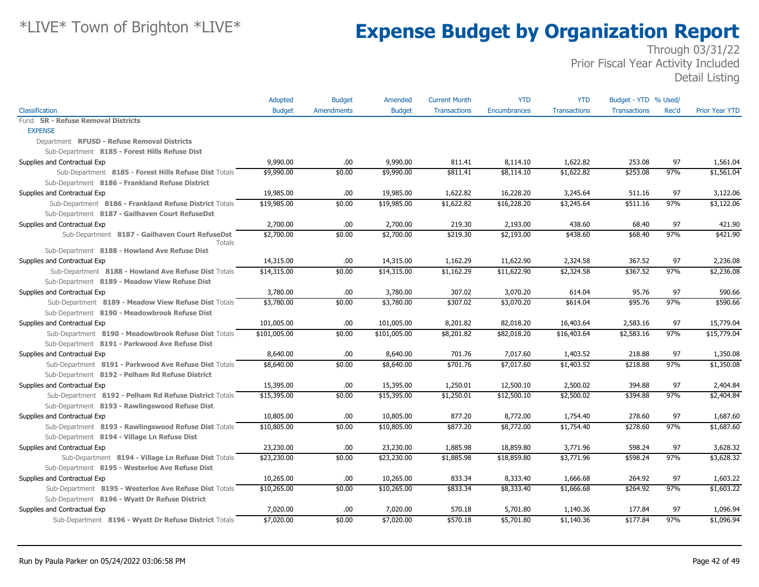# Expense Budget by Organization Report

*LIVE* Town of Brighton *LIVE*

Through 03/31/22
Prior Fiscal Year Activity Included
Detail Listing

| Classification | Adopted Budget | Budget Amendments | Amended Budget | Current Month Transactions | YTD Encumbrances | YTD Transactions | Budget - YTD Transactions | % Used/ Rec'd | Prior Year YTD |
|---|---|---|---|---|---|---|---|---|---|
| Fund **SR - Refuse Removal Districts** | | | | | | | | | |
| EXPENSE | | | | | | | | | |
| Department **RFUSD - Refuse Removal Districts** | | | | | | | | | |
| Sub-Department **8185 - Forest Hills Refuse Dist** | | | | | | | | | |
| Supplies and Contractual Exp | 9,990.00 | .00 | 9,990.00 | 811.41 | 8,114.10 | 1,622.82 | 253.08 | 97 | 1,561.04 |
| Sub-Department **8185 - Forest Hills Refuse Dist** Totals | $9,990.00 | $0.00 | $9,990.00 | $811.41 | $8,114.10 | $1,622.82 | $253.08 | 97% | $1,561.04 |
| Sub-Department **8186 - Frankland Refuse District** | | | | | | | | | |
| Supplies and Contractual Exp | 19,985.00 | .00 | 19,985.00 | 1,622.82 | 16,228.20 | 3,245.64 | 511.16 | 97 | 3,122.06 |
| Sub-Department **8186 - Frankland Refuse District** Totals | $19,985.00 | $0.00 | $19,985.00 | $1,622.82 | $16,228.20 | $3,245.64 | $511.16 | 97% | $3,122.06 |
| Sub-Department **8187 - Gailhaven Court RefuseDst** | | | | | | | | | |
| Supplies and Contractual Exp | 2,700.00 | .00 | 2,700.00 | 219.30 | 2,193.00 | 438.60 | 68.40 | 97 | 421.90 |
| Sub-Department **8187 - Gailhaven Court RefuseDst** Totals | $2,700.00 | $0.00 | $2,700.00 | $219.30 | $2,193.00 | $438.60 | $68.40 | 97% | $421.90 |
| Sub-Department **8188 - Howland Ave Refuse Dist** | | | | | | | | | |
| Supplies and Contractual Exp | 14,315.00 | .00 | 14,315.00 | 1,162.29 | 11,622.90 | 2,324.58 | 367.52 | 97 | 2,236.08 |
| Sub-Department **8188 - Howland Ave Refuse Dist** Totals | $14,315.00 | $0.00 | $14,315.00 | $1,162.29 | $11,622.90 | $2,324.58 | $367.52 | 97% | $2,236.08 |
| Sub-Department **8189 - Meadow View Refuse Dist** | | | | | | | | | |
| Supplies and Contractual Exp | 3,780.00 | .00 | 3,780.00 | 307.02 | 3,070.20 | 614.04 | 95.76 | 97 | 590.66 |
| Sub-Department **8189 - Meadow View Refuse Dist** Totals | $3,780.00 | $0.00 | $3,780.00 | $307.02 | $3,070.20 | $614.04 | $95.76 | 97% | $590.66 |
| Sub-Department **8190 - Meadowbrook Refuse Dist** | | | | | | | | | |
| Supplies and Contractual Exp | 101,005.00 | .00 | 101,005.00 | 8,201.82 | 82,018.20 | 16,403.64 | 2,583.16 | 97 | 15,779.04 |
| Sub-Department **8190 - Meadowbrook Refuse Dist** Totals | $101,005.00 | $0.00 | $101,005.00 | $8,201.82 | $82,018.20 | $16,403.64 | $2,583.16 | 97% | $15,779.04 |
| Sub-Department **8191 - Parkwood Ave Refuse Dist** | | | | | | | | | |
| Supplies and Contractual Exp | 8,640.00 | .00 | 8,640.00 | 701.76 | 7,017.60 | 1,403.52 | 218.88 | 97 | 1,350.08 |
| Sub-Department **8191 - Parkwood Ave Refuse Dist** Totals | $8,640.00 | $0.00 | $8,640.00 | $701.76 | $7,017.60 | $1,403.52 | $218.88 | 97% | $1,350.08 |
| Sub-Department **8192 - Pelham Rd Refuse District** | | | | | | | | | |
| Supplies and Contractual Exp | 15,395.00 | .00 | 15,395.00 | 1,250.01 | 12,500.10 | 2,500.02 | 394.88 | 97 | 2,404.84 |
| Sub-Department **8192 - Pelham Rd Refuse District** Totals | $15,395.00 | $0.00 | $15,395.00 | $1,250.01 | $12,500.10 | $2,500.02 | $394.88 | 97% | $2,404.84 |
| Sub-Department **8193 - Rawlingswood Refuse Dist** | | | | | | | | | |
| Supplies and Contractual Exp | 10,805.00 | .00 | 10,805.00 | 877.20 | 8,772.00 | 1,754.40 | 278.60 | 97 | 1,687.60 |
| Sub-Department **8193 - Rawlingswood Refuse Dist** Totals | $10,805.00 | $0.00 | $10,805.00 | $877.20 | $8,772.00 | $1,754.40 | $278.60 | 97% | $1,687.60 |
| Sub-Department **8194 - Village Ln Refuse Dist** | | | | | | | | | |
| Supplies and Contractual Exp | 23,230.00 | .00 | 23,230.00 | 1,885.98 | 18,859.80 | 3,771.96 | 598.24 | 97 | 3,628.32 |
| Sub-Department **8194 - Village Ln Refuse Dist** Totals | $23,230.00 | $0.00 | $23,230.00 | $1,885.98 | $18,859.80 | $3,771.96 | $598.24 | 97% | $3,628.32 |
| Sub-Department **8195 - Westerloe Ave Refuse Dist** | | | | | | | | | |
| Supplies and Contractual Exp | 10,265.00 | .00 | 10,265.00 | 833.34 | 8,333.40 | 1,666.68 | 264.92 | 97 | 1,603.22 |
| Sub-Department **8195 - Westerloe Ave Refuse Dist** Totals | $10,265.00 | $0.00 | $10,265.00 | $833.34 | $8,333.40 | $1,666.68 | $264.92 | 97% | $1,603.22 |
| Sub-Department **8196 - Wyatt Dr Refuse District** | | | | | | | | | |
| Supplies and Contractual Exp | 7,020.00 | .00 | 7,020.00 | 570.18 | 5,701.80 | 1,140.36 | 177.84 | 97 | 1,096.94 |
| Sub-Department **8196 - Wyatt Dr Refuse District** Totals | $7,020.00 | $0.00 | $7,020.00 | $570.18 | $5,701.80 | $1,140.36 | $177.84 | 97% | $1,096.94 |

Run by Paula Parker on 05/24/2022 03:06:58 PM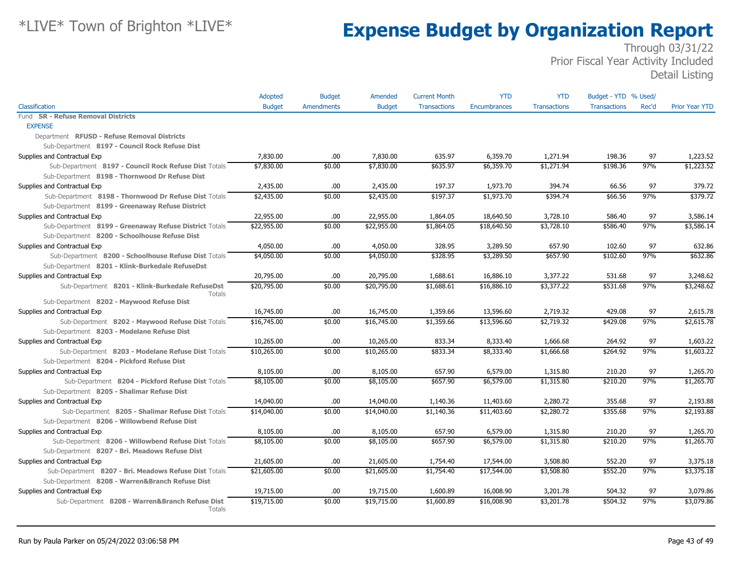# *LIVE* Town of Brighton *LIVE*

# Expense Budget by Organization Report

Through 03/31/22
Prior Fiscal Year Activity Included
Detail Listing

| Classification | Adopted Budget | Budget Amendments | Amended Budget | Current Month Transactions | YTD Encumbrances | YTD Transactions | Budget - YTD Transactions | % Used/ Rec'd | Prior Year YTD |
|---|---|---|---|---|---|---|---|---|---|
| Fund **SR - Refuse Removal Districts** | | | | | | | | | |
| EXPENSE | | | | | | | | | |
| Department **RFUSD - Refuse Removal Districts** | | | | | | | | | |
| Sub-Department **8197 - Council Rock Refuse Dist** | | | | | | | | | |
| Supplies and Contractual Exp | 7,830.00 | .00 | 7,830.00 | 635.97 | 6,359.70 | 1,271.94 | 198.36 | 97 | 1,223.52 |
| Sub-Department **8197 - Council Rock Refuse Dist** Totals | $7,830.00 | $0.00 | $7,830.00 | $635.97 | $6,359.70 | $1,271.94 | $198.36 | 97% | $1,223.52 |
| Sub-Department **8198 - Thornwood Dr Refuse Dist** | | | | | | | | | |
| Supplies and Contractual Exp | 2,435.00 | .00 | 2,435.00 | 197.37 | 1,973.70 | 394.74 | 66.56 | 97 | 379.72 |
| Sub-Department **8198 - Thornwood Dr Refuse Dist** Totals | $2,435.00 | $0.00 | $2,435.00 | $197.37 | $1,973.70 | $394.74 | $66.56 | 97% | $379.72 |
| Sub-Department **8199 - Greenaway Refuse District** | | | | | | | | | |
| Supplies and Contractual Exp | 22,955.00 | .00 | 22,955.00 | 1,864.05 | 18,640.50 | 3,728.10 | 586.40 | 97 | 3,586.14 |
| Sub-Department **8199 - Greenaway Refuse District** Totals | $22,955.00 | $0.00 | $22,955.00 | $1,864.05 | $18,640.50 | $3,728.10 | $586.40 | 97% | $3,586.14 |
| Sub-Department **8200 - Schoolhouse Refuse Dist** | | | | | | | | | |
| Supplies and Contractual Exp | 4,050.00 | .00 | 4,050.00 | 328.95 | 3,289.50 | 657.90 | 102.60 | 97 | 632.86 |
| Sub-Department **8200 - Schoolhouse Refuse Dist** Totals | $4,050.00 | $0.00 | $4,050.00 | $328.95 | $3,289.50 | $657.90 | $102.60 | 97% | $632.86 |
| Sub-Department **8201 - Klink-Burkedale RefuseDst** | | | | | | | | | |
| Supplies and Contractual Exp | 20,795.00 | .00 | 20,795.00 | 1,688.61 | 16,886.10 | 3,377.22 | 531.68 | 97 | 3,248.62 |
| Sub-Department **8201 - Klink-Burkedale RefuseDst** Totals | $20,795.00 | $0.00 | $20,795.00 | $1,688.61 | $16,886.10 | $3,377.22 | $531.68 | 97% | $3,248.62 |
| Sub-Department **8202 - Maywood Refuse Dist** | | | | | | | | | |
| Supplies and Contractual Exp | 16,745.00 | .00 | 16,745.00 | 1,359.66 | 13,596.60 | 2,719.32 | 429.08 | 97 | 2,615.78 |
| Sub-Department **8202 - Maywood Refuse Dist** Totals | $16,745.00 | $0.00 | $16,745.00 | $1,359.66 | $13,596.60 | $2,719.32 | $429.08 | 97% | $2,615.78 |
| Sub-Department **8203 - Modelane Refuse Dist** | | | | | | | | | |
| Supplies and Contractual Exp | 10,265.00 | .00 | 10,265.00 | 833.34 | 8,333.40 | 1,666.68 | 264.92 | 97 | 1,603.22 |
| Sub-Department **8203 - Modelane Refuse Dist** Totals | $10,265.00 | $0.00 | $10,265.00 | $833.34 | $8,333.40 | $1,666.68 | $264.92 | 97% | $1,603.22 |
| Sub-Department **8204 - Pickford Refuse Dist** | | | | | | | | | |
| Supplies and Contractual Exp | 8,105.00 | .00 | 8,105.00 | 657.90 | 6,579.00 | 1,315.80 | 210.20 | 97 | 1,265.70 |
| Sub-Department **8204 - Pickford Refuse Dist** Totals | $8,105.00 | $0.00 | $8,105.00 | $657.90 | $6,579.00 | $1,315.80 | $210.20 | 97% | $1,265.70 |
| Sub-Department **8205 - Shalimar Refuse Dist** | | | | | | | | | |
| Supplies and Contractual Exp | 14,040.00 | .00 | 14,040.00 | 1,140.36 | 11,403.60 | 2,280.72 | 355.68 | 97 | 2,193.88 |
| Sub-Department **8205 - Shalimar Refuse Dist** Totals | $14,040.00 | $0.00 | $14,040.00 | $1,140.36 | $11,403.60 | $2,280.72 | $355.68 | 97% | $2,193.88 |
| Sub-Department **8206 - Willowbend Refuse Dist** | | | | | | | | | |
| Supplies and Contractual Exp | 8,105.00 | .00 | 8,105.00 | 657.90 | 6,579.00 | 1,315.80 | 210.20 | 97 | 1,265.70 |
| Sub-Department **8206 - Willowbend Refuse Dist** Totals | $8,105.00 | $0.00 | $8,105.00 | $657.90 | $6,579.00 | $1,315.80 | $210.20 | 97% | $1,265.70 |
| Sub-Department **8207 - Bri. Meadows Refuse Dist** | | | | | | | | | |
| Supplies and Contractual Exp | 21,605.00 | .00 | 21,605.00 | 1,754.40 | 17,544.00 | 3,508.80 | 552.20 | 97 | 3,375.18 |
| Sub-Department **8207 - Bri. Meadows Refuse Dist** Totals | $21,605.00 | $0.00 | $21,605.00 | $1,754.40 | $17,544.00 | $3,508.80 | $552.20 | 97% | $3,375.18 |
| Sub-Department **8208 - Warren&Branch Refuse Dist** | | | | | | | | | |
| Supplies and Contractual Exp | 19,715.00 | .00 | 19,715.00 | 1,600.89 | 16,008.90 | 3,201.78 | 504.32 | 97 | 3,079.86 |
| Sub-Department **8208 - Warren&Branch Refuse Dist** Totals | $19,715.00 | $0.00 | $19,715.00 | $1,600.89 | $16,008.90 | $3,201.78 | $504.32 | 97% | $3,079.86 |

Run by Paula Parker on 05/24/2022 03:06:58 PM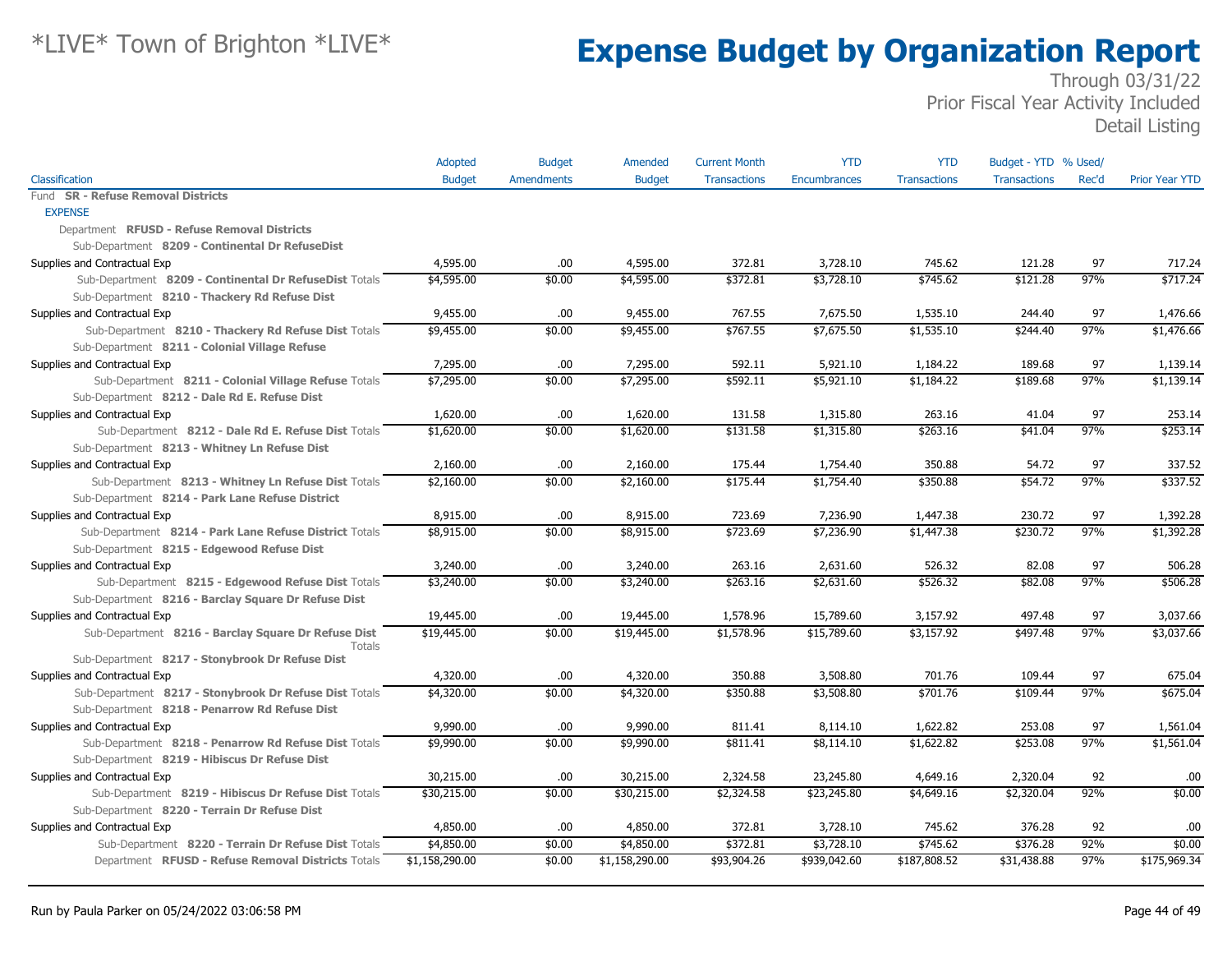# *LIVE* Town of Brighton *LIVE*

# Expense Budget by Organization Report

Through 03/31/22
Prior Fiscal Year Activity Included
Detail Listing

| Classification | Adopted Budget | Budget Amendments | Amended Budget | Current Month Transactions | YTD Encumbrances | YTD Transactions | Budget - YTD Transactions | % Used/ Rec'd | Prior Year YTD |
|---|---|---|---|---|---|---|---|---|---|
| Fund **SR - Refuse Removal Districts** | | | | | | | | | |
| EXPENSE | | | | | | | | | |
| Department **RFUSD - Refuse Removal Districts** | | | | | | | | | |
| Sub-Department **8209 - Continental Dr RefuseDist** | | | | | | | | | |
| Supplies and Contractual Exp | 4,595.00 | .00 | 4,595.00 | 372.81 | 3,728.10 | 745.62 | 121.28 | 97 | 717.24 |
| Sub-Department **8209 - Continental Dr RefuseDist** Totals | $4,595.00 | $0.00 | $4,595.00 | $372.81 | $3,728.10 | $745.62 | $121.28 | 97% | $717.24 |
| Sub-Department **8210 - Thackery Rd Refuse Dist** | | | | | | | | | |
| Supplies and Contractual Exp | 9,455.00 | .00 | 9,455.00 | 767.55 | 7,675.50 | 1,535.10 | 244.40 | 97 | 1,476.66 |
| Sub-Department **8210 - Thackery Rd Refuse Dist** Totals | $9,455.00 | $0.00 | $9,455.00 | $767.55 | $7,675.50 | $1,535.10 | $244.40 | 97% | $1,476.66 |
| Sub-Department **8211 - Colonial Village Refuse** | | | | | | | | | |
| Supplies and Contractual Exp | 7,295.00 | .00 | 7,295.00 | 592.11 | 5,921.10 | 1,184.22 | 189.68 | 97 | 1,139.14 |
| Sub-Department **8211 - Colonial Village Refuse** Totals | $7,295.00 | $0.00 | $7,295.00 | $592.11 | $5,921.10 | $1,184.22 | $189.68 | 97% | $1,139.14 |
| Sub-Department **8212 - Dale Rd E. Refuse Dist** | | | | | | | | | |
| Supplies and Contractual Exp | 1,620.00 | .00 | 1,620.00 | 131.58 | 1,315.80 | 263.16 | 41.04 | 97 | 253.14 |
| Sub-Department **8212 - Dale Rd E. Refuse Dist** Totals | $1,620.00 | $0.00 | $1,620.00 | $131.58 | $1,315.80 | $263.16 | $41.04 | 97% | $253.14 |
| Sub-Department **8213 - Whitney Ln Refuse Dist** | | | | | | | | | |
| Supplies and Contractual Exp | 2,160.00 | .00 | 2,160.00 | 175.44 | 1,754.40 | 350.88 | 54.72 | 97 | 337.52 |
| Sub-Department **8213 - Whitney Ln Refuse Dist** Totals | $2,160.00 | $0.00 | $2,160.00 | $175.44 | $1,754.40 | $350.88 | $54.72 | 97% | $337.52 |
| Sub-Department **8214 - Park Lane Refuse District** | | | | | | | | | |
| Supplies and Contractual Exp | 8,915.00 | .00 | 8,915.00 | 723.69 | 7,236.90 | 1,447.38 | 230.72 | 97 | 1,392.28 |
| Sub-Department **8214 - Park Lane Refuse District** Totals | $8,915.00 | $0.00 | $8,915.00 | $723.69 | $7,236.90 | $1,447.38 | $230.72 | 97% | $1,392.28 |
| Sub-Department **8215 - Edgewood Refuse Dist** | | | | | | | | | |
| Supplies and Contractual Exp | 3,240.00 | .00 | 3,240.00 | 263.16 | 2,631.60 | 526.32 | 82.08 | 97 | 506.28 |
| Sub-Department **8215 - Edgewood Refuse Dist** Totals | $3,240.00 | $0.00 | $3,240.00 | $263.16 | $2,631.60 | $526.32 | $82.08 | 97% | $506.28 |
| Sub-Department **8216 - Barclay Square Dr Refuse Dist** | | | | | | | | | |
| Supplies and Contractual Exp | 19,445.00 | .00 | 19,445.00 | 1,578.96 | 15,789.60 | 3,157.92 | 497.48 | 97 | 3,037.66 |
| Sub-Department **8216 - Barclay Square Dr Refuse Dist** Totals | $19,445.00 | $0.00 | $19,445.00 | $1,578.96 | $15,789.60 | $3,157.92 | $497.48 | 97% | $3,037.66 |
| Sub-Department **8217 - Stonybrook Dr Refuse Dist** | | | | | | | | | |
| Supplies and Contractual Exp | 4,320.00 | .00 | 4,320.00 | 350.88 | 3,508.80 | 701.76 | 109.44 | 97 | 675.04 |
| Sub-Department **8217 - Stonybrook Dr Refuse Dist** Totals | $4,320.00 | $0.00 | $4,320.00 | $350.88 | $3,508.80 | $701.76 | $109.44 | 97% | $675.04 |
| Sub-Department **8218 - Penarrow Rd Refuse Dist** | | | | | | | | | |
| Supplies and Contractual Exp | 9,990.00 | .00 | 9,990.00 | 811.41 | 8,114.10 | 1,622.82 | 253.08 | 97 | 1,561.04 |
| Sub-Department **8218 - Penarrow Rd Refuse Dist** Totals | $9,990.00 | $0.00 | $9,990.00 | $811.41 | $8,114.10 | $1,622.82 | $253.08 | 97% | $1,561.04 |
| Sub-Department **8219 - Hibiscus Dr Refuse Dist** | | | | | | | | | |
| Supplies and Contractual Exp | 30,215.00 | .00 | 30,215.00 | 2,324.58 | 23,245.80 | 4,649.16 | 2,320.04 | 92 | .00 |
| Sub-Department **8219 - Hibiscus Dr Refuse Dist** Totals | $30,215.00 | $0.00 | $30,215.00 | $2,324.58 | $23,245.80 | $4,649.16 | $2,320.04 | 92% | $0.00 |
| Sub-Department **8220 - Terrain Dr Refuse Dist** | | | | | | | | | |
| Supplies and Contractual Exp | 4,850.00 | .00 | 4,850.00 | 372.81 | 3,728.10 | 745.62 | 376.28 | 92 | .00 |
| Sub-Department **8220 - Terrain Dr Refuse Dist** Totals | $4,850.00 | $0.00 | $4,850.00 | $372.81 | $3,728.10 | $745.62 | $376.28 | 92% | $0.00 |
| Department **RFUSD - Refuse Removal Districts** Totals | $1,158,290.00 | $0.00 | $1,158,290.00 | $93,904.26 | $939,042.60 | $187,808.52 | $31,438.88 | 97% | $175,969.34 |

Run by Paula Parker on 05/24/2022 03:06:58 PM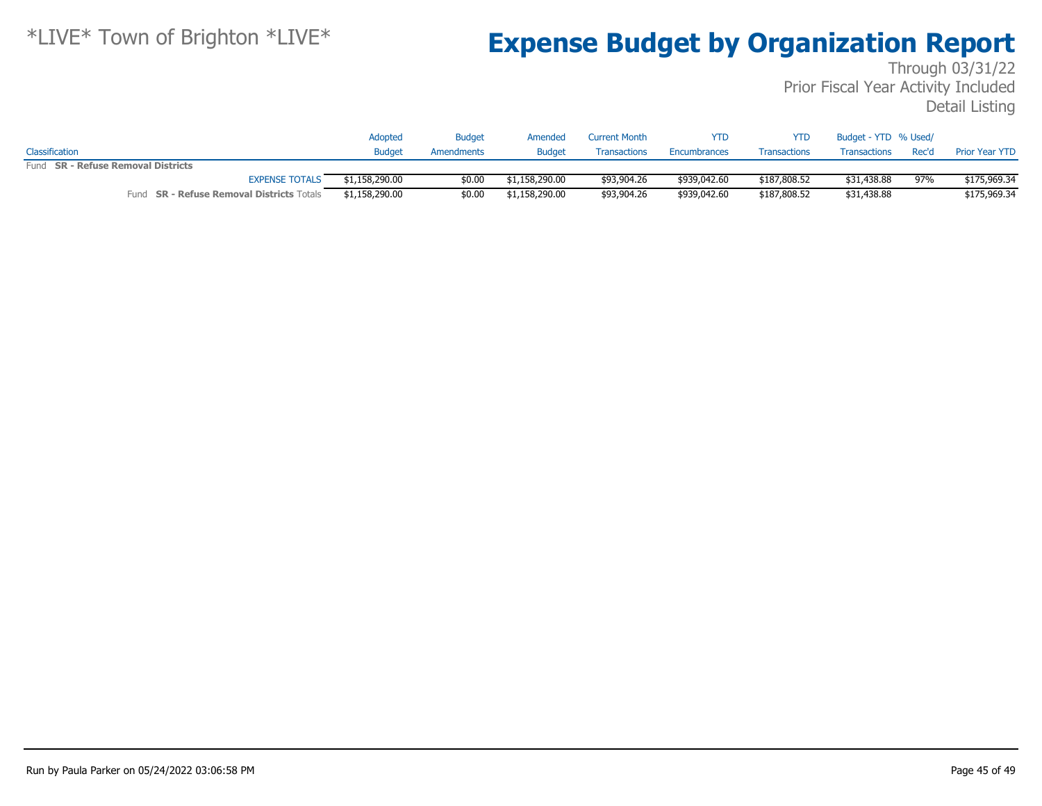*LIVE* Town of Brighton *LIVE*

# Expense Budget by Organization Report

Through 03/31/22
Prior Fiscal Year Activity Included
Detail Listing

| Classification | Adopted Budget | Budget Amendments | Amended Budget | Current Month Transactions | YTD Encumbrances | YTD Transactions | Budget - YTD Transactions | % Used/ Rec'd | Prior Year YTD |
|---|---|---|---|---|---|---|---|---|---|
| Fund **SR - Refuse Removal Districts** | | | | | | | | | |
| EXPENSE TOTALS | $1,158,290.00 | $0.00 | $1,158,290.00 | $93,904.26 | $939,042.60 | $187,808.52 | $31,438.88 | 97% | $175,969.34 |
| Fund **SR - Refuse Removal Districts** Totals | $1,158,290.00 | $0.00 | $1,158,290.00 | $93,904.26 | $939,042.60 | $187,808.52 | $31,438.88 | | $175,969.34 |

Run by Paula Parker on 05/24/2022 03:06:58 PM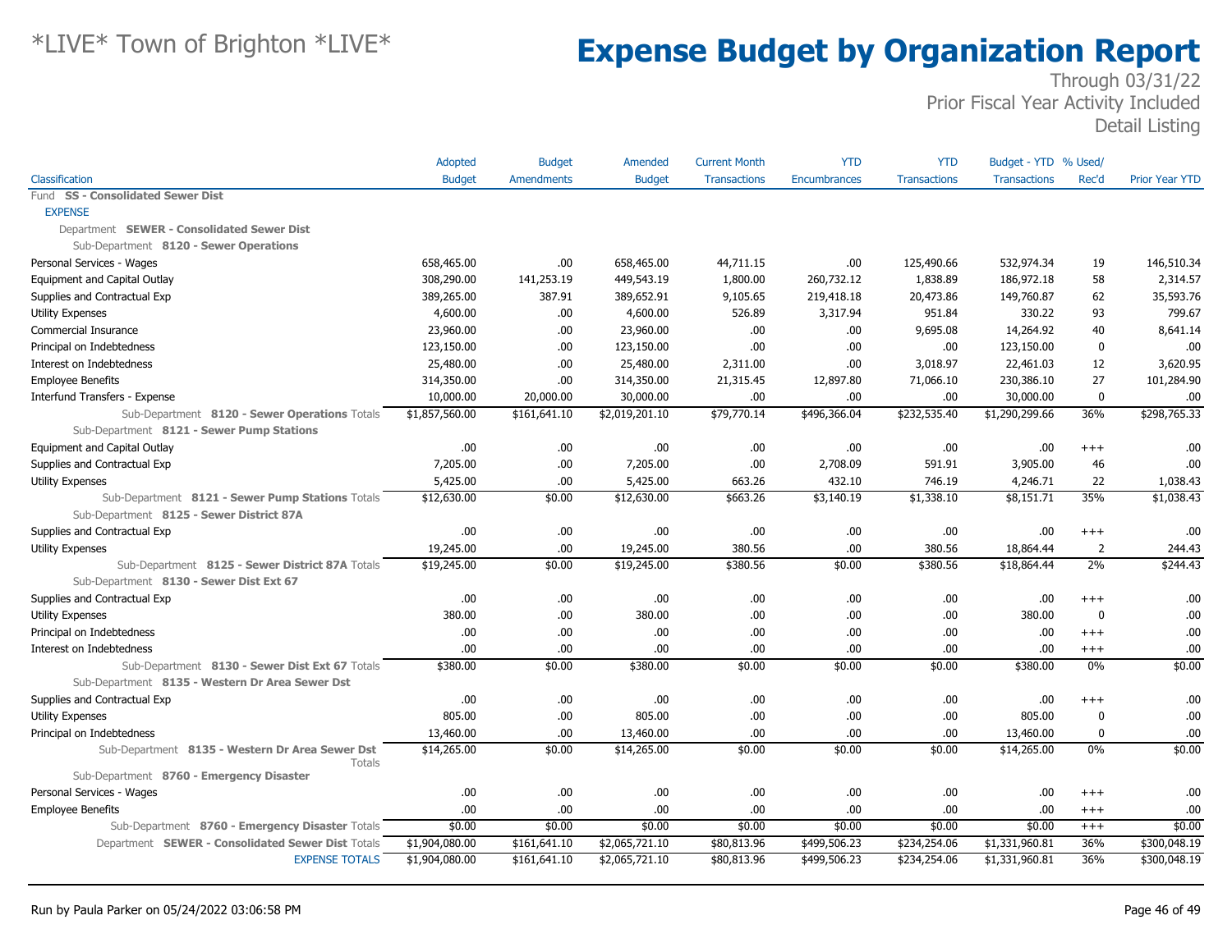# *LIVE* Town of Brighton *LIVE*

# Expense Budget by Organization Report

Through 03/31/22
Prior Fiscal Year Activity Included
Detail Listing

| Classification | Adopted Budget | Budget Amendments | Amended Budget | Current Month Transactions | YTD Encumbrances | YTD Transactions | Budget - YTD Transactions | % Used/ Rec'd | Prior Year YTD |
|---|---|---|---|---|---|---|---|---|---|
| Fund **SS - Consolidated Sewer Dist** | | | | | | | | | |
| EXPENSE | | | | | | | | | |
| Department **SEWER - Consolidated Sewer Dist** | | | | | | | | | |
| Sub-Department **8120 - Sewer Operations** | | | | | | | | | |
| Personal Services - Wages | 658,465.00 | .00 | 658,465.00 | 44,711.15 | .00 | 125,490.66 | 532,974.34 | 19 | 146,510.34 |
| Equipment and Capital Outlay | 308,290.00 | 141,253.19 | 449,543.19 | 1,800.00 | 260,732.12 | 1,838.89 | 186,972.18 | 58 | 2,314.57 |
| Supplies and Contractual Exp | 389,265.00 | 387.91 | 389,652.91 | 9,105.65 | 219,418.18 | 20,473.86 | 149,760.87 | 62 | 35,593.76 |
| Utility Expenses | 4,600.00 | .00 | 4,600.00 | 526.89 | 3,317.94 | 951.84 | 330.22 | 93 | 799.67 |
| Commercial Insurance | 23,960.00 | .00 | 23,960.00 | .00 | .00 | 9,695.08 | 14,264.92 | 40 | 8,641.14 |
| Principal on Indebtedness | 123,150.00 | .00 | 123,150.00 | .00 | .00 | .00 | 123,150.00 | 0 | .00 |
| Interest on Indebtedness | 25,480.00 | .00 | 25,480.00 | 2,311.00 | .00 | 3,018.97 | 22,461.03 | 12 | 3,620.95 |
| Employee Benefits | 314,350.00 | .00 | 314,350.00 | 21,315.45 | 12,897.80 | 71,066.10 | 230,386.10 | 27 | 101,284.90 |
| Interfund Transfers - Expense | 10,000.00 | 20,000.00 | 30,000.00 | .00 | .00 | .00 | 30,000.00 | 0 | .00 |
| Sub-Department **8120 - Sewer Operations** Totals | $1,857,560.00 | $161,641.10 | $2,019,201.10 | $79,770.14 | $496,366.04 | $232,535.40 | $1,290,299.66 | 36% | $298,765.33 |
| Sub-Department **8121 - Sewer Pump Stations** | | | | | | | | | |
| Equipment and Capital Outlay | .00 | .00 | .00 | .00 | .00 | .00 | .00 | +++ | .00 |
| Supplies and Contractual Exp | 7,205.00 | .00 | 7,205.00 | .00 | 2,708.09 | 591.91 | 3,905.00 | 46 | .00 |
| Utility Expenses | 5,425.00 | .00 | 5,425.00 | 663.26 | 432.10 | 746.19 | 4,246.71 | 22 | 1,038.43 |
| Sub-Department **8121 - Sewer Pump Stations** Totals | $12,630.00 | $0.00 | $12,630.00 | $663.26 | $3,140.19 | $1,338.10 | $8,151.71 | 35% | $1,038.43 |
| Sub-Department **8125 - Sewer District 87A** | | | | | | | | | |
| Supplies and Contractual Exp | .00 | .00 | .00 | .00 | .00 | .00 | .00 | +++ | .00 |
| Utility Expenses | 19,245.00 | .00 | 19,245.00 | 380.56 | .00 | 380.56 | 18,864.44 | 2 | 244.43 |
| Sub-Department **8125 - Sewer District 87A** Totals | $19,245.00 | $0.00 | $19,245.00 | $380.56 | $0.00 | $380.56 | $18,864.44 | 2% | $244.43 |
| Sub-Department **8130 - Sewer Dist Ext 67** | | | | | | | | | |
| Supplies and Contractual Exp | .00 | .00 | .00 | .00 | .00 | .00 | .00 | +++ | .00 |
| Utility Expenses | 380.00 | .00 | 380.00 | .00 | .00 | .00 | 380.00 | 0 | .00 |
| Principal on Indebtedness | .00 | .00 | .00 | .00 | .00 | .00 | .00 | +++ | .00 |
| Interest on Indebtedness | .00 | .00 | .00 | .00 | .00 | .00 | .00 | +++ | .00 |
| Sub-Department **8130 - Sewer Dist Ext 67** Totals | $380.00 | $0.00 | $380.00 | $0.00 | $0.00 | $0.00 | $380.00 | 0% | $0.00 |
| Sub-Department **8135 - Western Dr Area Sewer Dst** | | | | | | | | | |
| Supplies and Contractual Exp | .00 | .00 | .00 | .00 | .00 | .00 | .00 | +++ | .00 |
| Utility Expenses | 805.00 | .00 | 805.00 | .00 | .00 | .00 | 805.00 | 0 | .00 |
| Principal on Indebtedness | 13,460.00 | .00 | 13,460.00 | .00 | .00 | .00 | 13,460.00 | 0 | .00 |
| Sub-Department **8135 - Western Dr Area Sewer Dst** Totals | $14,265.00 | $0.00 | $14,265.00 | $0.00 | $0.00 | $0.00 | $14,265.00 | 0% | $0.00 |
| Sub-Department **8760 - Emergency Disaster** | | | | | | | | | |
| Personal Services - Wages | .00 | .00 | .00 | .00 | .00 | .00 | .00 | +++ | .00 |
| Employee Benefits | .00 | .00 | .00 | .00 | .00 | .00 | .00 | +++ | .00 |
| Sub-Department **8760 - Emergency Disaster** Totals | $0.00 | $0.00 | $0.00 | $0.00 | $0.00 | $0.00 | $0.00 | +++ | $0.00 |
| Department **SEWER - Consolidated Sewer Dist** Totals | $1,904,080.00 | $161,641.10 | $2,065,721.10 | $80,813.96 | $499,506.23 | $234,254.06 | $1,331,960.81 | 36% | $300,048.19 |
| EXPENSE TOTALS | $1,904,080.00 | $161,641.10 | $2,065,721.10 | $80,813.96 | $499,506.23 | $234,254.06 | $1,331,960.81 | 36% | $300,048.19 |

Run by Paula Parker on 05/24/2022 03:06:58 PM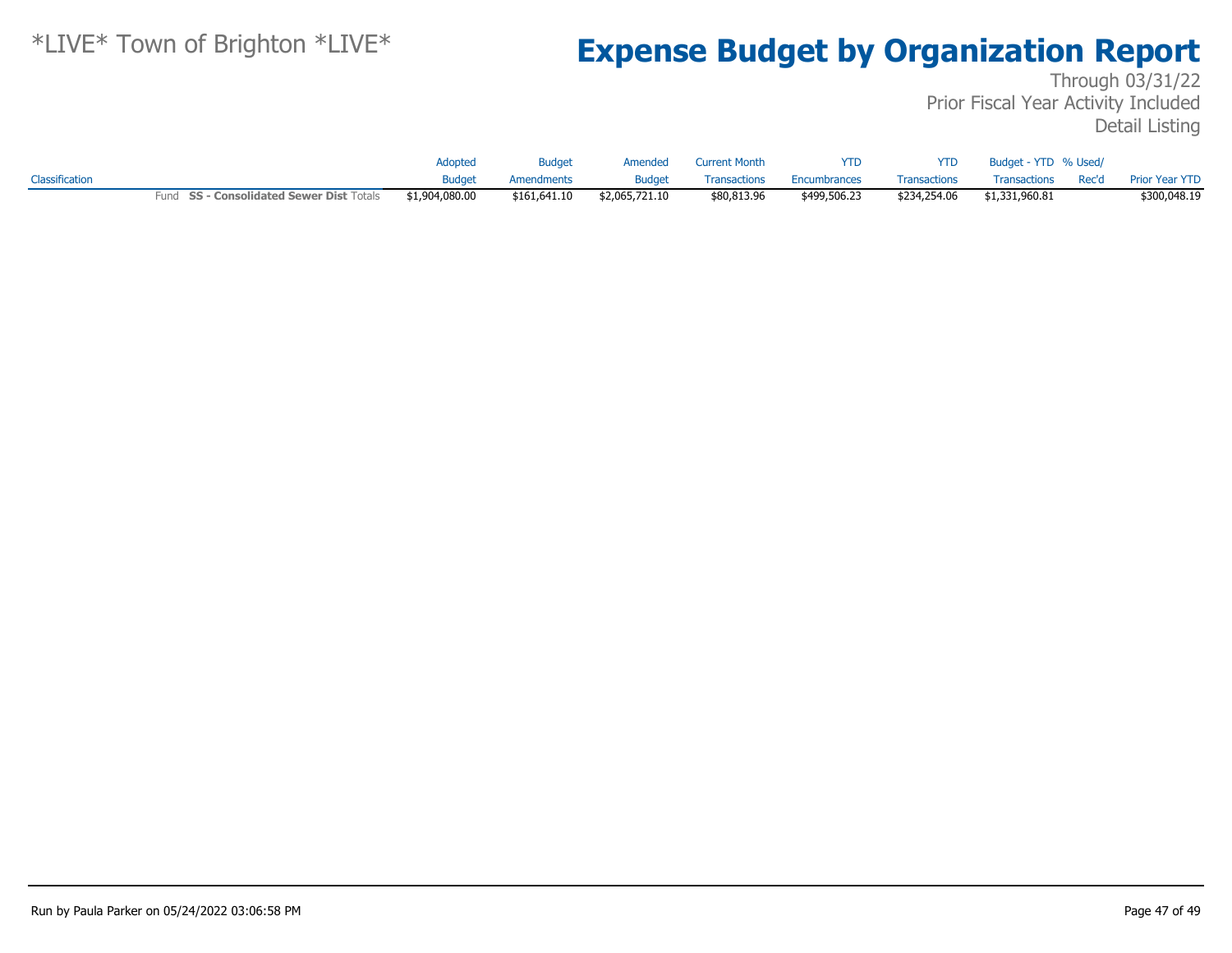*LIVE* Town of Brighton *LIVE*

# Expense Budget by Organization Report

Through 03/31/22
Prior Fiscal Year Activity Included
Detail Listing

| Classification | Adopted Budget | Budget Amendments | Amended Budget | Current Month Transactions | YTD Encumbrances | YTD Transactions | Budget - YTD Transactions | % Used/ Rec'd | Prior Year YTD |
|---|---|---|---|---|---|---|---|---|---|
| Fund **SS - Consolidated Sewer Dist** Totals | $1,904,080.00 | $161,641.10 | $2,065,721.10 | $80,813.96 | $499,506.23 | $234,254.06 | $1,331,960.81 | | $300,048.19 |

Run by Paula Parker on 05/24/2022 03:06:58 PM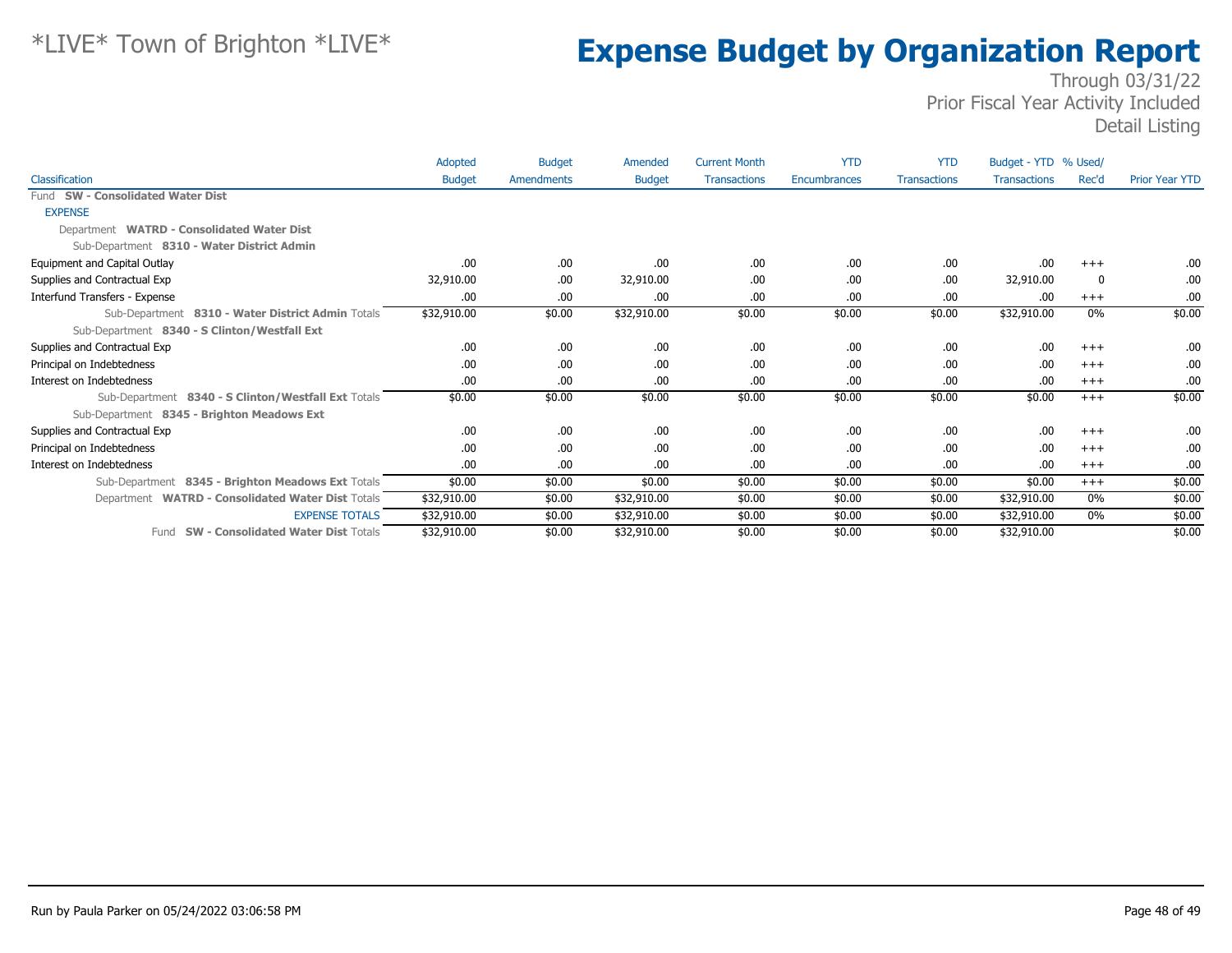*LIVE* Town of Brighton *LIVE*

# Expense Budget by Organization Report

Through 03/31/22
Prior Fiscal Year Activity Included
Detail Listing

| Classification | Adopted Budget | Budget Amendments | Amended Budget | Current Month Transactions | YTD Encumbrances | YTD Transactions | Budget - YTD Transactions | % Used/ Rec'd | Prior Year YTD |
|---|---|---|---|---|---|---|---|---|---|
| Fund **SW - Consolidated Water Dist** | | | | | | | | | |
| EXPENSE | | | | | | | | | |
| Department **WATRD - Consolidated Water Dist** | | | | | | | | | |
| Sub-Department **8310 - Water District Admin** | | | | | | | | | |
| Equipment and Capital Outlay | .00 | .00 | .00 | .00 | .00 | .00 | .00 | +++ | .00 |
| Supplies and Contractual Exp | 32,910.00 | .00 | 32,910.00 | .00 | .00 | .00 | 32,910.00 | 0 | .00 |
| Interfund Transfers - Expense | .00 | .00 | .00 | .00 | .00 | .00 | .00 | +++ | .00 |
| Sub-Department **8310 - Water District Admin** Totals | $32,910.00 | $0.00 | $32,910.00 | $0.00 | $0.00 | $0.00 | $32,910.00 | 0% | $0.00 |
| Sub-Department **8340 - S Clinton/Westfall Ext** | | | | | | | | | |
| Supplies and Contractual Exp | .00 | .00 | .00 | .00 | .00 | .00 | .00 | +++ | .00 |
| Principal on Indebtedness | .00 | .00 | .00 | .00 | .00 | .00 | .00 | +++ | .00 |
| Interest on Indebtedness | .00 | .00 | .00 | .00 | .00 | .00 | .00 | +++ | .00 |
| Sub-Department **8340 - S Clinton/Westfall Ext** Totals | $0.00 | $0.00 | $0.00 | $0.00 | $0.00 | $0.00 | $0.00 | +++ | $0.00 |
| Sub-Department **8345 - Brighton Meadows Ext** | | | | | | | | | |
| Supplies and Contractual Exp | .00 | .00 | .00 | .00 | .00 | .00 | .00 | +++ | .00 |
| Principal on Indebtedness | .00 | .00 | .00 | .00 | .00 | .00 | .00 | +++ | .00 |
| Interest on Indebtedness | .00 | .00 | .00 | .00 | .00 | .00 | .00 | +++ | .00 |
| Sub-Department **8345 - Brighton Meadows Ext** Totals | $0.00 | $0.00 | $0.00 | $0.00 | $0.00 | $0.00 | $0.00 | +++ | $0.00 |
| Department **WATRD - Consolidated Water Dist** Totals | $32,910.00 | $0.00 | $32,910.00 | $0.00 | $0.00 | $0.00 | $32,910.00 | 0% | $0.00 |
| EXPENSE TOTALS | $32,910.00 | $0.00 | $32,910.00 | $0.00 | $0.00 | $0.00 | $32,910.00 | 0% | $0.00 |
| Fund **SW - Consolidated Water Dist** Totals | $32,910.00 | $0.00 | $32,910.00 | $0.00 | $0.00 | $0.00 | $32,910.00 | | $0.00 |

Run by Paula Parker on 05/24/2022 03:06:58 PM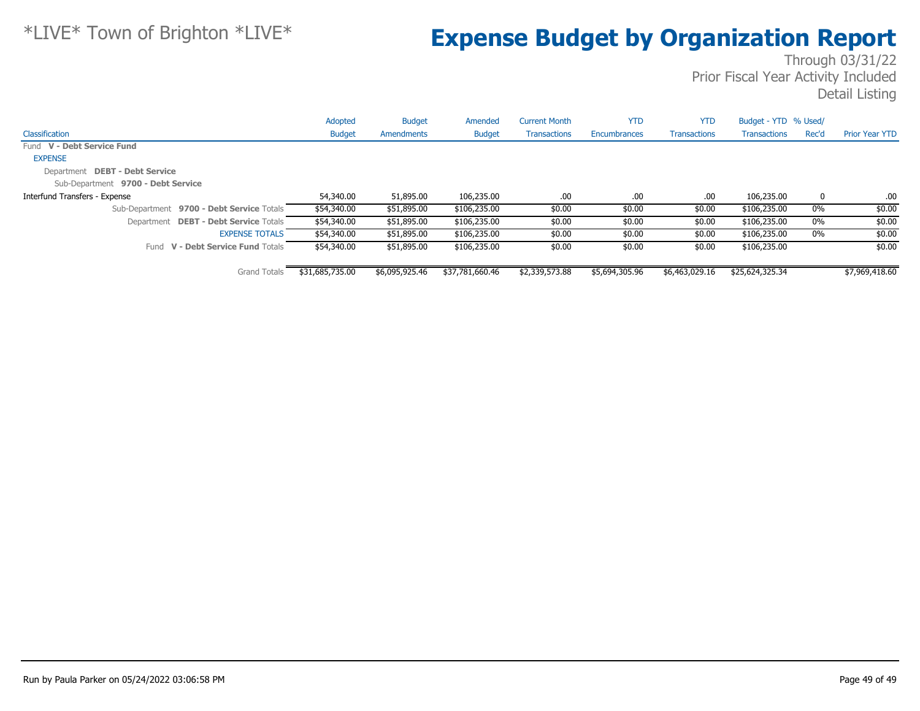*LIVE* Town of Brighton *LIVE*

# Expense Budget by Organization Report

Through 03/31/22
Prior Fiscal Year Activity Included
Detail Listing

| Classification | Adopted Budget | Budget Amendments | Amended Budget | Current Month Transactions | YTD Encumbrances | YTD Transactions | Budget - YTD Transactions | % Used/ Rec'd | Prior Year YTD |
|---|---|---|---|---|---|---|---|---|---|
| Fund **V - Debt Service Fund** | | | | | | | | | |
| EXPENSE | | | | | | | | | |
| Department **DEBT - Debt Service** | | | | | | | | | |
| Sub-Department **9700 - Debt Service** | | | | | | | | | |
| Interfund Transfers - Expense | 54,340.00 | 51,895.00 | 106,235.00 | .00 | .00 | .00 | 106,235.00 | 0 | .00 |
| Sub-Department **9700 - Debt Service** Totals | $54,340.00 | $51,895.00 | $106,235.00 | $0.00 | $0.00 | $0.00 | $106,235.00 | 0% | $0.00 |
| Department **DEBT - Debt Service** Totals | $54,340.00 | $51,895.00 | $106,235.00 | $0.00 | $0.00 | $0.00 | $106,235.00 | 0% | $0.00 |
| EXPENSE TOTALS | $54,340.00 | $51,895.00 | $106,235.00 | $0.00 | $0.00 | $0.00 | $106,235.00 | 0% | $0.00 |
| Fund **V - Debt Service Fund** Totals | $54,340.00 | $51,895.00 | $106,235.00 | $0.00 | $0.00 | $0.00 | $106,235.00 | | $0.00 |
| Grand Totals | $31,685,735.00 | $6,095,925.46 | $37,781,660.46 | $2,339,573.88 | $5,694,305.96 | $6,463,029.16 | $25,624,325.34 | | $7,969,418.60 |

Run by Paula Parker on 05/24/2022 03:06:58 PM